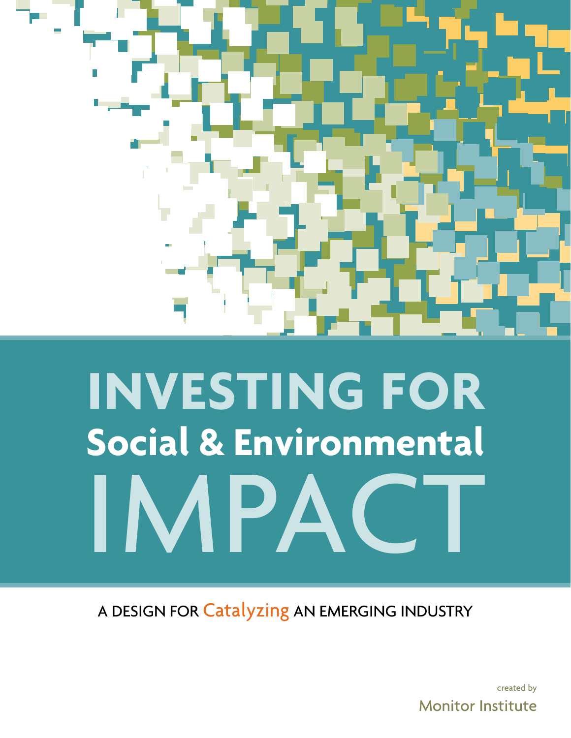# INVESTING FOR Social & Environmental IMPACT

A DESIGN FOR Catalyzing AN EMERGING INDUSTRY

created by

Monitor Institute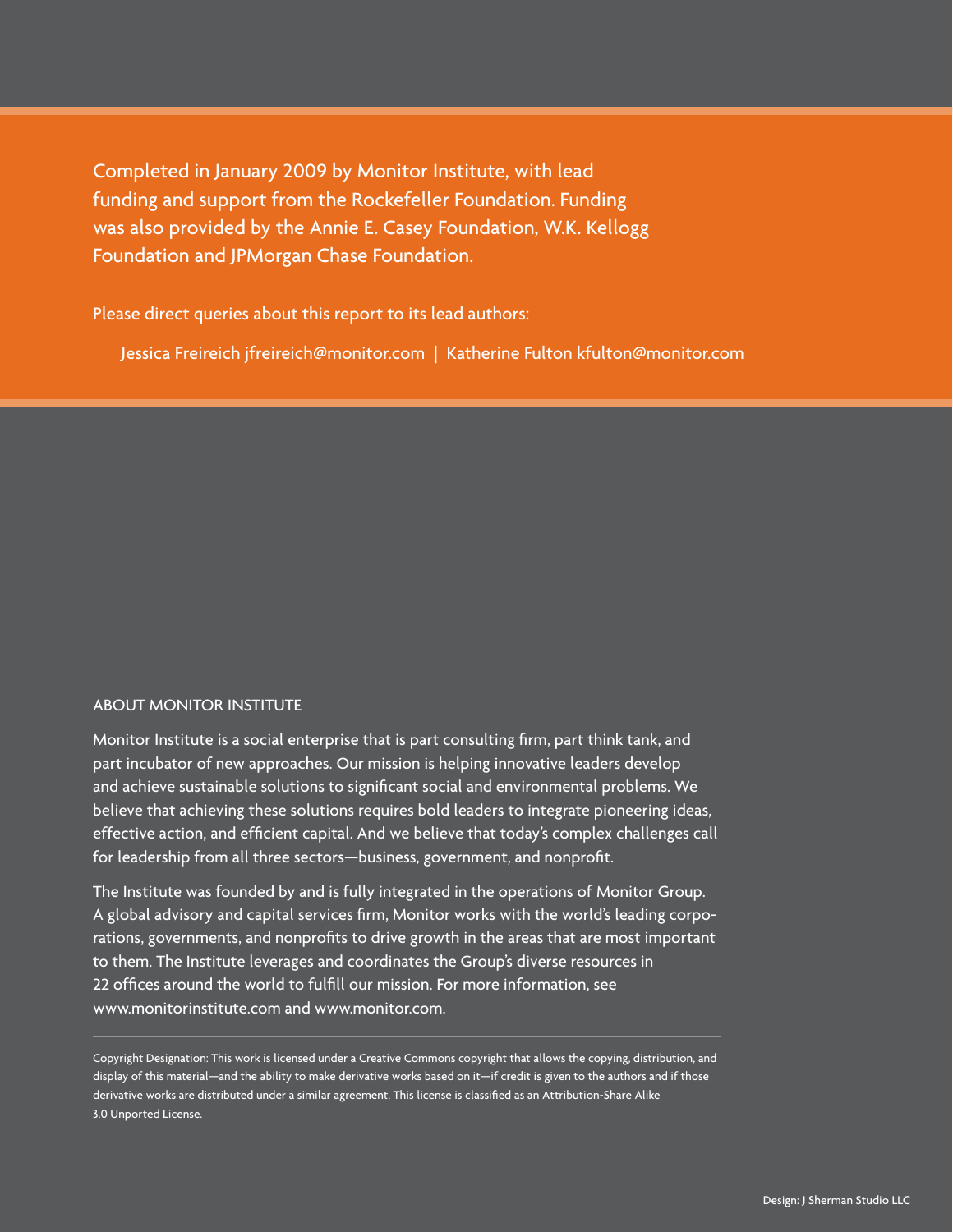Completed in January 2009 by Monitor Institute, with lead funding and support from the Rockefeller Foundation. Funding was also provided by the Annie E. Casey Foundation, W.K. Kellogg Foundation and JPMorgan Chase Foundation.

Please direct queries about this report to its lead authors:

Jessica Freireich jfreireich@monitor.com | Katherine Fulton kfulton@monitor.com

## ABOUT MONITOR INSTITUTE

Monitor Institute is a social enterprise that is part consulting firm, part think tank, and part incubator of new approaches. Our mission is helping innovative leaders develop and achieve sustainable solutions to significant social and environmental problems. We believe that achieving these solutions requires bold leaders to integrate pioneering ideas, effective action, and efficient capital. And we believe that today's complex challenges call for leadership from all three sectors—business, government, and nonprofit.

The Institute was founded by and is fully integrated in the operations of Monitor Group. A global advisory and capital services firm, Monitor works with the world's leading corporations, governments, and nonprofits to drive growth in the areas that are most important to them. The Institute leverages and coordinates the Group's diverse resources in 22 offices around the world to fulfill our mission. For more information, see www.monitorinstitute.com and www.monitor.com.

---

Copyright Designation: This work is licensed under a Creative Commons copyright that allows the copying, distribution, and display of this material—and the ability to make derivative works based on it—if credit is given to the authors and if those derivative works are distributed under a similar agreement. This license is classified as an Attribution-Share Alike 3.0 Unported License.

Design: J Sherman Studio LLC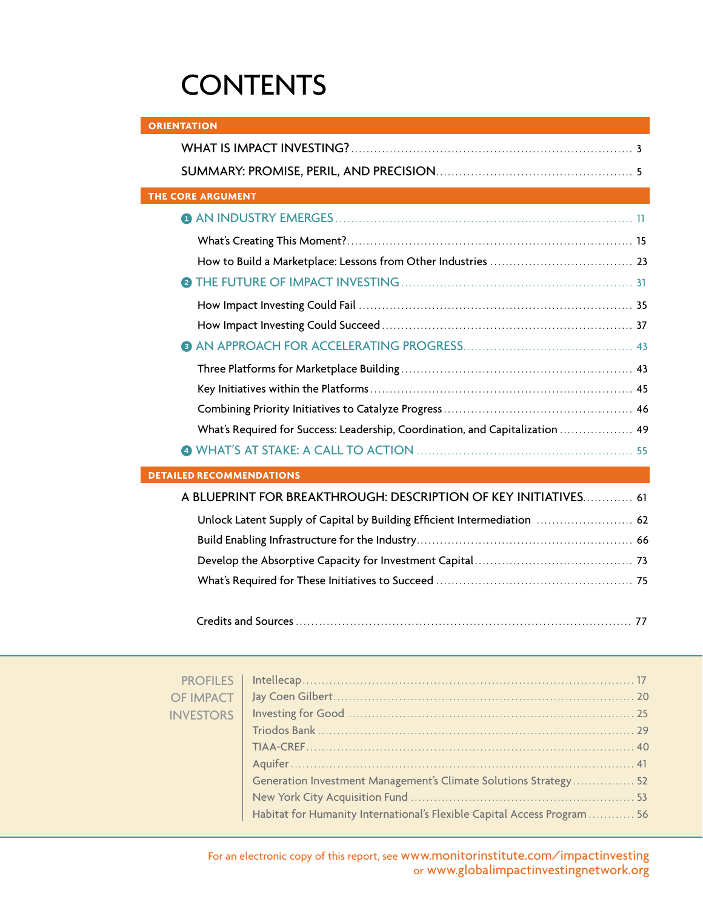# CONTENTS

**ORIENTATION**

WHAT IS IMPACT INVESTING? ........ 3

SUMMARY: PROMISE, PERIL, AND PRECISION ........ 5

**THE CORE ARGUMENT**

1 AN INDUSTRY EMERGES ........ 11

- What's Creating This Moment? ........ 15
- How to Build a Marketplace: Lessons from Other Industries ........ 23

2 THE FUTURE OF IMPACT INVESTING ........ 31

- How Impact Investing Could Fail ........ 35
- How Impact Investing Could Succeed ........ 37

3 AN APPROACH FOR ACCELERATING PROGRESS ........ 43

- Three Platforms for Marketplace Building ........ 43
- Key Initiatives within the Platforms ........ 45
- Combining Priority Initiatives to Catalyze Progress ........ 46
- What's Required for Success: Leadership, Coordination, and Capitalization ........ 49

4 WHAT'S AT STAKE: A CALL TO ACTION ........ 55

**DETAILED RECOMMENDATIONS**

A BLUEPRINT FOR BREAKTHROUGH: DESCRIPTION OF KEY INITIATIVES ........ 61

- Unlock Latent Supply of Capital by Building Efficient Intermediation ........ 62
- Build Enabling Infrastructure for the Industry ........ 66
- Develop the Absorptive Capacity for Investment Capital ........ 73
- What's Required for These Initiatives to Succeed ........ 75

Credits and Sources ........ 77

**PROFILES OF IMPACT INVESTORS**

- Intellecap ........ 17
- Jay Coen Gilbert ........ 20
- Investing for Good ........ 25
- Triodos Bank ........ 29
- TIAA-CREF ........ 40
- Aquifer ........ 41
- Generation Investment Management's Climate Solutions Strategy ........ 52
- New York City Acquisition Fund ........ 53
- Habitat for Humanity International's Flexible Capital Access Program ........ 56

For an electronic copy of this report, see www.monitorinstitute.com/impactinvesting or www.globalimpactinvestingnetwork.org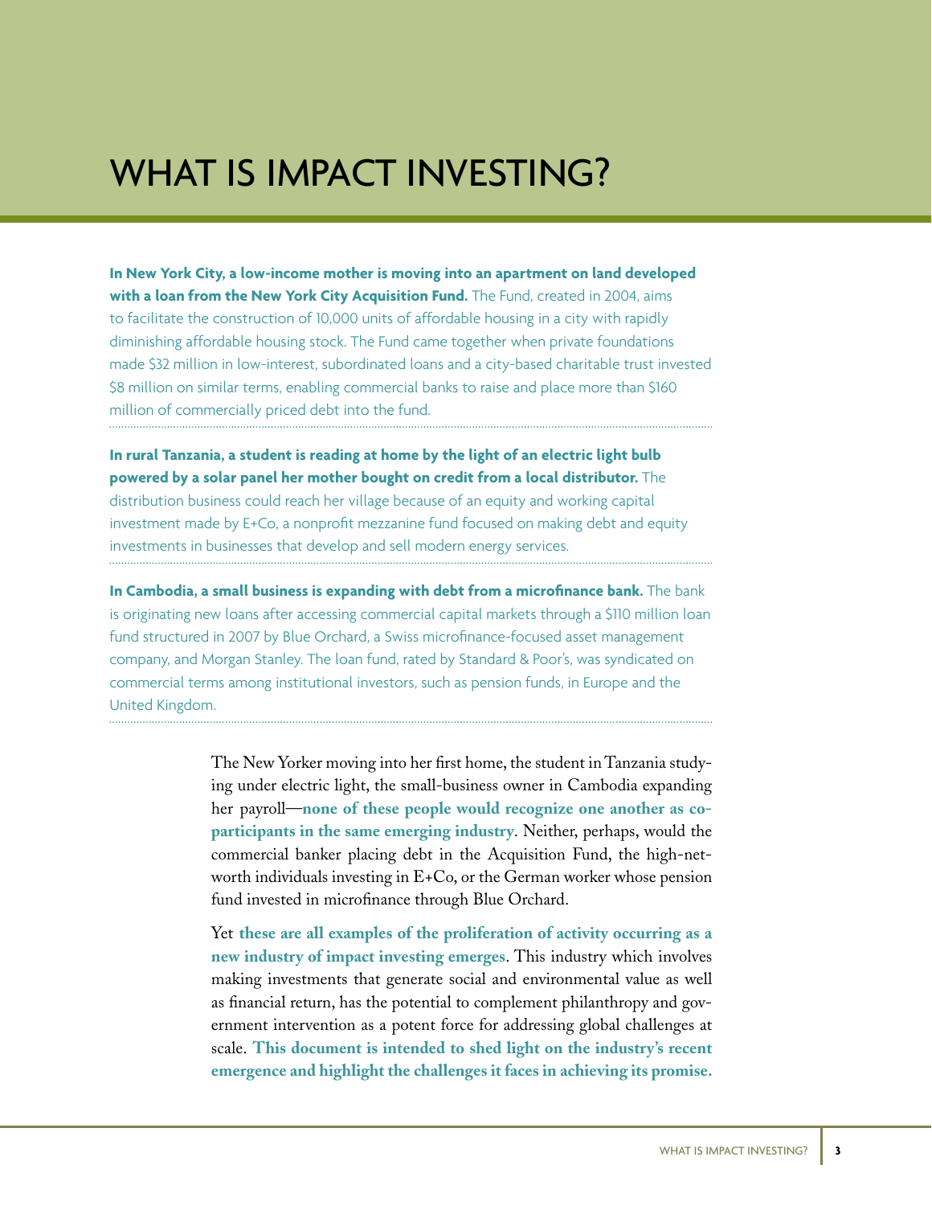# WHAT IS IMPACT INVESTING?

**In New York City, a low-income mother is moving into an apartment on land developed with a loan from the New York City Acquisition Fund.** The Fund, created in 2004, aims to facilitate the construction of 10,000 units of affordable housing in a city with rapidly diminishing affordable housing stock. The Fund came together when private foundations made $32 million in low-interest, subordinated loans and a city-based charitable trust invested $8 million on similar terms, enabling commercial banks to raise and place more than $160 million of commercially priced debt into the fund.

---

**In rural Tanzania, a student is reading at home by the light of an electric light bulb powered by a solar panel her mother bought on credit from a local distributor.** The distribution business could reach her village because of an equity and working capital investment made by E+Co, a nonprofit mezzanine fund focused on making debt and equity investments in businesses that develop and sell modern energy services.

---

**In Cambodia, a small business is expanding with debt from a microfinance bank.** The bank is originating new loans after accessing commercial capital markets through a $110 million loan fund structured in 2007 by Blue Orchard, a Swiss microfinance-focused asset management company, and Morgan Stanley. The loan fund, rated by Standard & Poor's, was syndicated on commercial terms among institutional investors, such as pension funds, in Europe and the United Kingdom.

---

The New Yorker moving into her first home, the student in Tanzania studying under electric light, the small-business owner in Cambodia expanding her payroll—**none of these people would recognize one another as co-participants in the same emerging industry**. Neither, perhaps, would the commercial banker placing debt in the Acquisition Fund, the high-net-worth individuals investing in E+Co, or the German worker whose pension fund invested in microfinance through Blue Orchard.

Yet **these are all examples of the proliferation of activity occurring as a new industry of impact investing emerges**. This industry which involves making investments that generate social and environmental value as well as financial return, has the potential to complement philanthropy and government intervention as a potent force for addressing global challenges at scale. **This document is intended to shed light on the industry's recent emergence and highlight the challenges it faces in achieving its promise.**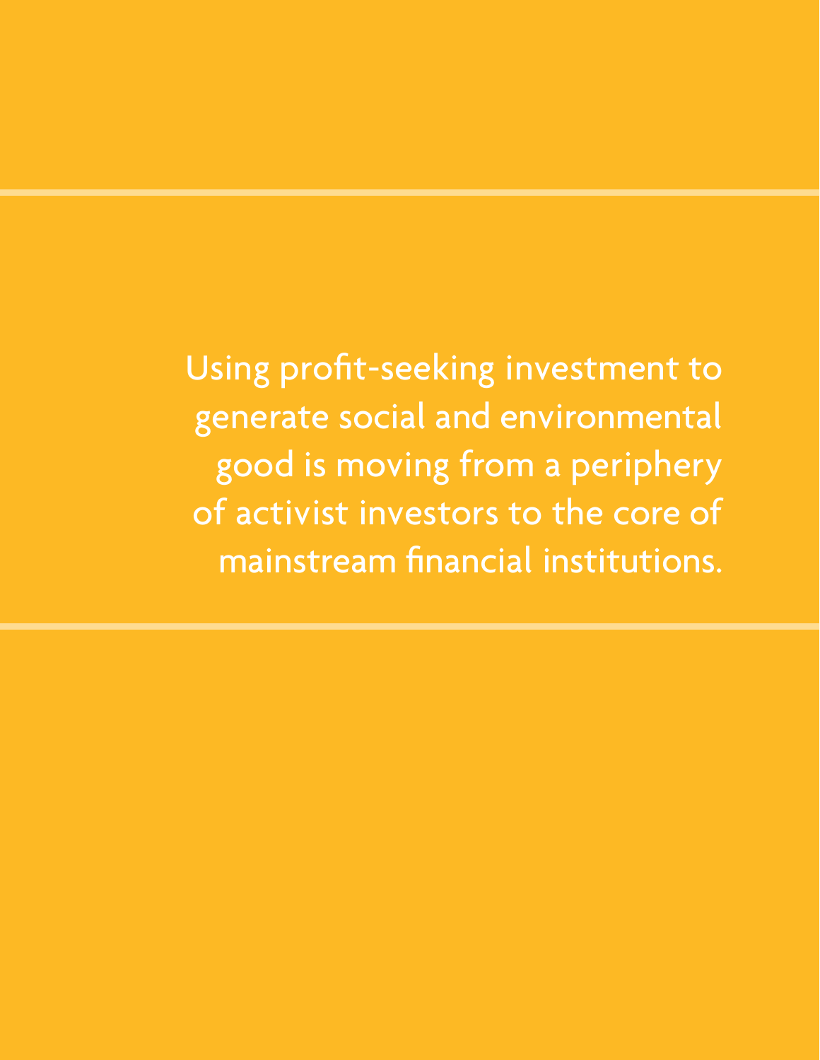Using profit-seeking investment to generate social and environmental good is moving from a periphery of activist investors to the core of mainstream financial institutions.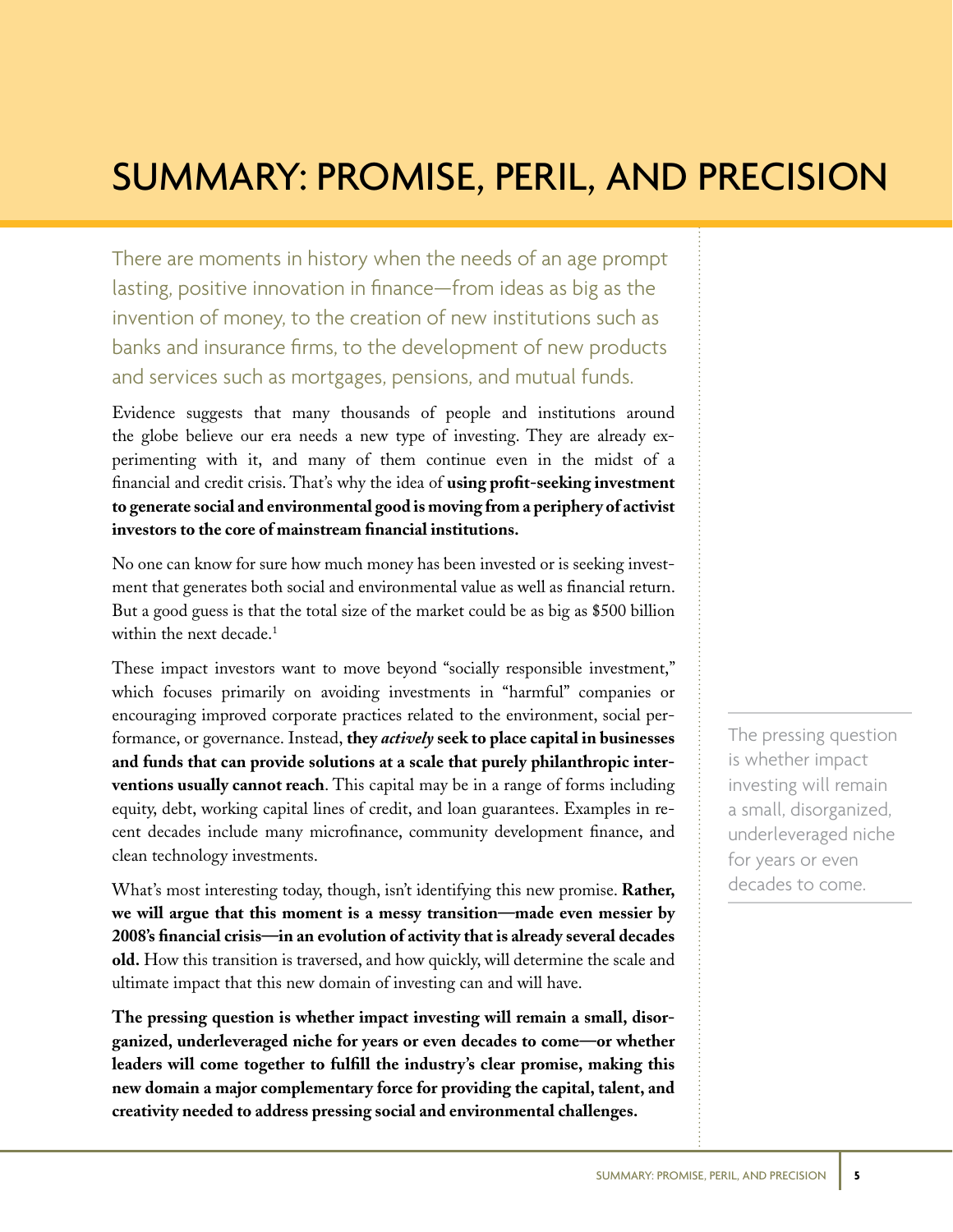# SUMMARY: PROMISE, PERIL, AND PRECISION

There are moments in history when the needs of an age prompt lasting, positive innovation in finance—from ideas as big as the invention of money, to the creation of new institutions such as banks and insurance firms, to the development of new products and services such as mortgages, pensions, and mutual funds.

Evidence suggests that many thousands of people and institutions around the globe believe our era needs a new type of investing. They are already experimenting with it, and many of them continue even in the midst of a financial and credit crisis. That's why the idea of **using profit-seeking investment to generate social and environmental good is moving from a periphery of activist investors to the core of mainstream financial institutions.**

No one can know for sure how much money has been invested or is seeking investment that generates both social and environmental value as well as financial return. But a good guess is that the total size of the market could be as big as $500 billion within the next decade.[1]

These impact investors want to move beyond "socially responsible investment," which focuses primarily on avoiding investments in "harmful" companies or encouraging improved corporate practices related to the environment, social performance, or governance. Instead, **they *actively* seek to place capital in businesses and funds that can provide solutions at a scale that purely philanthropic interventions usually cannot reach**. This capital may be in a range of forms including equity, debt, working capital lines of credit, and loan guarantees. Examples in recent decades include many microfinance, community development finance, and clean technology investments.

What's most interesting today, though, isn't identifying this new promise. **Rather, we will argue that this moment is a messy transition—made even messier by 2008's financial crisis—in an evolution of activity that is already several decades old.** How this transition is traversed, and how quickly, will determine the scale and ultimate impact that this new domain of investing can and will have.

**The pressing question is whether impact investing will remain a small, disorganized, underleveraged niche for years or even decades to come—or whether leaders will come together to fulfill the industry's clear promise, making this new domain a major complementary force for providing the capital, talent, and creativity needed to address pressing social and environmental challenges.**

> The pressing question is whether impact investing will remain a small, disorganized, underleveraged niche for years or even decades to come.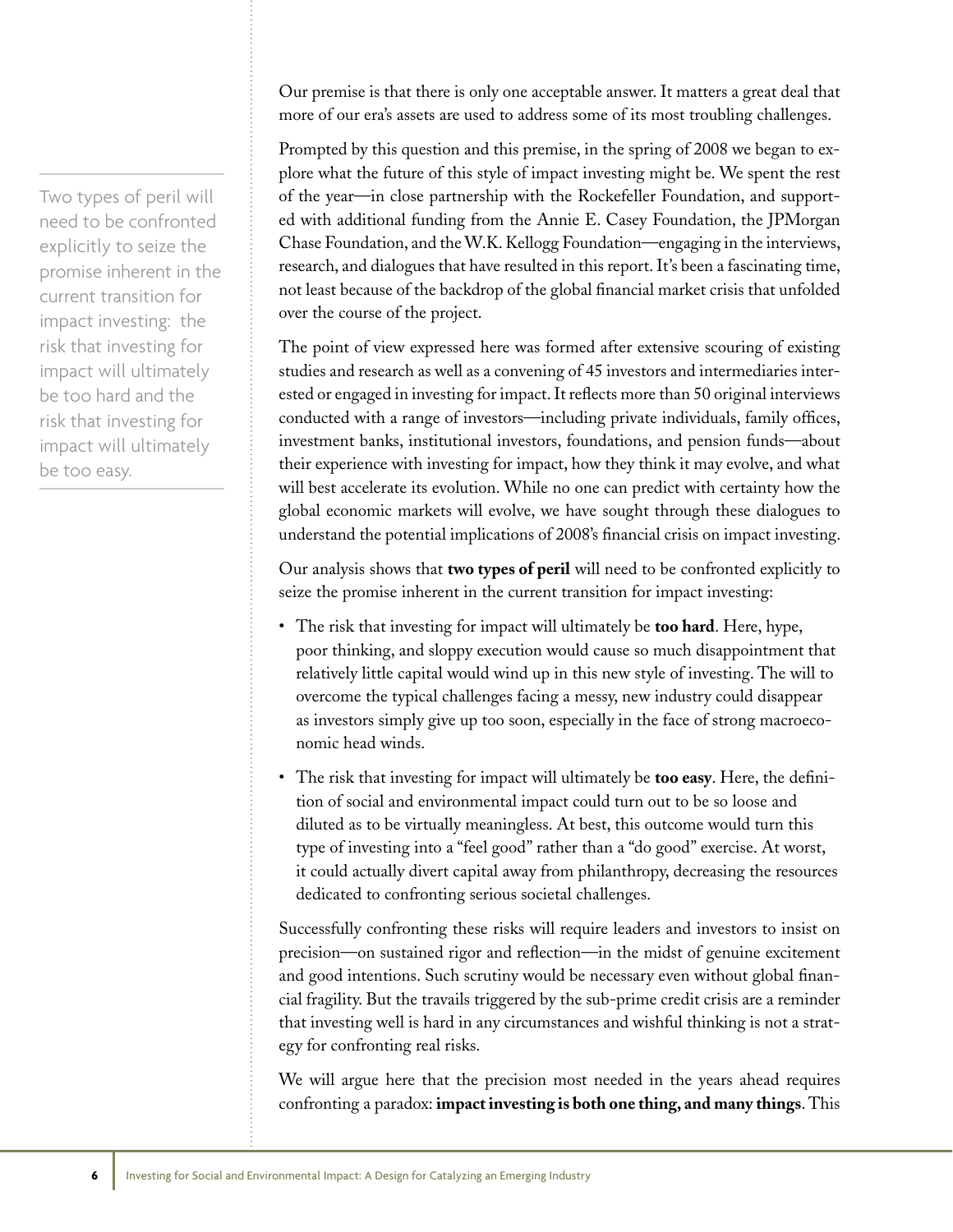> Two types of peril will need to be confronted explicitly to seize the promise inherent in the current transition for impact investing: the risk that investing for impact will ultimately be too hard and the risk that investing for impact will ultimately be too easy.

Our premise is that there is only one acceptable answer. It matters a great deal that more of our era's assets are used to address some of its most troubling challenges.

Prompted by this question and this premise, in the spring of 2008 we began to explore what the future of this style of impact investing might be. We spent the rest of the year—in close partnership with the Rockefeller Foundation, and supported with additional funding from the Annie E. Casey Foundation, the JPMorgan Chase Foundation, and the W.K. Kellogg Foundation—engaging in the interviews, research, and dialogues that have resulted in this report. It's been a fascinating time, not least because of the backdrop of the global financial market crisis that unfolded over the course of the project.

The point of view expressed here was formed after extensive scouring of existing studies and research as well as a convening of 45 investors and intermediaries interested or engaged in investing for impact. It reflects more than 50 original interviews conducted with a range of investors—including private individuals, family offices, investment banks, institutional investors, foundations, and pension funds—about their experience with investing for impact, how they think it may evolve, and what will best accelerate its evolution. While no one can predict with certainty how the global economic markets will evolve, we have sought through these dialogues to understand the potential implications of 2008's financial crisis on impact investing.

Our analysis shows that **two types of peril** will need to be confronted explicitly to seize the promise inherent in the current transition for impact investing:

- The risk that investing for impact will ultimately be **too hard**. Here, hype, poor thinking, and sloppy execution would cause so much disappointment that relatively little capital would wind up in this new style of investing. The will to overcome the typical challenges facing a messy, new industry could disappear as investors simply give up too soon, especially in the face of strong macroeconomic head winds.
- The risk that investing for impact will ultimately be **too easy**. Here, the definition of social and environmental impact could turn out to be so loose and diluted as to be virtually meaningless. At best, this outcome would turn this type of investing into a "feel good" rather than a "do good" exercise. At worst, it could actually divert capital away from philanthropy, decreasing the resources dedicated to confronting serious societal challenges.

Successfully confronting these risks will require leaders and investors to insist on precision—on sustained rigor and reflection—in the midst of genuine excitement and good intentions. Such scrutiny would be necessary even without global financial fragility. But the travails triggered by the sub-prime credit crisis are a reminder that investing well is hard in any circumstances and wishful thinking is not a strategy for confronting real risks.

We will argue here that the precision most needed in the years ahead requires confronting a paradox: **impact investing is both one thing, and many things**. This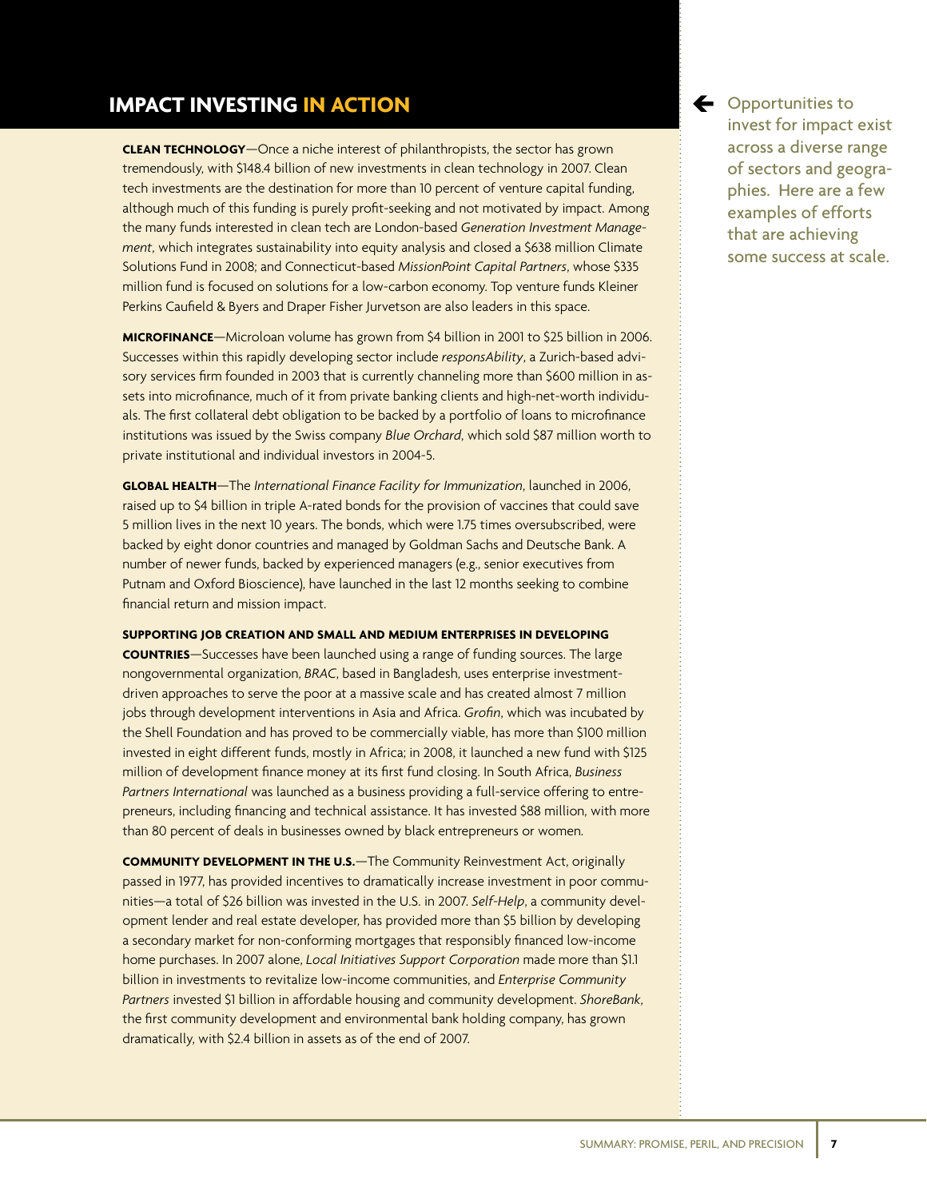## IMPACT INVESTING IN ACTION

Opportunities to invest for impact exist across a diverse range of sectors and geographies. Here are a few examples of efforts that are achieving some success at scale.

**CLEAN TECHNOLOGY**—Once a niche interest of philanthropists, the sector has grown tremendously, with $148.4 billion of new investments in clean technology in 2007. Clean tech investments are the destination for more than 10 percent of venture capital funding, although much of this funding is purely profit-seeking and not motivated by impact. Among the many funds interested in clean tech are London-based *Generation Investment Management*, which integrates sustainability into equity analysis and closed a $638 million Climate Solutions Fund in 2008; and Connecticut-based *MissionPoint Capital Partners*, whose $335 million fund is focused on solutions for a low-carbon economy. Top venture funds Kleiner Perkins Caufield & Byers and Draper Fisher Jurvetson are also leaders in this space.

**MICROFINANCE**—Microloan volume has grown from $4 billion in 2001 to $25 billion in 2006. Successes within this rapidly developing sector include *responsAbility*, a Zurich-based advisory services firm founded in 2003 that is currently channeling more than $600 million in assets into microfinance, much of it from private banking clients and high-net-worth individuals. The first collateral debt obligation to be backed by a portfolio of loans to microfinance institutions was issued by the Swiss company *Blue Orchard*, which sold $87 million worth to private institutional and individual investors in 2004-5.

**GLOBAL HEALTH**—The *International Finance Facility for Immunization*, launched in 2006, raised up to $4 billion in triple A-rated bonds for the provision of vaccines that could save 5 million lives in the next 10 years. The bonds, which were 1.75 times oversubscribed, were backed by eight donor countries and managed by Goldman Sachs and Deutsche Bank. A number of newer funds, backed by experienced managers (e.g., senior executives from Putnam and Oxford Bioscience), have launched in the last 12 months seeking to combine financial return and mission impact.

**SUPPORTING JOB CREATION AND SMALL AND MEDIUM ENTERPRISES IN DEVELOPING COUNTRIES**—Successes have been launched using a range of funding sources. The large nongovernmental organization, *BRAC*, based in Bangladesh, uses enterprise investment-driven approaches to serve the poor at a massive scale and has created almost 7 million jobs through development interventions in Asia and Africa. *Grofin*, which was incubated by the Shell Foundation and has proved to be commercially viable, has more than $100 million invested in eight different funds, mostly in Africa; in 2008, it launched a new fund with $125 million of development finance money at its first fund closing. In South Africa, *Business Partners International* was launched as a business providing a full-service offering to entrepreneurs, including financing and technical assistance. It has invested $88 million, with more than 80 percent of deals in businesses owned by black entrepreneurs or women.

**COMMUNITY DEVELOPMENT IN THE U.S.**—The Community Reinvestment Act, originally passed in 1977, has provided incentives to dramatically increase investment in poor communities—a total of $26 billion was invested in the U.S. in 2007. *Self-Help*, a community development lender and real estate developer, has provided more than $5 billion by developing a secondary market for non-conforming mortgages that responsibly financed low-income home purchases. In 2007 alone, *Local Initiatives Support Corporation* made more than $1.1 billion in investments to revitalize low-income communities, and *Enterprise Community Partners* invested $1 billion in affordable housing and community development. *ShoreBank*, the first community development and environmental bank holding company, has grown dramatically, with $2.4 billion in assets as of the end of 2007.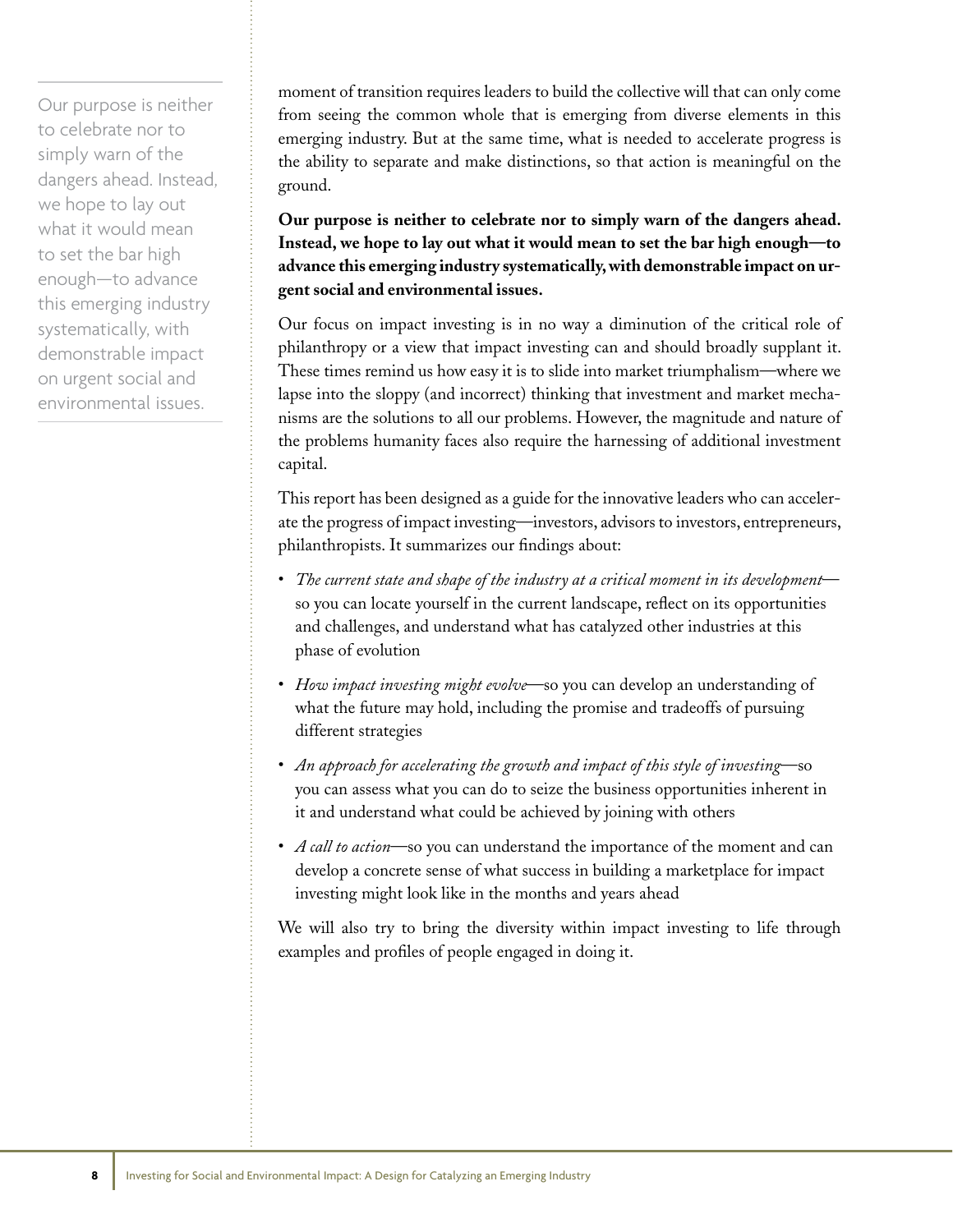Our purpose is neither to celebrate nor to simply warn of the dangers ahead. Instead, we hope to lay out what it would mean to set the bar high enough—to advance this emerging industry systematically, with demonstrable impact on urgent social and environmental issues.

moment of transition requires leaders to build the collective will that can only come from seeing the common whole that is emerging from diverse elements in this emerging industry. But at the same time, what is needed to accelerate progress is the ability to separate and make distinctions, so that action is meaningful on the ground.

**Our purpose is neither to celebrate nor to simply warn of the dangers ahead. Instead, we hope to lay out what it would mean to set the bar high enough—to advance this emerging industry systematically, with demonstrable impact on urgent social and environmental issues.**

Our focus on impact investing is in no way a diminution of the critical role of philanthropy or a view that impact investing can and should broadly supplant it. These times remind us how easy it is to slide into market triumphalism—where we lapse into the sloppy (and incorrect) thinking that investment and market mechanisms are the solutions to all our problems. However, the magnitude and nature of the problems humanity faces also require the harnessing of additional investment capital.

This report has been designed as a guide for the innovative leaders who can accelerate the progress of impact investing—investors, advisors to investors, entrepreneurs, philanthropists. It summarizes our findings about:

- *The current state and shape of the industry at a critical moment in its development*—so you can locate yourself in the current landscape, reflect on its opportunities and challenges, and understand what has catalyzed other industries at this phase of evolution
- *How impact investing might evolve*—so you can develop an understanding of what the future may hold, including the promise and tradeoffs of pursuing different strategies
- *An approach for accelerating the growth and impact of this style of investing*—so you can assess what you can do to seize the business opportunities inherent in it and understand what could be achieved by joining with others
- *A call to action*—so you can understand the importance of the moment and can develop a concrete sense of what success in building a marketplace for impact investing might look like in the months and years ahead

We will also try to bring the diversity within impact investing to life through examples and profiles of people engaged in doing it.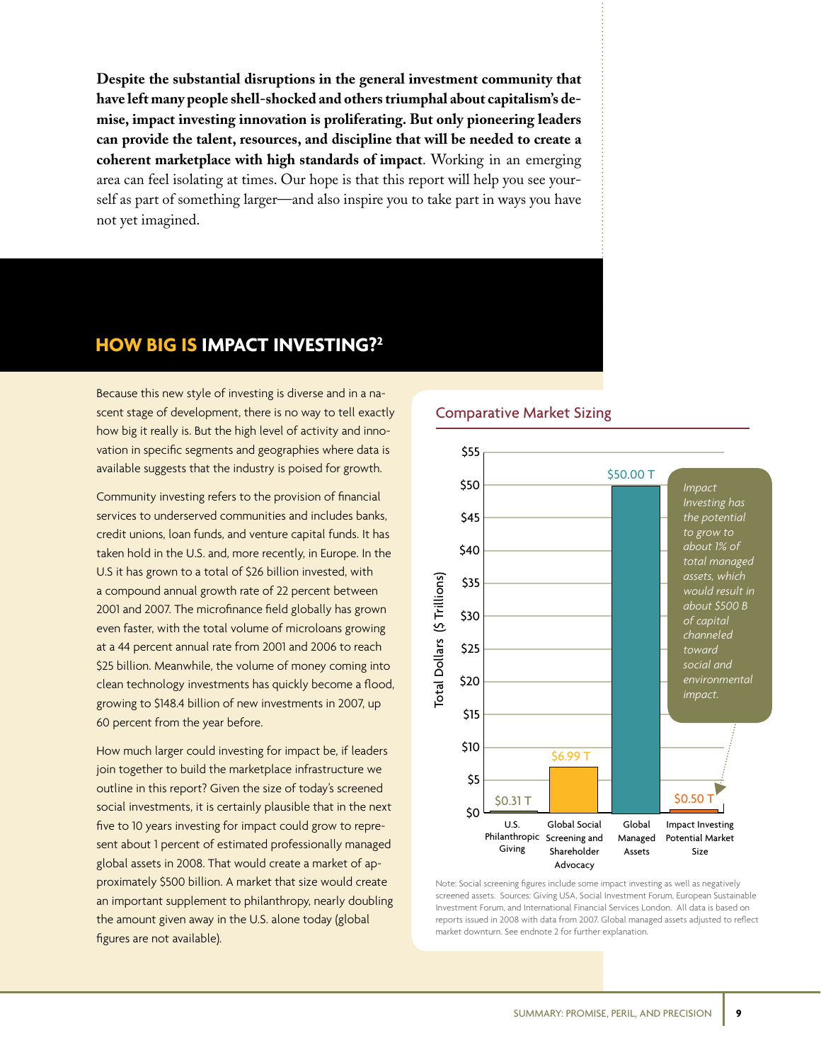**Despite the substantial disruptions in the general investment community that have left many people shell-shocked and others triumphal about capitalism's demise, impact investing innovation is proliferating. But only pioneering leaders can provide the talent, resources, and discipline that will be needed to create a coherent marketplace with high standards of impact**. Working in an emerging area can feel isolating at times. Our hope is that this report will help you see yourself as part of something larger—and also inspire you to take part in ways you have not yet imagined.

## HOW BIG IS IMPACT INVESTING?[2]

Because this new style of investing is diverse and in a nascent stage of development, there is no way to tell exactly how big it really is. But the high level of activity and innovation in specific segments and geographies where data is available suggests that the industry is poised for growth.

Community investing refers to the provision of financial services to underserved communities and includes banks, credit unions, loan funds, and venture capital funds. It has taken hold in the U.S. and, more recently, in Europe. In the U.S it has grown to a total of $26 billion invested, with a compound annual growth rate of 22 percent between 2001 and 2007. The microfinance field globally has grown even faster, with the total volume of microloans growing at a 44 percent annual rate from 2001 and 2006 to reach $25 billion. Meanwhile, the volume of money coming into clean technology investments has quickly become a flood, growing to $148.4 billion of new investments in 2007, up 60 percent from the year before.

How much larger could investing for impact be, if leaders join together to build the marketplace infrastructure we outline in this report? Given the size of today's screened social investments, it is certainly plausible that in the next five to 10 years investing for impact could grow to represent about 1 percent of estimated professionally managed global assets in 2008. That would create a market of approximately $500 billion. A market that size would create an important supplement to philanthropy, nearly doubling the amount given away in the U.S. alone today (global figures are not available).

### Comparative Market Sizing

| Category | Total Dollars ($ Trillions) |
|---|---|
| U.S. Philanthropic Giving | $0.31 T |
| Global Social Screening and Shareholder Advocacy | $6.99 T |
| Global Managed Assets | $50.00 T |
| Impact Investing Potential Market Size | $0.50 T |

*Impact Investing has the potential to grow to about 1% of total managed assets, which would result in about $500 B of capital channeled toward social and environmental impact.*

Note: Social screening figures include some impact investing as well as negatively screened assets. Sources: Giving USA, Social Investment Forum, European Sustainable Investment Forum, and International Financial Services London. All data is based on reports issued in 2008 with data from 2007. Global managed assets adjusted to reflect market downturn. See endnote 2 for further explanation.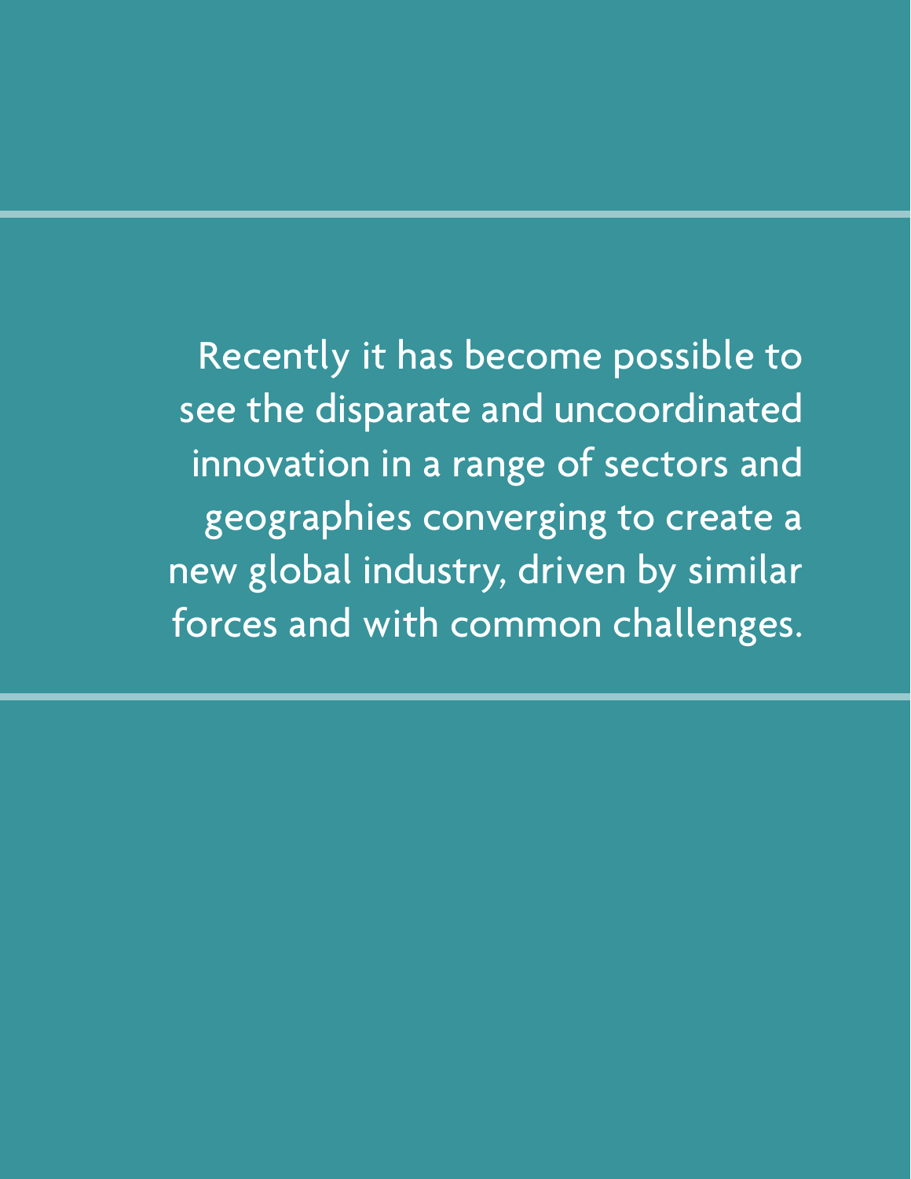Recently it has become possible to see the disparate and uncoordinated innovation in a range of sectors and geographies converging to create a new global industry, driven by similar forces and with common challenges.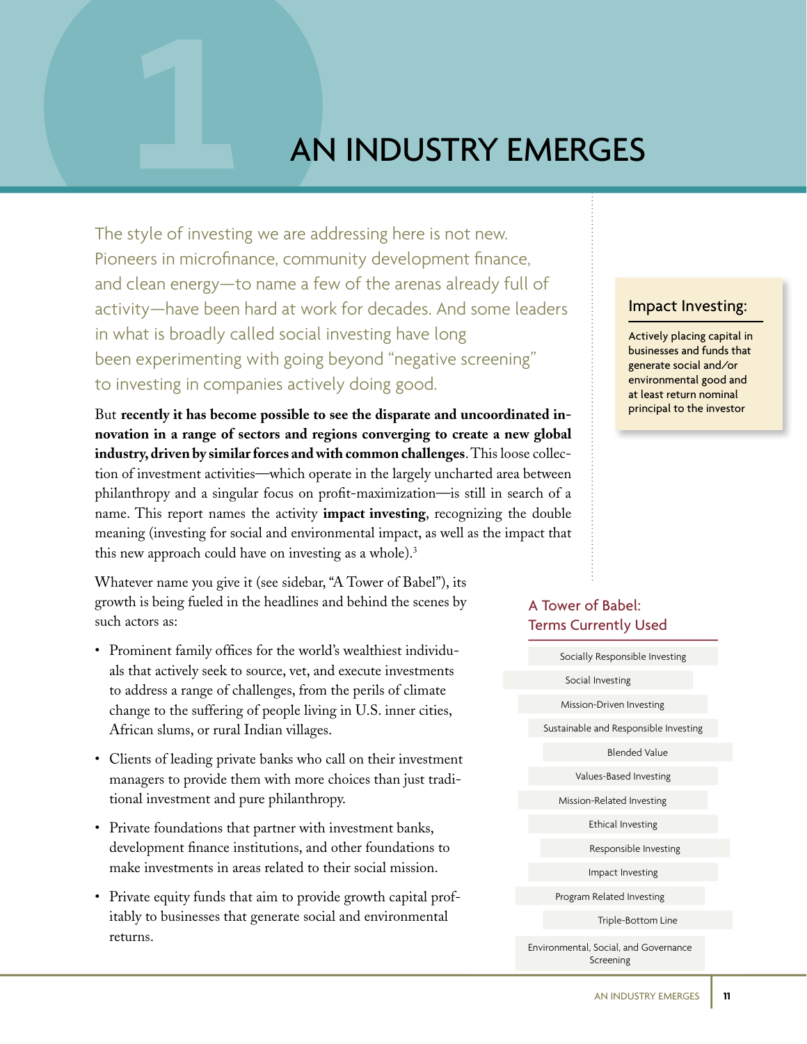# 1 AN INDUSTRY EMERGES

The style of investing we are addressing here is not new. Pioneers in microfinance, community development finance, and clean energy—to name a few of the arenas already full of activity—have been hard at work for decades. And some leaders in what is broadly called social investing have long been experimenting with going beyond "negative screening" to investing in companies actively doing good.

But **recently it has become possible to see the disparate and uncoordinated innovation in a range of sectors and regions converging to create a new global industry, driven by similar forces and with common challenges**. This loose collection of investment activities—which operate in the largely uncharted area between philanthropy and a singular focus on profit-maximization—is still in search of a name. This report names the activity **impact investing**, recognizing the double meaning (investing for social and environmental impact, as well as the impact that this new approach could have on investing as a whole).[3]

Whatever name you give it (see sidebar, "A Tower of Babel"), its growth is being fueled in the headlines and behind the scenes by such actors as:

- Prominent family offices for the world's wealthiest individuals that actively seek to source, vet, and execute investments to address a range of challenges, from the perils of climate change to the suffering of people living in U.S. inner cities, African slums, or rural Indian villages.
- Clients of leading private banks who call on their investment managers to provide them with more choices than just traditional investment and pure philanthropy.
- Private foundations that partner with investment banks, development finance institutions, and other foundations to make investments in areas related to their social mission.
- Private equity funds that aim to provide growth capital profitably to businesses that generate social and environmental returns.

> **Impact Investing:**
>
> Actively placing capital in businesses and funds that generate social and/or environmental good and at least return nominal principal to the investor

> **A Tower of Babel: Terms Currently Used**
>
> - Socially Responsible Investing
> - Social Investing
> - Mission-Driven Investing
> - Sustainable and Responsible Investing
> - Blended Value
> - Values-Based Investing
> - Mission-Related Investing
> - Ethical Investing
> - Responsible Investing
> - Impact Investing
> - Program Related Investing
> - Triple-Bottom Line
> - Environmental, Social, and Governance Screening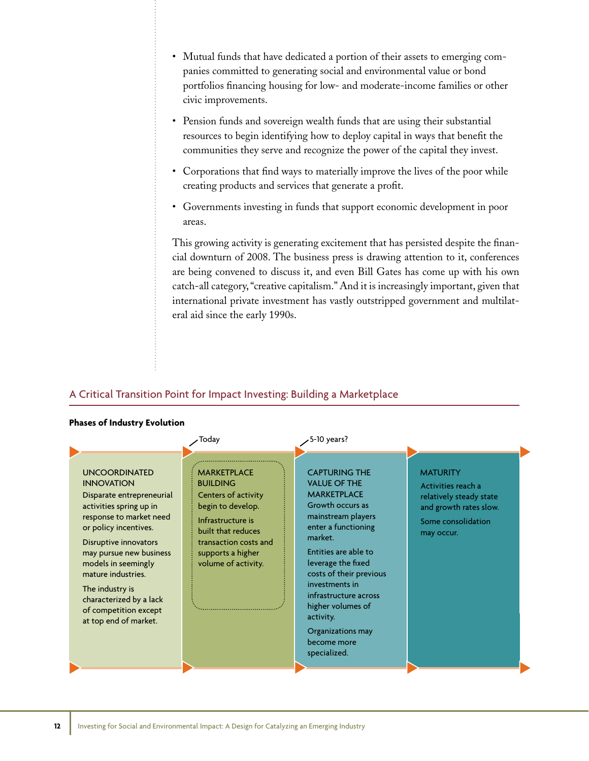- Mutual funds that have dedicated a portion of their assets to emerging companies committed to generating social and environmental value or bond portfolios financing housing for low- and moderate-income families or other civic improvements.
- Pension funds and sovereign wealth funds that are using their substantial resources to begin identifying how to deploy capital in ways that benefit the communities they serve and recognize the power of the capital they invest.
- Corporations that find ways to materially improve the lives of the poor while creating products and services that generate a profit.
- Governments investing in funds that support economic development in poor areas.

This growing activity is generating excitement that has persisted despite the financial downturn of 2008. The business press is drawing attention to it, conferences are being convened to discuss it, and even Bill Gates has come up with his own catch-all category, "creative capitalism." And it is increasingly important, given that international private investment has vastly outstripped government and multilateral aid since the early 1990s.

## A Critical Transition Point for Impact Investing: Building a Marketplace

**Phases of Industry Evolution**

| UNCOORDINATED INNOVATION | MARKETPLACE BUILDING (Today) | CAPTURING THE VALUE OF THE MARKETPLACE (5-10 years?) | MATURITY |
|---|---|---|---|
| Disparate entrepreneurial activities spring up in response to market need or policy incentives. Disruptive innovators may pursue new business models in seemingly mature industries. The industry is characterized by a lack of competition except at top end of market. | Centers of activity begin to develop. Infrastructure is built that reduces transaction costs and supports a higher volume of activity. | Growth occurs as mainstream players enter a functioning market. Entities are able to leverage the fixed costs of their previous investments in infrastructure across higher volumes of activity. Organizations may become more specialized. | Activities reach a relatively steady state and growth rates slow. Some consolidation may occur. |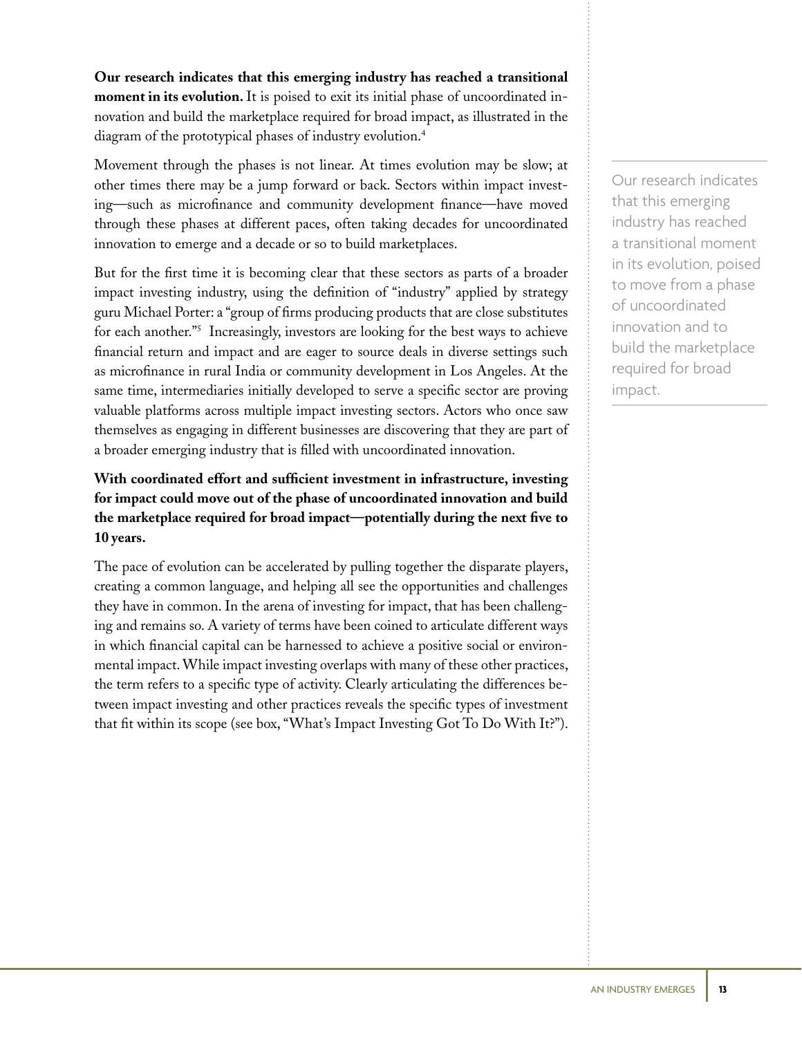**Our research indicates that this emerging industry has reached a transitional moment in its evolution.** It is poised to exit its initial phase of uncoordinated innovation and build the marketplace required for broad impact, as illustrated in the diagram of the prototypical phases of industry evolution.[4]

Movement through the phases is not linear. At times evolution may be slow; at other times there may be a jump forward or back. Sectors within impact investing—such as microfinance and community development finance—have moved through these phases at different paces, often taking decades for uncoordinated innovation to emerge and a decade or so to build marketplaces.

But for the first time it is becoming clear that these sectors as parts of a broader impact investing industry, using the definition of "industry" applied by strategy guru Michael Porter: a "group of firms producing products that are close substitutes for each another."[5] Increasingly, investors are looking for the best ways to achieve financial return and impact and are eager to source deals in diverse settings such as microfinance in rural India or community development in Los Angeles. At the same time, intermediaries initially developed to serve a specific sector are proving valuable platforms across multiple impact investing sectors. Actors who once saw themselves as engaging in different businesses are discovering that they are part of a broader emerging industry that is filled with uncoordinated innovation.

> Our research indicates that this emerging industry has reached a transitional moment in its evolution, poised to move from a phase of uncoordinated innovation and to build the marketplace required for broad impact.

**With coordinated effort and sufficient investment in infrastructure, investing for impact could move out of the phase of uncoordinated innovation and build the marketplace required for broad impact—potentially during the next five to 10 years.**

The pace of evolution can be accelerated by pulling together the disparate players, creating a common language, and helping all see the opportunities and challenges they have in common. In the arena of investing for impact, that has been challenging and remains so. A variety of terms have been coined to articulate different ways in which financial capital can be harnessed to achieve a positive social or environmental impact. While impact investing overlaps with many of these other practices, the term refers to a specific type of activity. Clearly articulating the differences between impact investing and other practices reveals the specific types of investment that fit within its scope (see box, "What's Impact Investing Got To Do With It?").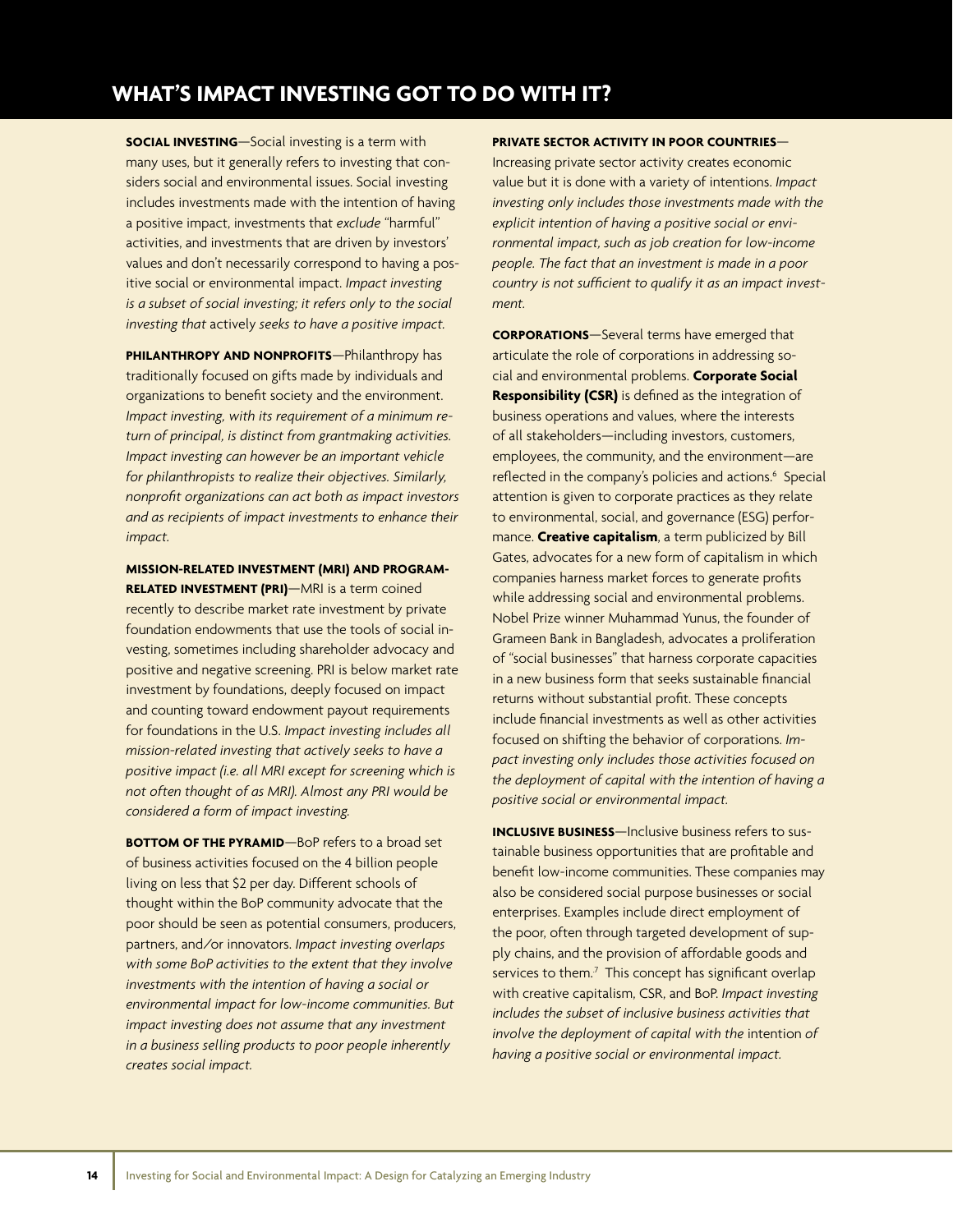## WHAT'S IMPACT INVESTING GOT TO DO WITH IT?

**SOCIAL INVESTING**—Social investing is a term with many uses, but it generally refers to investing that considers social and environmental issues. Social investing includes investments made with the intention of having a positive impact, investments that *exclude* "harmful" activities, and investments that are driven by investors' values and don't necessarily correspond to having a positive social or environmental impact. *Impact investing is a subset of social investing; it refers only to the social investing that* actively *seeks to have a positive impact.*

**PHILANTHROPY AND NONPROFITS**—Philanthropy has traditionally focused on gifts made by individuals and organizations to benefit society and the environment. *Impact investing, with its requirement of a minimum return of principal, is distinct from grantmaking activities. Impact investing can however be an important vehicle for philanthropists to realize their objectives. Similarly, nonprofit organizations can act both as impact investors and as recipients of impact investments to enhance their impact.*

**MISSION-RELATED INVESTMENT (MRI) AND PROGRAM-RELATED INVESTMENT (PRI)**—MRI is a term coined recently to describe market rate investment by private foundation endowments that use the tools of social investing, sometimes including shareholder advocacy and positive and negative screening. PRI is below market rate investment by foundations, deeply focused on impact and counting toward endowment payout requirements for foundations in the U.S. *Impact investing includes all mission-related investing that actively seeks to have a positive impact (i.e. all MRI except for screening which is not often thought of as MRI). Almost any PRI would be considered a form of impact investing.*

**BOTTOM OF THE PYRAMID**—BoP refers to a broad set of business activities focused on the 4 billion people living on less that $2 per day. Different schools of thought within the BoP community advocate that the poor should be seen as potential consumers, producers, partners, and/or innovators. *Impact investing overlaps with some BoP activities to the extent that they involve investments with the intention of having a social or environmental impact for low-income communities. But impact investing does not assume that any investment in a business selling products to poor people inherently creates social impact.*

**PRIVATE SECTOR ACTIVITY IN POOR COUNTRIES**—Increasing private sector activity creates economic value but it is done with a variety of intentions. *Impact investing only includes those investments made with the explicit intention of having a positive social or environmental impact, such as job creation for low-income people. The fact that an investment is made in a poor country is not sufficient to qualify it as an impact investment.*

**CORPORATIONS**—Several terms have emerged that articulate the role of corporations in addressing social and environmental problems. **Corporate Social Responsibility (CSR)** is defined as the integration of business operations and values, where the interests of all stakeholders—including investors, customers, employees, the community, and the environment—are reflected in the company's policies and actions.[6] Special attention is given to corporate practices as they relate to environmental, social, and governance (ESG) performance. **Creative capitalism**, a term publicized by Bill Gates, advocates for a new form of capitalism in which companies harness market forces to generate profits while addressing social and environmental problems. Nobel Prize winner Muhammad Yunus, the founder of Grameen Bank in Bangladesh, advocates a proliferation of "social businesses" that harness corporate capacities in a new business form that seeks sustainable financial returns without substantial profit. These concepts include financial investments as well as other activities focused on shifting the behavior of corporations. *Impact investing only includes those activities focused on the deployment of capital with the intention of having a positive social or environmental impact.*

**INCLUSIVE BUSINESS**—Inclusive business refers to sustainable business opportunities that are profitable and benefit low-income communities. These companies may also be considered social purpose businesses or social enterprises. Examples include direct employment of the poor, often through targeted development of supply chains, and the provision of affordable goods and services to them.[7] This concept has significant overlap with creative capitalism, CSR, and BoP. *Impact investing includes the subset of inclusive business activities that involve the deployment of capital with the* intention *of having a positive social or environmental impact.*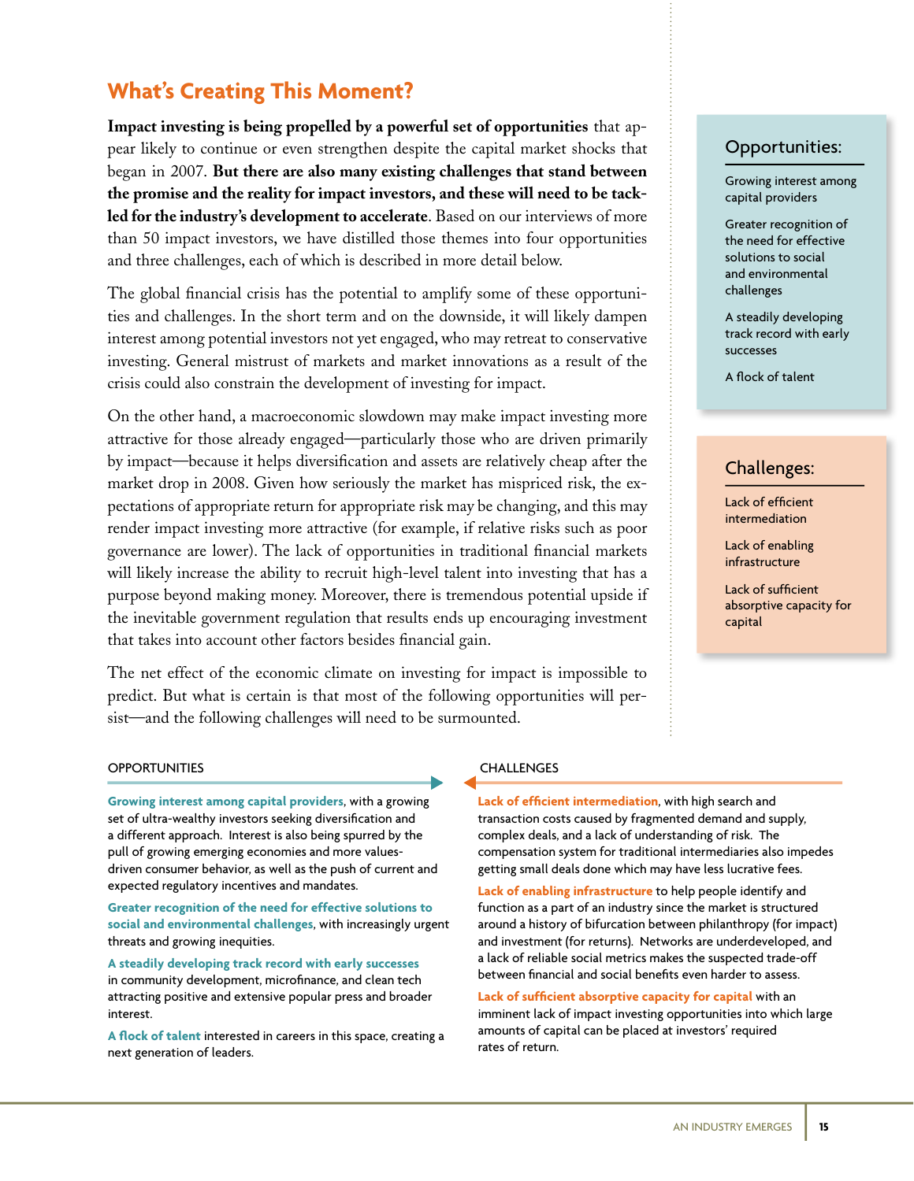## What's Creating This Moment?

**Impact investing is being propelled by a powerful set of opportunities** that appear likely to continue or even strengthen despite the capital market shocks that began in 2007. **But there are also many existing challenges that stand between the promise and the reality for impact investors, and these will need to be tackled for the industry's development to accelerate**. Based on our interviews of more than 50 impact investors, we have distilled those themes into four opportunities and three challenges, each of which is described in more detail below.

The global financial crisis has the potential to amplify some of these opportunities and challenges. In the short term and on the downside, it will likely dampen interest among potential investors not yet engaged, who may retreat to conservative investing. General mistrust of markets and market innovations as a result of the crisis could also constrain the development of investing for impact.

On the other hand, a macroeconomic slowdown may make impact investing more attractive for those already engaged—particularly those who are driven primarily by impact—because it helps diversification and assets are relatively cheap after the market drop in 2008. Given how seriously the market has mispriced risk, the expectations of appropriate return for appropriate risk may be changing, and this may render impact investing more attractive (for example, if relative risks such as poor governance are lower). The lack of opportunities in traditional financial markets will likely increase the ability to recruit high-level talent into investing that has a purpose beyond making money. Moreover, there is tremendous potential upside if the inevitable government regulation that results ends up encouraging investment that takes into account other factors besides financial gain.

The net effect of the economic climate on investing for impact is impossible to predict. But what is certain is that most of the following opportunities will persist—and the following challenges will need to be surmounted.

### Opportunities:

- Growing interest among capital providers
- Greater recognition of the need for effective solutions to social and environmental challenges
- A steadily developing track record with early successes
- A flock of talent

### Challenges:

- Lack of efficient intermediation
- Lack of enabling infrastructure
- Lack of sufficient absorptive capacity for capital

### OPPORTUNITIES

**Growing interest among capital providers**, with a growing set of ultra-wealthy investors seeking diversification and a different approach. Interest is also being spurred by the pull of growing emerging economies and more values-driven consumer behavior, as well as the push of current and expected regulatory incentives and mandates.

**Greater recognition of the need for effective solutions to social and environmental challenges**, with increasingly urgent threats and growing inequities.

**A steadily developing track record with early successes** in community development, microfinance, and clean tech attracting positive and extensive popular press and broader interest.

**A flock of talent** interested in careers in this space, creating a next generation of leaders.

### CHALLENGES

**Lack of efficient intermediation**, with high search and transaction costs caused by fragmented demand and supply, complex deals, and a lack of understanding of risk. The compensation system for traditional intermediaries also impedes getting small deals done which may have less lucrative fees.

**Lack of enabling infrastructure** to help people identify and function as a part of an industry since the market is structured around a history of bifurcation between philanthropy (for impact) and investment (for returns). Networks are underdeveloped, and a lack of reliable social metrics makes the suspected trade-off between financial and social benefits even harder to assess.

**Lack of sufficient absorptive capacity for capital** with an imminent lack of impact investing opportunities into which large amounts of capital can be placed at investors' required rates of return.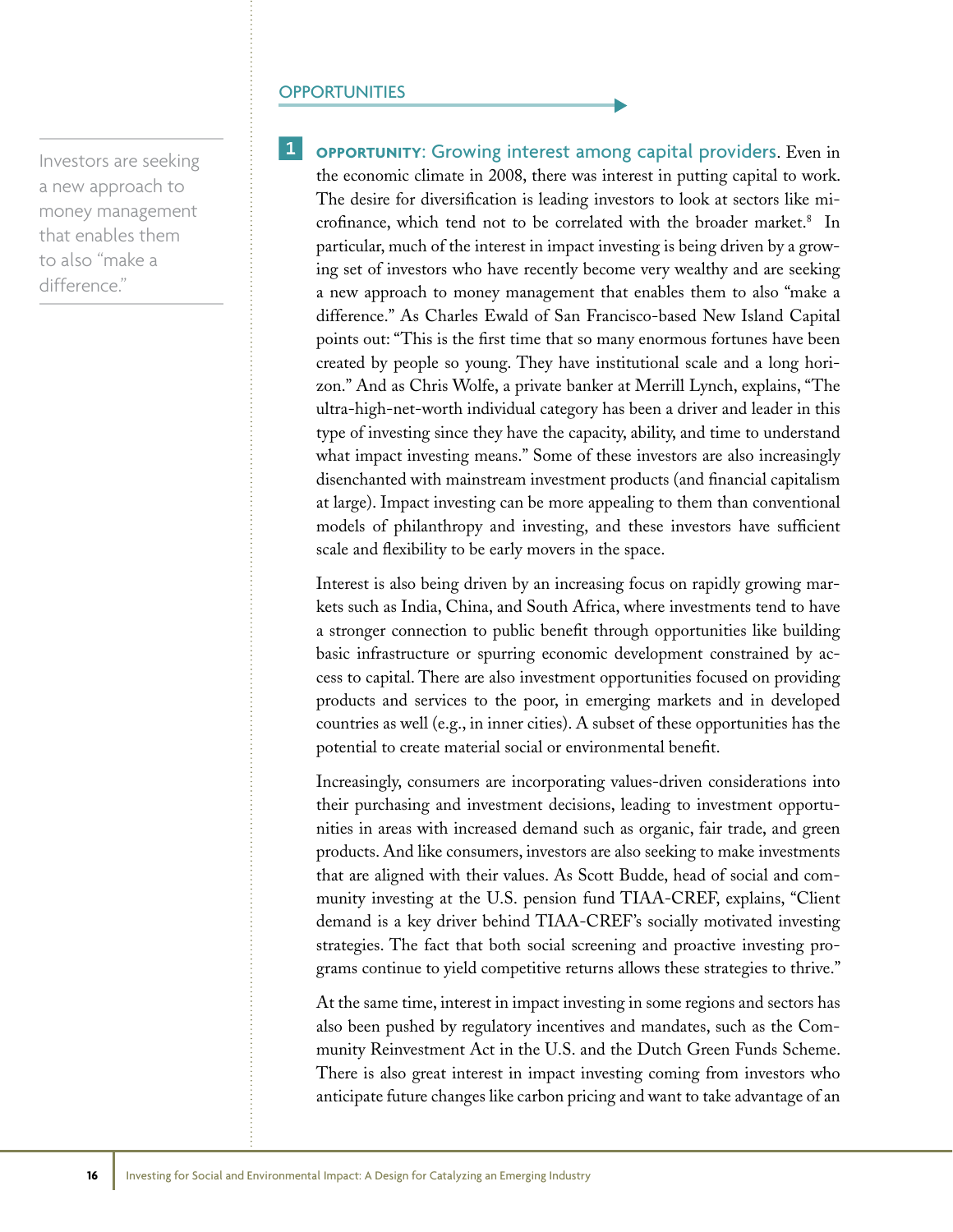## OPPORTUNITIES

> Investors are seeking a new approach to money management that enables them to also "make a difference."

**1 OPPORTUNITY: Growing interest among capital providers.** Even in the economic climate in 2008, there was interest in putting capital to work. The desire for diversification is leading investors to look at sectors like microfinance, which tend not to be correlated with the broader market.[8] In particular, much of the interest in impact investing is being driven by a growing set of investors who have recently become very wealthy and are seeking a new approach to money management that enables them to also "make a difference." As Charles Ewald of San Francisco-based New Island Capital points out: "This is the first time that so many enormous fortunes have been created by people so young. They have institutional scale and a long horizon." And as Chris Wolfe, a private banker at Merrill Lynch, explains, "The ultra-high-net-worth individual category has been a driver and leader in this type of investing since they have the capacity, ability, and time to understand what impact investing means." Some of these investors are also increasingly disenchanted with mainstream investment products (and financial capitalism at large). Impact investing can be more appealing to them than conventional models of philanthropy and investing, and these investors have sufficient scale and flexibility to be early movers in the space.

Interest is also being driven by an increasing focus on rapidly growing markets such as India, China, and South Africa, where investments tend to have a stronger connection to public benefit through opportunities like building basic infrastructure or spurring economic development constrained by access to capital. There are also investment opportunities focused on providing products and services to the poor, in emerging markets and in developed countries as well (e.g., in inner cities). A subset of these opportunities has the potential to create material social or environmental benefit.

Increasingly, consumers are incorporating values-driven considerations into their purchasing and investment decisions, leading to investment opportunities in areas with increased demand such as organic, fair trade, and green products. And like consumers, investors are also seeking to make investments that are aligned with their values. As Scott Budde, head of social and community investing at the U.S. pension fund TIAA-CREF, explains, "Client demand is a key driver behind TIAA-CREF's socially motivated investing strategies. The fact that both social screening and proactive investing programs continue to yield competitive returns allows these strategies to thrive."

At the same time, interest in impact investing in some regions and sectors has also been pushed by regulatory incentives and mandates, such as the Community Reinvestment Act in the U.S. and the Dutch Green Funds Scheme. There is also great interest in impact investing coming from investors who anticipate future changes like carbon pricing and want to take advantage of an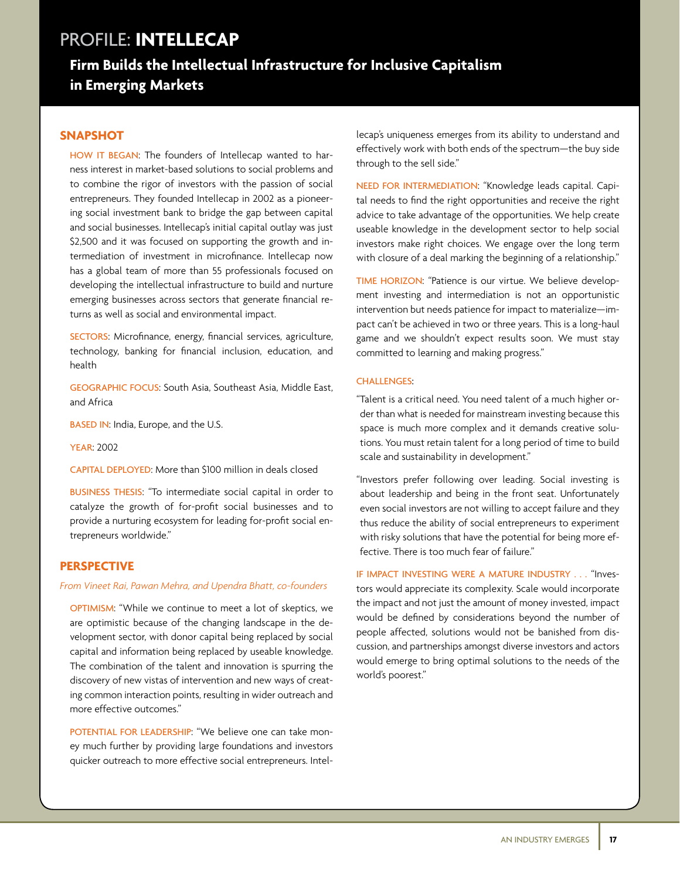# PROFILE: **INTELLECAP**

## Firm Builds the Intellectual Infrastructure for Inclusive Capitalism in Emerging Markets

### SNAPSHOT

HOW IT BEGAN: The founders of Intellecap wanted to harness interest in market-based solutions to social problems and to combine the rigor of investors with the passion of social entrepreneurs. They founded Intellecap in 2002 as a pioneering social investment bank to bridge the gap between capital and social businesses. Intellecap's initial capital outlay was just $2,500 and it was focused on supporting the growth and intermediation of investment in microfinance. Intellecap now has a global team of more than 55 professionals focused on developing the intellectual infrastructure to build and nurture emerging businesses across sectors that generate financial returns as well as social and environmental impact.

SECTORS: Microfinance, energy, financial services, agriculture, technology, banking for financial inclusion, education, and health

GEOGRAPHIC FOCUS: South Asia, Southeast Asia, Middle East, and Africa

BASED IN: India, Europe, and the U.S.

YEAR: 2002

CAPITAL DEPLOYED: More than $100 million in deals closed

BUSINESS THESIS: "To intermediate social capital in order to catalyze the growth of for-profit social businesses and to provide a nurturing ecosystem for leading for-profit social entrepreneurs worldwide."

### PERSPECTIVE

*From Vineet Rai, Pawan Mehra, and Upendra Bhatt, co-founders*

OPTIMISM: "While we continue to meet a lot of skeptics, we are optimistic because of the changing landscape in the development sector, with donor capital being replaced by social capital and information being replaced by useable knowledge. The combination of the talent and innovation is spurring the discovery of new vistas of intervention and new ways of creating common interaction points, resulting in wider outreach and more effective outcomes."

POTENTIAL FOR LEADERSHIP: "We believe one can take money much further by providing large foundations and investors quicker outreach to more effective social entrepreneurs. Intellecap's uniqueness emerges from its ability to understand and effectively work with both ends of the spectrum—the buy side through to the sell side."

NEED FOR INTERMEDIATION: "Knowledge leads capital. Capital needs to find the right opportunities and receive the right advice to take advantage of the opportunities. We help create useable knowledge in the development sector to help social investors make right choices. We engage over the long term with closure of a deal marking the beginning of a relationship."

TIME HORIZON: "Patience is our virtue. We believe development investing and intermediation is not an opportunistic intervention but needs patience for impact to materialize—impact can't be achieved in two or three years. This is a long-haul game and we shouldn't expect results soon. We must stay committed to learning and making progress."

CHALLENGES:

"Talent is a critical need. You need talent of a much higher order than what is needed for mainstream investing because this space is much more complex and it demands creative solutions. You must retain talent for a long period of time to build scale and sustainability in development."

"Investors prefer following over leading. Social investing is about leadership and being in the front seat. Unfortunately even social investors are not willing to accept failure and they thus reduce the ability of social entrepreneurs to experiment with risky solutions that have the potential for being more effective. There is too much fear of failure."

IF IMPACT INVESTING WERE A MATURE INDUSTRY . . . "Investors would appreciate its complexity. Scale would incorporate the impact and not just the amount of money invested, impact would be defined by considerations beyond the number of people affected, solutions would not be banished from discussion, and partnerships amongst diverse investors and actors would emerge to bring optimal solutions to the needs of the world's poorest."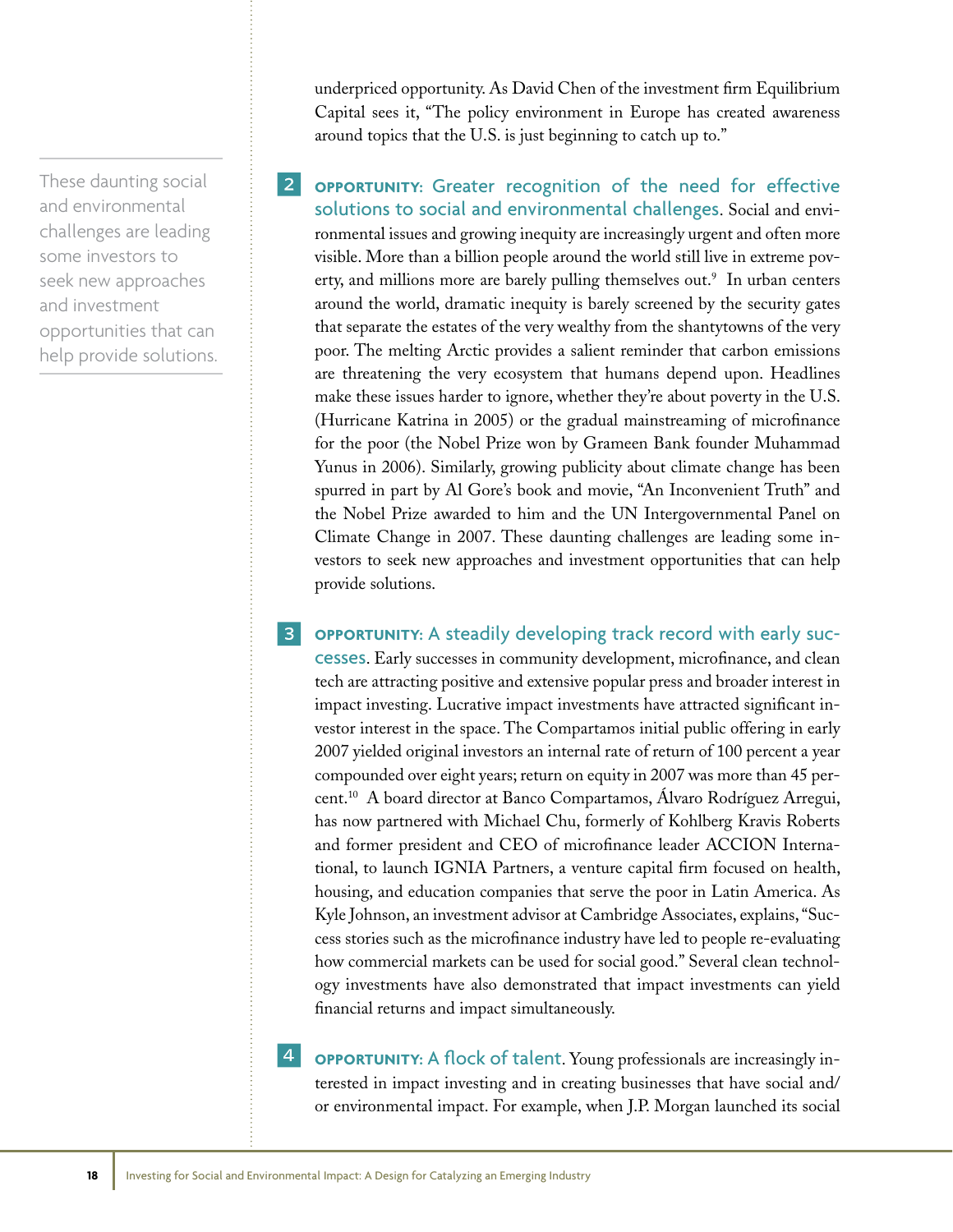underpriced opportunity. As David Chen of the investment firm Equilibrium Capital sees it, "The policy environment in Europe has created awareness around topics that the U.S. is just beginning to catch up to."

> These daunting social and environmental challenges are leading some investors to seek new approaches and investment opportunities that can help provide solutions.

**2 OPPORTUNITY: Greater recognition of the need for effective solutions to social and environmental challenges.** Social and environmental issues and growing inequity are increasingly urgent and often more visible. More than a billion people around the world still live in extreme poverty, and millions more are barely pulling themselves out.[9] In urban centers around the world, dramatic inequity is barely screened by the security gates that separate the estates of the very wealthy from the shantytowns of the very poor. The melting Arctic provides a salient reminder that carbon emissions are threatening the very ecosystem that humans depend upon. Headlines make these issues harder to ignore, whether they're about poverty in the U.S. (Hurricane Katrina in 2005) or the gradual mainstreaming of microfinance for the poor (the Nobel Prize won by Grameen Bank founder Muhammad Yunus in 2006). Similarly, growing publicity about climate change has been spurred in part by Al Gore's book and movie, "An Inconvenient Truth" and the Nobel Prize awarded to him and the UN Intergovernmental Panel on Climate Change in 2007. These daunting challenges are leading some investors to seek new approaches and investment opportunities that can help provide solutions.

**3 OPPORTUNITY: A steadily developing track record with early successes.** Early successes in community development, microfinance, and clean tech are attracting positive and extensive popular press and broader interest in impact investing. Lucrative impact investments have attracted significant investor interest in the space. The Compartamos initial public offering in early 2007 yielded original investors an internal rate of return of 100 percent a year compounded over eight years; return on equity in 2007 was more than 45 percent.[10] A board director at Banco Compartamos, Álvaro Rodríguez Arregui, has now partnered with Michael Chu, formerly of Kohlberg Kravis Roberts and former president and CEO of microfinance leader ACCION International, to launch IGNIA Partners, a venture capital firm focused on health, housing, and education companies that serve the poor in Latin America. As Kyle Johnson, an investment advisor at Cambridge Associates, explains, "Success stories such as the microfinance industry have led to people re-evaluating how commercial markets can be used for social good." Several clean technology investments have also demonstrated that impact investments can yield financial returns and impact simultaneously.

**4 OPPORTUNITY: A flock of talent.** Young professionals are increasingly interested in impact investing and in creating businesses that have social and/or environmental impact. For example, when J.P. Morgan launched its social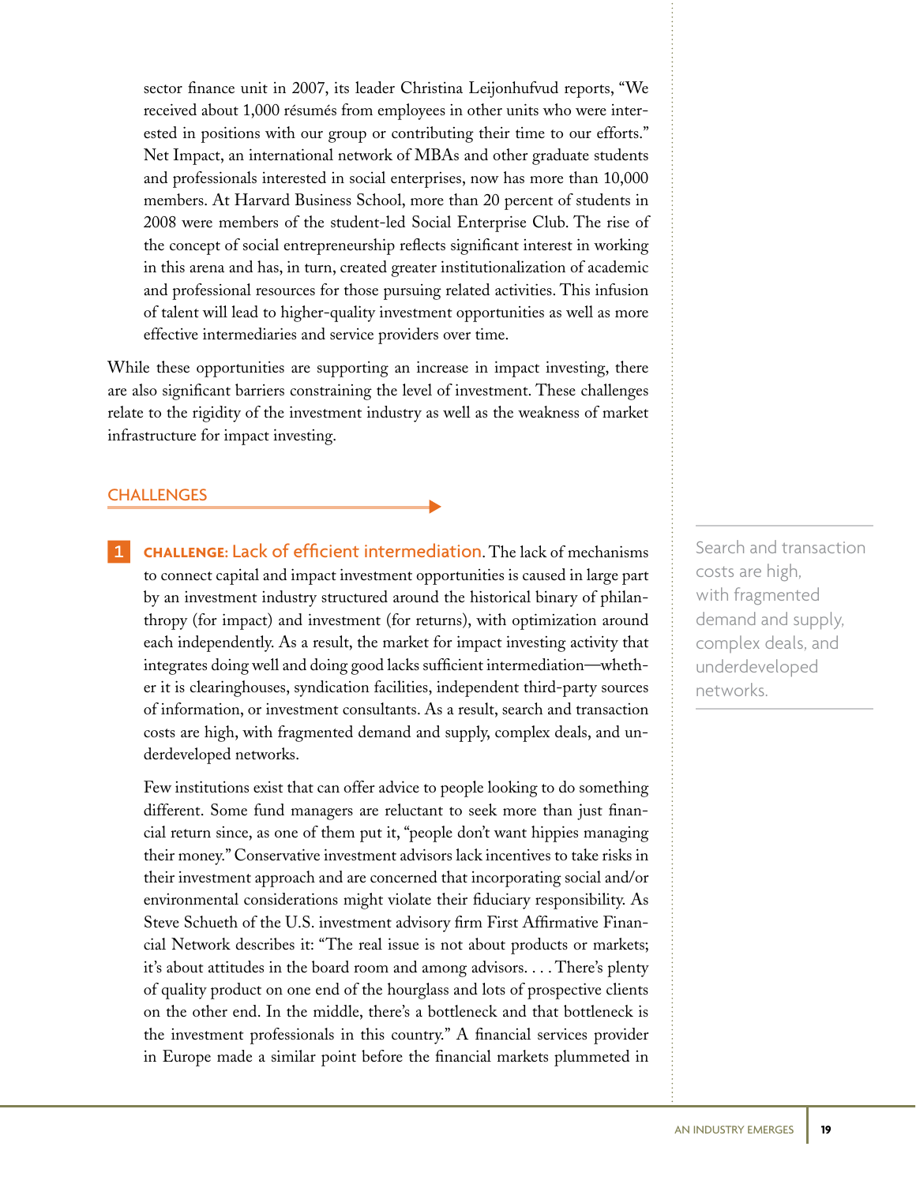sector finance unit in 2007, its leader Christina Leijonhufvud reports, "We received about 1,000 résumés from employees in other units who were interested in positions with our group or contributing their time to our efforts." Net Impact, an international network of MBAs and other graduate students and professionals interested in social enterprises, now has more than 10,000 members. At Harvard Business School, more than 20 percent of students in 2008 were members of the student-led Social Enterprise Club. The rise of the concept of social entrepreneurship reflects significant interest in working in this arena and has, in turn, created greater institutionalization of academic and professional resources for those pursuing related activities. This infusion of talent will lead to higher-quality investment opportunities as well as more effective intermediaries and service providers over time.

While these opportunities are supporting an increase in impact investing, there are also significant barriers constraining the level of investment. These challenges relate to the rigidity of the investment industry as well as the weakness of market infrastructure for impact investing.

## CHALLENGES

**1 CHALLENGE: Lack of efficient intermediation.** The lack of mechanisms to connect capital and impact investment opportunities is caused in large part by an investment industry structured around the historical binary of philanthropy (for impact) and investment (for returns), with optimization around each independently. As a result, the market for impact investing activity that integrates doing well and doing good lacks sufficient intermediation—whether it is clearinghouses, syndication facilities, independent third-party sources of information, or investment consultants. As a result, search and transaction costs are high, with fragmented demand and supply, complex deals, and underdeveloped networks.

> Search and transaction costs are high, with fragmented demand and supply, complex deals, and underdeveloped networks.

Few institutions exist that can offer advice to people looking to do something different. Some fund managers are reluctant to seek more than just financial return since, as one of them put it, "people don't want hippies managing their money." Conservative investment advisors lack incentives to take risks in their investment approach and are concerned that incorporating social and/or environmental considerations might violate their fiduciary responsibility. As Steve Schueth of the U.S. investment advisory firm First Affirmative Financial Network describes it: "The real issue is not about products or markets; it's about attitudes in the board room and among advisors. . . . There's plenty of quality product on one end of the hourglass and lots of prospective clients on the other end. In the middle, there's a bottleneck and that bottleneck is the investment professionals in this country." A financial services provider in Europe made a similar point before the financial markets plummeted in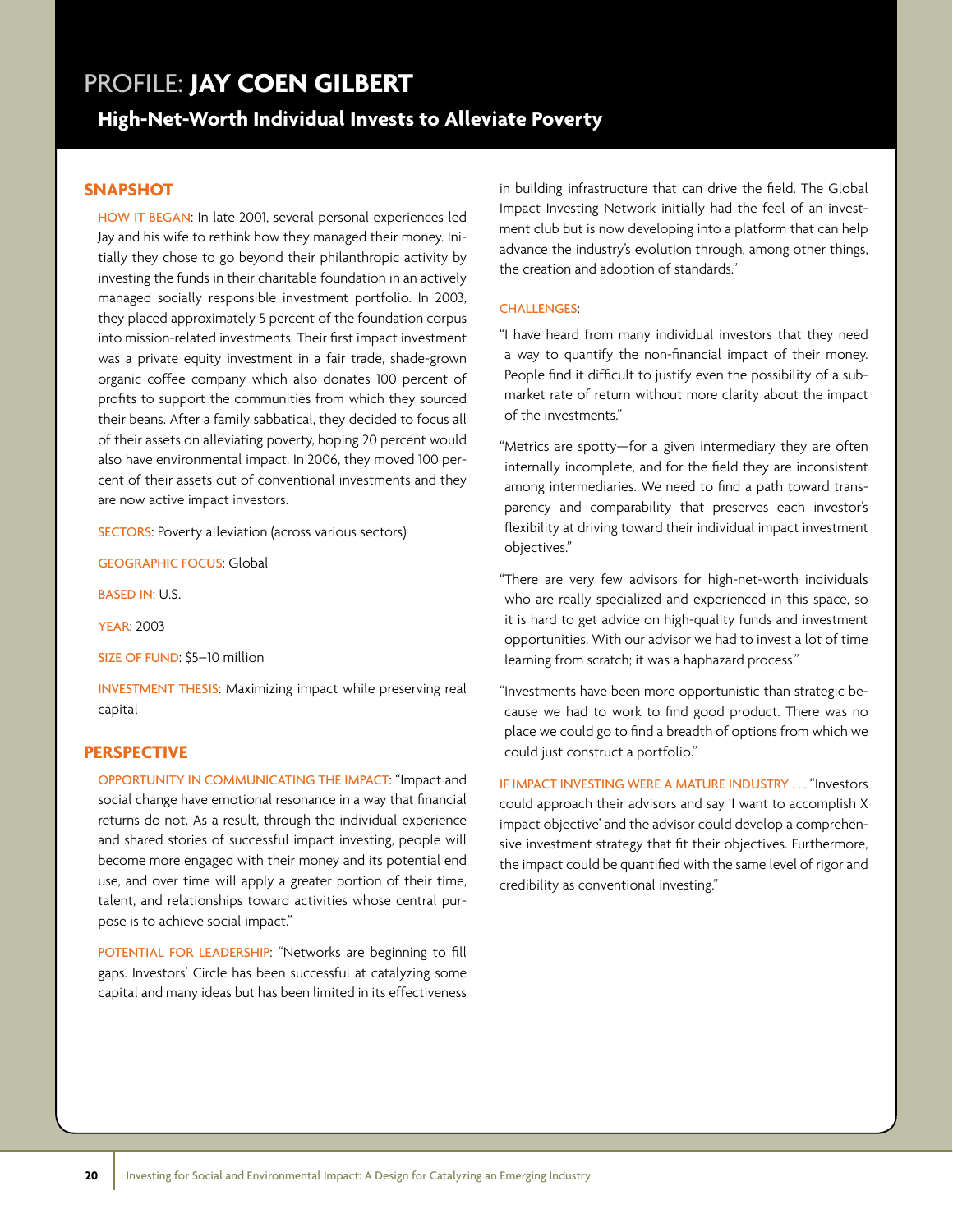# PROFILE: **JAY COEN GILBERT**

## High-Net-Worth Individual Invests to Alleviate Poverty

### SNAPSHOT

HOW IT BEGAN: In late 2001, several personal experiences led Jay and his wife to rethink how they managed their money. Initially they chose to go beyond their philanthropic activity by investing the funds in their charitable foundation in an actively managed socially responsible investment portfolio. In 2003, they placed approximately 5 percent of the foundation corpus into mission-related investments. Their first impact investment was a private equity investment in a fair trade, shade-grown organic coffee company which also donates 100 percent of profits to support the communities from which they sourced their beans. After a family sabbatical, they decided to focus all of their assets on alleviating poverty, hoping 20 percent would also have environmental impact. In 2006, they moved 100 percent of their assets out of conventional investments and they are now active impact investors.

SECTORS: Poverty alleviation (across various sectors)

GEOGRAPHIC FOCUS: Global

BASED IN: U.S.

YEAR: 2003

SIZE OF FUND: $5–10 million

INVESTMENT THESIS: Maximizing impact while preserving real capital

### PERSPECTIVE

OPPORTUNITY IN COMMUNICATING THE IMPACT: "Impact and social change have emotional resonance in a way that financial returns do not. As a result, through the individual experience and shared stories of successful impact investing, people will become more engaged with their money and its potential end use, and over time will apply a greater portion of their time, talent, and relationships toward activities whose central purpose is to achieve social impact."

POTENTIAL FOR LEADERSHIP: "Networks are beginning to fill gaps. Investors' Circle has been successful at catalyzing some capital and many ideas but has been limited in its effectiveness in building infrastructure that can drive the field. The Global Impact Investing Network initially had the feel of an investment club but is now developing into a platform that can help advance the industry's evolution through, among other things, the creation and adoption of standards."

CHALLENGES:

"I have heard from many individual investors that they need a way to quantify the non-financial impact of their money. People find it difficult to justify even the possibility of a sub-market rate of return without more clarity about the impact of the investments."

"Metrics are spotty—for a given intermediary they are often internally incomplete, and for the field they are inconsistent among intermediaries. We need to find a path toward transparency and comparability that preserves each investor's flexibility at driving toward their individual impact investment objectives."

"There are very few advisors for high-net-worth individuals who are really specialized and experienced in this space, so it is hard to get advice on high-quality funds and investment opportunities. With our advisor we had to invest a lot of time learning from scratch; it was a haphazard process."

"Investments have been more opportunistic than strategic because we had to work to find good product. There was no place we could go to find a breadth of options from which we could just construct a portfolio."

IF IMPACT INVESTING WERE A MATURE INDUSTRY . . . "Investors could approach their advisors and say 'I want to accomplish X impact objective' and the advisor could develop a comprehensive investment strategy that fit their objectives. Furthermore, the impact could be quantified with the same level of rigor and credibility as conventional investing."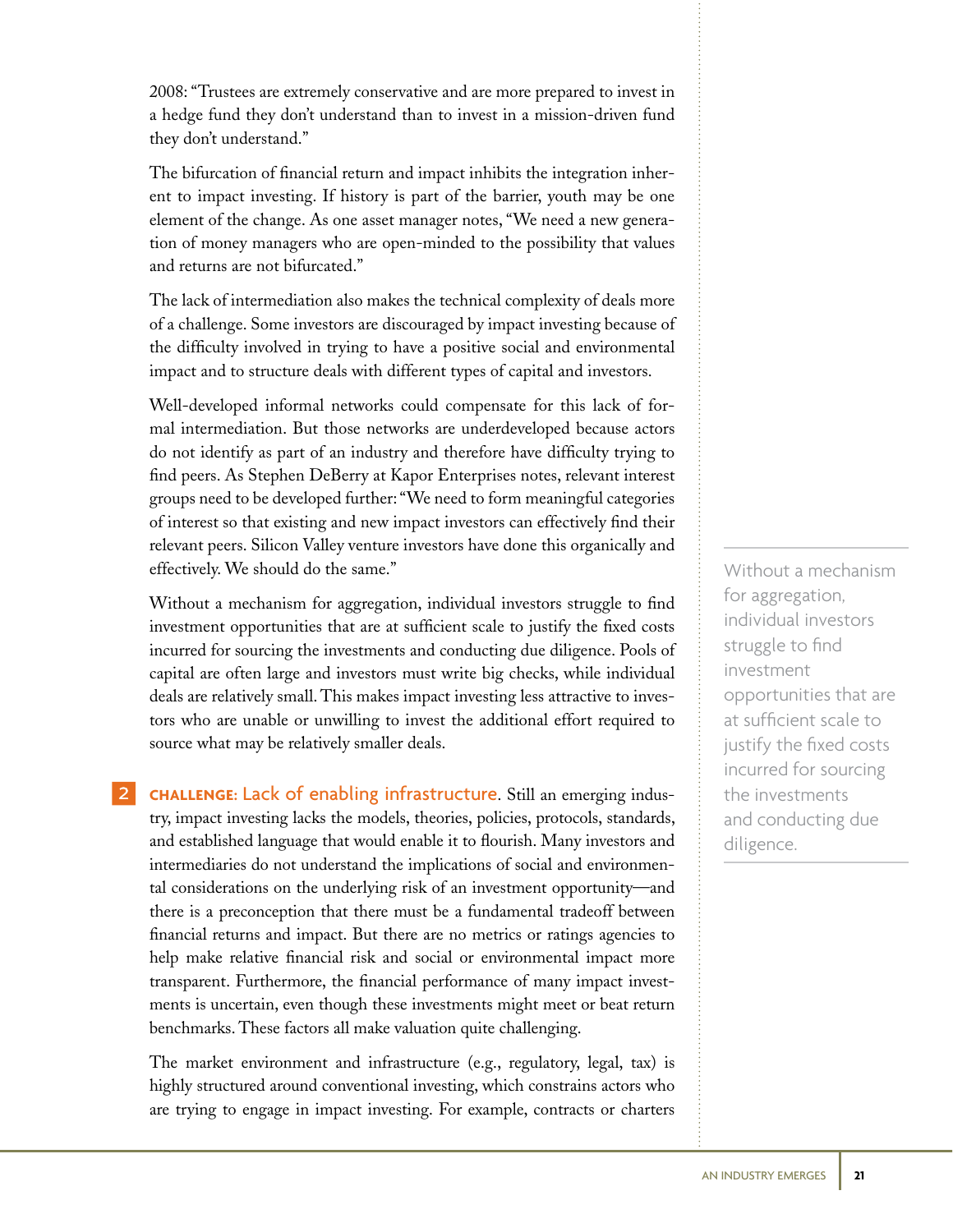2008: "Trustees are extremely conservative and are more prepared to invest in a hedge fund they don't understand than to invest in a mission-driven fund they don't understand."

The bifurcation of financial return and impact inhibits the integration inherent to impact investing. If history is part of the barrier, youth may be one element of the change. As one asset manager notes, "We need a new generation of money managers who are open-minded to the possibility that values and returns are not bifurcated."

The lack of intermediation also makes the technical complexity of deals more of a challenge. Some investors are discouraged by impact investing because of the difficulty involved in trying to have a positive social and environmental impact and to structure deals with different types of capital and investors.

Well-developed informal networks could compensate for this lack of formal intermediation. But those networks are underdeveloped because actors do not identify as part of an industry and therefore have difficulty trying to find peers. As Stephen DeBerry at Kapor Enterprises notes, relevant interest groups need to be developed further: "We need to form meaningful categories of interest so that existing and new impact investors can effectively find their relevant peers. Silicon Valley venture investors have done this organically and effectively. We should do the same."

Without a mechanism for aggregation, individual investors struggle to find investment opportunities that are at sufficient scale to justify the fixed costs incurred for sourcing the investments and conducting due diligence. Pools of capital are often large and investors must write big checks, while individual deals are relatively small. This makes impact investing less attractive to investors who are unable or unwilling to invest the additional effort required to source what may be relatively smaller deals.

> Without a mechanism for aggregation, individual investors struggle to find investment opportunities that are at sufficient scale to justify the fixed costs incurred for sourcing the investments and conducting due diligence.

**2** **CHALLENGE: Lack of enabling infrastructure.** Still an emerging industry, impact investing lacks the models, theories, policies, protocols, standards, and established language that would enable it to flourish. Many investors and intermediaries do not understand the implications of social and environmental considerations on the underlying risk of an investment opportunity—and there is a preconception that there must be a fundamental tradeoff between financial returns and impact. But there are no metrics or ratings agencies to help make relative financial risk and social or environmental impact more transparent. Furthermore, the financial performance of many impact investments is uncertain, even though these investments might meet or beat return benchmarks. These factors all make valuation quite challenging.

The market environment and infrastructure (e.g., regulatory, legal, tax) is highly structured around conventional investing, which constrains actors who are trying to engage in impact investing. For example, contracts or charters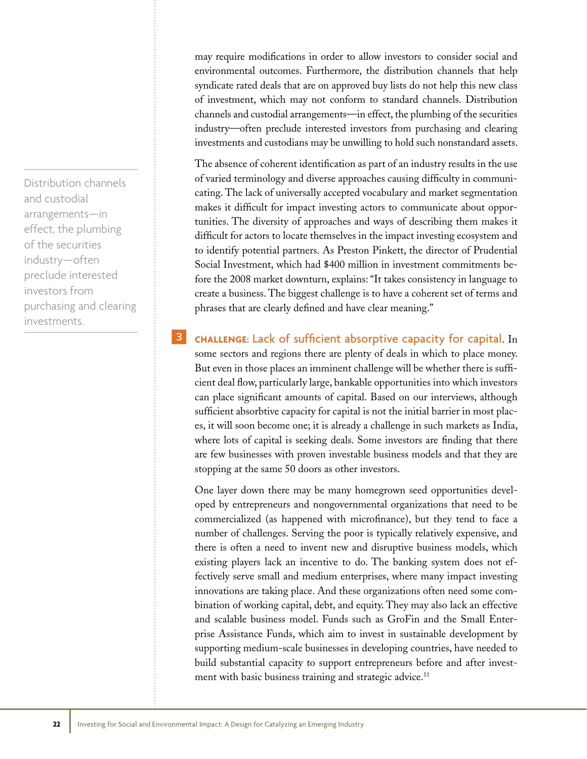may require modifications in order to allow investors to consider social and environmental outcomes. Furthermore, the distribution channels that help syndicate rated deals that are on approved buy lists do not help this new class of investment, which may not conform to standard channels. Distribution channels and custodial arrangements—in effect, the plumbing of the securities industry—often preclude interested investors from purchasing and clearing investments and custodians may be unwilling to hold such nonstandard assets.

> Distribution channels and custodial arrangements—in effect, the plumbing of the securities industry—often preclude interested investors from purchasing and clearing investments.

The absence of coherent identification as part of an industry results in the use of varied terminology and diverse approaches causing difficulty in communicating. The lack of universally accepted vocabulary and market segmentation makes it difficult for impact investing actors to communicate about opportunities. The diversity of approaches and ways of describing them makes it difficult for actors to locate themselves in the impact investing ecosystem and to identify potential partners. As Preston Pinkett, the director of Prudential Social Investment, which had $400 million in investment commitments before the 2008 market downturn, explains: "It takes consistency in language to create a business. The biggest challenge is to have a coherent set of terms and phrases that are clearly defined and have clear meaning."

3 **CHALLENGE: Lack of sufficient absorptive capacity for capital.** In some sectors and regions there are plenty of deals in which to place money. But even in those places an imminent challenge will be whether there is sufficient deal flow, particularly large, bankable opportunities into which investors can place significant amounts of capital. Based on our interviews, although sufficient absorbtive capacity for capital is not the initial barrier in most places, it will soon become one; it is already a challenge in such markets as India, where lots of capital is seeking deals. Some investors are finding that there are few businesses with proven investable business models and that they are stopping at the same 50 doors as other investors.

One layer down there may be many homegrown seed opportunities developed by entrepreneurs and nongovernmental organizations that need to be commercialized (as happened with microfinance), but they tend to face a number of challenges. Serving the poor is typically relatively expensive, and there is often a need to invent new and disruptive business models, which existing players lack an incentive to do. The banking system does not effectively serve small and medium enterprises, where many impact investing innovations are taking place. And these organizations often need some combination of working capital, debt, and equity. They may also lack an effective and scalable business model. Funds such as GroFin and the Small Enterprise Assistance Funds, which aim to invest in sustainable development by supporting medium-scale businesses in developing countries, have needed to build substantial capacity to support entrepreneurs before and after investment with basic business training and strategic advice.[11]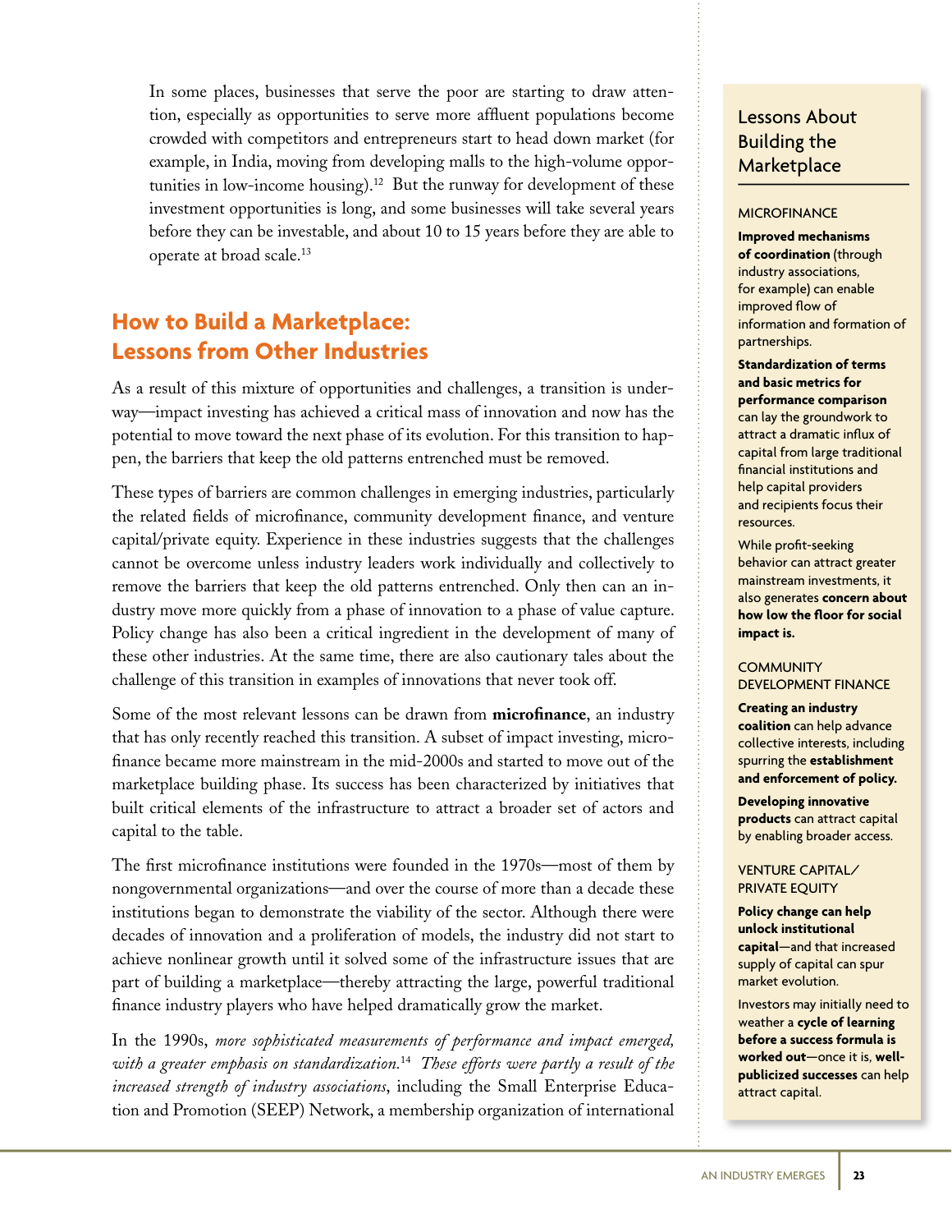In some places, businesses that serve the poor are starting to draw attention, especially as opportunities to serve more affluent populations become crowded with competitors and entrepreneurs start to head down market (for example, in India, moving from developing malls to the high-volume opportunities in low-income housing).[12] But the runway for development of these investment opportunities is long, and some businesses will take several years before they can be investable, and about 10 to 15 years before they are able to operate at broad scale.[13]

## How to Build a Marketplace: Lessons from Other Industries

As a result of this mixture of opportunities and challenges, a transition is underway—impact investing has achieved a critical mass of innovation and now has the potential to move toward the next phase of its evolution. For this transition to happen, the barriers that keep the old patterns entrenched must be removed.

These types of barriers are common challenges in emerging industries, particularly the related fields of microfinance, community development finance, and venture capital/private equity. Experience in these industries suggests that the challenges cannot be overcome unless industry leaders work individually and collectively to remove the barriers that keep the old patterns entrenched. Only then can an industry move more quickly from a phase of innovation to a phase of value capture. Policy change has also been a critical ingredient in the development of many of these other industries. At the same time, there are also cautionary tales about the challenge of this transition in examples of innovations that never took off.

Some of the most relevant lessons can be drawn from **microfinance**, an industry that has only recently reached this transition. A subset of impact investing, microfinance became more mainstream in the mid-2000s and started to move out of the marketplace building phase. Its success has been characterized by initiatives that built critical elements of the infrastructure to attract a broader set of actors and capital to the table.

The first microfinance institutions were founded in the 1970s—most of them by nongovernmental organizations—and over the course of more than a decade these institutions began to demonstrate the viability of the sector. Although there were decades of innovation and a proliferation of models, the industry did not start to achieve nonlinear growth until it solved some of the infrastructure issues that are part of building a marketplace—thereby attracting the large, powerful traditional finance industry players who have helped dramatically grow the market.

In the 1990s, *more sophisticated measurements of performance and impact emerged, with a greater emphasis on standardization.*[14] *These efforts were partly a result of the increased strength of industry associations*, including the Small Enterprise Education and Promotion (SEEP) Network, a membership organization of international

### Lessons About Building the Marketplace

**MICROFINANCE**

**Improved mechanisms of coordination** (through industry associations, for example) can enable improved flow of information and formation of partnerships.

**Standardization of terms and basic metrics for performance comparison** can lay the groundwork to attract a dramatic influx of capital from large traditional financial institutions and help capital providers and recipients focus their resources.

While profit-seeking behavior can attract greater mainstream investments, it also generates **concern about how low the floor for social impact is.**

**COMMUNITY DEVELOPMENT FINANCE**

**Creating an industry coalition** can help advance collective interests, including spurring the **establishment and enforcement of policy.**

**Developing innovative products** can attract capital by enabling broader access.

**VENTURE CAPITAL/ PRIVATE EQUITY**

**Policy change can help unlock institutional capital**—and that increased supply of capital can spur market evolution.

Investors may initially need to weather a **cycle of learning before a success formula is worked out**—once it is, **well-publicized successes** can help attract capital.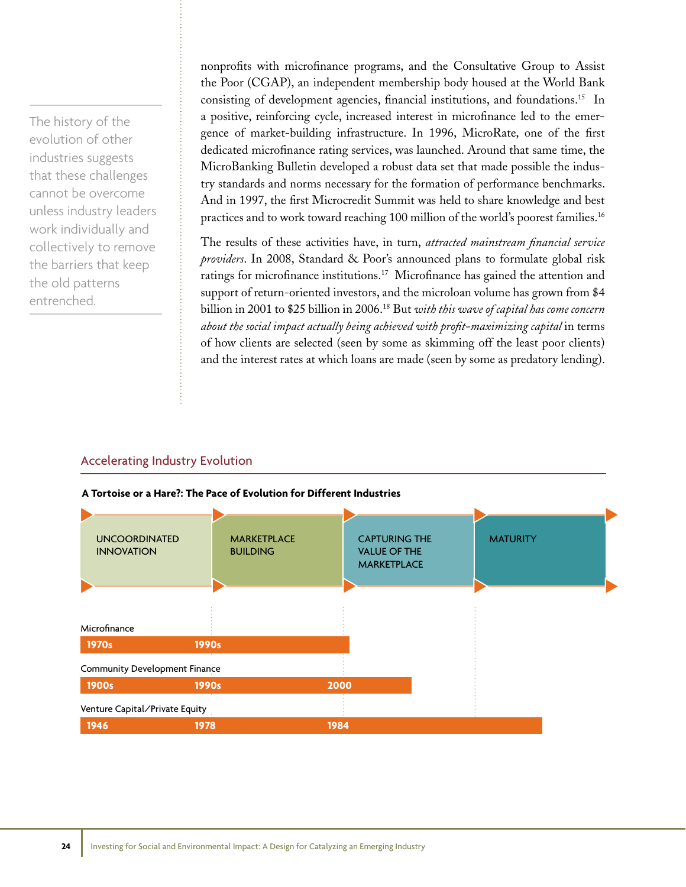The history of the evolution of other industries suggests that these challenges cannot be overcome unless industry leaders work individually and collectively to remove the barriers that keep the old patterns entrenched.

nonprofits with microfinance programs, and the Consultative Group to Assist the Poor (CGAP), an independent membership body housed at the World Bank consisting of development agencies, financial institutions, and foundations.[15] In a positive, reinforcing cycle, increased interest in microfinance led to the emergence of market-building infrastructure. In 1996, MicroRate, one of the first dedicated microfinance rating services, was launched. Around that same time, the MicroBanking Bulletin developed a robust data set that made possible the industry standards and norms necessary for the formation of performance benchmarks. And in 1997, the first Microcredit Summit was held to share knowledge and best practices and to work toward reaching 100 million of the world's poorest families.[16]

The results of these activities have, in turn, *attracted mainstream financial service providers*. In 2008, Standard & Poor's announced plans to formulate global risk ratings for microfinance institutions.[17] Microfinance has gained the attention and support of return-oriented investors, and the microloan volume has grown from $4 billion in 2001 to $25 billion in 2006.[18] But *with this wave of capital has come concern about the social impact actually being achieved with profit-maximizing capital* in terms of how clients are selected (seen by some as skimming off the least poor clients) and the interest rates at which loans are made (seen by some as predatory lending).

## Accelerating Industry Evolution

**A Tortoise or a Hare?: The Pace of Evolution for Different Industries**

| | Uncoordinated Innovation | Marketplace Building | Capturing the Value of the Marketplace | Maturity |
|---|---|---|---|---|
| Microfinance | 1970s | 1990s | (through part of stage) | |
| Community Development Finance | 1900s | 1990s | 2000 | |
| Venture Capital/Private Equity | 1946 | 1978 | 1984 | (through most of stage) |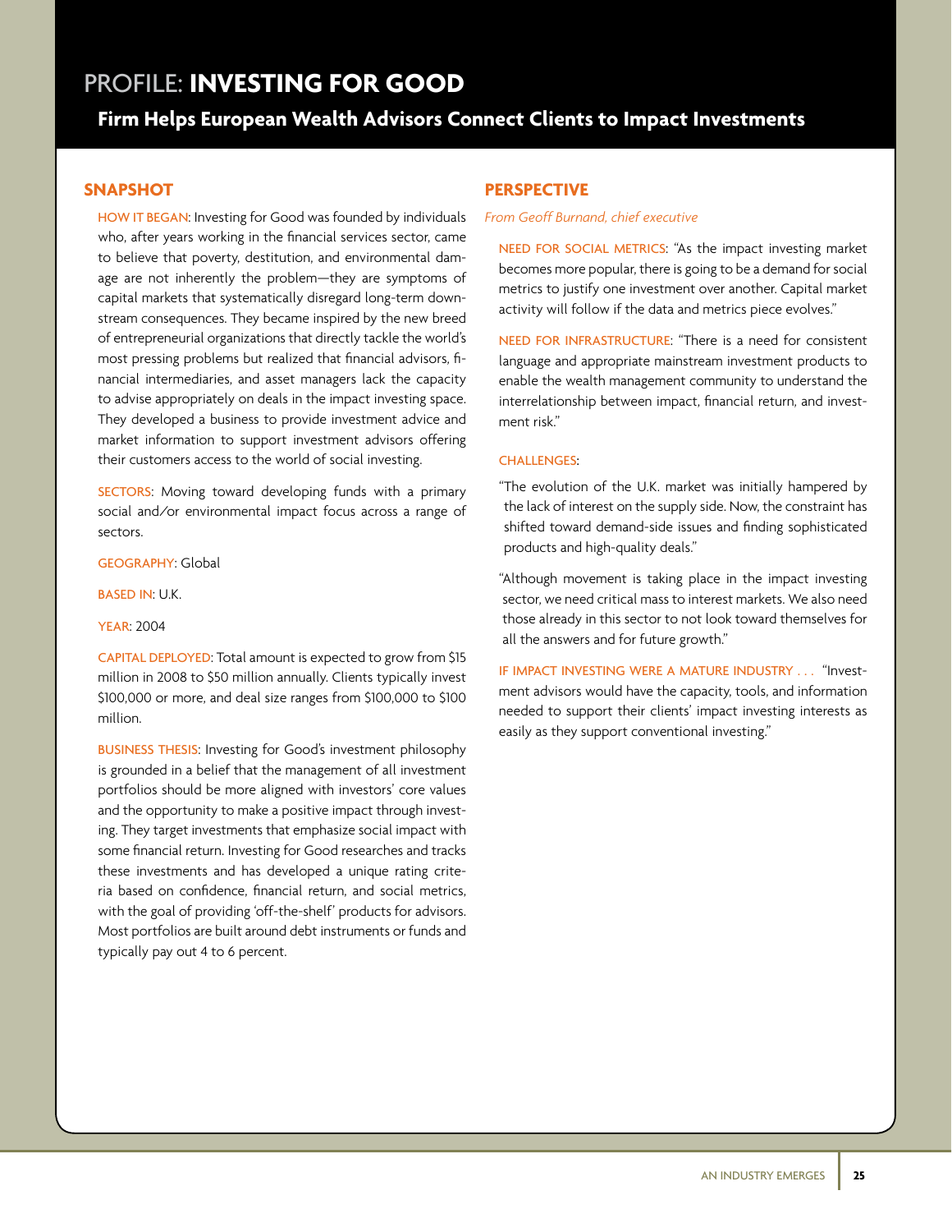# PROFILE: **INVESTING FOR GOOD**

## Firm Helps European Wealth Advisors Connect Clients to Impact Investments

### SNAPSHOT

HOW IT BEGAN: Investing for Good was founded by individuals who, after years working in the financial services sector, came to believe that poverty, destitution, and environmental damage are not inherently the problem—they are symptoms of capital markets that systematically disregard long-term downstream consequences. They became inspired by the new breed of entrepreneurial organizations that directly tackle the world's most pressing problems but realized that financial advisors, financial intermediaries, and asset managers lack the capacity to advise appropriately on deals in the impact investing space. They developed a business to provide investment advice and market information to support investment advisors offering their customers access to the world of social investing.

SECTORS: Moving toward developing funds with a primary social and/or environmental impact focus across a range of sectors.

GEOGRAPHY: Global

BASED IN: U.K.

YEAR: 2004

CAPITAL DEPLOYED: Total amount is expected to grow from $15 million in 2008 to $50 million annually. Clients typically invest $100,000 or more, and deal size ranges from $100,000 to $100 million.

BUSINESS THESIS: Investing for Good's investment philosophy is grounded in a belief that the management of all investment portfolios should be more aligned with investors' core values and the opportunity to make a positive impact through investing. They target investments that emphasize social impact with some financial return. Investing for Good researches and tracks these investments and has developed a unique rating criteria based on confidence, financial return, and social metrics, with the goal of providing 'off-the-shelf' products for advisors. Most portfolios are built around debt instruments or funds and typically pay out 4 to 6 percent.

### PERSPECTIVE

*From Geoff Burnand, chief executive*

NEED FOR SOCIAL METRICS: "As the impact investing market becomes more popular, there is going to be a demand for social metrics to justify one investment over another. Capital market activity will follow if the data and metrics piece evolves."

NEED FOR INFRASTRUCTURE: "There is a need for consistent language and appropriate mainstream investment products to enable the wealth management community to understand the interrelationship between impact, financial return, and investment risk."

CHALLENGES:

"The evolution of the U.K. market was initially hampered by the lack of interest on the supply side. Now, the constraint has shifted toward demand-side issues and finding sophisticated products and high-quality deals."

"Although movement is taking place in the impact investing sector, we need critical mass to interest markets. We also need those already in this sector to not look toward themselves for all the answers and for future growth."

IF IMPACT INVESTING WERE A MATURE INDUSTRY . . . "Investment advisors would have the capacity, tools, and information needed to support their clients' impact investing interests as easily as they support conventional investing."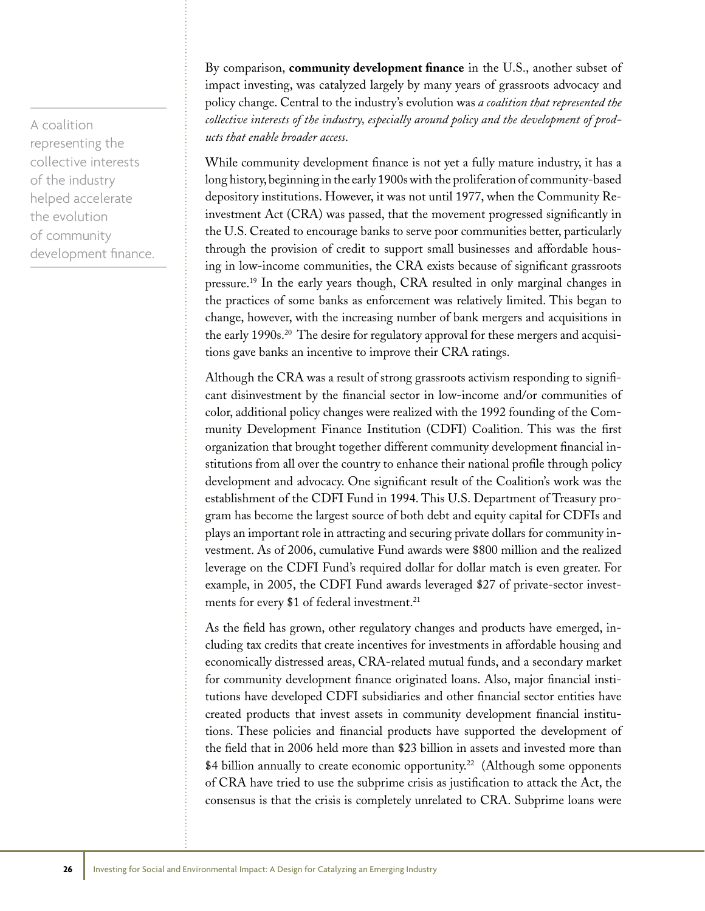A coalition representing the collective interests of the industry helped accelerate the evolution of community development finance.

By comparison, **community development finance** in the U.S., another subset of impact investing, was catalyzed largely by many years of grassroots advocacy and policy change. Central to the industry's evolution was *a coalition that represented the collective interests of the industry, especially around policy and the development of products that enable broader access*.

While community development finance is not yet a fully mature industry, it has a long history, beginning in the early 1900s with the proliferation of community-based depository institutions. However, it was not until 1977, when the Community Reinvestment Act (CRA) was passed, that the movement progressed significantly in the U.S. Created to encourage banks to serve poor communities better, particularly through the provision of credit to support small businesses and affordable housing in low-income communities, the CRA exists because of significant grassroots pressure.[19] In the early years though, CRA resulted in only marginal changes in the practices of some banks as enforcement was relatively limited. This began to change, however, with the increasing number of bank mergers and acquisitions in the early 1990s.[20] The desire for regulatory approval for these mergers and acquisitions gave banks an incentive to improve their CRA ratings.

Although the CRA was a result of strong grassroots activism responding to significant disinvestment by the financial sector in low-income and/or communities of color, additional policy changes were realized with the 1992 founding of the Community Development Finance Institution (CDFI) Coalition. This was the first organization that brought together different community development financial institutions from all over the country to enhance their national profile through policy development and advocacy. One significant result of the Coalition's work was the establishment of the CDFI Fund in 1994. This U.S. Department of Treasury program has become the largest source of both debt and equity capital for CDFIs and plays an important role in attracting and securing private dollars for community investment. As of 2006, cumulative Fund awards were $800 million and the realized leverage on the CDFI Fund's required dollar for dollar match is even greater. For example, in 2005, the CDFI Fund awards leveraged $27 of private-sector investments for every $1 of federal investment.[21]

As the field has grown, other regulatory changes and products have emerged, including tax credits that create incentives for investments in affordable housing and economically distressed areas, CRA-related mutual funds, and a secondary market for community development finance originated loans. Also, major financial institutions have developed CDFI subsidiaries and other financial sector entities have created products that invest assets in community development financial institutions. These policies and financial products have supported the development of the field that in 2006 held more than $23 billion in assets and invested more than $4 billion annually to create economic opportunity.[22] (Although some opponents of CRA have tried to use the subprime crisis as justification to attack the Act, the consensus is that the crisis is completely unrelated to CRA. Subprime loans were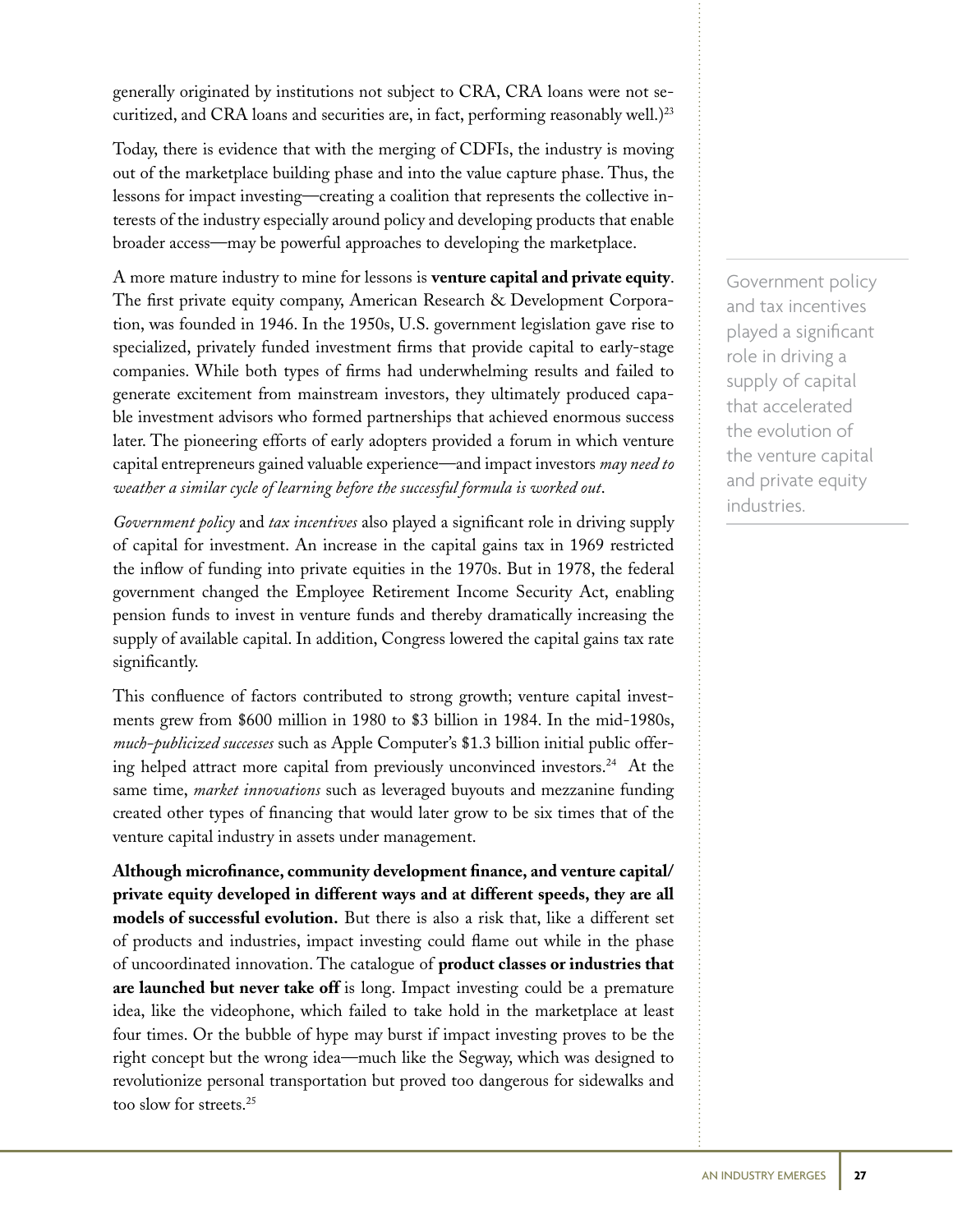generally originated by institutions not subject to CRA, CRA loans were not securitized, and CRA loans and securities are, in fact, performing reasonably well.)[23]

Today, there is evidence that with the merging of CDFIs, the industry is moving out of the marketplace building phase and into the value capture phase. Thus, the lessons for impact investing—creating a coalition that represents the collective interests of the industry especially around policy and developing products that enable broader access—may be powerful approaches to developing the marketplace.

A more mature industry to mine for lessons is **venture capital and private equity**. The first private equity company, American Research & Development Corporation, was founded in 1946. In the 1950s, U.S. government legislation gave rise to specialized, privately funded investment firms that provide capital to early-stage companies. While both types of firms had underwhelming results and failed to generate excitement from mainstream investors, they ultimately produced capable investment advisors who formed partnerships that achieved enormous success later. The pioneering efforts of early adopters provided a forum in which venture capital entrepreneurs gained valuable experience—and impact investors *may need to weather a similar cycle of learning before the successful formula is worked out*.

> Government policy and tax incentives played a significant role in driving a supply of capital that accelerated the evolution of the venture capital and private equity industries.

*Government policy* and *tax incentives* also played a significant role in driving supply of capital for investment. An increase in the capital gains tax in 1969 restricted the inflow of funding into private equities in the 1970s. But in 1978, the federal government changed the Employee Retirement Income Security Act, enabling pension funds to invest in venture funds and thereby dramatically increasing the supply of available capital. In addition, Congress lowered the capital gains tax rate significantly.

This confluence of factors contributed to strong growth; venture capital investments grew from $600 million in 1980 to $3 billion in 1984. In the mid-1980s, *much-publicized successes* such as Apple Computer's $1.3 billion initial public offering helped attract more capital from previously unconvinced investors.[24] At the same time, *market innovations* such as leveraged buyouts and mezzanine funding created other types of financing that would later grow to be six times that of the venture capital industry in assets under management.

**Although microfinance, community development finance, and venture capital/private equity developed in different ways and at different speeds, they are all models of successful evolution.** But there is also a risk that, like a different set of products and industries, impact investing could flame out while in the phase of uncoordinated innovation. The catalogue of **product classes or industries that are launched but never take off** is long. Impact investing could be a premature idea, like the videophone, which failed to take hold in the marketplace at least four times. Or the bubble of hype may burst if impact investing proves to be the right concept but the wrong idea—much like the Segway, which was designed to revolutionize personal transportation but proved too dangerous for sidewalks and too slow for streets.[25]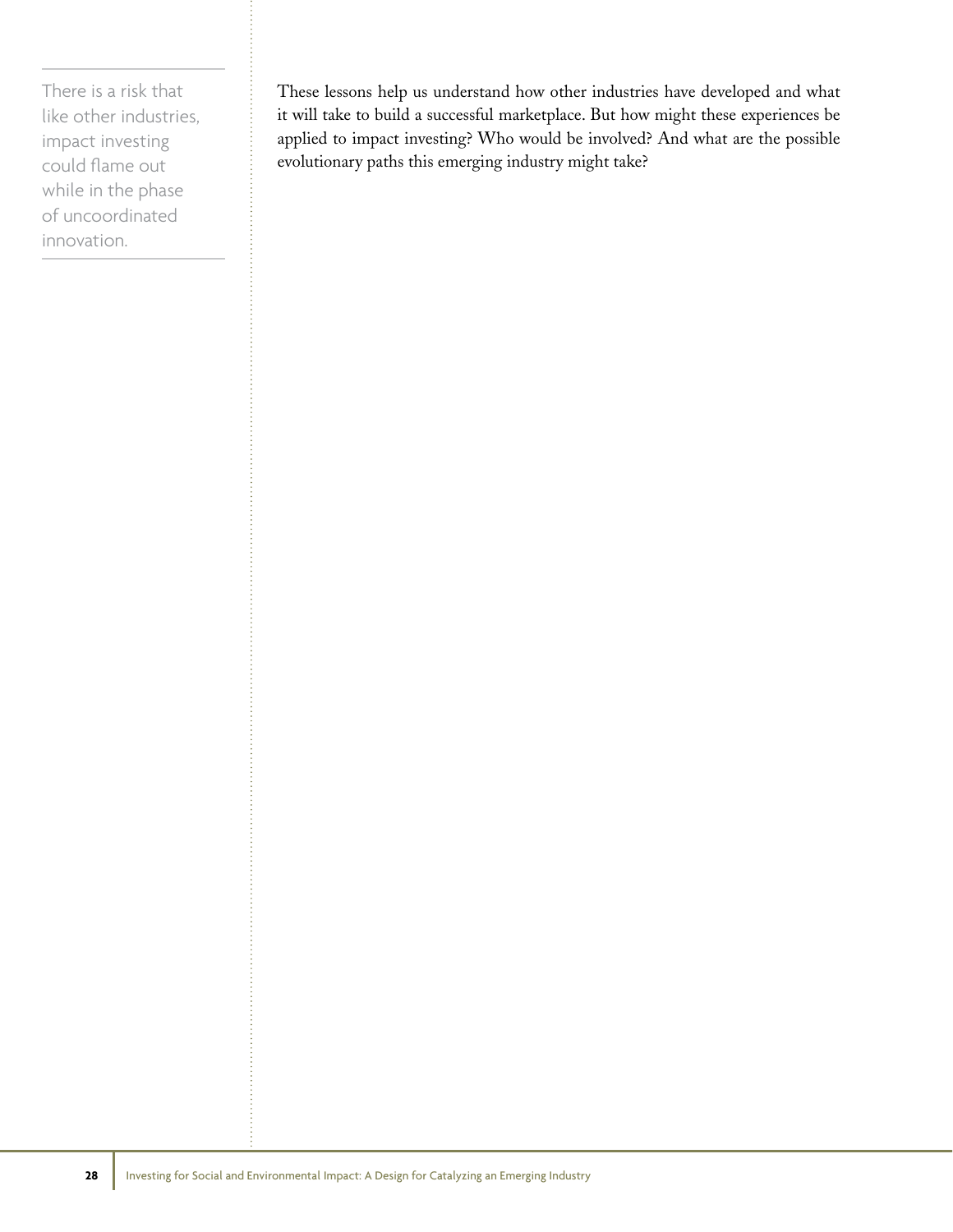> There is a risk that like other industries, impact investing could flame out while in the phase of uncoordinated innovation.

These lessons help us understand how other industries have developed and what it will take to build a successful marketplace. But how might these experiences be applied to impact investing? Who would be involved? And what are the possible evolutionary paths this emerging industry might take?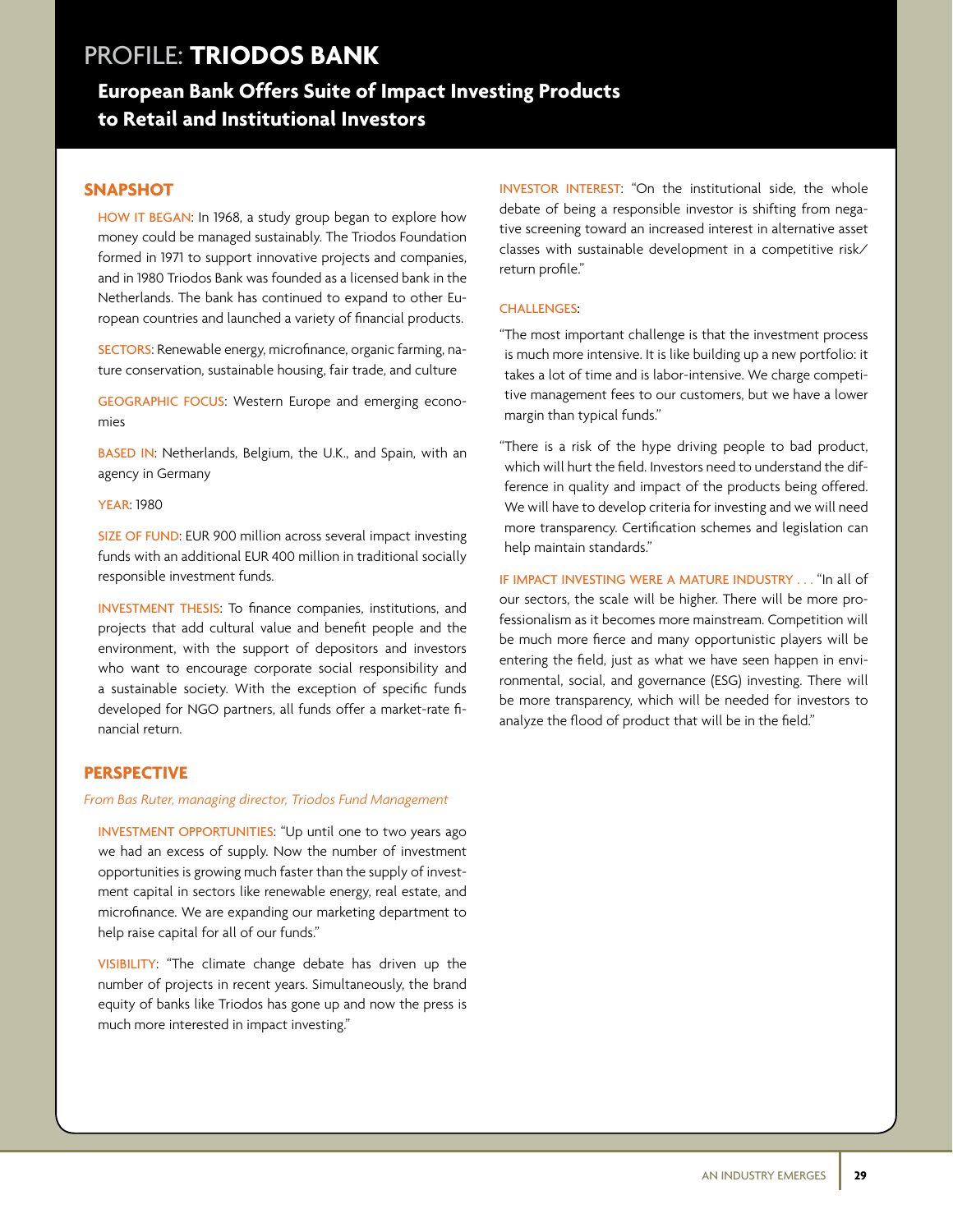# PROFILE: **TRIODOS BANK**

## European Bank Offers Suite of Impact Investing Products to Retail and Institutional Investors

### SNAPSHOT

HOW IT BEGAN: In 1968, a study group began to explore how money could be managed sustainably. The Triodos Foundation formed in 1971 to support innovative projects and companies, and in 1980 Triodos Bank was founded as a licensed bank in the Netherlands. The bank has continued to expand to other European countries and launched a variety of financial products.

SECTORS: Renewable energy, microfinance, organic farming, nature conservation, sustainable housing, fair trade, and culture

GEOGRAPHIC FOCUS: Western Europe and emerging economies

BASED IN: Netherlands, Belgium, the U.K., and Spain, with an agency in Germany

YEAR: 1980

SIZE OF FUND: EUR 900 million across several impact investing funds with an additional EUR 400 million in traditional socially responsible investment funds.

INVESTMENT THESIS: To finance companies, institutions, and projects that add cultural value and benefit people and the environment, with the support of depositors and investors who want to encourage corporate social responsibility and a sustainable society. With the exception of specific funds developed for NGO partners, all funds offer a market-rate financial return.

### PERSPECTIVE

*From Bas Ruter, managing director, Triodos Fund Management*

INVESTMENT OPPORTUNITIES: "Up until one to two years ago we had an excess of supply. Now the number of investment opportunities is growing much faster than the supply of investment capital in sectors like renewable energy, real estate, and microfinance. We are expanding our marketing department to help raise capital for all of our funds."

VISIBILITY: "The climate change debate has driven up the number of projects in recent years. Simultaneously, the brand equity of banks like Triodos has gone up and now the press is much more interested in impact investing."

INVESTOR INTEREST: "On the institutional side, the whole debate of being a responsible investor is shifting from negative screening toward an increased interest in alternative asset classes with sustainable development in a competitive risk/return profile."

CHALLENGES:

"The most important challenge is that the investment process is much more intensive. It is like building up a new portfolio: it takes a lot of time and is labor-intensive. We charge competitive management fees to our customers, but we have a lower margin than typical funds."

"There is a risk of the hype driving people to bad product, which will hurt the field. Investors need to understand the difference in quality and impact of the products being offered. We will have to develop criteria for investing and we will need more transparency. Certification schemes and legislation can help maintain standards."

IF IMPACT INVESTING WERE A MATURE INDUSTRY . . . "In all of our sectors, the scale will be higher. There will be more professionalism as it becomes more mainstream. Competition will be much more fierce and many opportunistic players will be entering the field, just as what we have seen happen in environmental, social, and governance (ESG) investing. There will be more transparency, which will be needed for investors to analyze the flood of product that will be in the field."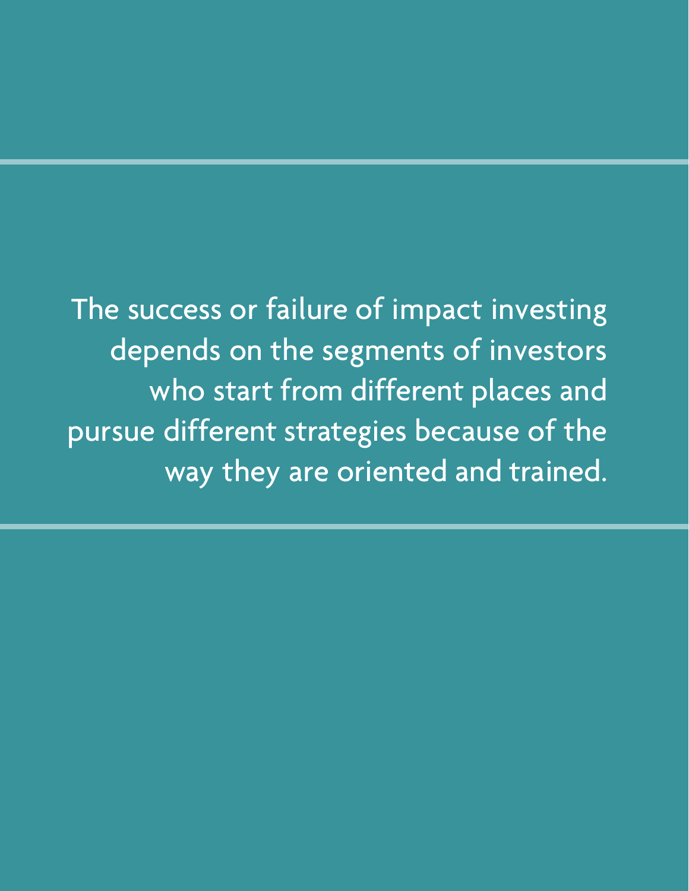The success or failure of impact investing depends on the segments of investors who start from different places and pursue different strategies because of the way they are oriented and trained.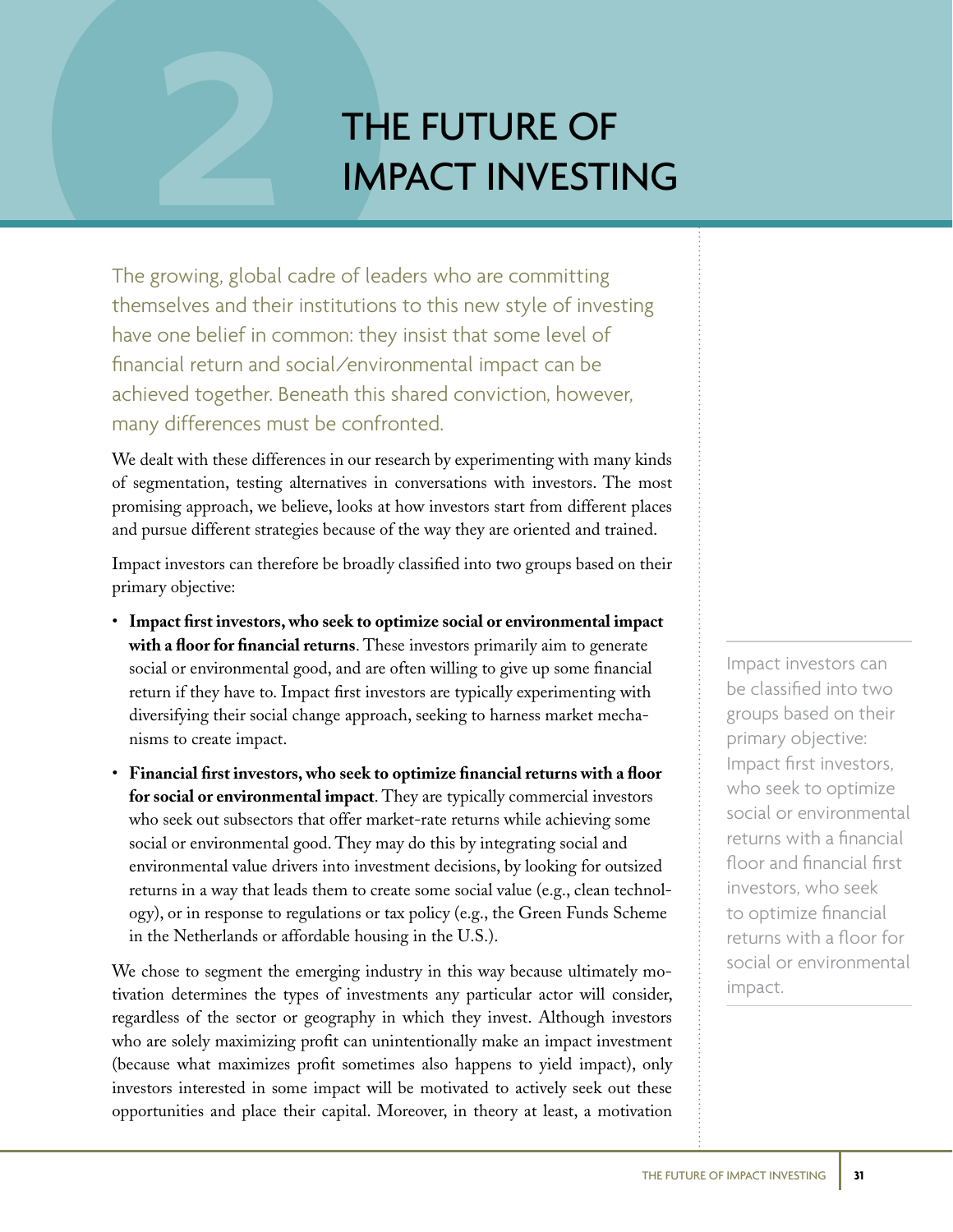# 2 THE FUTURE OF IMPACT INVESTING

The growing, global cadre of leaders who are committing themselves and their institutions to this new style of investing have one belief in common: they insist that some level of financial return and social/environmental impact can be achieved together. Beneath this shared conviction, however, many differences must be confronted.

We dealt with these differences in our research by experimenting with many kinds of segmentation, testing alternatives in conversations with investors. The most promising approach, we believe, looks at how investors start from different places and pursue different strategies because of the way they are oriented and trained.

Impact investors can therefore be broadly classified into two groups based on their primary objective:

- **Impact first investors, who seek to optimize social or environmental impact with a floor for financial returns**. These investors primarily aim to generate social or environmental good, and are often willing to give up some financial return if they have to. Impact first investors are typically experimenting with diversifying their social change approach, seeking to harness market mechanisms to create impact.
- **Financial first investors, who seek to optimize financial returns with a floor for social or environmental impact**. They are typically commercial investors who seek out subsectors that offer market-rate returns while achieving some social or environmental good. They may do this by integrating social and environmental value drivers into investment decisions, by looking for outsized returns in a way that leads them to create some social value (e.g., clean technology), or in response to regulations or tax policy (e.g., the Green Funds Scheme in the Netherlands or affordable housing in the U.S.).

> Impact investors can be classified into two groups based on their primary objective: Impact first investors, who seek to optimize social or environmental returns with a financial floor and financial first investors, who seek to optimize financial returns with a floor for social or environmental impact.

We chose to segment the emerging industry in this way because ultimately motivation determines the types of investments any particular actor will consider, regardless of the sector or geography in which they invest. Although investors who are solely maximizing profit can unintentionally make an impact investment (because what maximizes profit sometimes also happens to yield impact), only investors interested in some impact will be motivated to actively seek out these opportunities and place their capital. Moreover, in theory at least, a motivation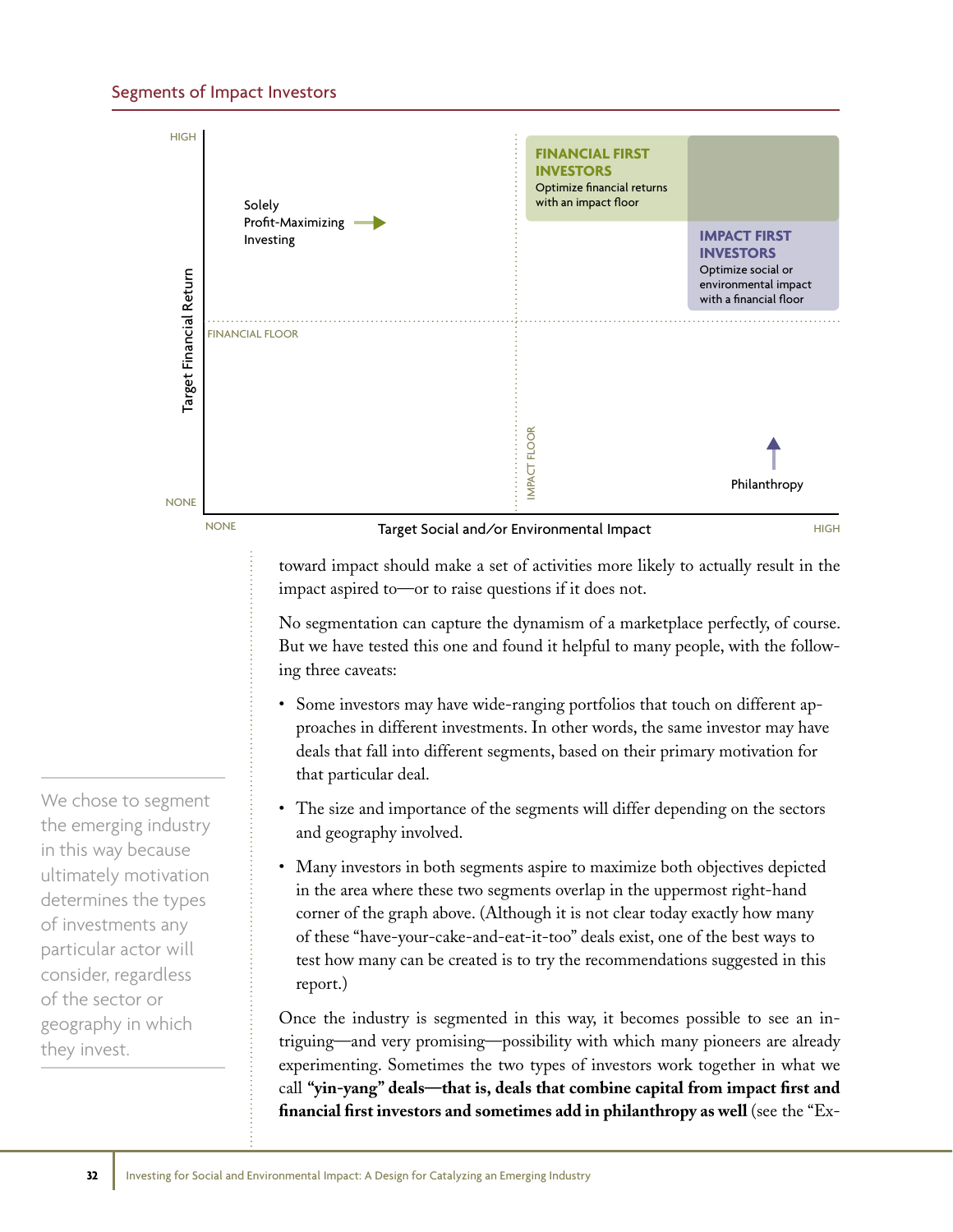## Segments of Impact Investors

HIGH

Target Financial Return

NONE

Solely Profit-Maximizing Investing →

FINANCIAL FLOOR

IMPACT FLOOR

**FINANCIAL FIRST INVESTORS**
Optimize financial returns with an impact floor

**IMPACT FIRST INVESTORS**
Optimize social or environmental impact with a financial floor

↑ Philanthropy

NONE — Target Social and/or Environmental Impact — HIGH

toward impact should make a set of activities more likely to actually result in the impact aspired to—or to raise questions if it does not.

No segmentation can capture the dynamism of a marketplace perfectly, of course. But we have tested this one and found it helpful to many people, with the following three caveats:

- Some investors may have wide-ranging portfolios that touch on different approaches in different investments. In other words, the same investor may have deals that fall into different segments, based on their primary motivation for that particular deal.
- The size and importance of the segments will differ depending on the sectors and geography involved.
- Many investors in both segments aspire to maximize both objectives depicted in the area where these two segments overlap in the uppermost right-hand corner of the graph above. (Although it is not clear today exactly how many of these "have-your-cake-and-eat-it-too" deals exist, one of the best ways to test how many can be created is to try the recommendations suggested in this report.)

> We chose to segment the emerging industry in this way because ultimately motivation determines the types of investments any particular actor will consider, regardless of the sector or geography in which they invest.

Once the industry is segmented in this way, it becomes possible to see an intriguing—and very promising—possibility with which many pioneers are already experimenting. Sometimes the two types of investors work together in what we call **"yin-yang" deals—that is, deals that combine capital from impact first and financial first investors and sometimes add in philanthropy as well** (see the "Ex-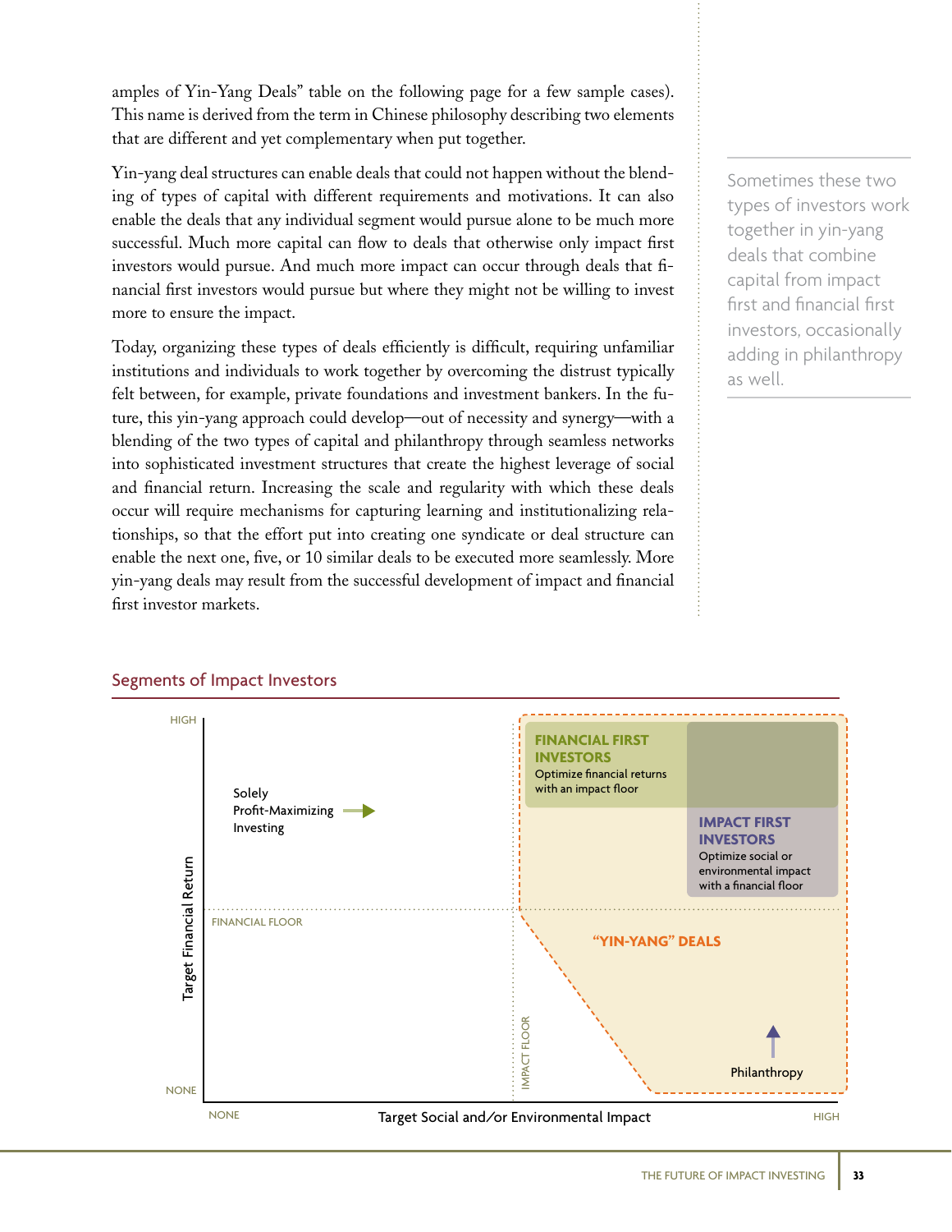amples of Yin-Yang Deals" table on the following page for a few sample cases). This name is derived from the term in Chinese philosophy describing two elements that are different and yet complementary when put together.

Yin-yang deal structures can enable deals that could not happen without the blending of types of capital with different requirements and motivations. It can also enable the deals that any individual segment would pursue alone to be much more successful. Much more capital can flow to deals that otherwise only impact first investors would pursue. And much more impact can occur through deals that financial first investors would pursue but where they might not be willing to invest more to ensure the impact.

Today, organizing these types of deals efficiently is difficult, requiring unfamiliar institutions and individuals to work together by overcoming the distrust typically felt between, for example, private foundations and investment bankers. In the future, this yin-yang approach could develop—out of necessity and synergy—with a blending of the two types of capital and philanthropy through seamless networks into sophisticated investment structures that create the highest leverage of social and financial return. Increasing the scale and regularity with which these deals occur will require mechanisms for capturing learning and institutionalizing relationships, so that the effort put into creating one syndicate or deal structure can enable the next one, five, or 10 similar deals to be executed more seamlessly. More yin-yang deals may result from the successful development of impact and financial first investor markets.

> Sometimes these two types of investors work together in yin-yang deals that combine capital from impact first and financial first investors, occasionally adding in philanthropy as well.

## Segments of Impact Investors

Target Financial Return (NONE – HIGH) vs. Target Social and/or Environmental Impact (NONE – HIGH)

- Solely Profit-Maximizing Investing
- FINANCIAL FLOOR
- IMPACT FLOOR
- **FINANCIAL FIRST INVESTORS** Optimize financial returns with an impact floor
- **IMPACT FIRST INVESTORS** Optimize social or environmental impact with a financial floor
- **"YIN-YANG" DEALS**
- Philanthropy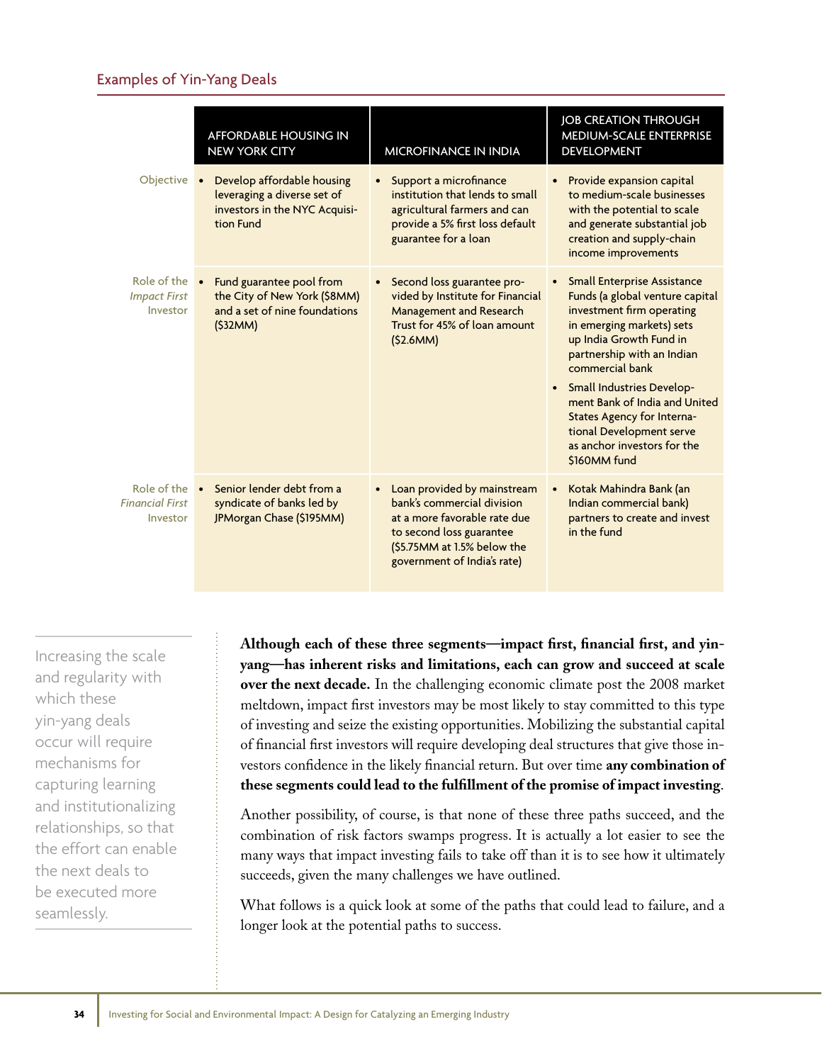## Examples of Yin-Yang Deals

| | AFFORDABLE HOUSING IN NEW YORK CITY | MICROFINANCE IN INDIA | JOB CREATION THROUGH MEDIUM-SCALE ENTERPRISE DEVELOPMENT |
|---|---|---|---|
| Objective | • Develop affordable housing leveraging a diverse set of investors in the NYC Acquisition Fund | • Support a microfinance institution that lends to small agricultural farmers and can provide a 5% first loss default guarantee for a loan | • Provide expansion capital to medium-scale businesses with the potential to scale and generate substantial job creation and supply-chain income improvements |
| Role of the *Impact First* Investor | • Fund guarantee pool from the City of New York ($8MM) and a set of nine foundations ($32MM) | • Second loss guarantee provided by Institute for Financial Management and Research Trust for 45% of loan amount ($2.6MM) | • Small Enterprise Assistance Funds (a global venture capital investment firm operating in emerging markets) sets up India Growth Fund in partnership with an Indian commercial bank<br>• Small Industries Development Bank of India and United States Agency for International Development serve as anchor investors for the $160MM fund |
| Role of the *Financial First* Investor | • Senior lender debt from a syndicate of banks led by JPMorgan Chase ($195MM) | • Loan provided by mainstream bank's commercial division at a more favorable rate due to second loss guarantee ($5.75MM at 1.5% below the government of India's rate) | • Kotak Mahindra Bank (an Indian commercial bank) partners to create and invest in the fund |

> Increasing the scale and regularity with which these yin-yang deals occur will require mechanisms for capturing learning and institutionalizing relationships, so that the effort can enable the next deals to be executed more seamlessly.

**Although each of these three segments—impact first, financial first, and yin-yang—has inherent risks and limitations, each can grow and succeed at scale over the next decade.** In the challenging economic climate post the 2008 market meltdown, impact first investors may be most likely to stay committed to this type of investing and seize the existing opportunities. Mobilizing the substantial capital of financial first investors will require developing deal structures that give those investors confidence in the likely financial return. But over time **any combination of these segments could lead to the fulfillment of the promise of impact investing**.

Another possibility, of course, is that none of these three paths succeed, and the combination of risk factors swamps progress. It is actually a lot easier to see the many ways that impact investing fails to take off than it is to see how it ultimately succeeds, given the many challenges we have outlined.

What follows is a quick look at some of the paths that could lead to failure, and a longer look at the potential paths to success.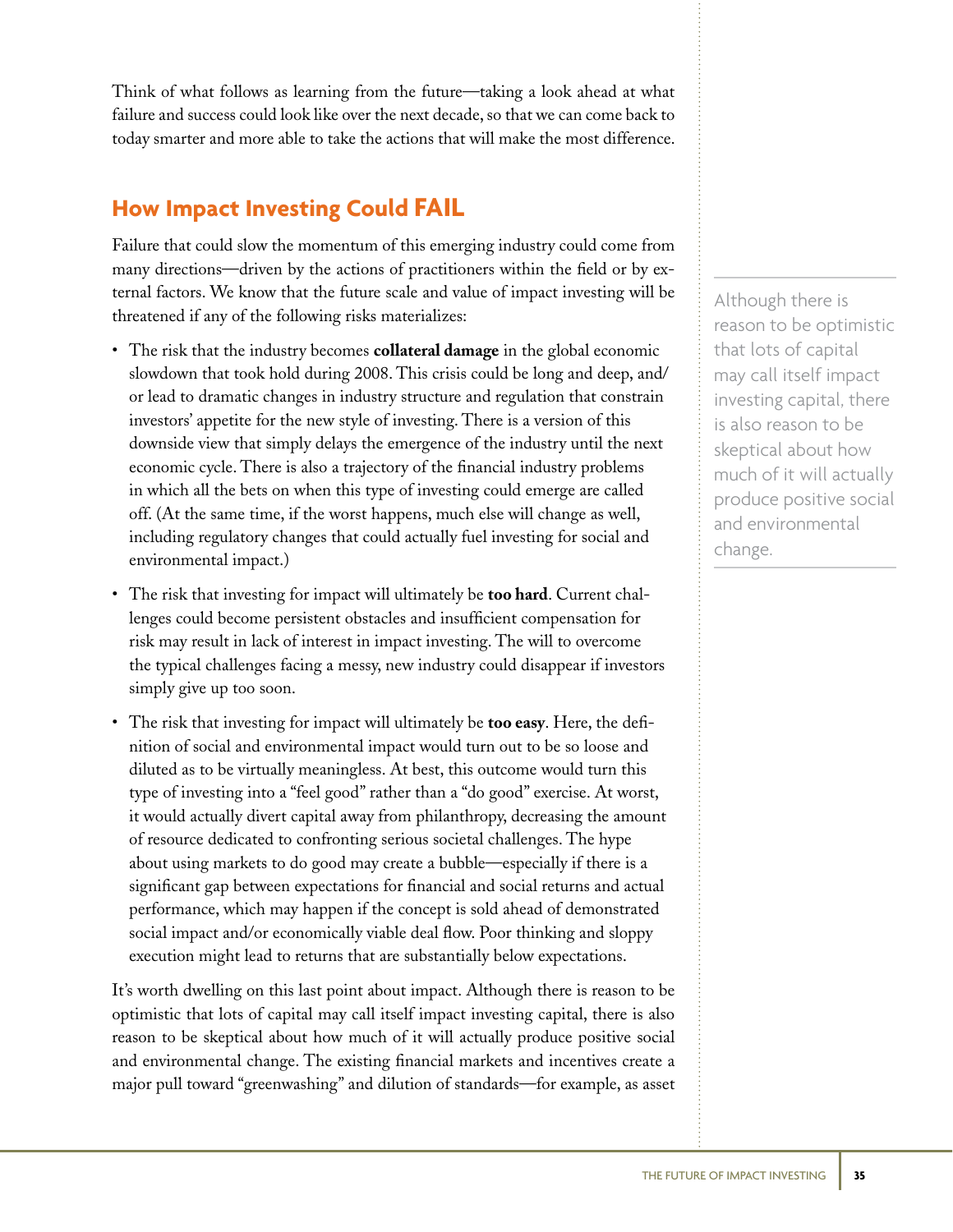Think of what follows as learning from the future—taking a look ahead at what failure and success could look like over the next decade, so that we can come back to today smarter and more able to take the actions that will make the most difference.

## How Impact Investing Could FAIL

Failure that could slow the momentum of this emerging industry could come from many directions—driven by the actions of practitioners within the field or by external factors. We know that the future scale and value of impact investing will be threatened if any of the following risks materializes:

- The risk that the industry becomes **collateral damage** in the global economic slowdown that took hold during 2008. This crisis could be long and deep, and/or lead to dramatic changes in industry structure and regulation that constrain investors' appetite for the new style of investing. There is a version of this downside view that simply delays the emergence of the industry until the next economic cycle. There is also a trajectory of the financial industry problems in which all the bets on when this type of investing could emerge are called off. (At the same time, if the worst happens, much else will change as well, including regulatory changes that could actually fuel investing for social and environmental impact.)
- The risk that investing for impact will ultimately be **too hard**. Current challenges could become persistent obstacles and insufficient compensation for risk may result in lack of interest in impact investing. The will to overcome the typical challenges facing a messy, new industry could disappear if investors simply give up too soon.
- The risk that investing for impact will ultimately be **too easy**. Here, the definition of social and environmental impact would turn out to be so loose and diluted as to be virtually meaningless. At best, this outcome would turn this type of investing into a "feel good" rather than a "do good" exercise. At worst, it would actually divert capital away from philanthropy, decreasing the amount of resource dedicated to confronting serious societal challenges. The hype about using markets to do good may create a bubble—especially if there is a significant gap between expectations for financial and social returns and actual performance, which may happen if the concept is sold ahead of demonstrated social impact and/or economically viable deal flow. Poor thinking and sloppy execution might lead to returns that are substantially below expectations.

It's worth dwelling on this last point about impact. Although there is reason to be optimistic that lots of capital may call itself impact investing capital, there is also reason to be skeptical about how much of it will actually produce positive social and environmental change. The existing financial markets and incentives create a major pull toward "greenwashing" and dilution of standards—for example, as asset

> Although there is reason to be optimistic that lots of capital may call itself impact investing capital, there is also reason to be skeptical about how much of it will actually produce positive social and environmental change.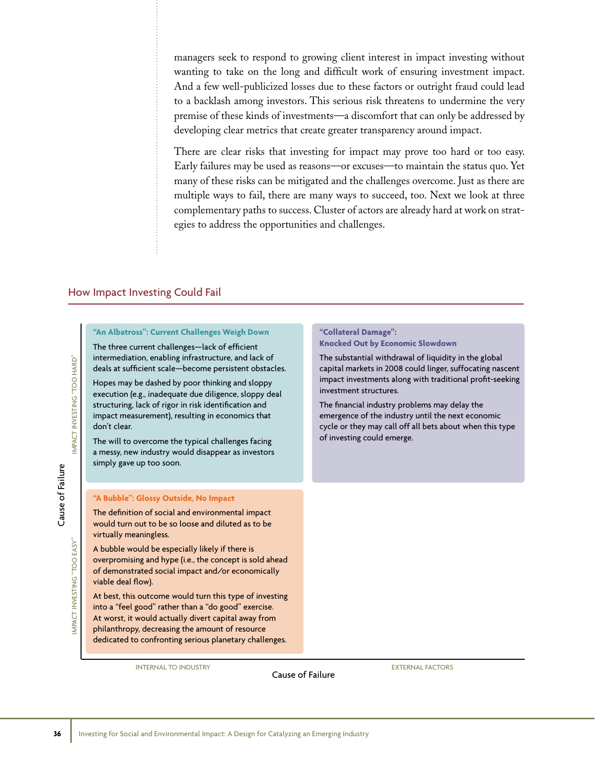managers seek to respond to growing client interest in impact investing without wanting to take on the long and difficult work of ensuring investment impact. And a few well-publicized losses due to these factors or outright fraud could lead to a backlash among investors. This serious risk threatens to undermine the very premise of these kinds of investments—a discomfort that can only be addressed by developing clear metrics that create greater transparency around impact.

There are clear risks that investing for impact may prove too hard or too easy. Early failures may be used as reasons—or excuses—to maintain the status quo. Yet many of these risks can be mitigated and the challenges overcome. Just as there are multiple ways to fail, there are many ways to succeed, too. Next we look at three complementary paths to success. Cluster of actors are already hard at work on strategies to address the opportunities and challenges.

## How Impact Investing Could Fail

| Cause of Failure | INTERNAL TO INDUSTRY | EXTERNAL FACTORS |
|---|---|---|
| IMPACT INVESTING "TOO HARD" | **"An Albatross": Current Challenges Weigh Down**<br><br>The three current challenges—lack of efficient intermediation, enabling infrastructure, and lack of deals at sufficient scale—become persistent obstacles.<br><br>Hopes may be dashed by poor thinking and sloppy execution (e.g., inadequate due diligence, sloppy deal structuring, lack of rigor in risk identification and impact measurement), resulting in economics that don't clear.<br><br>The will to overcome the typical challenges facing a messy, new industry would disappear as investors simply gave up too soon. | **"Collateral Damage": Knocked Out by Economic Slowdown**<br><br>The substantial withdrawal of liquidity in the global capital markets in 2008 could linger, suffocating nascent impact investments along with traditional profit-seeking investment structures.<br><br>The financial industry problems may delay the emergence of the industry until the next economic cycle or they may call off all bets about when this type of investing could emerge. |
| IMPACT INVESTING "TOO EASY" | **"A Bubble": Glossy Outside, No Impact**<br><br>The definition of social and environmental impact would turn out to be so loose and diluted as to be virtually meaningless.<br><br>A bubble would be especially likely if there is overpromising and hype (i.e., the concept is sold ahead of demonstrated social impact and/or economically viable deal flow).<br><br>At best, this outcome would turn this type of investing into a "feel good" rather than a "do good" exercise. At worst, it would actually divert capital away from philanthropy, decreasing the amount of resource dedicated to confronting serious planetary challenges. | |

Cause of Failure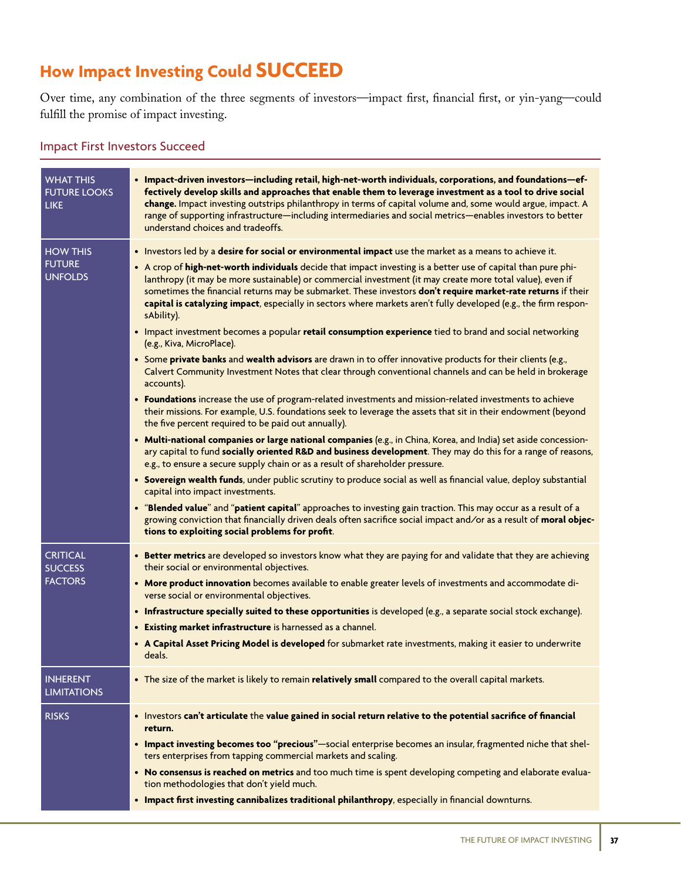## How Impact Investing Could SUCCEED

Over time, any combination of the three segments of investors—impact first, financial first, or yin-yang—could fulfill the promise of impact investing.

### Impact First Investors Succeed

| | |
|---|---|
| WHAT THIS FUTURE LOOKS LIKE | • **Impact-driven investors—including retail, high-net-worth individuals, corporations, and foundations—effectively develop skills and approaches that enable them to leverage investment as a tool to drive social change.** Impact investing outstrips philanthropy in terms of capital volume and, some would argue, impact. A range of supporting infrastructure—including intermediaries and social metrics—enables investors to better understand choices and tradeoffs. |
| HOW THIS FUTURE UNFOLDS | • Investors led by a **desire for social or environmental impact** use the market as a means to achieve it.<br>• A crop of **high-net-worth individuals** decide that impact investing is a better use of capital than pure philanthropy (it may be more sustainable) or commercial investment (it may create more total value), even if sometimes the financial returns may be submarket. These investors **don't require market-rate returns** if their **capital is catalyzing impact**, especially in sectors where markets aren't fully developed (e.g., the firm responsAbility).<br>• Impact investment becomes a popular **retail consumption experience** tied to brand and social networking (e.g., Kiva, MicroPlace).<br>• Some **private banks** and **wealth advisors** are drawn in to offer innovative products for their clients (e.g., Calvert Community Investment Notes that clear through conventional channels and can be held in brokerage accounts).<br>• **Foundations** increase the use of program-related investments and mission-related investments to achieve their missions. For example, U.S. foundations seek to leverage the assets that sit in their endowment (beyond the five percent required to be paid out annually).<br>• **Multi-national companies or large national companies** (e.g., in China, Korea, and India) set aside concessionary capital to fund **socially oriented R&D and business development**. They may do this for a range of reasons, e.g., to ensure a secure supply chain or as a result of shareholder pressure.<br>• **Sovereign wealth funds**, under public scrutiny to produce social as well as financial value, deploy substantial capital into impact investments.<br>• "**Blended value**" and "**patient capital**" approaches to investing gain traction. This may occur as a result of a growing conviction that financially driven deals often sacrifice social impact and/or as a result of **moral objections to exploiting social problems for profit**. |
| CRITICAL SUCCESS FACTORS | • **Better metrics** are developed so investors know what they are paying for and validate that they are achieving their social or environmental objectives.<br>• **More product innovation** becomes available to enable greater levels of investments and accommodate diverse social or environmental objectives.<br>• **Infrastructure specially suited to these opportunities** is developed (e.g., a separate social stock exchange).<br>• **Existing market infrastructure** is harnessed as a channel.<br>• **A Capital Asset Pricing Model is developed** for submarket rate investments, making it easier to underwrite deals. |
| INHERENT LIMITATIONS | • The size of the market is likely to remain **relatively small** compared to the overall capital markets. |
| RISKS | • Investors **can't articulate** the **value gained in social return relative to the potential sacrifice of financial return.**<br>• **Impact investing becomes too "precious"**—social enterprise becomes an insular, fragmented niche that shelters enterprises from tapping commercial markets and scaling.<br>• **No consensus is reached on metrics** and too much time is spent developing competing and elaborate evaluation methodologies that don't yield much.<br>• **Impact first investing cannibalizes traditional philanthropy**, especially in financial downturns. |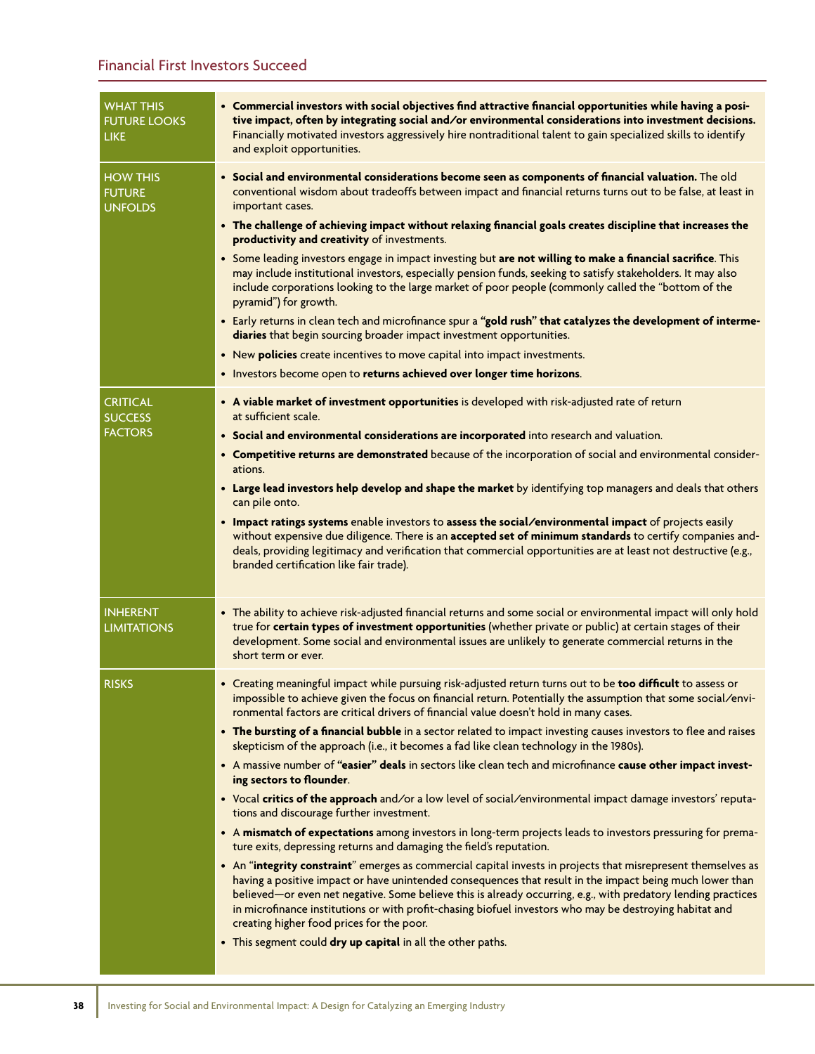## Financial First Investors Succeed

| | |
|---|---|
| WHAT THIS FUTURE LOOKS LIKE | • **Commercial investors with social objectives find attractive financial opportunities while having a positive impact, often by integrating social and/or environmental considerations into investment decisions.** Financially motivated investors aggressively hire nontraditional talent to gain specialized skills to identify and exploit opportunities. |
| HOW THIS FUTURE UNFOLDS | • **Social and environmental considerations become seen as components of financial valuation.** The old conventional wisdom about tradeoffs between impact and financial returns turns out to be false, at least in important cases.<br>• **The challenge of achieving impact without relaxing financial goals creates discipline that increases the productivity and creativity** of investments.<br>• Some leading investors engage in impact investing but **are not willing to make a financial sacrifice**. This may include institutional investors, especially pension funds, seeking to satisfy stakeholders. It may also include corporations looking to the large market of poor people (commonly called the "bottom of the pyramid") for growth.<br>• Early returns in clean tech and microfinance spur a **"gold rush" that catalyzes the development of intermediaries** that begin sourcing broader impact investment opportunities.<br>• New **policies** create incentives to move capital into impact investments.<br>• Investors become open to **returns achieved over longer time horizons**. |
| CRITICAL SUCCESS FACTORS | • **A viable market of investment opportunities** is developed with risk-adjusted rate of return at sufficient scale.<br>• **Social and environmental considerations are incorporated** into research and valuation.<br>• **Competitive returns are demonstrated** because of the incorporation of social and environmental considerations.<br>• **Large lead investors help develop and shape the market** by identifying top managers and deals that others can pile onto.<br>• **Impact ratings systems** enable investors to **assess the social/environmental impact** of projects easily without expensive due diligence. There is an **accepted set of minimum standards** to certify companies and deals, providing legitimacy and verification that commercial opportunities are at least not destructive (e.g., branded certification like fair trade). |
| INHERENT LIMITATIONS | • The ability to achieve risk-adjusted financial returns and some social or environmental impact will only hold true for **certain types of investment opportunities** (whether private or public) at certain stages of their development. Some social and environmental issues are unlikely to generate commercial returns in the short term or ever. |
| RISKS | • Creating meaningful impact while pursuing risk-adjusted return turns out to be **too difficult** to assess or impossible to achieve given the focus on financial return. Potentially the assumption that some social/environmental factors are critical drivers of financial value doesn't hold in many cases.<br>• **The bursting of a financial bubble** in a sector related to impact investing causes investors to flee and raises skepticism of the approach (i.e., it becomes a fad like clean technology in the 1980s).<br>• A massive number of **"easier" deals** in sectors like clean tech and microfinance **cause other impact investing sectors to flounder**.<br>• Vocal **critics of the approach** and/or a low level of social/environmental impact damage investors' reputations and discourage further investment.<br>• A **mismatch of expectations** among investors in long-term projects leads to investors pressuring for premature exits, depressing returns and damaging the field's reputation.<br>• An "**integrity constraint**" emerges as commercial capital invests in projects that misrepresent themselves as having a positive impact or have unintended consequences that result in the impact being much lower than believed—or even net negative. Some believe this is already occurring, e.g., with predatory lending practices in microfinance institutions or with profit-chasing biofuel investors who may be destroying habitat and creating higher food prices for the poor.<br>• This segment could **dry up capital** in all the other paths. |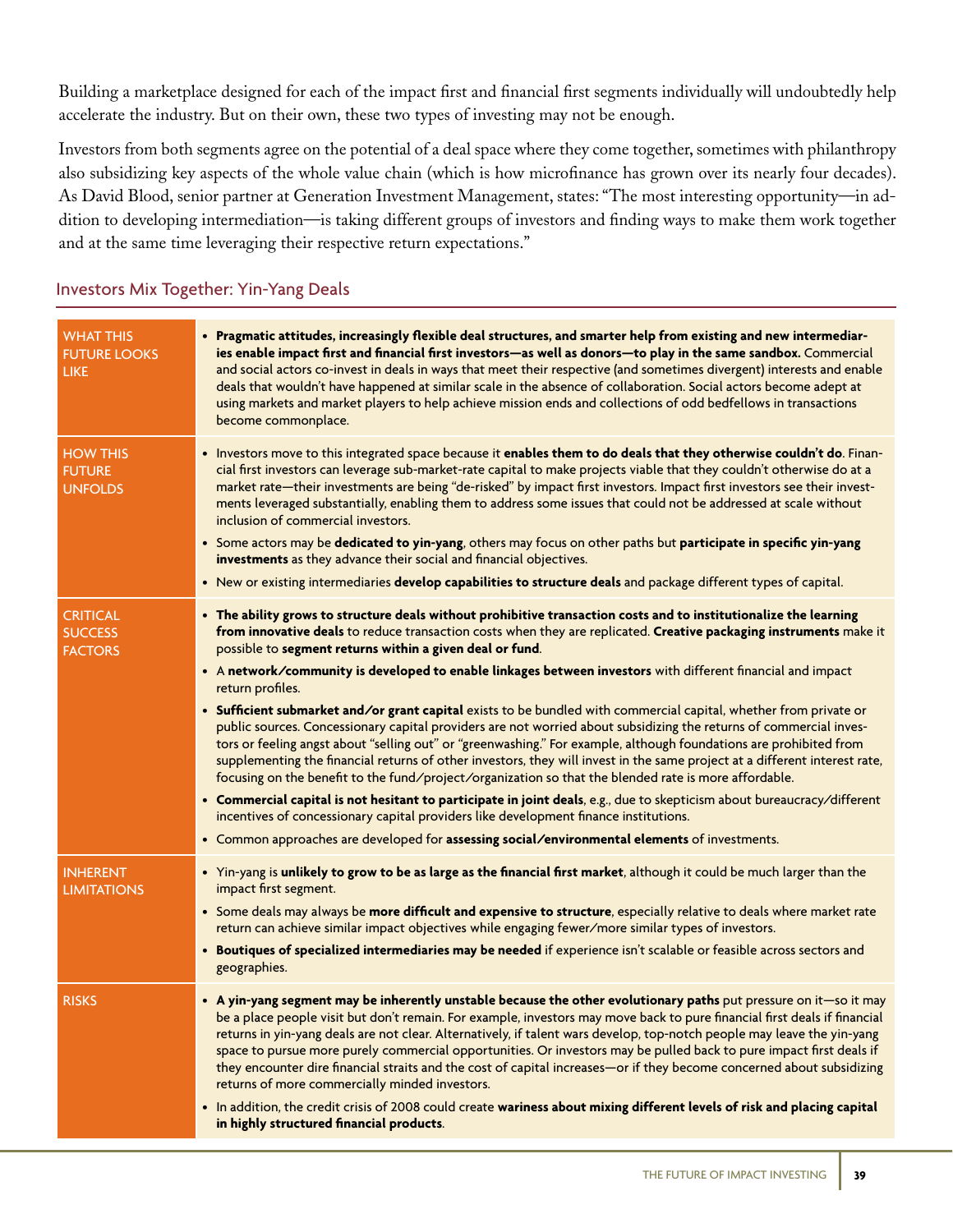Building a marketplace designed for each of the impact first and financial first segments individually will undoubtedly help accelerate the industry. But on their own, these two types of investing may not be enough.

Investors from both segments agree on the potential of a deal space where they come together, sometimes with philanthropy also subsidizing key aspects of the whole value chain (which is how microfinance has grown over its nearly four decades). As David Blood, senior partner at Generation Investment Management, states: "The most interesting opportunity—in addition to developing intermediation—is taking different groups of investors and finding ways to make them work together and at the same time leveraging their respective return expectations."

## Investors Mix Together: Yin-Yang Deals

| | |
|---|---|
| WHAT THIS FUTURE LOOKS LIKE | • **Pragmatic attitudes, increasingly flexible deal structures, and smarter help from existing and new intermediaries enable impact first and financial first investors—as well as donors—to play in the same sandbox.** Commercial and social actors co-invest in deals in ways that meet their respective (and sometimes divergent) interests and enable deals that wouldn't have happened at similar scale in the absence of collaboration. Social actors become adept at using markets and market players to help achieve mission ends and collections of odd bedfellows in transactions become commonplace. |
| HOW THIS FUTURE UNFOLDS | • Investors move to this integrated space because it **enables them to do deals that they otherwise couldn't do**. Financial first investors can leverage sub-market-rate capital to make projects viable that they couldn't otherwise do at a market rate—their investments are being "de-risked" by impact first investors. Impact first investors see their investments leveraged substantially, enabling them to address some issues that could not be addressed at scale without inclusion of commercial investors.<br>• Some actors may be **dedicated to yin-yang**, others may focus on other paths but **participate in specific yin-yang investments** as they advance their social and financial objectives.<br>• New or existing intermediaries **develop capabilities to structure deals** and package different types of capital. |
| CRITICAL SUCCESS FACTORS | • **The ability grows to structure deals without prohibitive transaction costs and to institutionalize the learning from innovative deals** to reduce transaction costs when they are replicated. **Creative packaging instruments** make it possible to **segment returns within a given deal or fund**.<br>• A **network/community is developed to enable linkages between investors** with different financial and impact return profiles.<br>• **Sufficient submarket and/or grant capital** exists to be bundled with commercial capital, whether from private or public sources. Concessionary capital providers are not worried about subsidizing the returns of commercial investors or feeling angst about "selling out" or "greenwashing." For example, although foundations are prohibited from supplementing the financial returns of other investors, they will invest in the same project at a different interest rate, focusing on the benefit to the fund/project/organization so that the blended rate is more affordable.<br>• **Commercial capital is not hesitant to participate in joint deals**, e.g., due to skepticism about bureaucracy/different incentives of concessionary capital providers like development finance institutions.<br>• Common approaches are developed for **assessing social/environmental elements** of investments. |
| INHERENT LIMITATIONS | • Yin-yang is **unlikely to grow to be as large as the financial first market**, although it could be much larger than the impact first segment.<br>• Some deals may always be **more difficult and expensive to structure**, especially relative to deals where market rate return can achieve similar impact objectives while engaging fewer/more similar types of investors.<br>• **Boutiques of specialized intermediaries may be needed** if experience isn't scalable or feasible across sectors and geographies. |
| RISKS | • **A yin-yang segment may be inherently unstable because the other evolutionary paths** put pressure on it—so it may be a place people visit but don't remain. For example, investors may move back to pure financial first deals if financial returns in yin-yang deals are not clear. Alternatively, if talent wars develop, top-notch people may leave the yin-yang space to pursue more purely commercial opportunities. Or investors may be pulled back to pure impact first deals if they encounter dire financial straits and the cost of capital increases—or if they become concerned about subsidizing returns of more commercially minded investors.<br>• In addition, the credit crisis of 2008 could create **wariness about mixing different levels of risk and placing capital in highly structured financial products**. |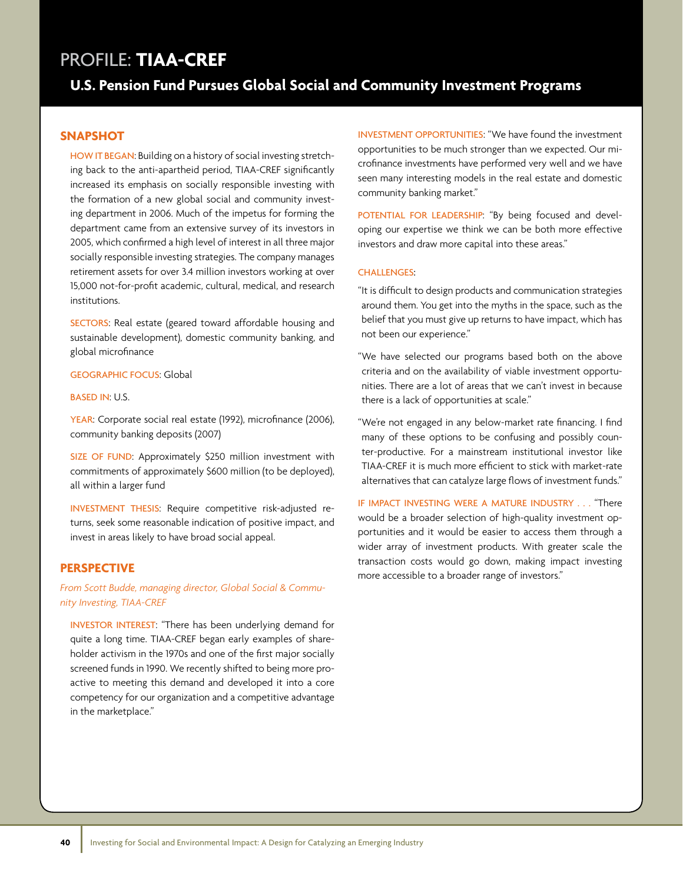# PROFILE: **TIAA-CREF**

## U.S. Pension Fund Pursues Global Social and Community Investment Programs

### SNAPSHOT

HOW IT BEGAN: Building on a history of social investing stretching back to the anti-apartheid period, TIAA-CREF significantly increased its emphasis on socially responsible investing with the formation of a new global social and community investing department in 2006. Much of the impetus for forming the department came from an extensive survey of its investors in 2005, which confirmed a high level of interest in all three major socially responsible investing strategies. The company manages retirement assets for over 3.4 million investors working at over 15,000 not-for-profit academic, cultural, medical, and research institutions.

SECTORS: Real estate (geared toward affordable housing and sustainable development), domestic community banking, and global microfinance

GEOGRAPHIC FOCUS: Global

BASED IN: U.S.

YEAR: Corporate social real estate (1992), microfinance (2006), community banking deposits (2007)

SIZE OF FUND: Approximately $250 million investment with commitments of approximately $600 million (to be deployed), all within a larger fund

INVESTMENT THESIS: Require competitive risk-adjusted returns, seek some reasonable indication of positive impact, and invest in areas likely to have broad social appeal.

### PERSPECTIVE

*From Scott Budde, managing director, Global Social & Community Investing, TIAA-CREF*

INVESTOR INTEREST: "There has been underlying demand for quite a long time. TIAA-CREF began early examples of shareholder activism in the 1970s and one of the first major socially screened funds in 1990. We recently shifted to being more proactive to meeting this demand and developed it into a core competency for our organization and a competitive advantage in the marketplace."

INVESTMENT OPPORTUNITIES: "We have found the investment opportunities to be much stronger than we expected. Our microfinance investments have performed very well and we have seen many interesting models in the real estate and domestic community banking market."

POTENTIAL FOR LEADERSHIP: "By being focused and developing our expertise we think we can be both more effective investors and draw more capital into these areas."

CHALLENGES:

"It is difficult to design products and communication strategies around them. You get into the myths in the space, such as the belief that you must give up returns to have impact, which has not been our experience."

"We have selected our programs based both on the above criteria and on the availability of viable investment opportunities. There are a lot of areas that we can't invest in because there is a lack of opportunities at scale."

"We're not engaged in any below-market rate financing. I find many of these options to be confusing and possibly counter-productive. For a mainstream institutional investor like TIAA-CREF it is much more efficient to stick with market-rate alternatives that can catalyze large flows of investment funds."

IF IMPACT INVESTING WERE A MATURE INDUSTRY . . . "There would be a broader selection of high-quality investment opportunities and it would be easier to access them through a wider array of investment products. With greater scale the transaction costs would go down, making impact investing more accessible to a broader range of investors."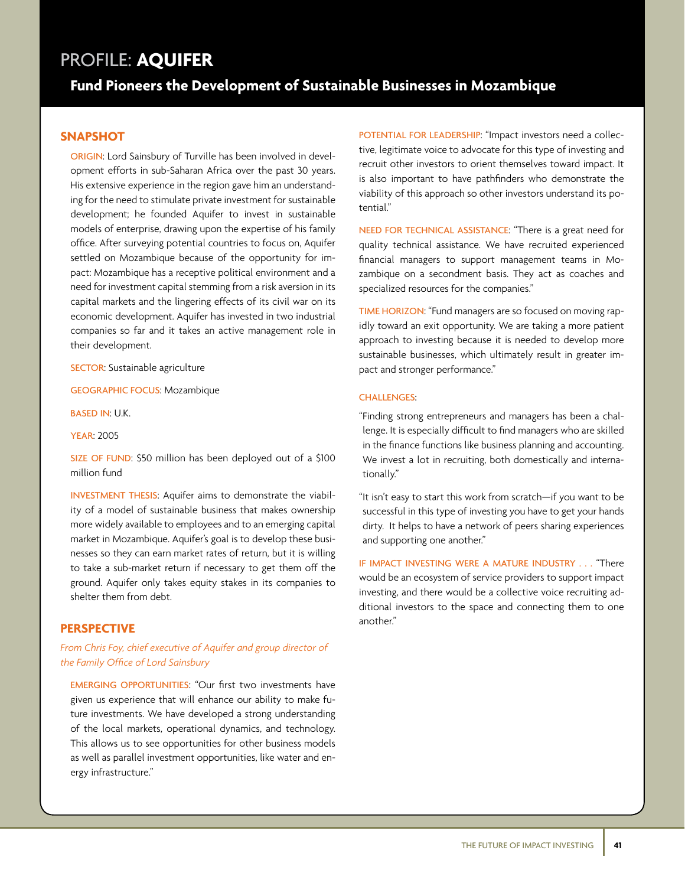# PROFILE: **AQUIFER**

## Fund Pioneers the Development of Sustainable Businesses in Mozambique

### SNAPSHOT

ORIGIN: Lord Sainsbury of Turville has been involved in development efforts in sub-Saharan Africa over the past 30 years. His extensive experience in the region gave him an understanding for the need to stimulate private investment for sustainable development; he founded Aquifer to invest in sustainable models of enterprise, drawing upon the expertise of his family office. After surveying potential countries to focus on, Aquifer settled on Mozambique because of the opportunity for impact: Mozambique has a receptive political environment and a need for investment capital stemming from a risk aversion in its capital markets and the lingering effects of its civil war on its economic development. Aquifer has invested in two industrial companies so far and it takes an active management role in their development.

SECTOR: Sustainable agriculture

GEOGRAPHIC FOCUS: Mozambique

BASED IN: U.K.

YEAR: 2005

SIZE OF FUND: $50 million has been deployed out of a $100 million fund

INVESTMENT THESIS: Aquifer aims to demonstrate the viability of a model of sustainable business that makes ownership more widely available to employees and to an emerging capital market in Mozambique. Aquifer's goal is to develop these businesses so they can earn market rates of return, but it is willing to take a sub-market return if necessary to get them off the ground. Aquifer only takes equity stakes in its companies to shelter them from debt.

### PERSPECTIVE

*From Chris Foy, chief executive of Aquifer and group director of the Family Office of Lord Sainsbury*

EMERGING OPPORTUNITIES: "Our first two investments have given us experience that will enhance our ability to make future investments. We have developed a strong understanding of the local markets, operational dynamics, and technology. This allows us to see opportunities for other business models as well as parallel investment opportunities, like water and energy infrastructure."

POTENTIAL FOR LEADERSHIP: "Impact investors need a collective, legitimate voice to advocate for this type of investing and recruit other investors to orient themselves toward impact. It is also important to have pathfinders who demonstrate the viability of this approach so other investors understand its potential."

NEED FOR TECHNICAL ASSISTANCE: "There is a great need for quality technical assistance. We have recruited experienced financial managers to support management teams in Mozambique on a secondment basis. They act as coaches and specialized resources for the companies."

TIME HORIZON: "Fund managers are so focused on moving rapidly toward an exit opportunity. We are taking a more patient approach to investing because it is needed to develop more sustainable businesses, which ultimately result in greater impact and stronger performance."

CHALLENGES:

"Finding strong entrepreneurs and managers has been a challenge. It is especially difficult to find managers who are skilled in the finance functions like business planning and accounting. We invest a lot in recruiting, both domestically and internationally."

"It isn't easy to start this work from scratch—if you want to be successful in this type of investing you have to get your hands dirty. It helps to have a network of peers sharing experiences and supporting one another."

IF IMPACT INVESTING WERE A MATURE INDUSTRY . . . "There would be an ecosystem of service providers to support impact investing, and there would be a collective voice recruiting additional investors to the space and connecting them to one another."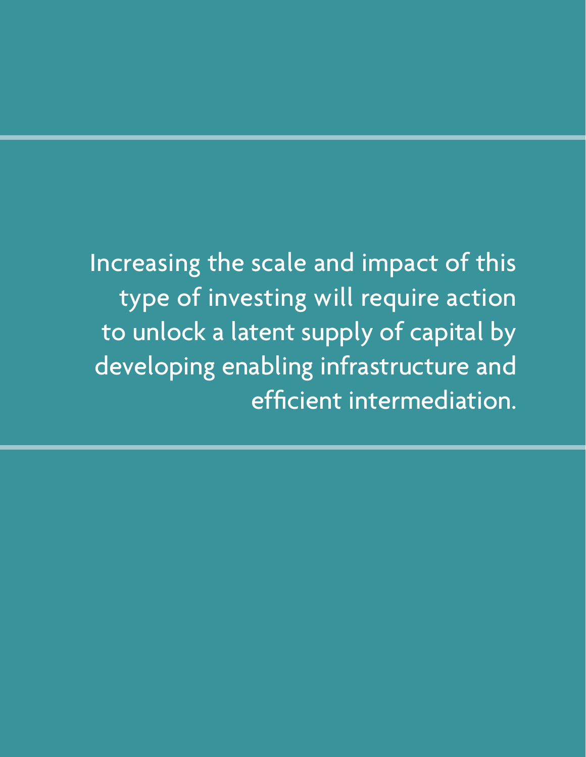Increasing the scale and impact of this type of investing will require action to unlock a latent supply of capital by developing enabling infrastructure and efficient intermediation.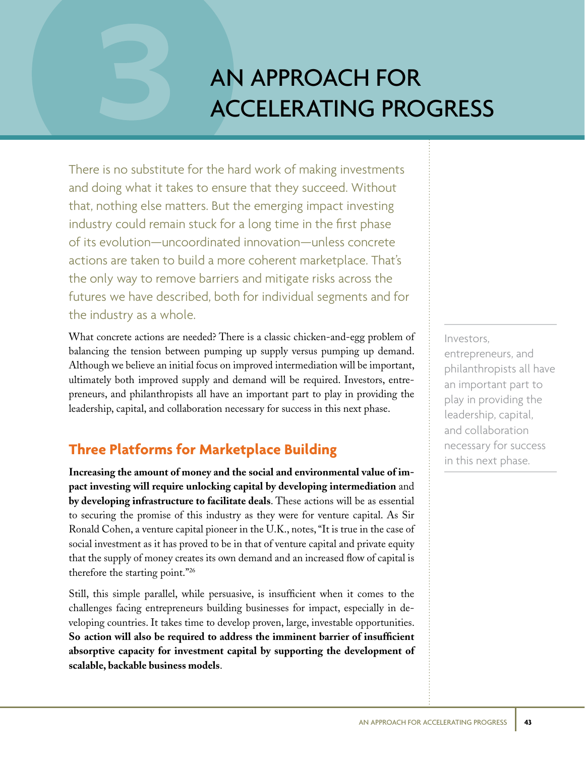# 3 AN APPROACH FOR ACCELERATING PROGRESS

There is no substitute for the hard work of making investments and doing what it takes to ensure that they succeed. Without that, nothing else matters. But the emerging impact investing industry could remain stuck for a long time in the first phase of its evolution—uncoordinated innovation—unless concrete actions are taken to build a more coherent marketplace. That's the only way to remove barriers and mitigate risks across the futures we have described, both for individual segments and for the industry as a whole.

What concrete actions are needed? There is a classic chicken-and-egg problem of balancing the tension between pumping up supply versus pumping up demand. Although we believe an initial focus on improved intermediation will be important, ultimately both improved supply and demand will be required. Investors, entrepreneurs, and philanthropists all have an important part to play in providing the leadership, capital, and collaboration necessary for success in this next phase.

> Investors, entrepreneurs, and philanthropists all have an important part to play in providing the leadership, capital, and collaboration necessary for success in this next phase.

## Three Platforms for Marketplace Building

**Increasing the amount of money and the social and environmental value of impact investing will require unlocking capital by developing intermediation** and **by developing infrastructure to facilitate deals**. These actions will be as essential to securing the promise of this industry as they were for venture capital. As Sir Ronald Cohen, a venture capital pioneer in the U.K., notes, "It is true in the case of social investment as it has proved to be in that of venture capital and private equity that the supply of money creates its own demand and an increased flow of capital is therefore the starting point."[26]

Still, this simple parallel, while persuasive, is insufficient when it comes to the challenges facing entrepreneurs building businesses for impact, especially in developing countries. It takes time to develop proven, large, investable opportunities. **So action will also be required to address the imminent barrier of insufficient absorptive capacity for investment capital by supporting the development of scalable, backable business models**.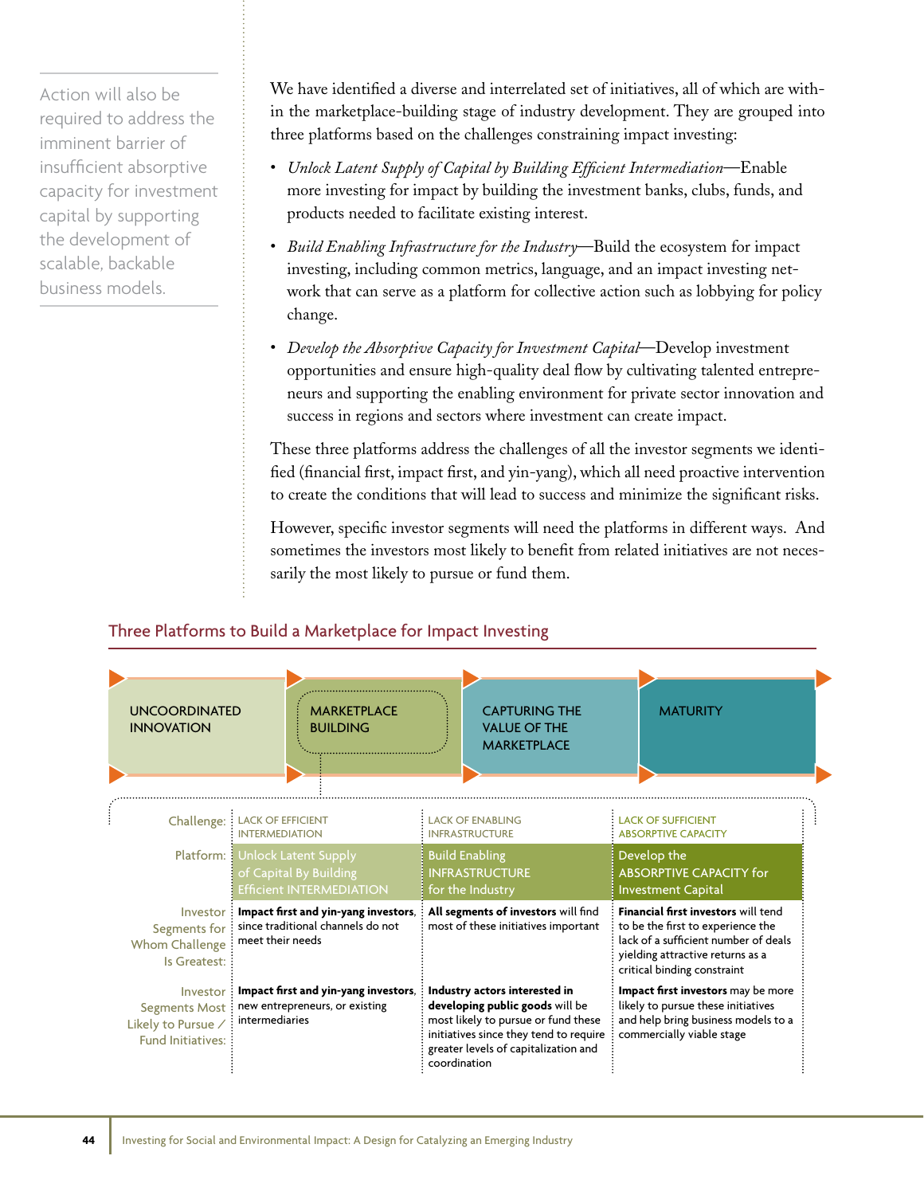> Action will also be required to address the imminent barrier of insufficient absorptive capacity for investment capital by supporting the development of scalable, backable business models.

We have identified a diverse and interrelated set of initiatives, all of which are within the marketplace-building stage of industry development. They are grouped into three platforms based on the challenges constraining impact investing:

- *Unlock Latent Supply of Capital by Building Efficient Intermediation*—Enable more investing for impact by building the investment banks, clubs, funds, and products needed to facilitate existing interest.
- *Build Enabling Infrastructure for the Industry*—Build the ecosystem for impact investing, including common metrics, language, and an impact investing network that can serve as a platform for collective action such as lobbying for policy change.
- *Develop the Absorptive Capacity for Investment Capital*—Develop investment opportunities and ensure high-quality deal flow by cultivating talented entrepreneurs and supporting the enabling environment for private sector innovation and success in regions and sectors where investment can create impact.

These three platforms address the challenges of all the investor segments we identified (financial first, impact first, and yin-yang), which all need proactive intervention to create the conditions that will lead to success and minimize the significant risks.

However, specific investor segments will need the platforms in different ways. And sometimes the investors most likely to benefit from related initiatives are not necessarily the most likely to pursue or fund them.

## Three Platforms to Build a Marketplace for Impact Investing

UNCOORDINATED INNOVATION → MARKETPLACE BUILDING → CAPTURING THE VALUE OF THE MARKETPLACE → MATURITY

| | | | |
|---|---|---|---|
| **Challenge:** | LACK OF EFFICIENT INTERMEDIATION | LACK OF ENABLING INFRASTRUCTURE | LACK OF SUFFICIENT ABSORPTIVE CAPACITY |
| **Platform:** | Unlock Latent Supply of Capital By Building Efficient INTERMEDIATION | Build Enabling INFRASTRUCTURE for the Industry | Develop the ABSORPTIVE CAPACITY for Investment Capital |
| **Investor Segments for Whom Challenge Is Greatest:** | **Impact first and yin-yang investors**, since traditional channels do not meet their needs | **All segments of investors** will find most of these initiatives important | **Financial first investors** will tend to be the first to experience the lack of a sufficient number of deals yielding attractive returns as a critical binding constraint |
| **Investor Segments Most Likely to Pursue / Fund Initiatives:** | **Impact first and yin-yang investors**, new entrepreneurs, or existing intermediaries | **Industry actors interested in developing public goods** will be most likely to pursue or fund these initiatives since they tend to require greater levels of capitalization and coordination | **Impact first investors** may be more likely to pursue these initiatives and help bring business models to a commercially viable stage |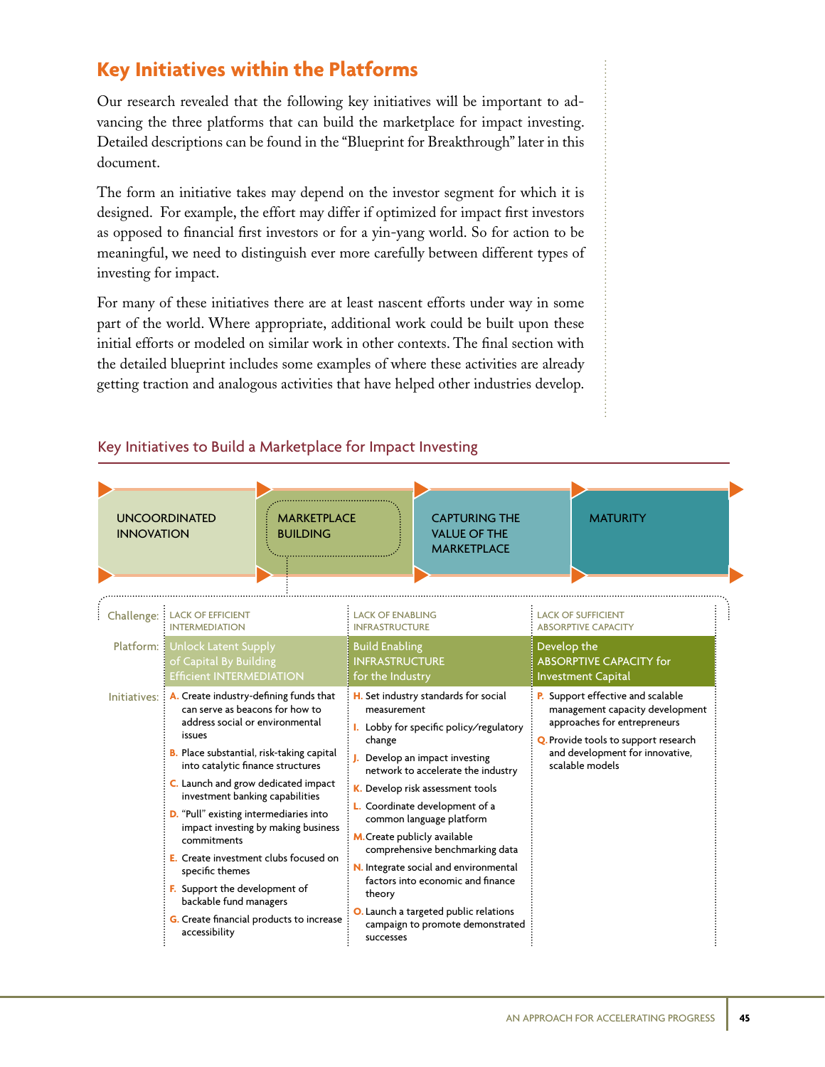## Key Initiatives within the Platforms

Our research revealed that the following key initiatives will be important to advancing the three platforms that can build the marketplace for impact investing. Detailed descriptions can be found in the "Blueprint for Breakthrough" later in this document.

The form an initiative takes may depend on the investor segment for which it is designed. For example, the effort may differ if optimized for impact first investors as opposed to financial first investors or for a yin-yang world. So for action to be meaningful, we need to distinguish ever more carefully between different types of investing for impact.

For many of these initiatives there are at least nascent efforts under way in some part of the world. Where appropriate, additional work could be built upon these initial efforts or modeled on similar work in other contexts. The final section with the detailed blueprint includes some examples of where these activities are already getting traction and analogous activities that have helped other industries develop.

### Key Initiatives to Build a Marketplace for Impact Investing

UNCOORDINATED INNOVATION → MARKETPLACE BUILDING → CAPTURING THE VALUE OF THE MARKETPLACE → MATURITY

| | | | |
|---|---|---|---|
| **Challenge:** | LACK OF EFFICIENT INTERMEDIATION | LACK OF ENABLING INFRASTRUCTURE | LACK OF SUFFICIENT ABSORPTIVE CAPACITY |
| **Platform:** | Unlock Latent Supply of Capital By Building Efficient INTERMEDIATION | Build Enabling INFRASTRUCTURE for the Industry | Develop the ABSORPTIVE CAPACITY for Investment Capital |
| **Initiatives:** | A. Create industry-defining funds that can serve as beacons for how to address social or environmental issues<br>B. Place substantial, risk-taking capital into catalytic finance structures<br>C. Launch and grow dedicated impact investment banking capabilities<br>D. "Pull" existing intermediaries into impact investing by making business commitments<br>E. Create investment clubs focused on specific themes<br>F. Support the development of backable fund managers<br>G. Create financial products to increase accessibility | H. Set industry standards for social measurement<br>I. Lobby for specific policy/regulatory change<br>J. Develop an impact investing network to accelerate the industry<br>K. Develop risk assessment tools<br>L. Coordinate development of a common language platform<br>M. Create publicly available comprehensive benchmarking data<br>N. Integrate social and environmental factors into economic and finance theory<br>O. Launch a targeted public relations campaign to promote demonstrated successes | P. Support effective and scalable management capacity development approaches for entrepreneurs<br>Q. Provide tools to support research and development for innovative, scalable models |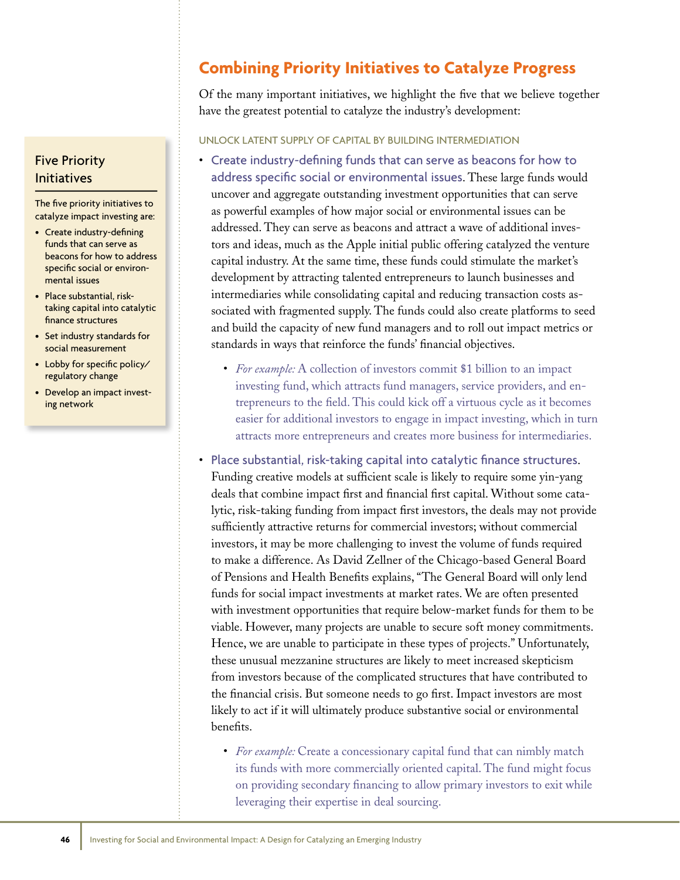## Combining Priority Initiatives to Catalyze Progress

Of the many important initiatives, we highlight the five that we believe together have the greatest potential to catalyze the industry's development:

### Five Priority Initiatives

The five priority initiatives to catalyze impact investing are:

- Create industry-defining funds that can serve as beacons for how to address specific social or environmental issues
- Place substantial, risk-taking capital into catalytic finance structures
- Set industry standards for social measurement
- Lobby for specific policy/regulatory change
- Develop an impact investing network

#### UNLOCK LATENT SUPPLY OF CAPITAL BY BUILDING INTERMEDIATION

- **Create industry-defining funds that can serve as beacons for how to address specific social or environmental issues.** These large funds would uncover and aggregate outstanding investment opportunities that can serve as powerful examples of how major social or environmental issues can be addressed. They can serve as beacons and attract a wave of additional investors and ideas, much as the Apple initial public offering catalyzed the venture capital industry. At the same time, these funds could stimulate the market's development by attracting talented entrepreneurs to launch businesses and intermediaries while consolidating capital and reducing transaction costs associated with fragmented supply. The funds could also create platforms to seed and build the capacity of new fund managers and to roll out impact metrics or standards in ways that reinforce the funds' financial objectives.
  - *For example:* A collection of investors commit $1 billion to an impact investing fund, which attracts fund managers, service providers, and entrepreneurs to the field. This could kick off a virtuous cycle as it becomes easier for additional investors to engage in impact investing, which in turn attracts more entrepreneurs and creates more business for intermediaries.
- **Place substantial, risk-taking capital into catalytic finance structures.** Funding creative models at sufficient scale is likely to require some yin-yang deals that combine impact first and financial first capital. Without some catalytic, risk-taking funding from impact first investors, the deals may not provide sufficiently attractive returns for commercial investors; without commercial investors, it may be more challenging to invest the volume of funds required to make a difference. As David Zellner of the Chicago-based General Board of Pensions and Health Benefits explains, "The General Board will only lend funds for social impact investments at market rates. We are often presented with investment opportunities that require below-market funds for them to be viable. However, many projects are unable to secure soft money commitments. Hence, we are unable to participate in these types of projects." Unfortunately, these unusual mezzanine structures are likely to meet increased skepticism from investors because of the complicated structures that have contributed to the financial crisis. But someone needs to go first. Impact investors are most likely to act if it will ultimately produce substantive social or environmental benefits.
  - *For example:* Create a concessionary capital fund that can nimbly match its funds with more commercially oriented capital. The fund might focus on providing secondary financing to allow primary investors to exit while leveraging their expertise in deal sourcing.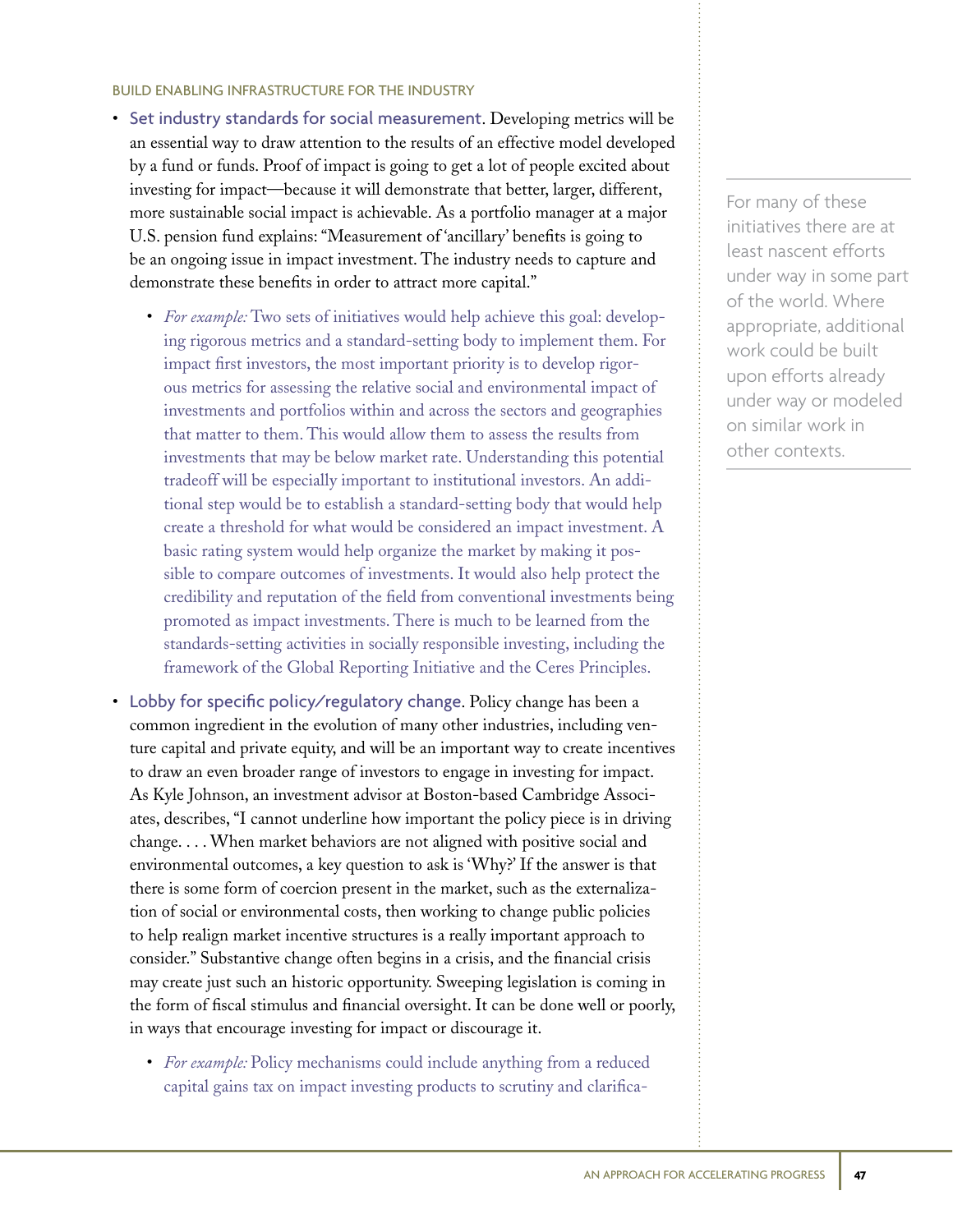### BUILD ENABLING INFRASTRUCTURE FOR THE INDUSTRY

- Set industry standards for social measurement. Developing metrics will be an essential way to draw attention to the results of an effective model developed by a fund or funds. Proof of impact is going to get a lot of people excited about investing for impact—because it will demonstrate that better, larger, different, more sustainable social impact is achievable. As a portfolio manager at a major U.S. pension fund explains: "Measurement of 'ancillary' benefits is going to be an ongoing issue in impact investment. The industry needs to capture and demonstrate these benefits in order to attract more capital."
  - *For example:* Two sets of initiatives would help achieve this goal: developing rigorous metrics and a standard-setting body to implement them. For impact first investors, the most important priority is to develop rigorous metrics for assessing the relative social and environmental impact of investments and portfolios within and across the sectors and geographies that matter to them. This would allow them to assess the results from investments that may be below market rate. Understanding this potential tradeoff will be especially important to institutional investors. An additional step would be to establish a standard-setting body that would help create a threshold for what would be considered an impact investment. A basic rating system would help organize the market by making it possible to compare outcomes of investments. It would also help protect the credibility and reputation of the field from conventional investments being promoted as impact investments. There is much to be learned from the standards-setting activities in socially responsible investing, including the framework of the Global Reporting Initiative and the Ceres Principles.

- Lobby for specific policy/regulatory change. Policy change has been a common ingredient in the evolution of many other industries, including venture capital and private equity, and will be an important way to create incentives to draw an even broader range of investors to engage in investing for impact. As Kyle Johnson, an investment advisor at Boston-based Cambridge Associates, describes, "I cannot underline how important the policy piece is in driving change. . . . When market behaviors are not aligned with positive social and environmental outcomes, a key question to ask is 'Why?' If the answer is that there is some form of coercion present in the market, such as the externalization of social or environmental costs, then working to change public policies to help realign market incentive structures is a really important approach to consider." Substantive change often begins in a crisis, and the financial crisis may create just such an historic opportunity. Sweeping legislation is coming in the form of fiscal stimulus and financial oversight. It can be done well or poorly, in ways that encourage investing for impact or discourage it.
  - *For example:* Policy mechanisms could include anything from a reduced capital gains tax on impact investing products to scrutiny and clarifica-

> For many of these initiatives there are at least nascent efforts under way in some part of the world. Where appropriate, additional work could be built upon efforts already under way or modeled on similar work in other contexts.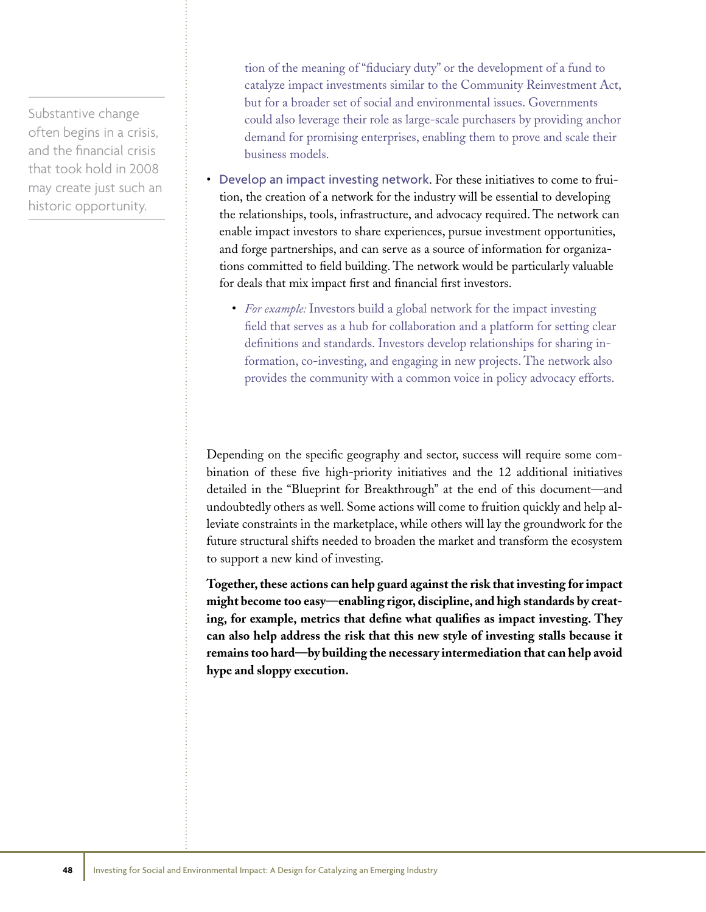Substantive change often begins in a crisis, and the financial crisis that took hold in 2008 may create just such an historic opportunity.

tion of the meaning of "fiduciary duty" or the development of a fund to catalyze impact investments similar to the Community Reinvestment Act, but for a broader set of social and environmental issues. Governments could also leverage their role as large-scale purchasers by providing anchor demand for promising enterprises, enabling them to prove and scale their business models.

- Develop an impact investing network. For these initiatives to come to fruition, the creation of a network for the industry will be essential to developing the relationships, tools, infrastructure, and advocacy required. The network can enable impact investors to share experiences, pursue investment opportunities, and forge partnerships, and can serve as a source of information for organizations committed to field building. The network would be particularly valuable for deals that mix impact first and financial first investors.
  - *For example:* Investors build a global network for the impact investing field that serves as a hub for collaboration and a platform for setting clear definitions and standards. Investors develop relationships for sharing information, co-investing, and engaging in new projects. The network also provides the community with a common voice in policy advocacy efforts.

Depending on the specific geography and sector, success will require some combination of these five high-priority initiatives and the 12 additional initiatives detailed in the "Blueprint for Breakthrough" at the end of this document—and undoubtedly others as well. Some actions will come to fruition quickly and help alleviate constraints in the marketplace, while others will lay the groundwork for the future structural shifts needed to broaden the market and transform the ecosystem to support a new kind of investing.

**Together, these actions can help guard against the risk that investing for impact might become too easy—enabling rigor, discipline, and high standards by creating, for example, metrics that define what qualifies as impact investing. They can also help address the risk that this new style of investing stalls because it remains too hard—by building the necessary intermediation that can help avoid hype and sloppy execution.**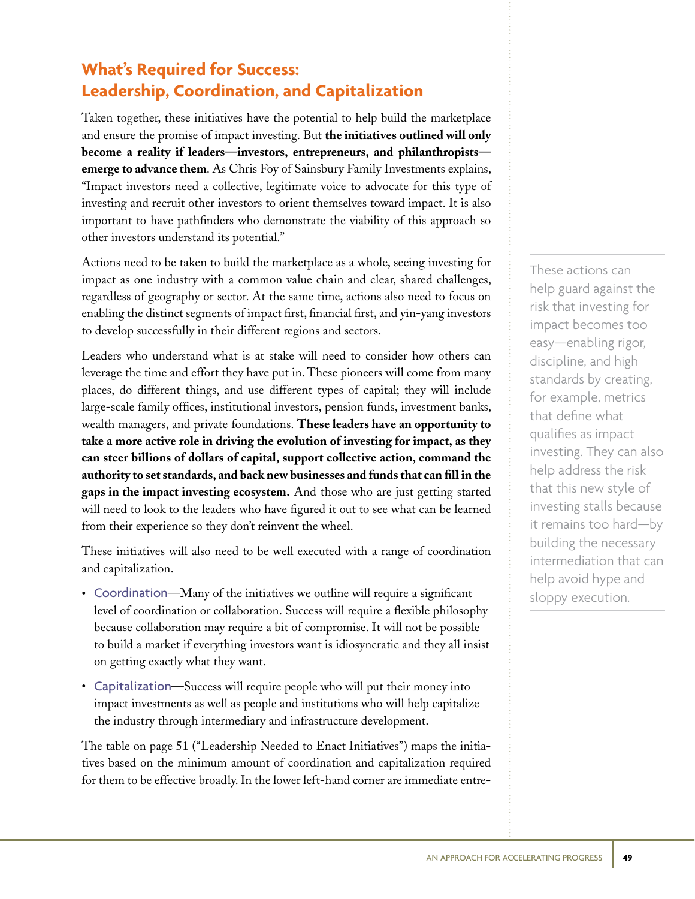## What's Required for Success: Leadership, Coordination, and Capitalization

Taken together, these initiatives have the potential to help build the marketplace and ensure the promise of impact investing. But **the initiatives outlined will only become a reality if leaders—investors, entrepreneurs, and philanthropists—emerge to advance them**. As Chris Foy of Sainsbury Family Investments explains, "Impact investors need a collective, legitimate voice to advocate for this type of investing and recruit other investors to orient themselves toward impact. It is also important to have pathfinders who demonstrate the viability of this approach so other investors understand its potential."

Actions need to be taken to build the marketplace as a whole, seeing investing for impact as one industry with a common value chain and clear, shared challenges, regardless of geography or sector. At the same time, actions also need to focus on enabling the distinct segments of impact first, financial first, and yin-yang investors to develop successfully in their different regions and sectors.

Leaders who understand what is at stake will need to consider how others can leverage the time and effort they have put in. These pioneers will come from many places, do different things, and use different types of capital; they will include large-scale family offices, institutional investors, pension funds, investment banks, wealth managers, and private foundations. **These leaders have an opportunity to take a more active role in driving the evolution of investing for impact, as they can steer billions of dollars of capital, support collective action, command the authority to set standards, and back new businesses and funds that can fill in the gaps in the impact investing ecosystem.** And those who are just getting started will need to look to the leaders who have figured it out to see what can be learned from their experience so they don't reinvent the wheel.

These initiatives will also need to be well executed with a range of coordination and capitalization.

- Coordination—Many of the initiatives we outline will require a significant level of coordination or collaboration. Success will require a flexible philosophy because collaboration may require a bit of compromise. It will not be possible to build a market if everything investors want is idiosyncratic and they all insist on getting exactly what they want.
- Capitalization—Success will require people who will put their money into impact investments as well as people and institutions who will help capitalize the industry through intermediary and infrastructure development.

The table on page 51 ("Leadership Needed to Enact Initiatives") maps the initiatives based on the minimum amount of coordination and capitalization required for them to be effective broadly. In the lower left-hand corner are immediate entre-

> These actions can help guard against the risk that investing for impact becomes too easy—enabling rigor, discipline, and high standards by creating, for example, metrics that define what qualifies as impact investing. They can also help address the risk that this new style of investing stalls because it remains too hard—by building the necessary intermediation that can help avoid hype and sloppy execution.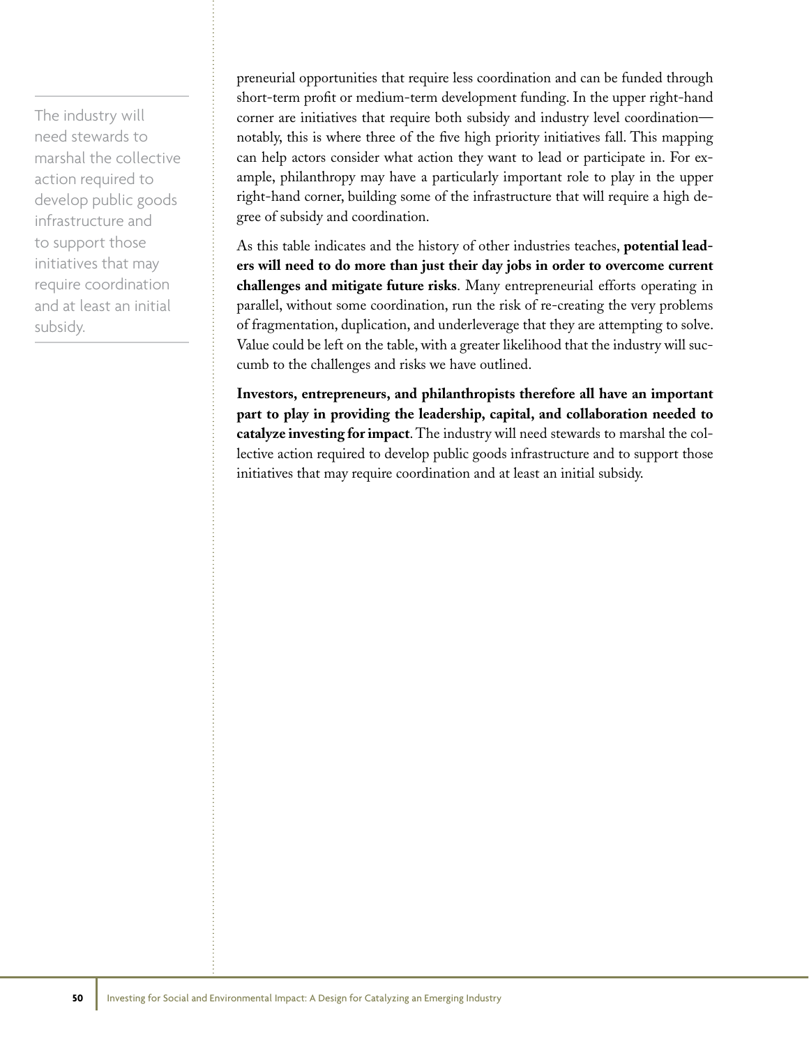preneurial opportunities that require less coordination and can be funded through short-term profit or medium-term development funding. In the upper right-hand corner are initiatives that require both subsidy and industry level coordination—notably, this is where three of the five high priority initiatives fall. This mapping can help actors consider what action they want to lead or participate in. For example, philanthropy may have a particularly important role to play in the upper right-hand corner, building some of the infrastructure that will require a high degree of subsidy and coordination.

As this table indicates and the history of other industries teaches, **potential leaders will need to do more than just their day jobs in order to overcome current challenges and mitigate future risks**. Many entrepreneurial efforts operating in parallel, without some coordination, run the risk of re-creating the very problems of fragmentation, duplication, and underleverage that they are attempting to solve. Value could be left on the table, with a greater likelihood that the industry will succumb to the challenges and risks we have outlined.

**Investors, entrepreneurs, and philanthropists therefore all have an important part to play in providing the leadership, capital, and collaboration needed to catalyze investing for impact**. The industry will need stewards to marshal the collective action required to develop public goods infrastructure and to support those initiatives that may require coordination and at least an initial subsidy.

The industry will need stewards to marshal the collective action required to develop public goods infrastructure and to support those initiatives that may require coordination and at least an initial subsidy.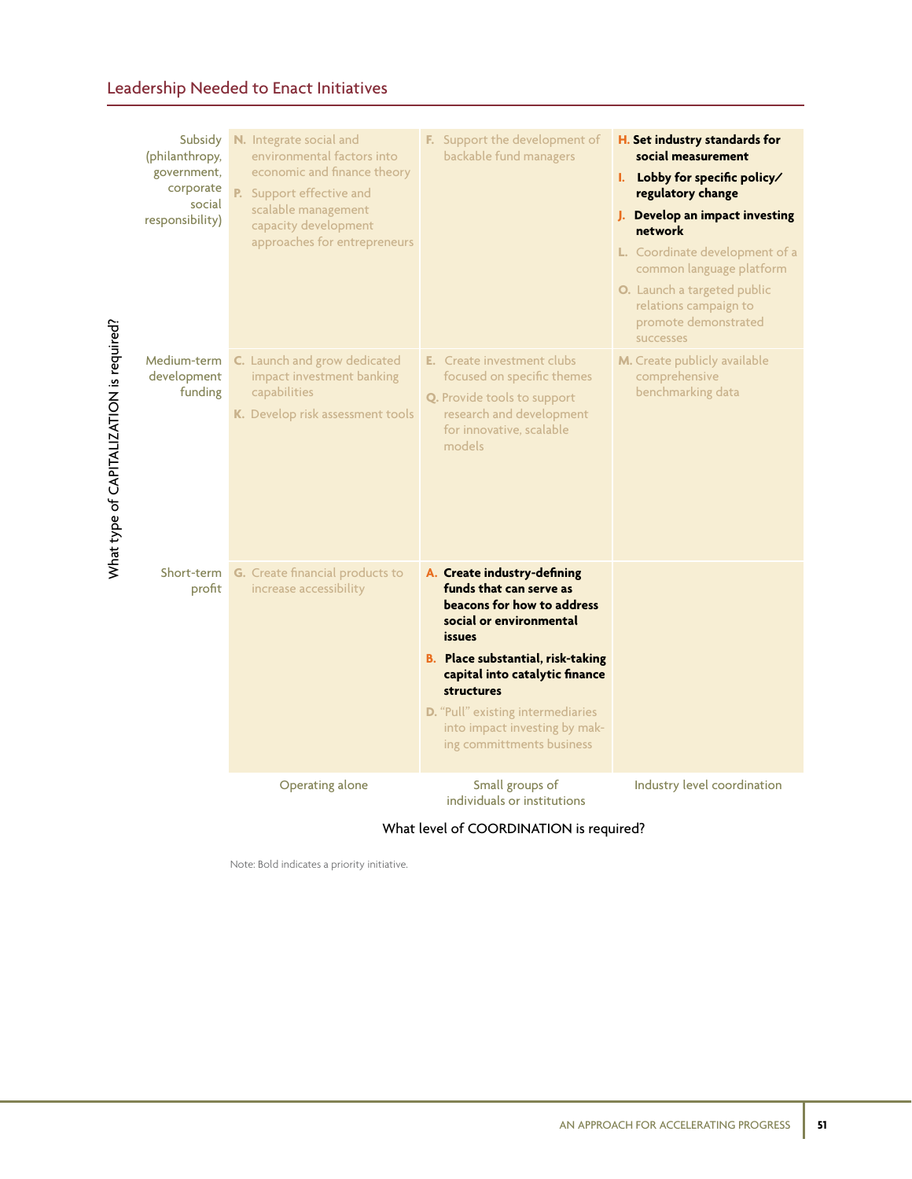## Leadership Needed to Enact Initiatives

| What type of CAPITALIZATION is required? | Operating alone | Small groups of individuals or institutions | Industry level coordination |
|---|---|---|---|
| Subsidy (philanthropy, government, corporate social responsibility) | N. Integrate social and environmental factors into economic and finance theory<br>P. Support effective and scalable management capacity development approaches for entrepreneurs | F. Support the development of backable fund managers | **H. Set industry standards for social measurement**<br>**I. Lobby for specific policy/ regulatory change**<br>**J. Develop an impact investing network**<br>L. Coordinate development of a common language platform<br>O. Launch a targeted public relations campaign to promote demonstrated successes |
| Medium-term development funding | C. Launch and grow dedicated impact investment banking capabilities<br>K. Develop risk assessment tools | E. Create investment clubs focused on specific themes<br>Q. Provide tools to support research and development for innovative, scalable models | M. Create publicly available comprehensive benchmarking data |
| Short-term profit | G. Create financial products to increase accessibility | **A. Create industry-defining funds that can serve as beacons for how to address social or environmental issues**<br>**B. Place substantial, risk-taking capital into catalytic finance structures**<br>D. "Pull" existing intermediaries into impact investing by making committments business | |

What level of COORDINATION is required?

Note: Bold indicates a priority initiative.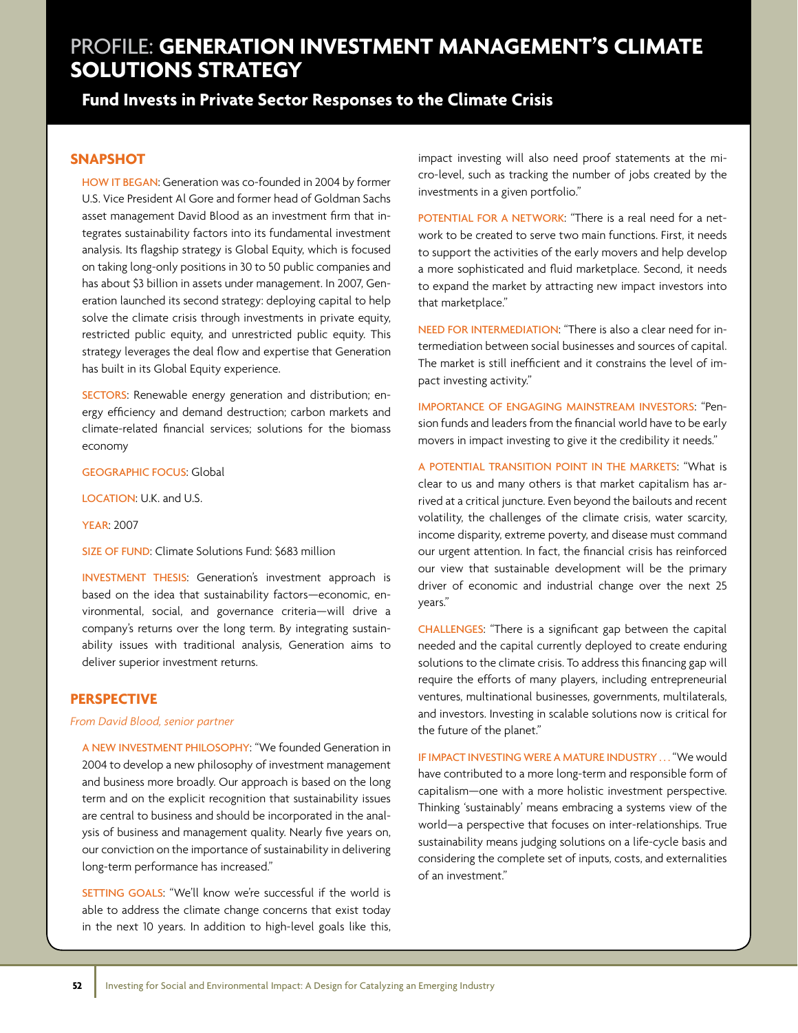# PROFILE: GENERATION INVESTMENT MANAGEMENT'S CLIMATE SOLUTIONS STRATEGY

## Fund Invests in Private Sector Responses to the Climate Crisis

### SNAPSHOT

HOW IT BEGAN: Generation was co-founded in 2004 by former U.S. Vice President Al Gore and former head of Goldman Sachs asset management David Blood as an investment firm that integrates sustainability factors into its fundamental investment analysis. Its flagship strategy is Global Equity, which is focused on taking long-only positions in 30 to 50 public companies and has about $3 billion in assets under management. In 2007, Generation launched its second strategy: deploying capital to help solve the climate crisis through investments in private equity, restricted public equity, and unrestricted public equity. This strategy leverages the deal flow and expertise that Generation has built in its Global Equity experience.

SECTORS: Renewable energy generation and distribution; energy efficiency and demand destruction; carbon markets and climate-related financial services; solutions for the biomass economy

GEOGRAPHIC FOCUS: Global

LOCATION: U.K. and U.S.

YEAR: 2007

SIZE OF FUND: Climate Solutions Fund: $683 million

INVESTMENT THESIS: Generation's investment approach is based on the idea that sustainability factors—economic, environmental, social, and governance criteria—will drive a company's returns over the long term. By integrating sustainability issues with traditional analysis, Generation aims to deliver superior investment returns.

### PERSPECTIVE

*From David Blood, senior partner*

A NEW INVESTMENT PHILOSOPHY: "We founded Generation in 2004 to develop a new philosophy of investment management and business more broadly. Our approach is based on the long term and on the explicit recognition that sustainability issues are central to business and should be incorporated in the analysis of business and management quality. Nearly five years on, our conviction on the importance of sustainability in delivering long-term performance has increased."

SETTING GOALS: "We'll know we're successful if the world is able to address the climate change concerns that exist today in the next 10 years. In addition to high-level goals like this, impact investing will also need proof statements at the micro-level, such as tracking the number of jobs created by the investments in a given portfolio."

POTENTIAL FOR A NETWORK: "There is a real need for a network to be created to serve two main functions. First, it needs to support the activities of the early movers and help develop a more sophisticated and fluid marketplace. Second, it needs to expand the market by attracting new impact investors into that marketplace."

NEED FOR INTERMEDIATION: "There is also a clear need for intermediation between social businesses and sources of capital. The market is still inefficient and it constrains the level of impact investing activity."

IMPORTANCE OF ENGAGING MAINSTREAM INVESTORS: "Pension funds and leaders from the financial world have to be early movers in impact investing to give it the credibility it needs."

A POTENTIAL TRANSITION POINT IN THE MARKETS: "What is clear to us and many others is that market capitalism has arrived at a critical juncture. Even beyond the bailouts and recent volatility, the challenges of the climate crisis, water scarcity, income disparity, extreme poverty, and disease must command our urgent attention. In fact, the financial crisis has reinforced our view that sustainable development will be the primary driver of economic and industrial change over the next 25 years."

CHALLENGES: "There is a significant gap between the capital needed and the capital currently deployed to create enduring solutions to the climate crisis. To address this financing gap will require the efforts of many players, including entrepreneurial ventures, multinational businesses, governments, multilaterals, and investors. Investing in scalable solutions now is critical for the future of the planet."

IF IMPACT INVESTING WERE A MATURE INDUSTRY . . . "We would have contributed to a more long-term and responsible form of capitalism—one with a more holistic investment perspective. Thinking 'sustainably' means embracing a systems view of the world—a perspective that focuses on inter-relationships. True sustainability means judging solutions on a life-cycle basis and considering the complete set of inputs, costs, and externalities of an investment."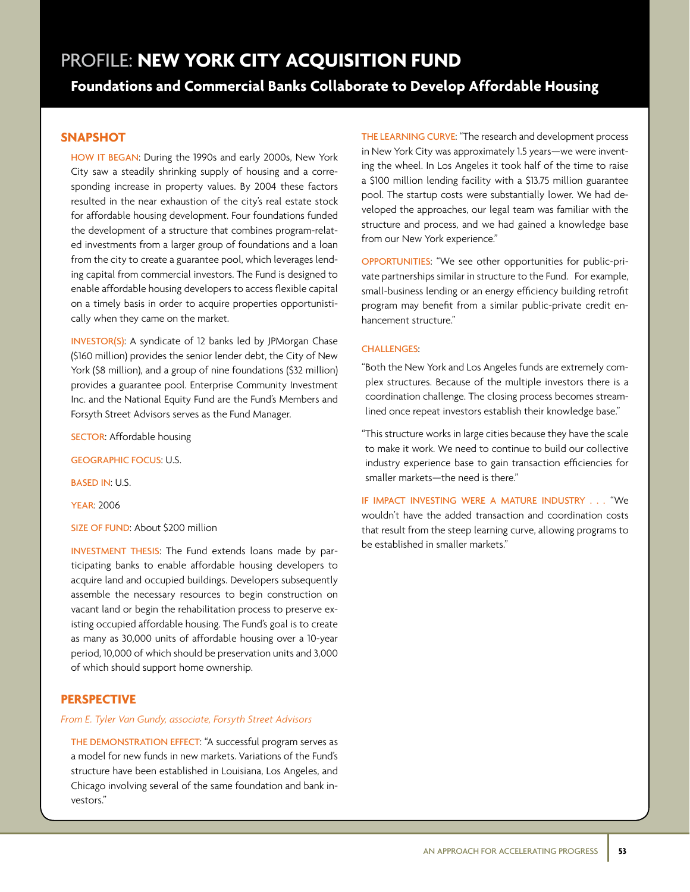# PROFILE: **NEW YORK CITY ACQUISITION FUND**

## Foundations and Commercial Banks Collaborate to Develop Affordable Housing

### SNAPSHOT

HOW IT BEGAN: During the 1990s and early 2000s, New York City saw a steadily shrinking supply of housing and a corresponding increase in property values. By 2004 these factors resulted in the near exhaustion of the city's real estate stock for affordable housing development. Four foundations funded the development of a structure that combines program-related investments from a larger group of foundations and a loan from the city to create a guarantee pool, which leverages lending capital from commercial investors. The Fund is designed to enable affordable housing developers to access flexible capital on a timely basis in order to acquire properties opportunistically when they came on the market.

INVESTOR(S): A syndicate of 12 banks led by JPMorgan Chase ($160 million) provides the senior lender debt, the City of New York ($8 million), and a group of nine foundations ($32 million) provides a guarantee pool. Enterprise Community Investment Inc. and the National Equity Fund are the Fund's Members and Forsyth Street Advisors serves as the Fund Manager.

SECTOR: Affordable housing

GEOGRAPHIC FOCUS: U.S.

BASED IN: U.S.

YEAR: 2006

SIZE OF FUND: About $200 million

INVESTMENT THESIS: The Fund extends loans made by participating banks to enable affordable housing developers to acquire land and occupied buildings. Developers subsequently assemble the necessary resources to begin construction on vacant land or begin the rehabilitation process to preserve existing occupied affordable housing. The Fund's goal is to create as many as 30,000 units of affordable housing over a 10-year period, 10,000 of which should be preservation units and 3,000 of which should support home ownership.

### PERSPECTIVE

*From E. Tyler Van Gundy, associate, Forsyth Street Advisors*

THE DEMONSTRATION EFFECT: "A successful program serves as a model for new funds in new markets. Variations of the Fund's structure have been established in Louisiana, Los Angeles, and Chicago involving several of the same foundation and bank investors."

THE LEARNING CURVE: "The research and development process in New York City was approximately 1.5 years—we were inventing the wheel. In Los Angeles it took half of the time to raise a $100 million lending facility with a $13.75 million guarantee pool. The startup costs were substantially lower. We had developed the approaches, our legal team was familiar with the structure and process, and we had gained a knowledge base from our New York experience."

OPPORTUNITIES: "We see other opportunities for public-private partnerships similar in structure to the Fund. For example, small-business lending or an energy efficiency building retrofit program may benefit from a similar public-private credit enhancement structure."

CHALLENGES:

"Both the New York and Los Angeles funds are extremely complex structures. Because of the multiple investors there is a coordination challenge. The closing process becomes streamlined once repeat investors establish their knowledge base."

"This structure works in large cities because they have the scale to make it work. We need to continue to build our collective industry experience base to gain transaction efficiencies for smaller markets—the need is there."

IF IMPACT INVESTING WERE A MATURE INDUSTRY . . . "We wouldn't have the added transaction and coordination costs that result from the steep learning curve, allowing programs to be established in smaller markets."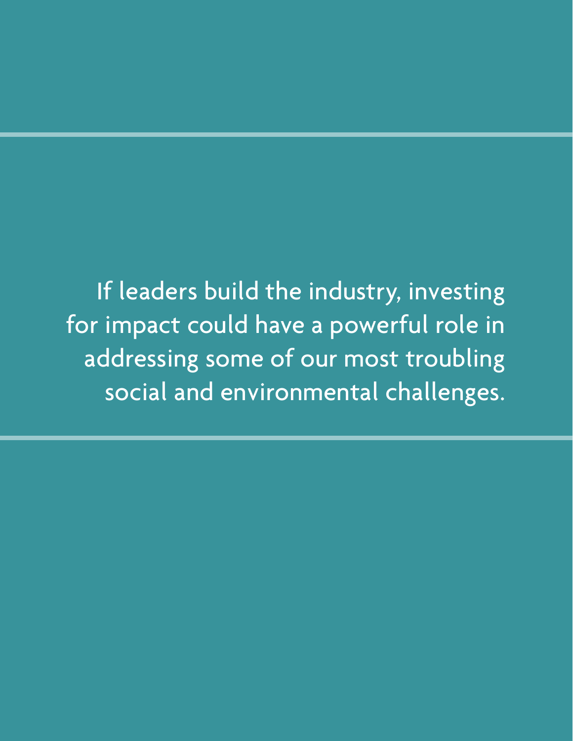If leaders build the industry, investing for impact could have a powerful role in addressing some of our most troubling social and environmental challenges.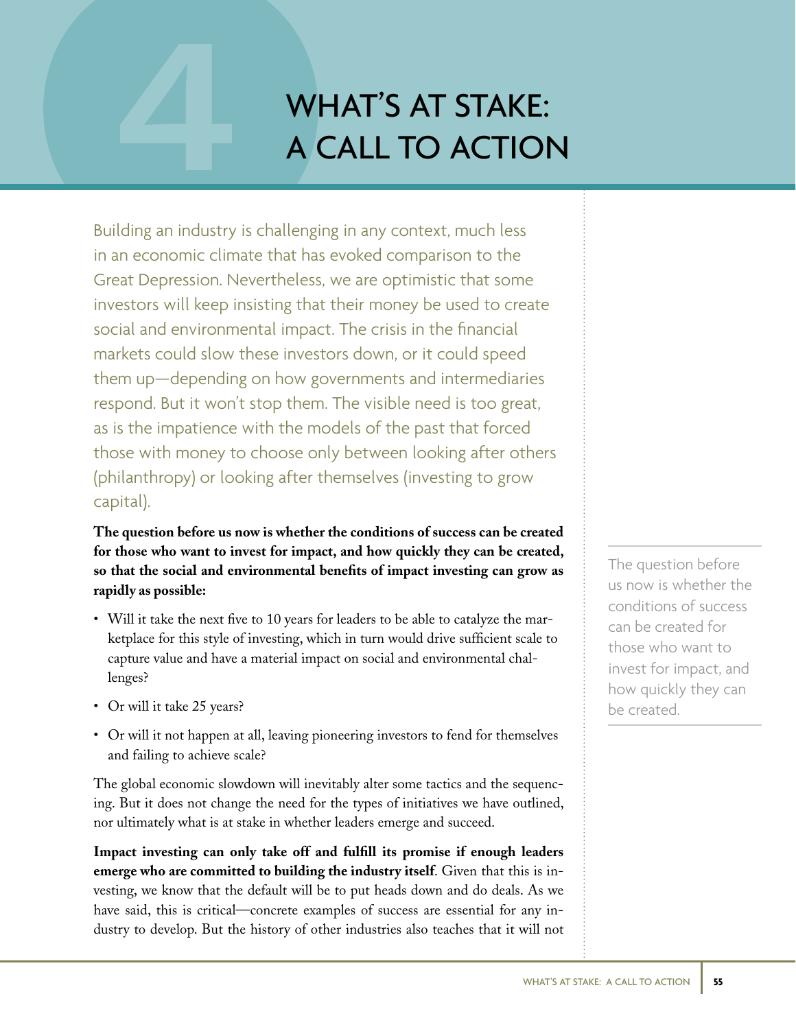# 4 WHAT'S AT STAKE: A CALL TO ACTION

Building an industry is challenging in any context, much less in an economic climate that has evoked comparison to the Great Depression. Nevertheless, we are optimistic that some investors will keep insisting that their money be used to create social and environmental impact. The crisis in the financial markets could slow these investors down, or it could speed them up—depending on how governments and intermediaries respond. But it won't stop them. The visible need is too great, as is the impatience with the models of the past that forced those with money to choose only between looking after others (philanthropy) or looking after themselves (investing to grow capital).

**The question before us now is whether the conditions of success can be created for those who want to invest for impact, and how quickly they can be created, so that the social and environmental benefits of impact investing can grow as rapidly as possible:**

- Will it take the next five to 10 years for leaders to be able to catalyze the marketplace for this style of investing, which in turn would drive sufficient scale to capture value and have a material impact on social and environmental challenges?
- Or will it take 25 years?
- Or will it not happen at all, leaving pioneering investors to fend for themselves and failing to achieve scale?

The global economic slowdown will inevitably alter some tactics and the sequencing. But it does not change the need for the types of initiatives we have outlined, nor ultimately what is at stake in whether leaders emerge and succeed.

**Impact investing can only take off and fulfill its promise if enough leaders emerge who are committed to building the industry itself**. Given that this is investing, we know that the default will be to put heads down and do deals. As we have said, this is critical—concrete examples of success are essential for any industry to develop. But the history of other industries also teaches that it will not

> The question before us now is whether the conditions of success can be created for those who want to invest for impact, and how quickly they can be created.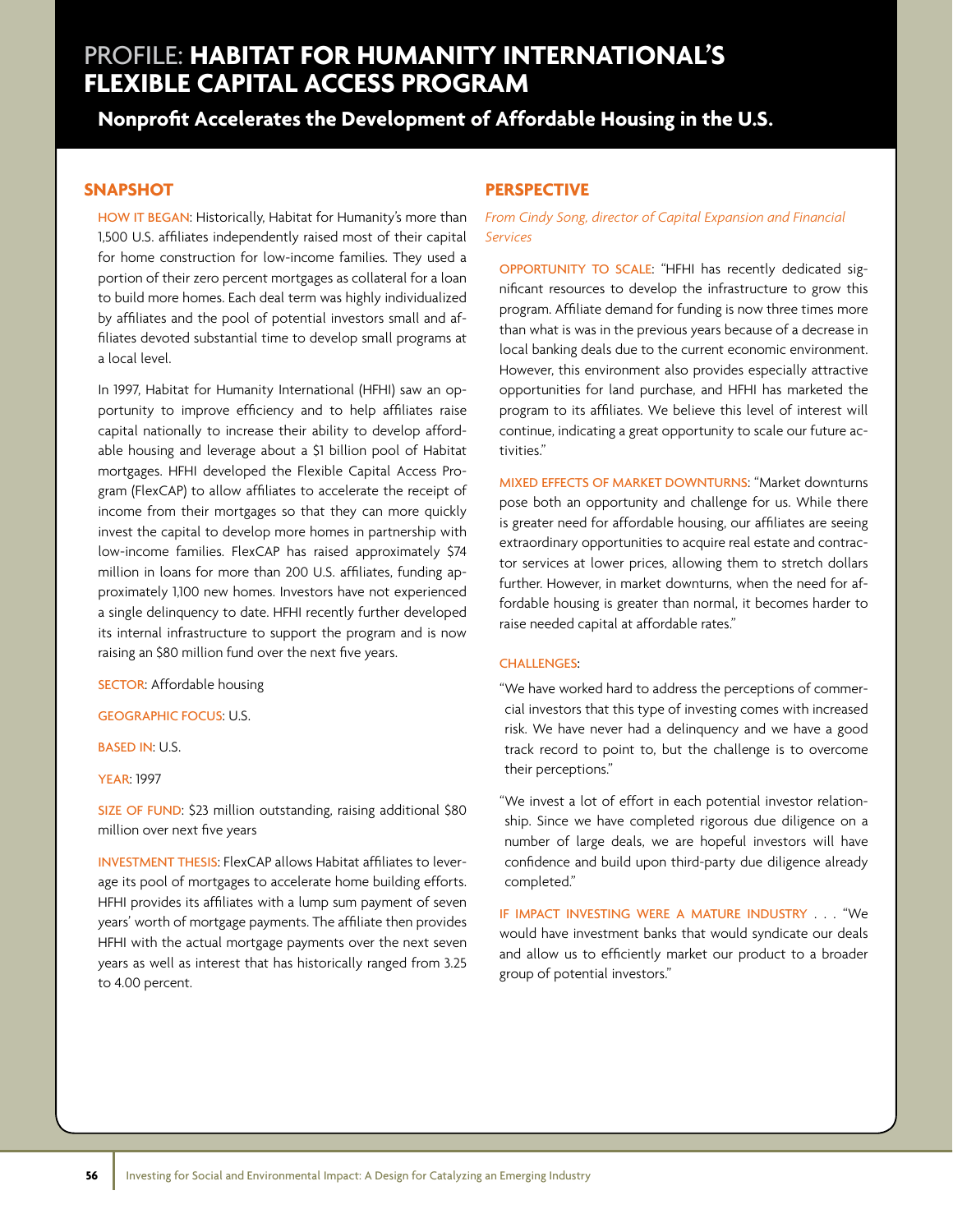# PROFILE: **HABITAT FOR HUMANITY INTERNATIONAL'S FLEXIBLE CAPITAL ACCESS PROGRAM**

## Nonprofit Accelerates the Development of Affordable Housing in the U.S.

### SNAPSHOT

HOW IT BEGAN: Historically, Habitat for Humanity's more than 1,500 U.S. affiliates independently raised most of their capital for home construction for low-income families. They used a portion of their zero percent mortgages as collateral for a loan to build more homes. Each deal term was highly individualized by affiliates and the pool of potential investors small and affiliates devoted substantial time to develop small programs at a local level.

In 1997, Habitat for Humanity International (HFHI) saw an opportunity to improve efficiency and to help affiliates raise capital nationally to increase their ability to develop affordable housing and leverage about a $1 billion pool of Habitat mortgages. HFHI developed the Flexible Capital Access Program (FlexCAP) to allow affiliates to accelerate the receipt of income from their mortgages so that they can more quickly invest the capital to develop more homes in partnership with low-income families. FlexCAP has raised approximately $74 million in loans for more than 200 U.S. affiliates, funding approximately 1,100 new homes. Investors have not experienced a single delinquency to date. HFHI recently further developed its internal infrastructure to support the program and is now raising an $80 million fund over the next five years.

SECTOR: Affordable housing

GEOGRAPHIC FOCUS: U.S.

BASED IN: U.S.

YEAR: 1997

SIZE OF FUND: $23 million outstanding, raising additional $80 million over next five years

INVESTMENT THESIS: FlexCAP allows Habitat affiliates to leverage its pool of mortgages to accelerate home building efforts. HFHI provides its affiliates with a lump sum payment of seven years' worth of mortgage payments. The affiliate then provides HFHI with the actual mortgage payments over the next seven years as well as interest that has historically ranged from 3.25 to 4.00 percent.

### PERSPECTIVE

*From Cindy Song, director of Capital Expansion and Financial Services*

OPPORTUNITY TO SCALE: "HFHI has recently dedicated significant resources to develop the infrastructure to grow this program. Affiliate demand for funding is now three times more than what is was in the previous years because of a decrease in local banking deals due to the current economic environment. However, this environment also provides especially attractive opportunities for land purchase, and HFHI has marketed the program to its affiliates. We believe this level of interest will continue, indicating a great opportunity to scale our future activities."

MIXED EFFECTS OF MARKET DOWNTURNS: "Market downturns pose both an opportunity and challenge for us. While there is greater need for affordable housing, our affiliates are seeing extraordinary opportunities to acquire real estate and contractor services at lower prices, allowing them to stretch dollars further. However, in market downturns, when the need for affordable housing is greater than normal, it becomes harder to raise needed capital at affordable rates."

CHALLENGES:

"We have worked hard to address the perceptions of commercial investors that this type of investing comes with increased risk. We have never had a delinquency and we have a good track record to point to, but the challenge is to overcome their perceptions."

"We invest a lot of effort in each potential investor relationship. Since we have completed rigorous due diligence on a number of large deals, we are hopeful investors will have confidence and build upon third-party due diligence already completed."

IF IMPACT INVESTING WERE A MATURE INDUSTRY . . . "We would have investment banks that would syndicate our deals and allow us to efficiently market our product to a broader group of potential investors."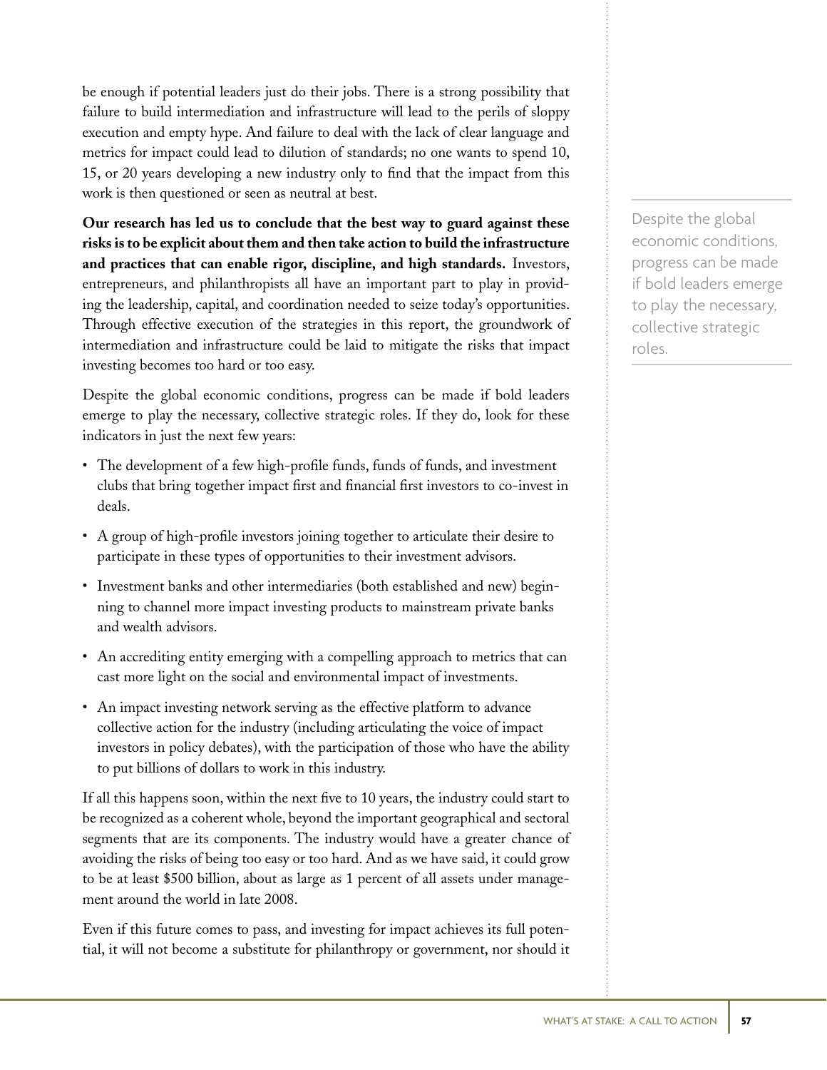be enough if potential leaders just do their jobs. There is a strong possibility that failure to build intermediation and infrastructure will lead to the perils of sloppy execution and empty hype. And failure to deal with the lack of clear language and metrics for impact could lead to dilution of standards; no one wants to spend 10, 15, or 20 years developing a new industry only to find that the impact from this work is then questioned or seen as neutral at best.

**Our research has led us to conclude that the best way to guard against these risks is to be explicit about them and then take action to build the infrastructure and practices that can enable rigor, discipline, and high standards.** Investors, entrepreneurs, and philanthropists all have an important part to play in providing the leadership, capital, and coordination needed to seize today's opportunities. Through effective execution of the strategies in this report, the groundwork of intermediation and infrastructure could be laid to mitigate the risks that impact investing becomes too hard or too easy.

> Despite the global economic conditions, progress can be made if bold leaders emerge to play the necessary, collective strategic roles.

Despite the global economic conditions, progress can be made if bold leaders emerge to play the necessary, collective strategic roles. If they do, look for these indicators in just the next few years:

- The development of a few high-profile funds, funds of funds, and investment clubs that bring together impact first and financial first investors to co-invest in deals.
- A group of high-profile investors joining together to articulate their desire to participate in these types of opportunities to their investment advisors.
- Investment banks and other intermediaries (both established and new) beginning to channel more impact investing products to mainstream private banks and wealth advisors.
- An accrediting entity emerging with a compelling approach to metrics that can cast more light on the social and environmental impact of investments.
- An impact investing network serving as the effective platform to advance collective action for the industry (including articulating the voice of impact investors in policy debates), with the participation of those who have the ability to put billions of dollars to work in this industry.

If all this happens soon, within the next five to 10 years, the industry could start to be recognized as a coherent whole, beyond the important geographical and sectoral segments that are its components. The industry would have a greater chance of avoiding the risks of being too easy or too hard. And as we have said, it could grow to be at least $500 billion, about as large as 1 percent of all assets under management around the world in late 2008.

Even if this future comes to pass, and investing for impact achieves its full potential, it will not become a substitute for philanthropy or government, nor should it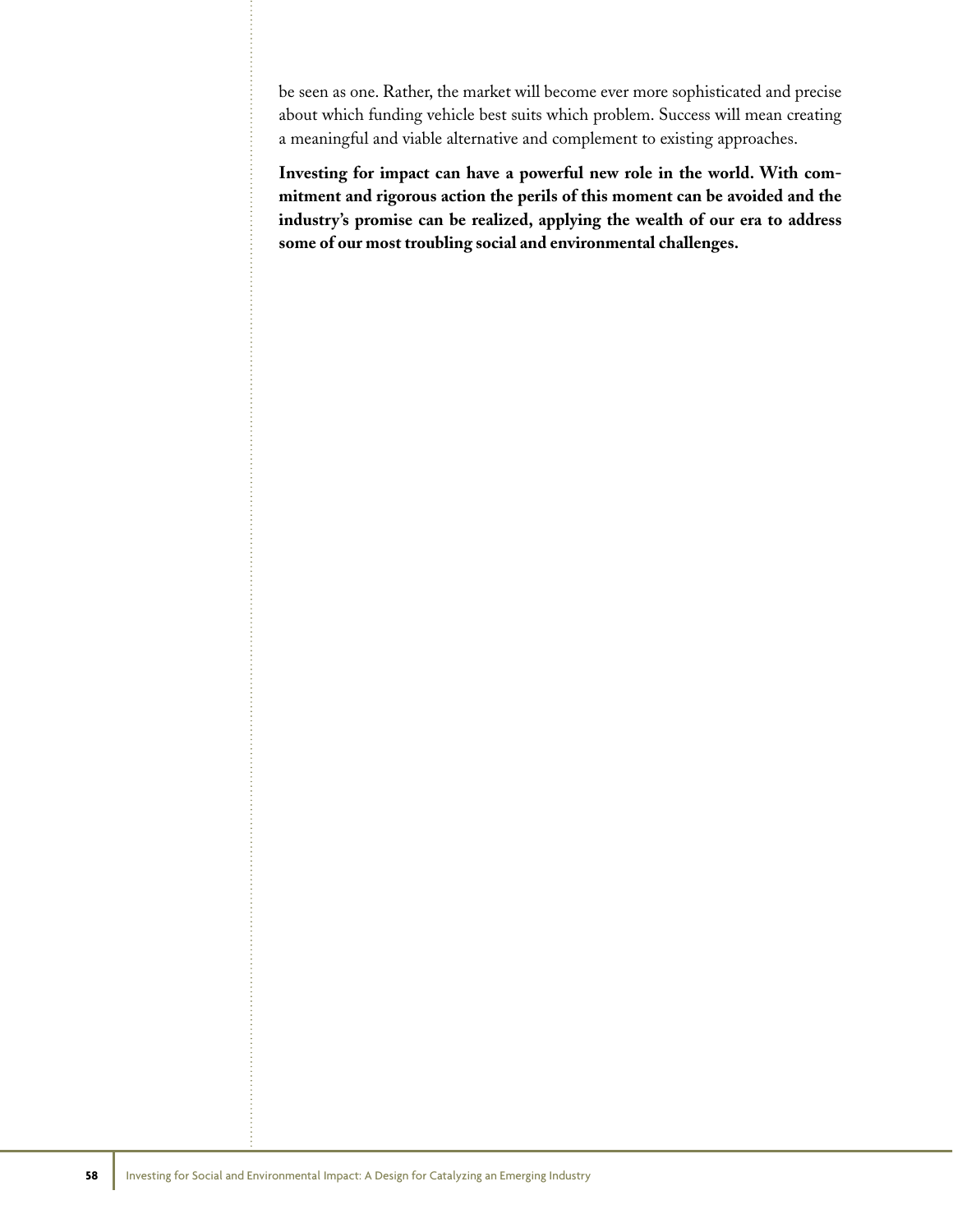be seen as one. Rather, the market will become ever more sophisticated and precise about which funding vehicle best suits which problem. Success will mean creating a meaningful and viable alternative and complement to existing approaches.

**Investing for impact can have a powerful new role in the world. With commitment and rigorous action the perils of this moment can be avoided and the industry's promise can be realized, applying the wealth of our era to address some of our most troubling social and environmental challenges.**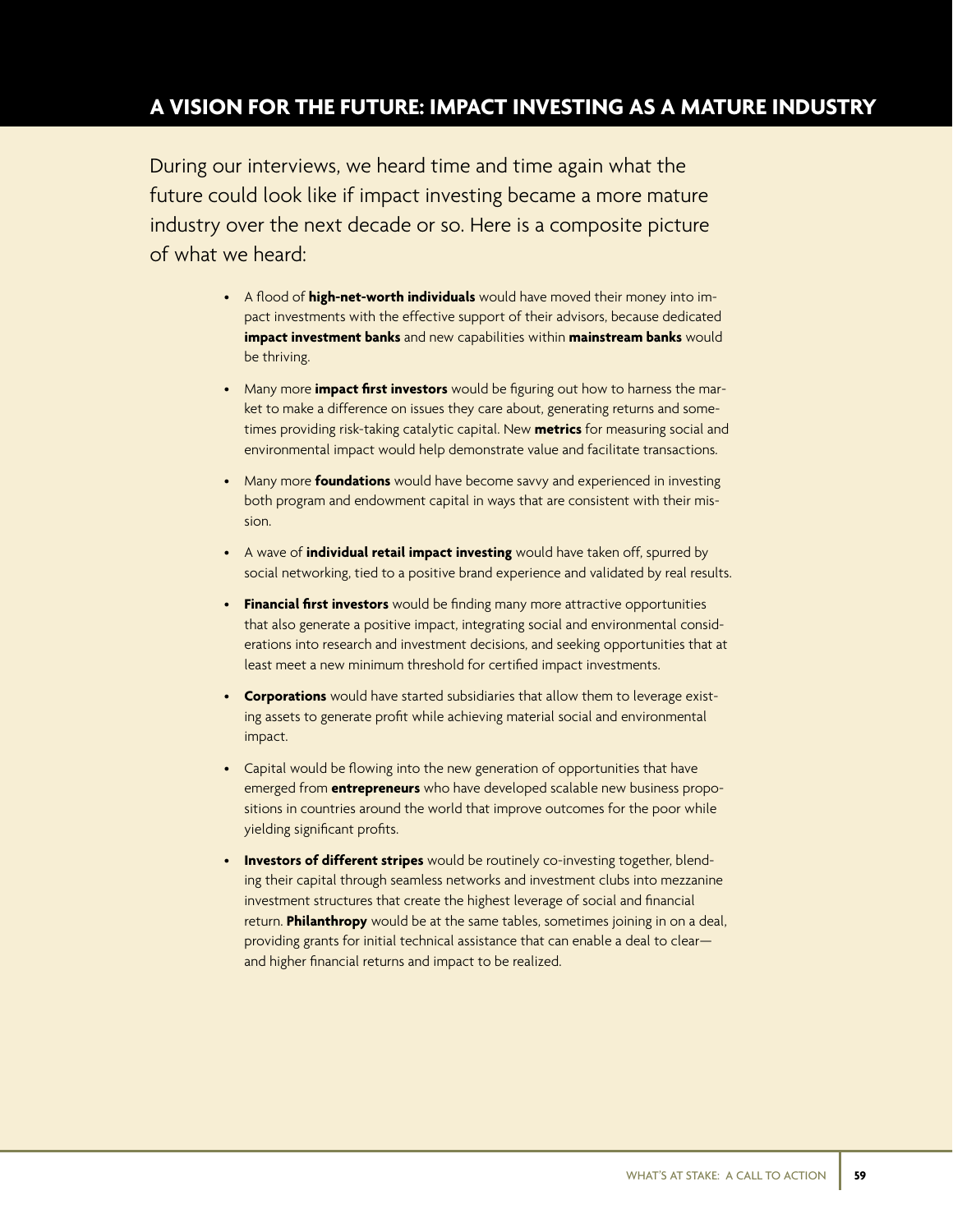## A VISION FOR THE FUTURE: IMPACT INVESTING AS A MATURE INDUSTRY

During our interviews, we heard time and time again what the future could look like if impact investing became a more mature industry over the next decade or so. Here is a composite picture of what we heard:

- A flood of **high-net-worth individuals** would have moved their money into impact investments with the effective support of their advisors, because dedicated **impact investment banks** and new capabilities within **mainstream banks** would be thriving.
- Many more **impact first investors** would be figuring out how to harness the market to make a difference on issues they care about, generating returns and sometimes providing risk-taking catalytic capital. New **metrics** for measuring social and environmental impact would help demonstrate value and facilitate transactions.
- Many more **foundations** would have become savvy and experienced in investing both program and endowment capital in ways that are consistent with their mission.
- A wave of **individual retail impact investing** would have taken off, spurred by social networking, tied to a positive brand experience and validated by real results.
- **Financial first investors** would be finding many more attractive opportunities that also generate a positive impact, integrating social and environmental considerations into research and investment decisions, and seeking opportunities that at least meet a new minimum threshold for certified impact investments.
- **Corporations** would have started subsidiaries that allow them to leverage existing assets to generate profit while achieving material social and environmental impact.
- Capital would be flowing into the new generation of opportunities that have emerged from **entrepreneurs** who have developed scalable new business propositions in countries around the world that improve outcomes for the poor while yielding significant profits.
- **Investors of different stripes** would be routinely co-investing together, blending their capital through seamless networks and investment clubs into mezzanine investment structures that create the highest leverage of social and financial return. **Philanthropy** would be at the same tables, sometimes joining in on a deal, providing grants for initial technical assistance that can enable a deal to clear—and higher financial returns and impact to be realized.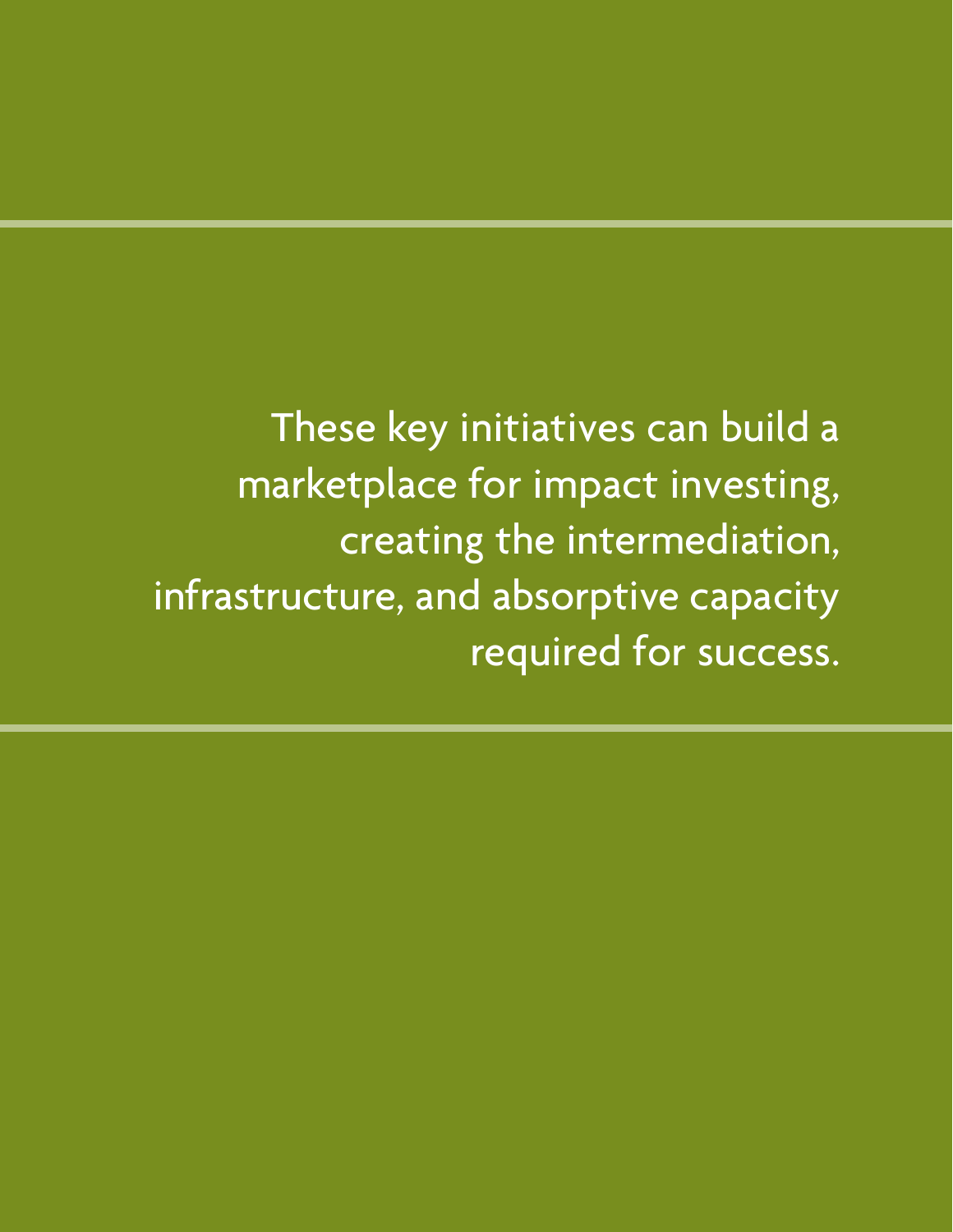These key initiatives can build a marketplace for impact investing, creating the intermediation, infrastructure, and absorptive capacity required for success.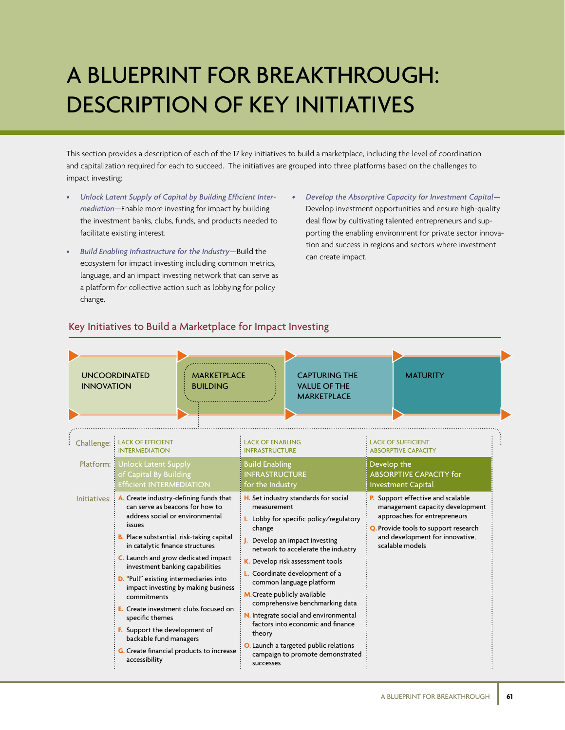# A BLUEPRINT FOR BREAKTHROUGH: DESCRIPTION OF KEY INITIATIVES

This section provides a description of each of the 17 key initiatives to build a marketplace, including the level of coordination and capitalization required for each to succeed. The initiatives are grouped into three platforms based on the challenges to impact investing:

- *Unlock Latent Supply of Capital by Building Efficient Intermediation*—Enable more investing for impact by building the investment banks, clubs, funds, and products needed to facilitate existing interest.
- *Build Enabling Infrastructure for the Industry*—Build the ecosystem for impact investing including common metrics, language, and an impact investing network that can serve as a platform for collective action such as lobbying for policy change.
- *Develop the Absorptive Capacity for Investment Capital*—Develop investment opportunities and ensure high-quality deal flow by cultivating talented entrepreneurs and supporting the enabling environment for private sector innovation and success in regions and sectors where investment can create impact.

## Key Initiatives to Build a Marketplace for Impact Investing

UNCOORDINATED INNOVATION → MARKETPLACE BUILDING → CAPTURING THE VALUE OF THE MARKETPLACE → MATURITY

| | | | |
|---|---|---|---|
| Challenge: | LACK OF EFFICIENT INTERMEDIATION | LACK OF ENABLING INFRASTRUCTURE | LACK OF SUFFICIENT ABSORPTIVE CAPACITY |
| Platform: | Unlock Latent Supply of Capital By Building Efficient INTERMEDIATION | Build Enabling INFRASTRUCTURE for the Industry | Develop the ABSORPTIVE CAPACITY for Investment Capital |
| Initiatives: | A. Create industry-defining funds that can serve as beacons for how to address social or environmental issues<br>B. Place substantial, risk-taking capital in catalytic finance structures<br>C. Launch and grow dedicated impact investment banking capabilities<br>D. "Pull" existing intermediaries into impact investing by making business commitments<br>E. Create investment clubs focused on specific themes<br>F. Support the development of backable fund managers<br>G. Create financial products to increase accessibility | H. Set industry standards for social measurement<br>I. Lobby for specific policy/regulatory change<br>J. Develop an impact investing network to accelerate the industry<br>K. Develop risk assessment tools<br>L. Coordinate development of a common language platform<br>M. Create publicly available comprehensive benchmarking data<br>N. Integrate social and environmental factors into economic and finance theory<br>O. Launch a targeted public relations campaign to promote demonstrated successes | P. Support effective and scalable management capacity development approaches for entrepreneurs<br>Q. Provide tools to support research and development for innovative, scalable models |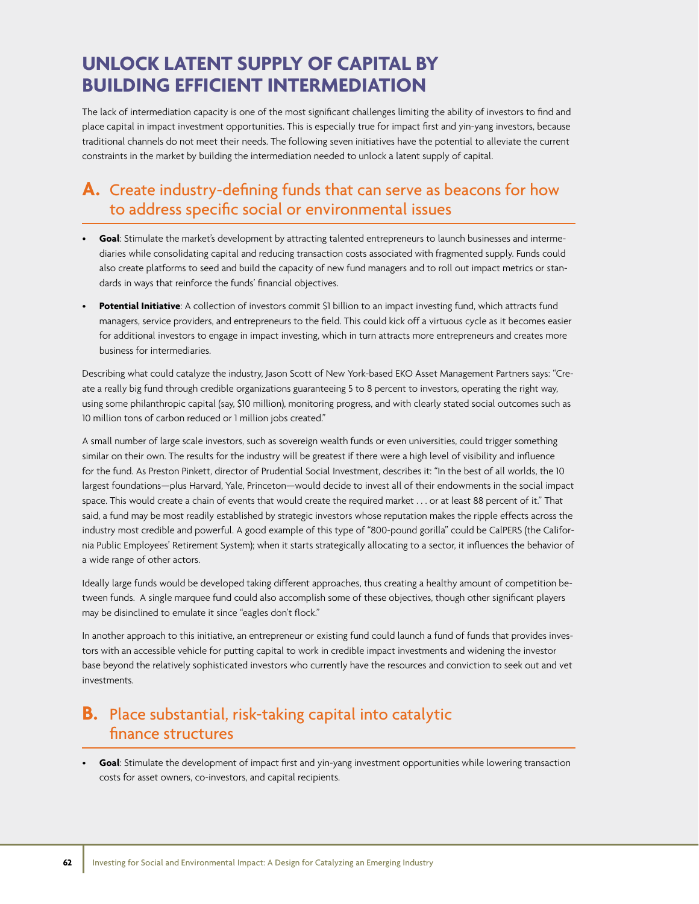# UNLOCK LATENT SUPPLY OF CAPITAL BY BUILDING EFFICIENT INTERMEDIATION

The lack of intermediation capacity is one of the most significant challenges limiting the ability of investors to find and place capital in impact investment opportunities. This is especially true for impact first and yin-yang investors, because traditional channels do not meet their needs. The following seven initiatives have the potential to alleviate the current constraints in the market by building the intermediation needed to unlock a latent supply of capital.

## A. Create industry-defining funds that can serve as beacons for how to address specific social or environmental issues

- **Goal**: Stimulate the market's development by attracting talented entrepreneurs to launch businesses and intermediaries while consolidating capital and reducing transaction costs associated with fragmented supply. Funds could also create platforms to seed and build the capacity of new fund managers and to roll out impact metrics or standards in ways that reinforce the funds' financial objectives.
- **Potential Initiative**: A collection of investors commit $1 billion to an impact investing fund, which attracts fund managers, service providers, and entrepreneurs to the field. This could kick off a virtuous cycle as it becomes easier for additional investors to engage in impact investing, which in turn attracts more entrepreneurs and creates more business for intermediaries.

Describing what could catalyze the industry, Jason Scott of New York-based EKO Asset Management Partners says: "Create a really big fund through credible organizations guaranteeing 5 to 8 percent to investors, operating the right way, using some philanthropic capital (say, $10 million), monitoring progress, and with clearly stated social outcomes such as 10 million tons of carbon reduced or 1 million jobs created."

A small number of large scale investors, such as sovereign wealth funds or even universities, could trigger something similar on their own. The results for the industry will be greatest if there were a high level of visibility and influence for the fund. As Preston Pinkett, director of Prudential Social Investment, describes it: "In the best of all worlds, the 10 largest foundations—plus Harvard, Yale, Princeton—would decide to invest all of their endowments in the social impact space. This would create a chain of events that would create the required market . . . or at least 88 percent of it." That said, a fund may be most readily established by strategic investors whose reputation makes the ripple effects across the industry most credible and powerful. A good example of this type of "800-pound gorilla" could be CalPERS (the California Public Employees' Retirement System); when it starts strategically allocating to a sector, it influences the behavior of a wide range of other actors.

Ideally large funds would be developed taking different approaches, thus creating a healthy amount of competition between funds. A single marquee fund could also accomplish some of these objectives, though other significant players may be disinclined to emulate it since "eagles don't flock."

In another approach to this initiative, an entrepreneur or existing fund could launch a fund of funds that provides investors with an accessible vehicle for putting capital to work in credible impact investments and widening the investor base beyond the relatively sophisticated investors who currently have the resources and conviction to seek out and vet investments.

## B. Place substantial, risk-taking capital into catalytic finance structures

- **Goal**: Stimulate the development of impact first and yin-yang investment opportunities while lowering transaction costs for asset owners, co-investors, and capital recipients.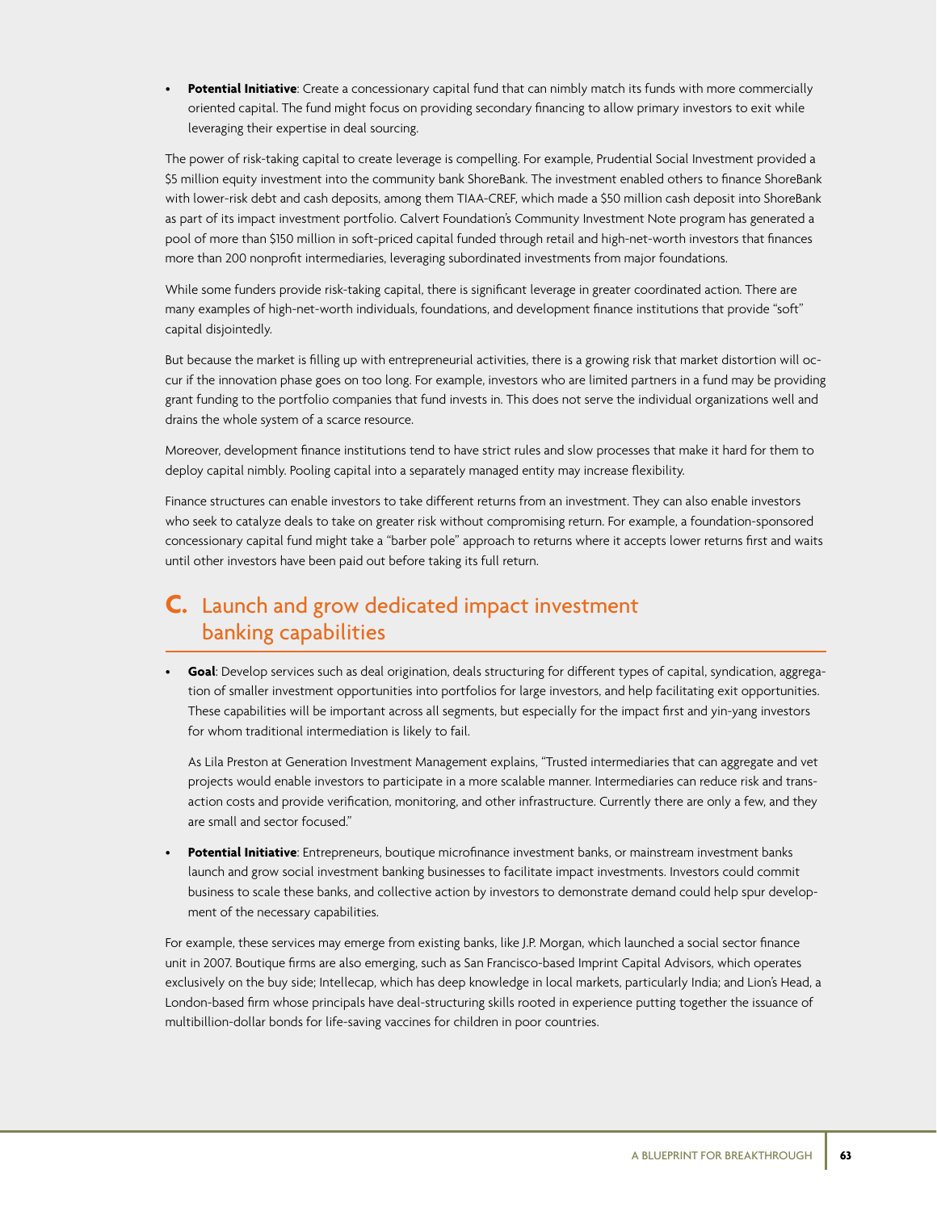- **Potential Initiative**: Create a concessionary capital fund that can nimbly match its funds with more commercially oriented capital. The fund might focus on providing secondary financing to allow primary investors to exit while leveraging their expertise in deal sourcing.

The power of risk-taking capital to create leverage is compelling. For example, Prudential Social Investment provided a $5 million equity investment into the community bank ShoreBank. The investment enabled others to finance ShoreBank with lower-risk debt and cash deposits, among them TIAA-CREF, which made a $50 million cash deposit into ShoreBank as part of its impact investment portfolio. Calvert Foundation's Community Investment Note program has generated a pool of more than $150 million in soft-priced capital funded through retail and high-net-worth investors that finances more than 200 nonprofit intermediaries, leveraging subordinated investments from major foundations.

While some funders provide risk-taking capital, there is significant leverage in greater coordinated action. There are many examples of high-net-worth individuals, foundations, and development finance institutions that provide "soft" capital disjointedly.

But because the market is filling up with entrepreneurial activities, there is a growing risk that market distortion will occur if the innovation phase goes on too long. For example, investors who are limited partners in a fund may be providing grant funding to the portfolio companies that fund invests in. This does not serve the individual organizations well and drains the whole system of a scarce resource.

Moreover, development finance institutions tend to have strict rules and slow processes that make it hard for them to deploy capital nimbly. Pooling capital into a separately managed entity may increase flexibility.

Finance structures can enable investors to take different returns from an investment. They can also enable investors who seek to catalyze deals to take on greater risk without compromising return. For example, a foundation-sponsored concessionary capital fund might take a "barber pole" approach to returns where it accepts lower returns first and waits until other investors have been paid out before taking its full return.

## C. Launch and grow dedicated impact investment banking capabilities

- **Goal**: Develop services such as deal origination, deals structuring for different types of capital, syndication, aggregation of smaller investment opportunities into portfolios for large investors, and help facilitating exit opportunities. These capabilities will be important across all segments, but especially for the impact first and yin-yang investors for whom traditional intermediation is likely to fail.

  As Lila Preston at Generation Investment Management explains, "Trusted intermediaries that can aggregate and vet projects would enable investors to participate in a more scalable manner. Intermediaries can reduce risk and transaction costs and provide verification, monitoring, and other infrastructure. Currently there are only a few, and they are small and sector focused."

- **Potential Initiative**: Entrepreneurs, boutique microfinance investment banks, or mainstream investment banks launch and grow social investment banking businesses to facilitate impact investments. Investors could commit business to scale these banks, and collective action by investors to demonstrate demand could help spur development of the necessary capabilities.

For example, these services may emerge from existing banks, like J.P. Morgan, which launched a social sector finance unit in 2007. Boutique firms are also emerging, such as San Francisco-based Imprint Capital Advisors, which operates exclusively on the buy side; Intellecap, which has deep knowledge in local markets, particularly India; and Lion's Head, a London-based firm whose principals have deal-structuring skills rooted in experience putting together the issuance of multibillion-dollar bonds for life-saving vaccines for children in poor countries.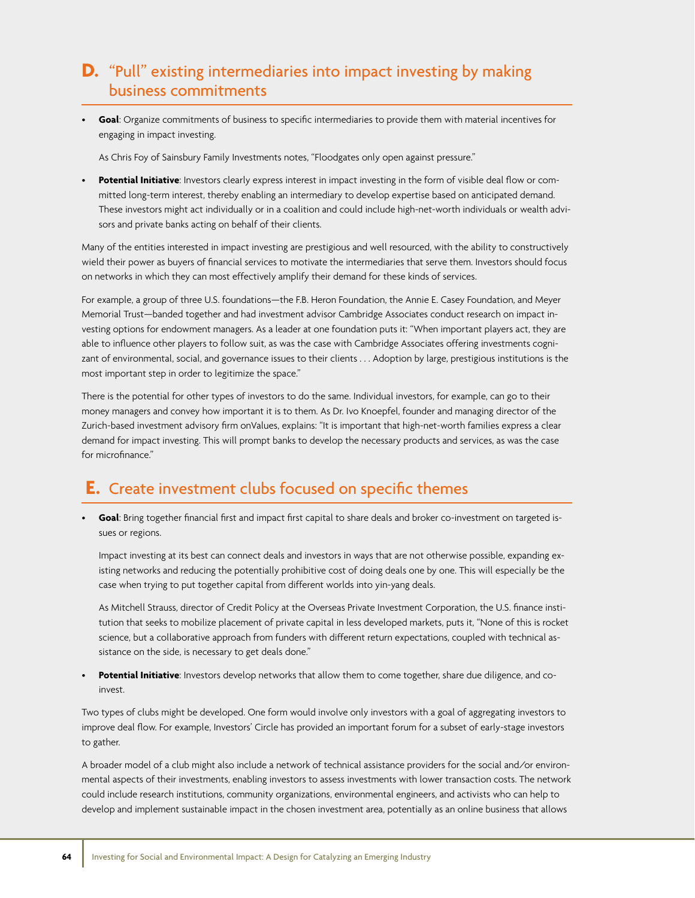## D. "Pull" existing intermediaries into impact investing by making business commitments

- **Goal**: Organize commitments of business to specific intermediaries to provide them with material incentives for engaging in impact investing.

  As Chris Foy of Sainsbury Family Investments notes, "Floodgates only open against pressure."

- **Potential Initiative**: Investors clearly express interest in impact investing in the form of visible deal flow or committed long-term interest, thereby enabling an intermediary to develop expertise based on anticipated demand. These investors might act individually or in a coalition and could include high-net-worth individuals or wealth advisors and private banks acting on behalf of their clients.

Many of the entities interested in impact investing are prestigious and well resourced, with the ability to constructively wield their power as buyers of financial services to motivate the intermediaries that serve them. Investors should focus on networks in which they can most effectively amplify their demand for these kinds of services.

For example, a group of three U.S. foundations—the F.B. Heron Foundation, the Annie E. Casey Foundation, and Meyer Memorial Trust—banded together and had investment advisor Cambridge Associates conduct research on impact investing options for endowment managers. As a leader at one foundation puts it: "When important players act, they are able to influence other players to follow suit, as was the case with Cambridge Associates offering investments cognizant of environmental, social, and governance issues to their clients . . . Adoption by large, prestigious institutions is the most important step in order to legitimize the space."

There is the potential for other types of investors to do the same. Individual investors, for example, can go to their money managers and convey how important it is to them. As Dr. Ivo Knoepfel, founder and managing director of the Zurich-based investment advisory firm onValues, explains: "It is important that high-net-worth families express a clear demand for impact investing. This will prompt banks to develop the necessary products and services, as was the case for microfinance."

## E. Create investment clubs focused on specific themes

- **Goal**: Bring together financial first and impact first capital to share deals and broker co-investment on targeted issues or regions.

  Impact investing at its best can connect deals and investors in ways that are not otherwise possible, expanding existing networks and reducing the potentially prohibitive cost of doing deals one by one. This will especially be the case when trying to put together capital from different worlds into yin-yang deals.

  As Mitchell Strauss, director of Credit Policy at the Overseas Private Investment Corporation, the U.S. finance institution that seeks to mobilize placement of private capital in less developed markets, puts it, "None of this is rocket science, but a collaborative approach from funders with different return expectations, coupled with technical assistance on the side, is necessary to get deals done."

- **Potential Initiative**: Investors develop networks that allow them to come together, share due diligence, and co-invest.

Two types of clubs might be developed. One form would involve only investors with a goal of aggregating investors to improve deal flow. For example, Investors' Circle has provided an important forum for a subset of early-stage investors to gather.

A broader model of a club might also include a network of technical assistance providers for the social and/or environmental aspects of their investments, enabling investors to assess investments with lower transaction costs. The network could include research institutions, community organizations, environmental engineers, and activists who can help to develop and implement sustainable impact in the chosen investment area, potentially as an online business that allows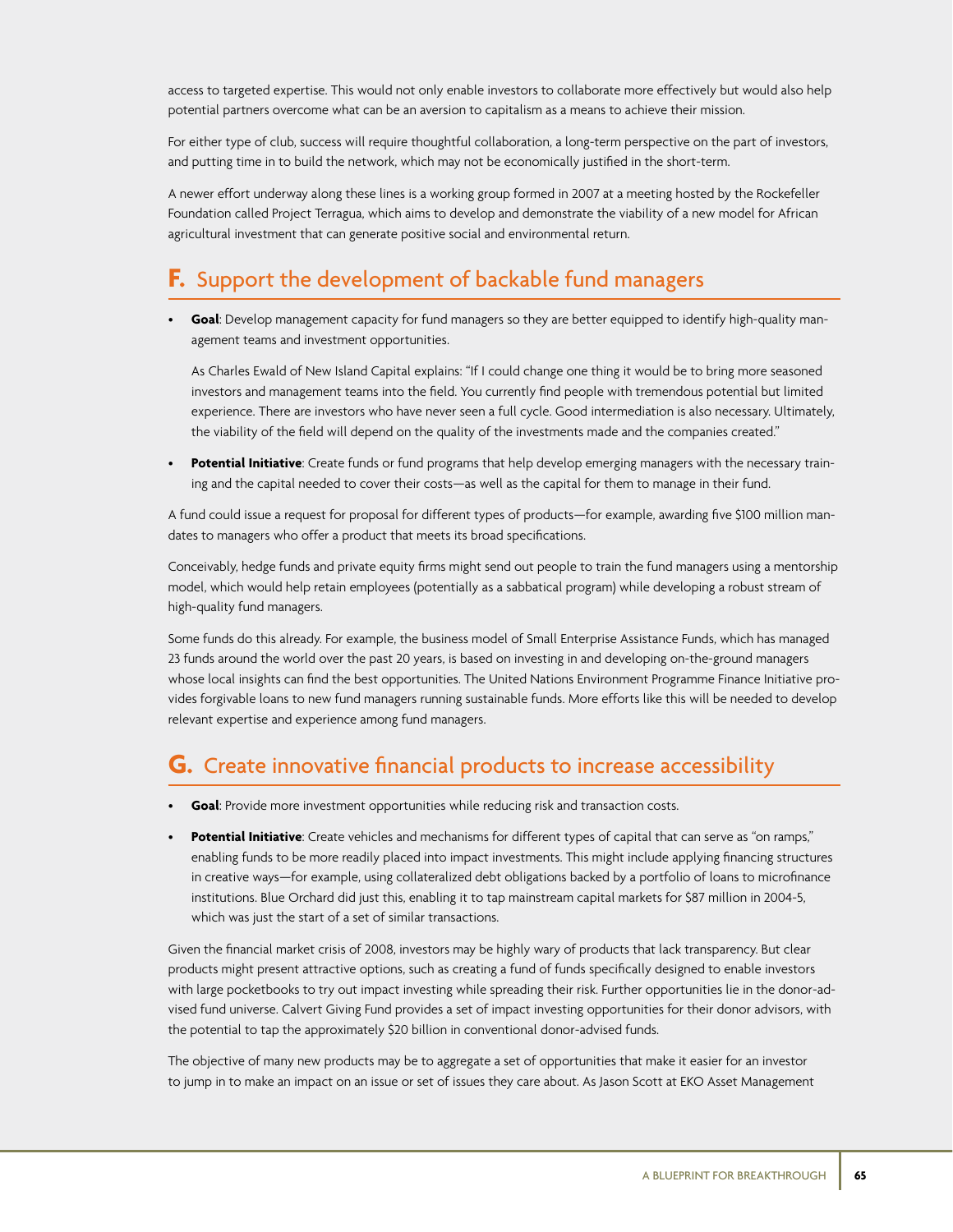access to targeted expertise. This would not only enable investors to collaborate more effectively but would also help potential partners overcome what can be an aversion to capitalism as a means to achieve their mission.

For either type of club, success will require thoughtful collaboration, a long-term perspective on the part of investors, and putting time in to build the network, which may not be economically justified in the short-term.

A newer effort underway along these lines is a working group formed in 2007 at a meeting hosted by the Rockefeller Foundation called Project Terragua, which aims to develop and demonstrate the viability of a new model for African agricultural investment that can generate positive social and environmental return.

## F. Support the development of backable fund managers

- **Goal**: Develop management capacity for fund managers so they are better equipped to identify high-quality management teams and investment opportunities.

  As Charles Ewald of New Island Capital explains: "If I could change one thing it would be to bring more seasoned investors and management teams into the field. You currently find people with tremendous potential but limited experience. There are investors who have never seen a full cycle. Good intermediation is also necessary. Ultimately, the viability of the field will depend on the quality of the investments made and the companies created."

- **Potential Initiative**: Create funds or fund programs that help develop emerging managers with the necessary training and the capital needed to cover their costs—as well as the capital for them to manage in their fund.

A fund could issue a request for proposal for different types of products—for example, awarding five $100 million mandates to managers who offer a product that meets its broad specifications.

Conceivably, hedge funds and private equity firms might send out people to train the fund managers using a mentorship model, which would help retain employees (potentially as a sabbatical program) while developing a robust stream of high-quality fund managers.

Some funds do this already. For example, the business model of Small Enterprise Assistance Funds, which has managed 23 funds around the world over the past 20 years, is based on investing in and developing on-the-ground managers whose local insights can find the best opportunities. The United Nations Environment Programme Finance Initiative provides forgivable loans to new fund managers running sustainable funds. More efforts like this will be needed to develop relevant expertise and experience among fund managers.

## G. Create innovative financial products to increase accessibility

- **Goal**: Provide more investment opportunities while reducing risk and transaction costs.
- **Potential Initiative**: Create vehicles and mechanisms for different types of capital that can serve as "on ramps," enabling funds to be more readily placed into impact investments. This might include applying financing structures in creative ways—for example, using collateralized debt obligations backed by a portfolio of loans to microfinance institutions. Blue Orchard did just this, enabling it to tap mainstream capital markets for $87 million in 2004-5, which was just the start of a set of similar transactions.

Given the financial market crisis of 2008, investors may be highly wary of products that lack transparency. But clear products might present attractive options, such as creating a fund of funds specifically designed to enable investors with large pocketbooks to try out impact investing while spreading their risk. Further opportunities lie in the donor-advised fund universe. Calvert Giving Fund provides a set of impact investing opportunities for their donor advisors, with the potential to tap the approximately $20 billion in conventional donor-advised funds.

The objective of many new products may be to aggregate a set of opportunities that make it easier for an investor to jump in to make an impact on an issue or set of issues they care about. As Jason Scott at EKO Asset Management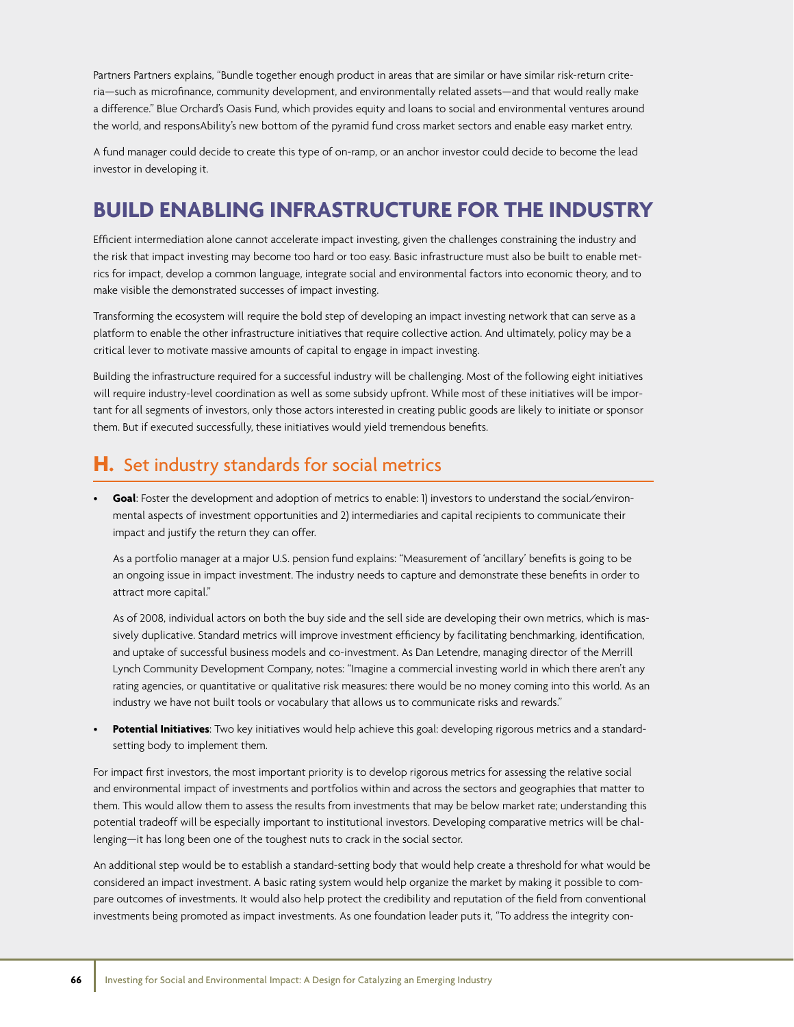Partners Partners explains, "Bundle together enough product in areas that are similar or have similar risk-return criteria—such as microfinance, community development, and environmentally related assets—and that would really make a difference." Blue Orchard's Oasis Fund, which provides equity and loans to social and environmental ventures around the world, and responsAbility's new bottom of the pyramid fund cross market sectors and enable easy market entry.

A fund manager could decide to create this type of on-ramp, or an anchor investor could decide to become the lead investor in developing it.

# BUILD ENABLING INFRASTRUCTURE FOR THE INDUSTRY

Efficient intermediation alone cannot accelerate impact investing, given the challenges constraining the industry and the risk that impact investing may become too hard or too easy. Basic infrastructure must also be built to enable metrics for impact, develop a common language, integrate social and environmental factors into economic theory, and to make visible the demonstrated successes of impact investing.

Transforming the ecosystem will require the bold step of developing an impact investing network that can serve as a platform to enable the other infrastructure initiatives that require collective action. And ultimately, policy may be a critical lever to motivate massive amounts of capital to engage in impact investing.

Building the infrastructure required for a successful industry will be challenging. Most of the following eight initiatives will require industry-level coordination as well as some subsidy upfront. While most of these initiatives will be important for all segments of investors, only those actors interested in creating public goods are likely to initiate or sponsor them. But if executed successfully, these initiatives would yield tremendous benefits.

## H. Set industry standards for social metrics

- **Goal**: Foster the development and adoption of metrics to enable: 1) investors to understand the social/environmental aspects of investment opportunities and 2) intermediaries and capital recipients to communicate their impact and justify the return they can offer.

  As a portfolio manager at a major U.S. pension fund explains: "Measurement of 'ancillary' benefits is going to be an ongoing issue in impact investment. The industry needs to capture and demonstrate these benefits in order to attract more capital."

  As of 2008, individual actors on both the buy side and the sell side are developing their own metrics, which is massively duplicative. Standard metrics will improve investment efficiency by facilitating benchmarking, identification, and uptake of successful business models and co-investment. As Dan Letendre, managing director of the Merrill Lynch Community Development Company, notes: "Imagine a commercial investing world in which there aren't any rating agencies, or quantitative or qualitative risk measures: there would be no money coming into this world. As an industry we have not built tools or vocabulary that allows us to communicate risks and rewards."

- **Potential Initiatives**: Two key initiatives would help achieve this goal: developing rigorous metrics and a standard-setting body to implement them.

For impact first investors, the most important priority is to develop rigorous metrics for assessing the relative social and environmental impact of investments and portfolios within and across the sectors and geographies that matter to them. This would allow them to assess the results from investments that may be below market rate; understanding this potential tradeoff will be especially important to institutional investors. Developing comparative metrics will be challenging—it has long been one of the toughest nuts to crack in the social sector.

An additional step would be to establish a standard-setting body that would help create a threshold for what would be considered an impact investment. A basic rating system would help organize the market by making it possible to compare outcomes of investments. It would also help protect the credibility and reputation of the field from conventional investments being promoted as impact investments. As one foundation leader puts it, "To address the integrity con-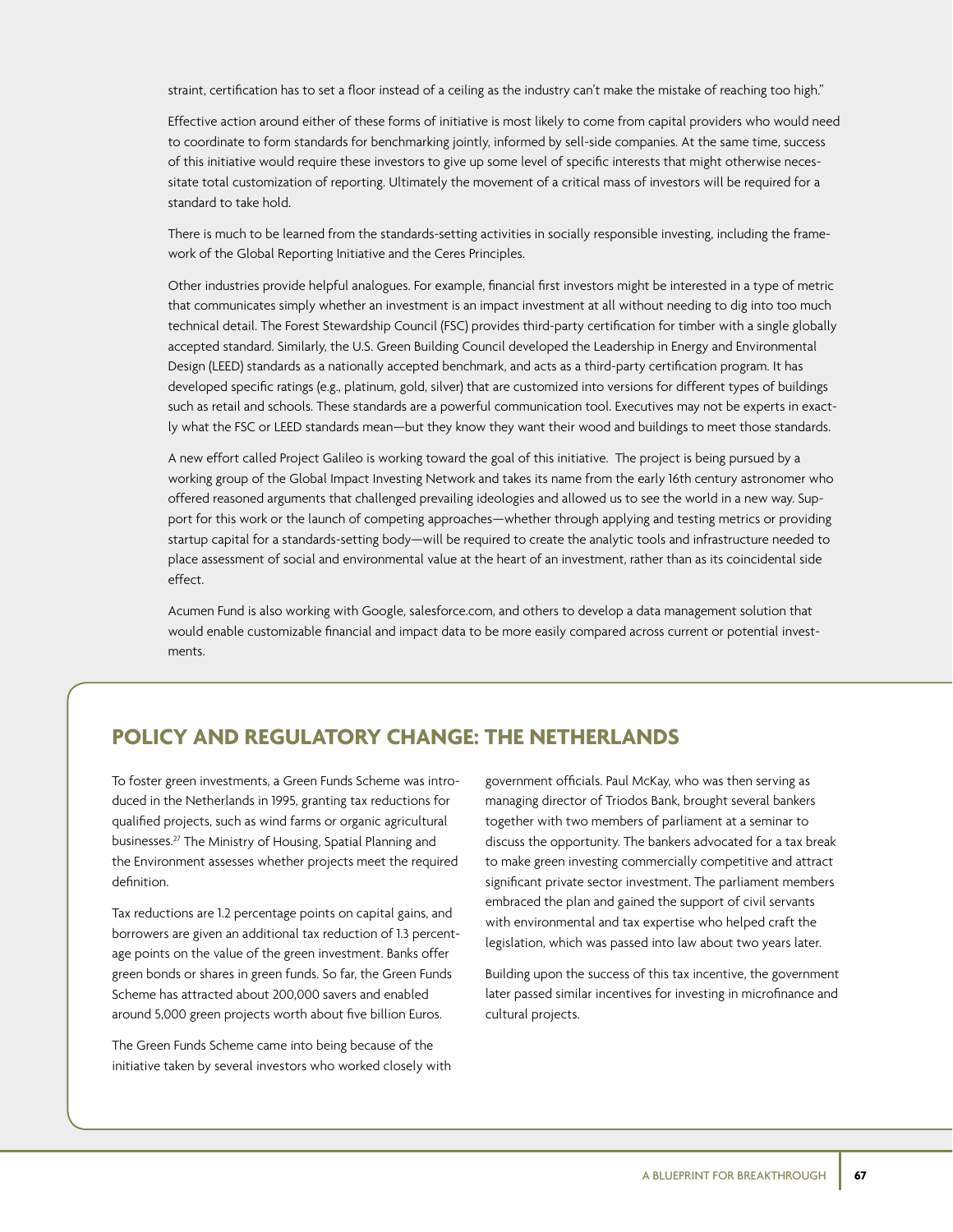straint, certification has to set a floor instead of a ceiling as the industry can't make the mistake of reaching too high."

Effective action around either of these forms of initiative is most likely to come from capital providers who would need to coordinate to form standards for benchmarking jointly, informed by sell-side companies. At the same time, success of this initiative would require these investors to give up some level of specific interests that might otherwise necessitate total customization of reporting. Ultimately the movement of a critical mass of investors will be required for a standard to take hold.

There is much to be learned from the standards-setting activities in socially responsible investing, including the framework of the Global Reporting Initiative and the Ceres Principles.

Other industries provide helpful analogues. For example, financial first investors might be interested in a type of metric that communicates simply whether an investment is an impact investment at all without needing to dig into too much technical detail. The Forest Stewardship Council (FSC) provides third-party certification for timber with a single globally accepted standard. Similarly, the U.S. Green Building Council developed the Leadership in Energy and Environmental Design (LEED) standards as a nationally accepted benchmark, and acts as a third-party certification program. It has developed specific ratings (e.g., platinum, gold, silver) that are customized into versions for different types of buildings such as retail and schools. These standards are a powerful communication tool. Executives may not be experts in exactly what the FSC or LEED standards mean—but they know they want their wood and buildings to meet those standards.

A new effort called Project Galileo is working toward the goal of this initiative. The project is being pursued by a working group of the Global Impact Investing Network and takes its name from the early 16th century astronomer who offered reasoned arguments that challenged prevailing ideologies and allowed us to see the world in a new way. Support for this work or the launch of competing approaches—whether through applying and testing metrics or providing startup capital for a standards-setting body—will be required to create the analytic tools and infrastructure needed to place assessment of social and environmental value at the heart of an investment, rather than as its coincidental side effect.

Acumen Fund is also working with Google, salesforce.com, and others to develop a data management solution that would enable customizable financial and impact data to be more easily compared across current or potential investments.

## POLICY AND REGULATORY CHANGE: THE NETHERLANDS

To foster green investments, a Green Funds Scheme was introduced in the Netherlands in 1995, granting tax reductions for qualified projects, such as wind farms or organic agricultural businesses.[27] The Ministry of Housing, Spatial Planning and the Environment assesses whether projects meet the required definition.

Tax reductions are 1.2 percentage points on capital gains, and borrowers are given an additional tax reduction of 1.3 percentage points on the value of the green investment. Banks offer green bonds or shares in green funds. So far, the Green Funds Scheme has attracted about 200,000 savers and enabled around 5,000 green projects worth about five billion Euros.

The Green Funds Scheme came into being because of the initiative taken by several investors who worked closely with government officials. Paul McKay, who was then serving as managing director of Triodos Bank, brought several bankers together with two members of parliament at a seminar to discuss the opportunity. The bankers advocated for a tax break to make green investing commercially competitive and attract significant private sector investment. The parliament members embraced the plan and gained the support of civil servants with environmental and tax expertise who helped craft the legislation, which was passed into law about two years later.

Building upon the success of this tax incentive, the government later passed similar incentives for investing in microfinance and cultural projects.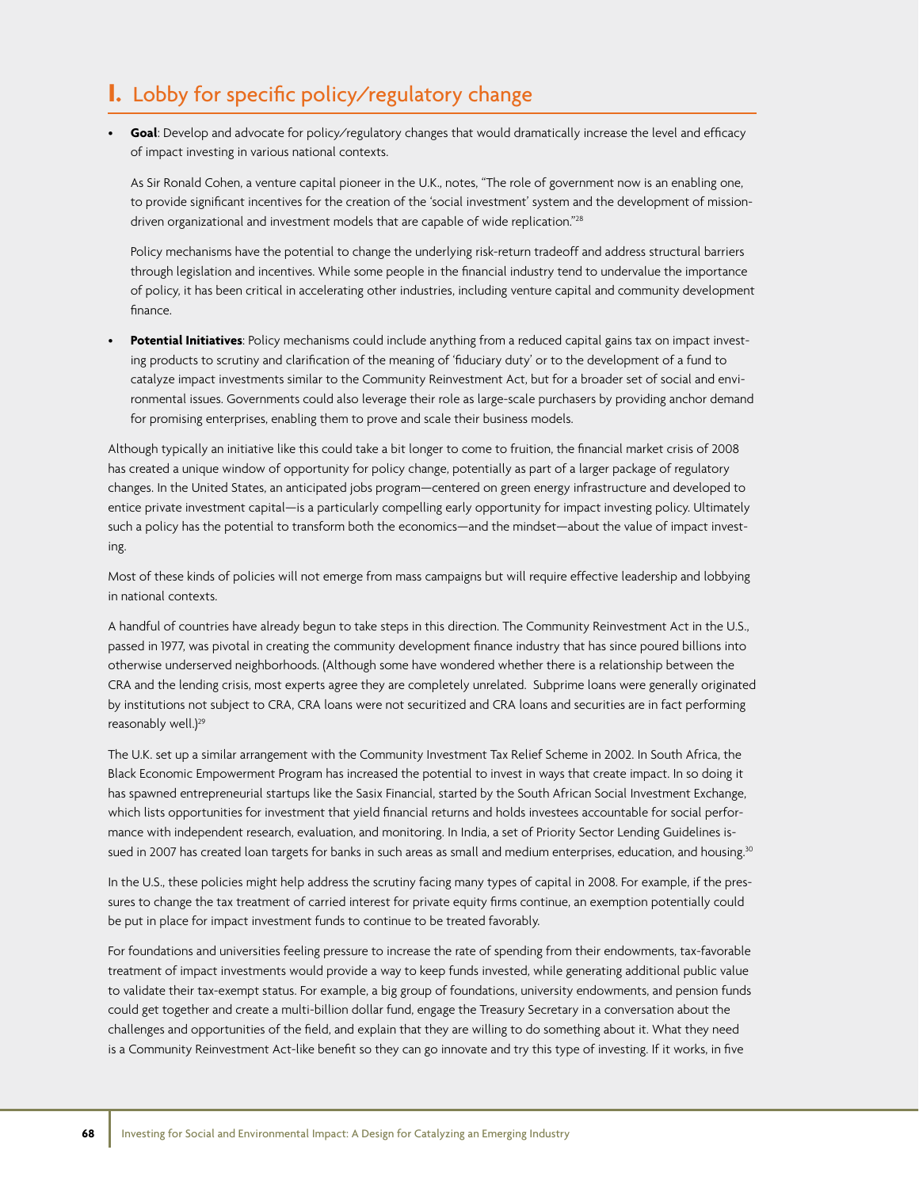## I. Lobby for specific policy/regulatory change

- **Goal**: Develop and advocate for policy/regulatory changes that would dramatically increase the level and efficacy of impact investing in various national contexts.

  As Sir Ronald Cohen, a venture capital pioneer in the U.K., notes, "The role of government now is an enabling one, to provide significant incentives for the creation of the 'social investment' system and the development of mission-driven organizational and investment models that are capable of wide replication."[28]

  Policy mechanisms have the potential to change the underlying risk-return tradeoff and address structural barriers through legislation and incentives. While some people in the financial industry tend to undervalue the importance of policy, it has been critical in accelerating other industries, including venture capital and community development finance.

- **Potential Initiatives**: Policy mechanisms could include anything from a reduced capital gains tax on impact investing products to scrutiny and clarification of the meaning of 'fiduciary duty' or to the development of a fund to catalyze impact investments similar to the Community Reinvestment Act, but for a broader set of social and environmental issues. Governments could also leverage their role as large-scale purchasers by providing anchor demand for promising enterprises, enabling them to prove and scale their business models.

Although typically an initiative like this could take a bit longer to come to fruition, the financial market crisis of 2008 has created a unique window of opportunity for policy change, potentially as part of a larger package of regulatory changes. In the United States, an anticipated jobs program—centered on green energy infrastructure and developed to entice private investment capital—is a particularly compelling early opportunity for impact investing policy. Ultimately such a policy has the potential to transform both the economics—and the mindset—about the value of impact investing.

Most of these kinds of policies will not emerge from mass campaigns but will require effective leadership and lobbying in national contexts.

A handful of countries have already begun to take steps in this direction. The Community Reinvestment Act in the U.S., passed in 1977, was pivotal in creating the community development finance industry that has since poured billions into otherwise underserved neighborhoods. (Although some have wondered whether there is a relationship between the CRA and the lending crisis, most experts agree they are completely unrelated. Subprime loans were generally originated by institutions not subject to CRA, CRA loans were not securitized and CRA loans and securities are in fact performing reasonably well.)[29]

The U.K. set up a similar arrangement with the Community Investment Tax Relief Scheme in 2002. In South Africa, the Black Economic Empowerment Program has increased the potential to invest in ways that create impact. In so doing it has spawned entrepreneurial startups like the Sasix Financial, started by the South African Social Investment Exchange, which lists opportunities for investment that yield financial returns and holds investees accountable for social performance with independent research, evaluation, and monitoring. In India, a set of Priority Sector Lending Guidelines issued in 2007 has created loan targets for banks in such areas as small and medium enterprises, education, and housing.[30]

In the U.S., these policies might help address the scrutiny facing many types of capital in 2008. For example, if the pressures to change the tax treatment of carried interest for private equity firms continue, an exemption potentially could be put in place for impact investment funds to continue to be treated favorably.

For foundations and universities feeling pressure to increase the rate of spending from their endowments, tax-favorable treatment of impact investments would provide a way to keep funds invested, while generating additional public value to validate their tax-exempt status. For example, a big group of foundations, university endowments, and pension funds could get together and create a multi-billion dollar fund, engage the Treasury Secretary in a conversation about the challenges and opportunities of the field, and explain that they are willing to do something about it. What they need is a Community Reinvestment Act-like benefit so they can go innovate and try this type of investing. If it works, in five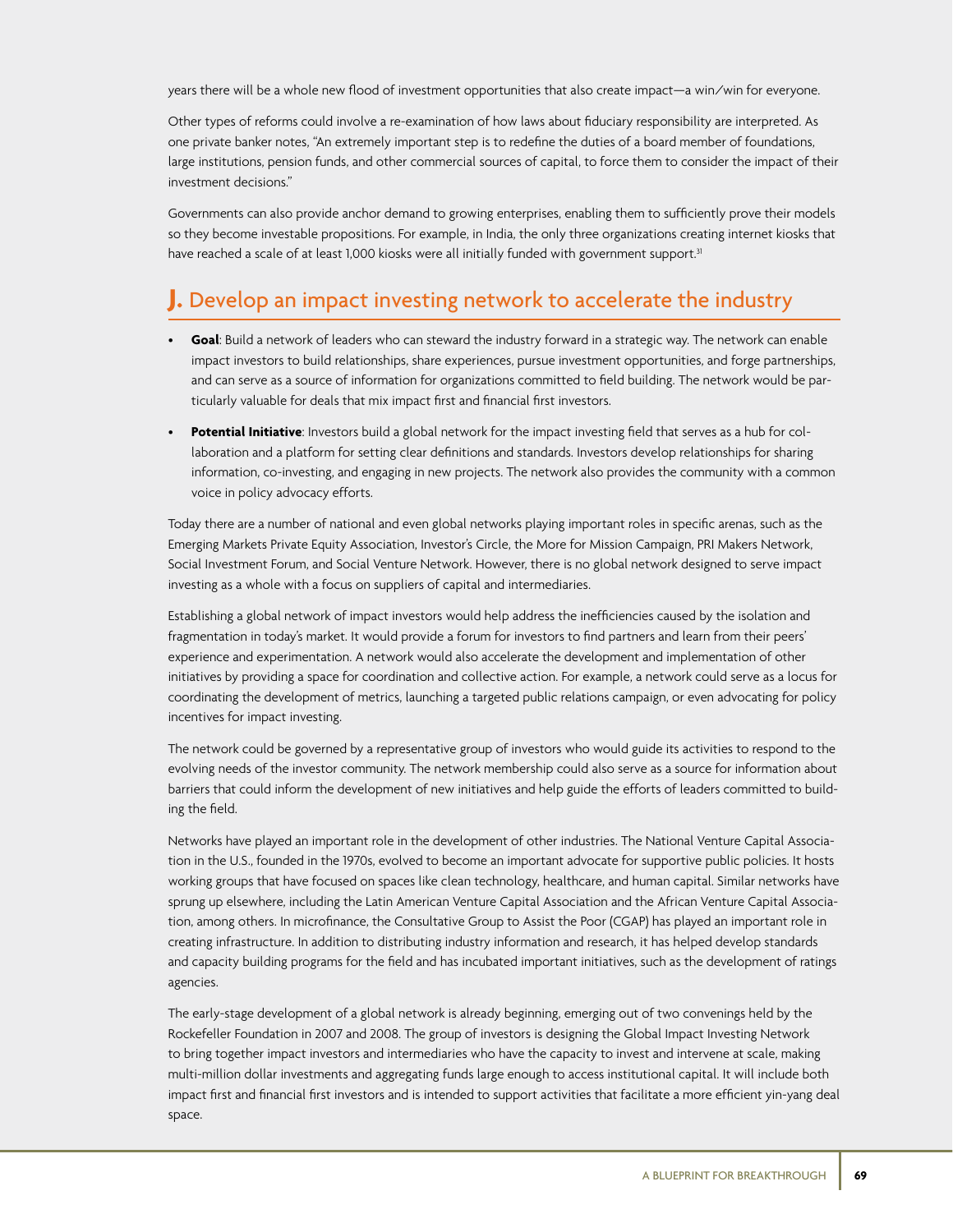years there will be a whole new flood of investment opportunities that also create impact—a win/win for everyone.

Other types of reforms could involve a re-examination of how laws about fiduciary responsibility are interpreted. As one private banker notes, "An extremely important step is to redefine the duties of a board member of foundations, large institutions, pension funds, and other commercial sources of capital, to force them to consider the impact of their investment decisions."

Governments can also provide anchor demand to growing enterprises, enabling them to sufficiently prove their models so they become investable propositions. For example, in India, the only three organizations creating internet kiosks that have reached a scale of at least 1,000 kiosks were all initially funded with government support.[31]

## J. Develop an impact investing network to accelerate the industry

- **Goal**: Build a network of leaders who can steward the industry forward in a strategic way. The network can enable impact investors to build relationships, share experiences, pursue investment opportunities, and forge partnerships, and can serve as a source of information for organizations committed to field building. The network would be particularly valuable for deals that mix impact first and financial first investors.
- **Potential Initiative**: Investors build a global network for the impact investing field that serves as a hub for collaboration and a platform for setting clear definitions and standards. Investors develop relationships for sharing information, co-investing, and engaging in new projects. The network also provides the community with a common voice in policy advocacy efforts.

Today there are a number of national and even global networks playing important roles in specific arenas, such as the Emerging Markets Private Equity Association, Investor's Circle, the More for Mission Campaign, PRI Makers Network, Social Investment Forum, and Social Venture Network. However, there is no global network designed to serve impact investing as a whole with a focus on suppliers of capital and intermediaries.

Establishing a global network of impact investors would help address the inefficiencies caused by the isolation and fragmentation in today's market. It would provide a forum for investors to find partners and learn from their peers' experience and experimentation. A network would also accelerate the development and implementation of other initiatives by providing a space for coordination and collective action. For example, a network could serve as a locus for coordinating the development of metrics, launching a targeted public relations campaign, or even advocating for policy incentives for impact investing.

The network could be governed by a representative group of investors who would guide its activities to respond to the evolving needs of the investor community. The network membership could also serve as a source for information about barriers that could inform the development of new initiatives and help guide the efforts of leaders committed to building the field.

Networks have played an important role in the development of other industries. The National Venture Capital Association in the U.S., founded in the 1970s, evolved to become an important advocate for supportive public policies. It hosts working groups that have focused on spaces like clean technology, healthcare, and human capital. Similar networks have sprung up elsewhere, including the Latin American Venture Capital Association and the African Venture Capital Association, among others. In microfinance, the Consultative Group to Assist the Poor (CGAP) has played an important role in creating infrastructure. In addition to distributing industry information and research, it has helped develop standards and capacity building programs for the field and has incubated important initiatives, such as the development of ratings agencies.

The early-stage development of a global network is already beginning, emerging out of two convenings held by the Rockefeller Foundation in 2007 and 2008. The group of investors is designing the Global Impact Investing Network to bring together impact investors and intermediaries who have the capacity to invest and intervene at scale, making multi-million dollar investments and aggregating funds large enough to access institutional capital. It will include both impact first and financial first investors and is intended to support activities that facilitate a more efficient yin-yang deal space.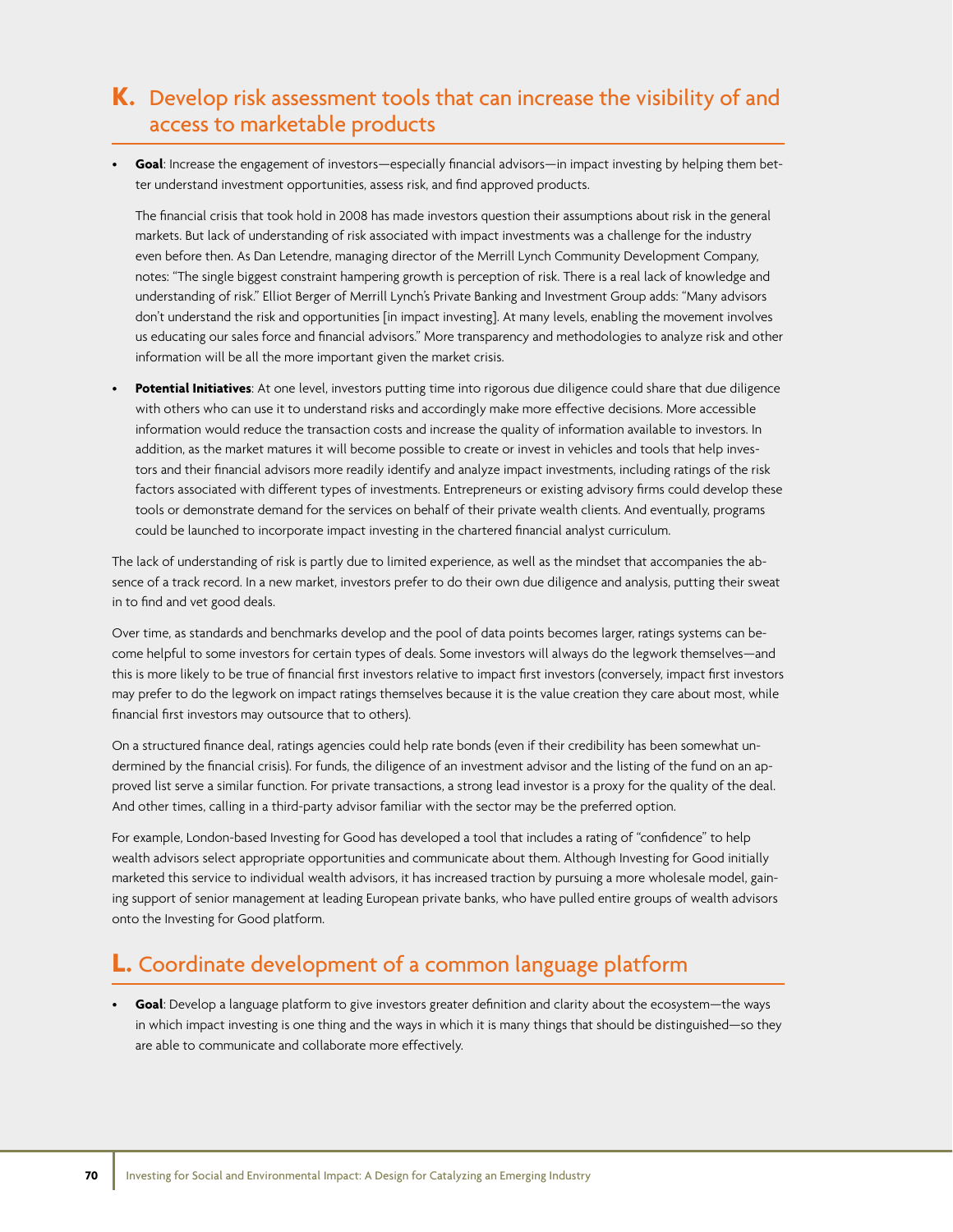## K. Develop risk assessment tools that can increase the visibility of and access to marketable products

- **Goal**: Increase the engagement of investors—especially financial advisors—in impact investing by helping them better understand investment opportunities, assess risk, and find approved products.

  The financial crisis that took hold in 2008 has made investors question their assumptions about risk in the general markets. But lack of understanding of risk associated with impact investments was a challenge for the industry even before then. As Dan Letendre, managing director of the Merrill Lynch Community Development Company, notes: "The single biggest constraint hampering growth is perception of risk. There is a real lack of knowledge and understanding of risk." Elliot Berger of Merrill Lynch's Private Banking and Investment Group adds: "Many advisors don't understand the risk and opportunities [in impact investing]. At many levels, enabling the movement involves us educating our sales force and financial advisors." More transparency and methodologies to analyze risk and other information will be all the more important given the market crisis.

- **Potential Initiatives**: At one level, investors putting time into rigorous due diligence could share that due diligence with others who can use it to understand risks and accordingly make more effective decisions. More accessible information would reduce the transaction costs and increase the quality of information available to investors. In addition, as the market matures it will become possible to create or invest in vehicles and tools that help investors and their financial advisors more readily identify and analyze impact investments, including ratings of the risk factors associated with different types of investments. Entrepreneurs or existing advisory firms could develop these tools or demonstrate demand for the services on behalf of their private wealth clients. And eventually, programs could be launched to incorporate impact investing in the chartered financial analyst curriculum.

The lack of understanding of risk is partly due to limited experience, as well as the mindset that accompanies the absence of a track record. In a new market, investors prefer to do their own due diligence and analysis, putting their sweat in to find and vet good deals.

Over time, as standards and benchmarks develop and the pool of data points becomes larger, ratings systems can become helpful to some investors for certain types of deals. Some investors will always do the legwork themselves—and this is more likely to be true of financial first investors relative to impact first investors (conversely, impact first investors may prefer to do the legwork on impact ratings themselves because it is the value creation they care about most, while financial first investors may outsource that to others).

On a structured finance deal, ratings agencies could help rate bonds (even if their credibility has been somewhat undermined by the financial crisis). For funds, the diligence of an investment advisor and the listing of the fund on an approved list serve a similar function. For private transactions, a strong lead investor is a proxy for the quality of the deal. And other times, calling in a third-party advisor familiar with the sector may be the preferred option.

For example, London-based Investing for Good has developed a tool that includes a rating of "confidence" to help wealth advisors select appropriate opportunities and communicate about them. Although Investing for Good initially marketed this service to individual wealth advisors, it has increased traction by pursuing a more wholesale model, gaining support of senior management at leading European private banks, who have pulled entire groups of wealth advisors onto the Investing for Good platform.

## L. Coordinate development of a common language platform

- **Goal**: Develop a language platform to give investors greater definition and clarity about the ecosystem—the ways in which impact investing is one thing and the ways in which it is many things that should be distinguished—so they are able to communicate and collaborate more effectively.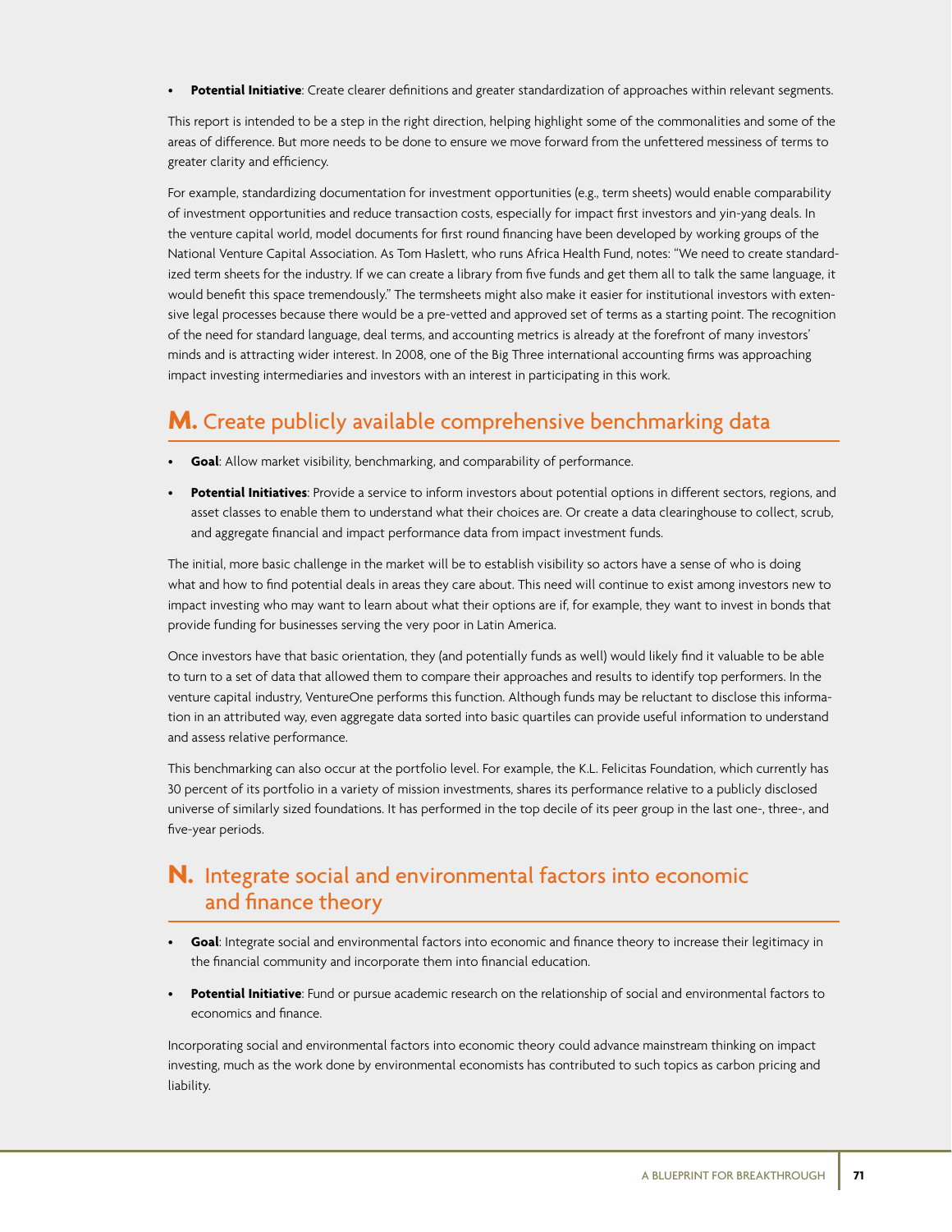- **Potential Initiative**: Create clearer definitions and greater standardization of approaches within relevant segments.

This report is intended to be a step in the right direction, helping highlight some of the commonalities and some of the areas of difference. But more needs to be done to ensure we move forward from the unfettered messiness of terms to greater clarity and efficiency.

For example, standardizing documentation for investment opportunities (e.g., term sheets) would enable comparability of investment opportunities and reduce transaction costs, especially for impact first investors and yin-yang deals. In the venture capital world, model documents for first round financing have been developed by working groups of the National Venture Capital Association. As Tom Haslett, who runs Africa Health Fund, notes: "We need to create standardized term sheets for the industry. If we can create a library from five funds and get them all to talk the same language, it would benefit this space tremendously." The termsheets might also make it easier for institutional investors with extensive legal processes because there would be a pre-vetted and approved set of terms as a starting point. The recognition of the need for standard language, deal terms, and accounting metrics is already at the forefront of many investors' minds and is attracting wider interest. In 2008, one of the Big Three international accounting firms was approaching impact investing intermediaries and investors with an interest in participating in this work.

## M. Create publicly available comprehensive benchmarking data

- **Goal**: Allow market visibility, benchmarking, and comparability of performance.
- **Potential Initiatives**: Provide a service to inform investors about potential options in different sectors, regions, and asset classes to enable them to understand what their choices are. Or create a data clearinghouse to collect, scrub, and aggregate financial and impact performance data from impact investment funds.

The initial, more basic challenge in the market will be to establish visibility so actors have a sense of who is doing what and how to find potential deals in areas they care about. This need will continue to exist among investors new to impact investing who may want to learn about what their options are if, for example, they want to invest in bonds that provide funding for businesses serving the very poor in Latin America.

Once investors have that basic orientation, they (and potentially funds as well) would likely find it valuable to be able to turn to a set of data that allowed them to compare their approaches and results to identify top performers. In the venture capital industry, VentureOne performs this function. Although funds may be reluctant to disclose this information in an attributed way, even aggregate data sorted into basic quartiles can provide useful information to understand and assess relative performance.

This benchmarking can also occur at the portfolio level. For example, the K.L. Felicitas Foundation, which currently has 30 percent of its portfolio in a variety of mission investments, shares its performance relative to a publicly disclosed universe of similarly sized foundations. It has performed in the top decile of its peer group in the last one-, three-, and five-year periods.

## N. Integrate social and environmental factors into economic and finance theory

- **Goal**: Integrate social and environmental factors into economic and finance theory to increase their legitimacy in the financial community and incorporate them into financial education.
- **Potential Initiative**: Fund or pursue academic research on the relationship of social and environmental factors to economics and finance.

Incorporating social and environmental factors into economic theory could advance mainstream thinking on impact investing, much as the work done by environmental economists has contributed to such topics as carbon pricing and liability.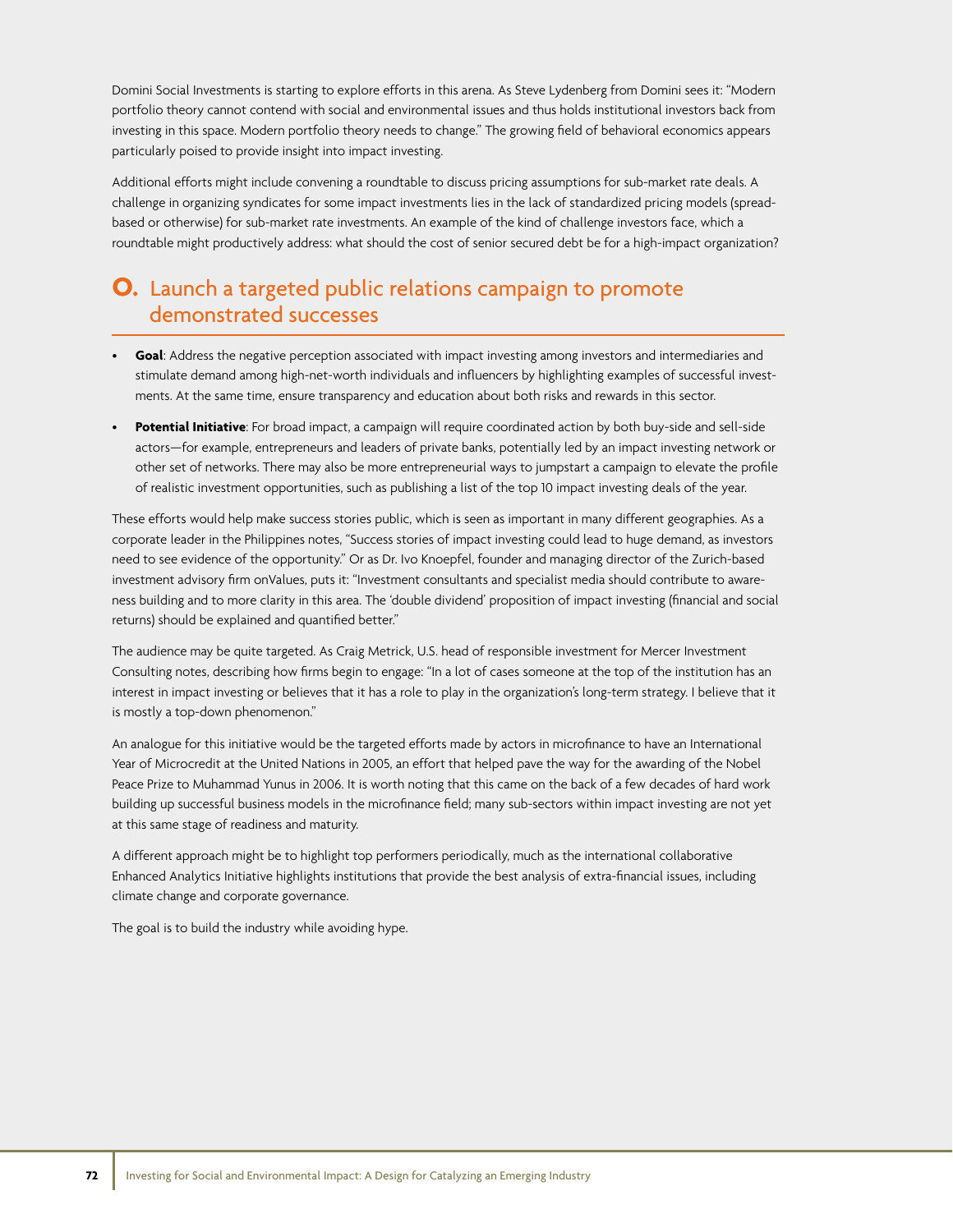Domini Social Investments is starting to explore efforts in this arena. As Steve Lydenberg from Domini sees it: "Modern portfolio theory cannot contend with social and environmental issues and thus holds institutional investors back from investing in this space. Modern portfolio theory needs to change." The growing field of behavioral economics appears particularly poised to provide insight into impact investing.

Additional efforts might include convening a roundtable to discuss pricing assumptions for sub-market rate deals. A challenge in organizing syndicates for some impact investments lies in the lack of standardized pricing models (spread-based or otherwise) for sub-market rate investments. An example of the kind of challenge investors face, which a roundtable might productively address: what should the cost of senior secured debt be for a high-impact organization?

## O. Launch a targeted public relations campaign to promote demonstrated successes

- **Goal**: Address the negative perception associated with impact investing among investors and intermediaries and stimulate demand among high-net-worth individuals and influencers by highlighting examples of successful investments. At the same time, ensure transparency and education about both risks and rewards in this sector.
- **Potential Initiative**: For broad impact, a campaign will require coordinated action by both buy-side and sell-side actors—for example, entrepreneurs and leaders of private banks, potentially led by an impact investing network or other set of networks. There may also be more entrepreneurial ways to jumpstart a campaign to elevate the profile of realistic investment opportunities, such as publishing a list of the top 10 impact investing deals of the year.

These efforts would help make success stories public, which is seen as important in many different geographies. As a corporate leader in the Philippines notes, "Success stories of impact investing could lead to huge demand, as investors need to see evidence of the opportunity." Or as Dr. Ivo Knoepfel, founder and managing director of the Zurich-based investment advisory firm onValues, puts it: "Investment consultants and specialist media should contribute to awareness building and to more clarity in this area. The 'double dividend' proposition of impact investing (financial and social returns) should be explained and quantified better."

The audience may be quite targeted. As Craig Metrick, U.S. head of responsible investment for Mercer Investment Consulting notes, describing how firms begin to engage: "In a lot of cases someone at the top of the institution has an interest in impact investing or believes that it has a role to play in the organization's long-term strategy. I believe that it is mostly a top-down phenomenon."

An analogue for this initiative would be the targeted efforts made by actors in microfinance to have an International Year of Microcredit at the United Nations in 2005, an effort that helped pave the way for the awarding of the Nobel Peace Prize to Muhammad Yunus in 2006. It is worth noting that this came on the back of a few decades of hard work building up successful business models in the microfinance field; many sub-sectors within impact investing are not yet at this same stage of readiness and maturity.

A different approach might be to highlight top performers periodically, much as the international collaborative Enhanced Analytics Initiative highlights institutions that provide the best analysis of extra-financial issues, including climate change and corporate governance.

The goal is to build the industry while avoiding hype.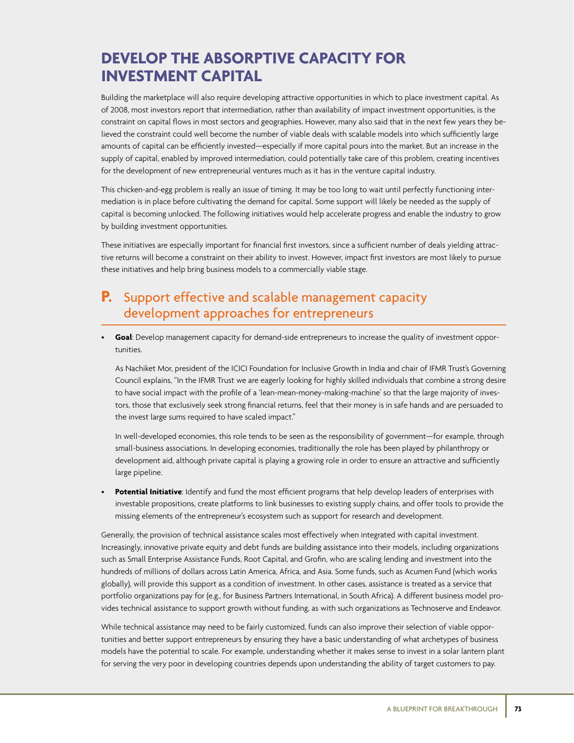# DEVELOP THE ABSORPTIVE CAPACITY FOR INVESTMENT CAPITAL

Building the marketplace will also require developing attractive opportunities in which to place investment capital. As of 2008, most investors report that intermediation, rather than availability of impact investment opportunities, is the constraint on capital flows in most sectors and geographies. However, many also said that in the next few years they believed the constraint could well become the number of viable deals with scalable models into which sufficiently large amounts of capital can be efficiently invested—especially if more capital pours into the market. But an increase in the supply of capital, enabled by improved intermediation, could potentially take care of this problem, creating incentives for the development of new entrepreneurial ventures much as it has in the venture capital industry.

This chicken-and-egg problem is really an issue of timing. It may be too long to wait until perfectly functioning intermediation is in place before cultivating the demand for capital. Some support will likely be needed as the supply of capital is becoming unlocked. The following initiatives would help accelerate progress and enable the industry to grow by building investment opportunities.

These initiatives are especially important for financial first investors, since a sufficient number of deals yielding attractive returns will become a constraint on their ability to invest. However, impact first investors are most likely to pursue these initiatives and help bring business models to a commercially viable stage.

## P. Support effective and scalable management capacity development approaches for entrepreneurs

- **Goal**: Develop management capacity for demand-side entrepreneurs to increase the quality of investment opportunities.

  As Nachiket Mor, president of the ICICI Foundation for Inclusive Growth in India and chair of IFMR Trust's Governing Council explains, "In the IFMR Trust we are eagerly looking for highly skilled individuals that combine a strong desire to have social impact with the profile of a 'lean-mean-money-making-machine' so that the large majority of investors, those that exclusively seek strong financial returns, feel that their money is in safe hands and are persuaded to the invest large sums required to have scaled impact."

  In well-developed economies, this role tends to be seen as the responsibility of government—for example, through small-business associations. In developing economies, traditionally the role has been played by philanthropy or development aid, although private capital is playing a growing role in order to ensure an attractive and sufficiently large pipeline.

- **Potential Initiative**: Identify and fund the most efficient programs that help develop leaders of enterprises with investable propositions, create platforms to link businesses to existing supply chains, and offer tools to provide the missing elements of the entrepreneur's ecosystem such as support for research and development.

Generally, the provision of technical assistance scales most effectively when integrated with capital investment. Increasingly, innovative private equity and debt funds are building assistance into their models, including organizations such as Small Enterprise Assistance Funds, Root Capital, and Grofin, who are scaling lending and investment into the hundreds of millions of dollars across Latin America, Africa, and Asia. Some funds, such as Acumen Fund (which works globally), will provide this support as a condition of investment. In other cases, assistance is treated as a service that portfolio organizations pay for (e.g., for Business Partners International, in South Africa). A different business model provides technical assistance to support growth without funding, as with such organizations as Technoserve and Endeavor.

While technical assistance may need to be fairly customized, funds can also improve their selection of viable opportunities and better support entrepreneurs by ensuring they have a basic understanding of what archetypes of business models have the potential to scale. For example, understanding whether it makes sense to invest in a solar lantern plant for serving the very poor in developing countries depends upon understanding the ability of target customers to pay.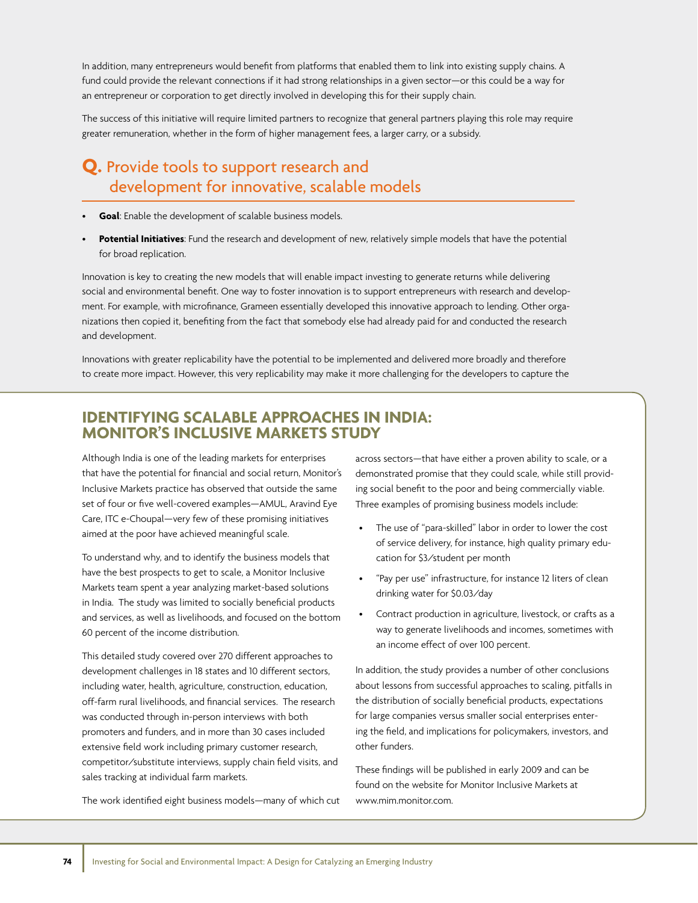In addition, many entrepreneurs would benefit from platforms that enabled them to link into existing supply chains. A fund could provide the relevant connections if it had strong relationships in a given sector—or this could be a way for an entrepreneur or corporation to get directly involved in developing this for their supply chain.

The success of this initiative will require limited partners to recognize that general partners playing this role may require greater remuneration, whether in the form of higher management fees, a larger carry, or a subsidy.

## Q. Provide tools to support research and development for innovative, scalable models

- **Goal**: Enable the development of scalable business models.
- **Potential Initiatives**: Fund the research and development of new, relatively simple models that have the potential for broad replication.

Innovation is key to creating the new models that will enable impact investing to generate returns while delivering social and environmental benefit. One way to foster innovation is to support entrepreneurs with research and development. For example, with microfinance, Grameen essentially developed this innovative approach to lending. Other organizations then copied it, benefiting from the fact that somebody else had already paid for and conducted the research and development.

Innovations with greater replicability have the potential to be implemented and delivered more broadly and therefore to create more impact. However, this very replicability may make it more challenging for the developers to capture the

### IDENTIFYING SCALABLE APPROACHES IN INDIA: MONITOR'S INCLUSIVE MARKETS STUDY

Although India is one of the leading markets for enterprises that have the potential for financial and social return, Monitor's Inclusive Markets practice has observed that outside the same set of four or five well-covered examples—AMUL, Aravind Eye Care, ITC e-Choupal—very few of these promising initiatives aimed at the poor have achieved meaningful scale.

To understand why, and to identify the business models that have the best prospects to get to scale, a Monitor Inclusive Markets team spent a year analyzing market-based solutions in India. The study was limited to socially beneficial products and services, as well as livelihoods, and focused on the bottom 60 percent of the income distribution.

This detailed study covered over 270 different approaches to development challenges in 18 states and 10 different sectors, including water, health, agriculture, construction, education, off-farm rural livelihoods, and financial services. The research was conducted through in-person interviews with both promoters and funders, and in more than 30 cases included extensive field work including primary customer research, competitor/substitute interviews, supply chain field visits, and sales tracking at individual farm markets.

The work identified eight business models—many of which cut across sectors—that have either a proven ability to scale, or a demonstrated promise that they could scale, while still providing social benefit to the poor and being commercially viable. Three examples of promising business models include:

- The use of "para-skilled" labor in order to lower the cost of service delivery, for instance, high quality primary education for $3/student per month
- "Pay per use" infrastructure, for instance 12 liters of clean drinking water for $0.03/day
- Contract production in agriculture, livestock, or crafts as a way to generate livelihoods and incomes, sometimes with an income effect of over 100 percent.

In addition, the study provides a number of other conclusions about lessons from successful approaches to scaling, pitfalls in the distribution of socially beneficial products, expectations for large companies versus smaller social enterprises entering the field, and implications for policymakers, investors, and other funders.

These findings will be published in early 2009 and can be found on the website for Monitor Inclusive Markets at www.mim.monitor.com.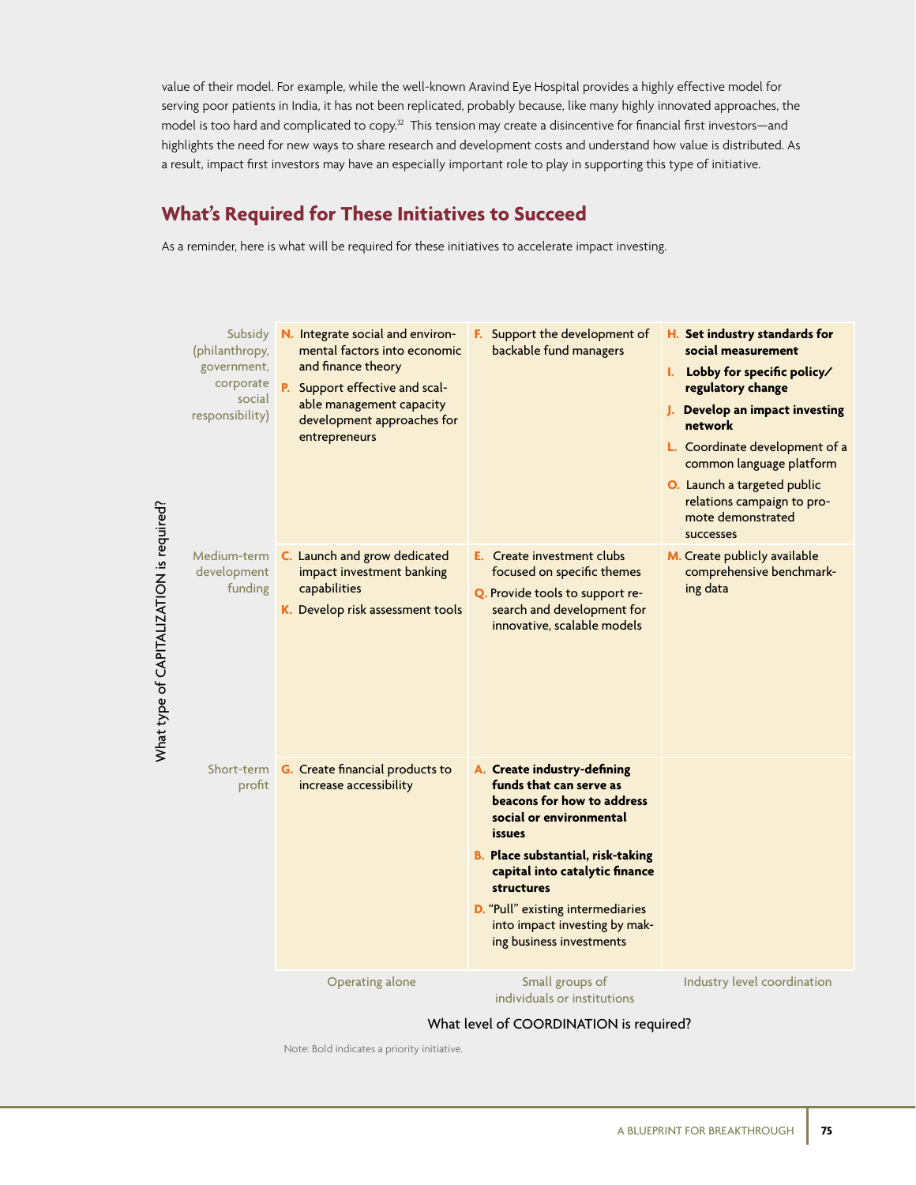value of their model. For example, while the well-known Aravind Eye Hospital provides a highly effective model for serving poor patients in India, it has not been replicated, probably because, like many highly innovated approaches, the model is too hard and complicated to copy.[32] This tension may create a disincentive for financial first investors—and highlights the need for new ways to share research and development costs and understand how value is distributed. As a result, impact first investors may have an especially important role to play in supporting this type of initiative.

## What's Required for These Initiatives to Succeed

As a reminder, here is what will be required for these initiatives to accelerate impact investing.

| What type of CAPITALIZATION is required? | Operating alone | Small groups of individuals or institutions | Industry level coordination |
|---|---|---|---|
| Subsidy (philanthropy, government, corporate social responsibility) | N. Integrate social and environmental factors into economic and finance theory<br>P. Support effective and scalable management capacity development approaches for entrepreneurs | F. Support the development of backable fund managers | **H. Set industry standards for social measurement**<br>**I. Lobby for specific policy/regulatory change**<br>**J. Develop an impact investing network**<br>L. Coordinate development of a common language platform<br>O. Launch a targeted public relations campaign to promote demonstrated successes |
| Medium-term development funding | C. Launch and grow dedicated impact investment banking capabilities<br>K. Develop risk assessment tools | E. Create investment clubs focused on specific themes<br>Q. Provide tools to support research and development for innovative, scalable models | M. Create publicly available comprehensive benchmarking data |
| Short-term profit | G. Create financial products to increase accessibility | **A. Create industry-defining funds that can serve as beacons for how to address social or environmental issues**<br>**B. Place substantial, risk-taking capital into catalytic finance structures**<br>D. "Pull" existing intermediaries into impact investing by making business investments | |

What level of COORDINATION is required?

Note: Bold indicates a priority initiative.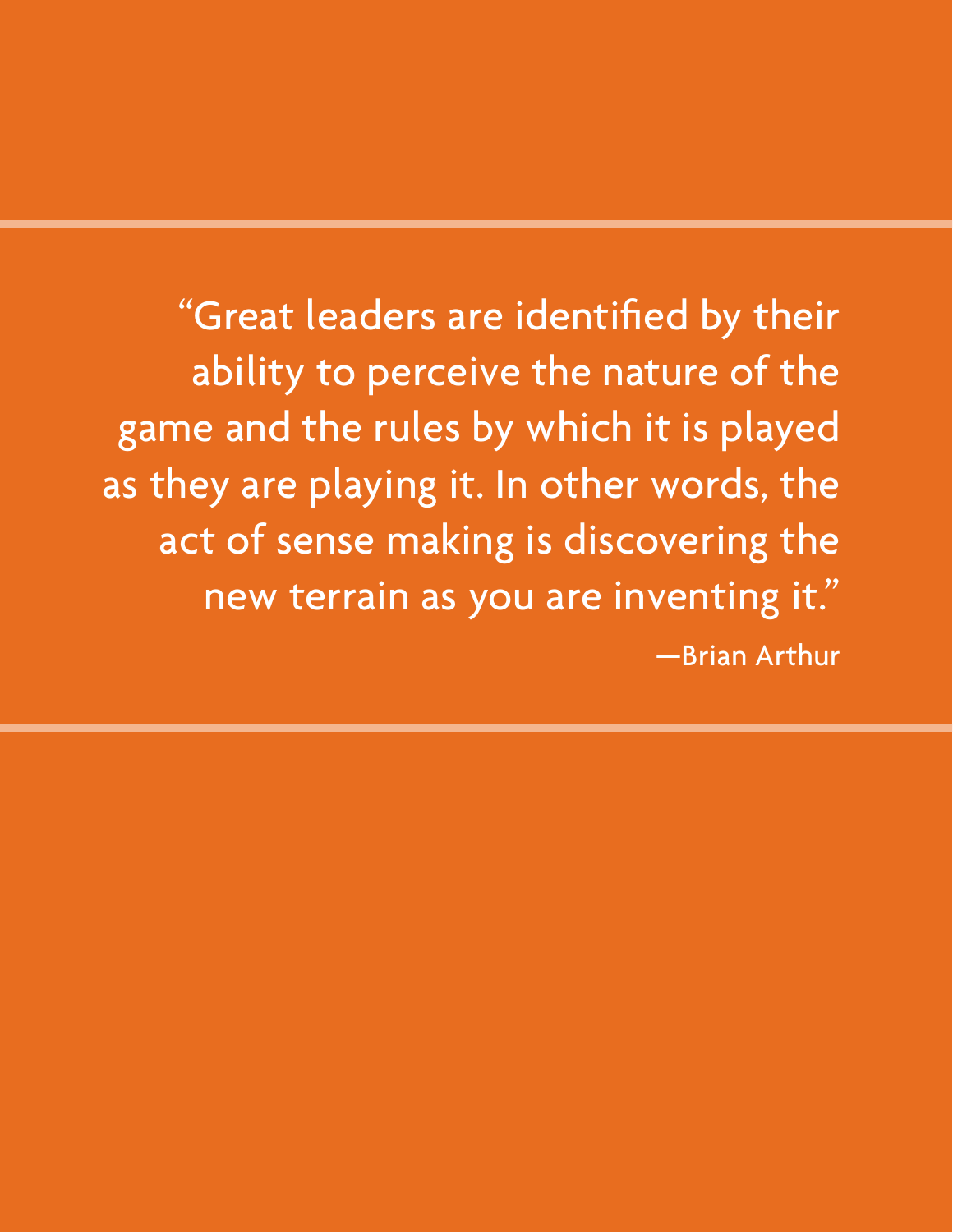> "Great leaders are identified by their ability to perceive the nature of the game and the rules by which it is played as they are playing it. In other words, the act of sense making is discovering the new terrain as you are inventing it."
>
> —Brian Arthur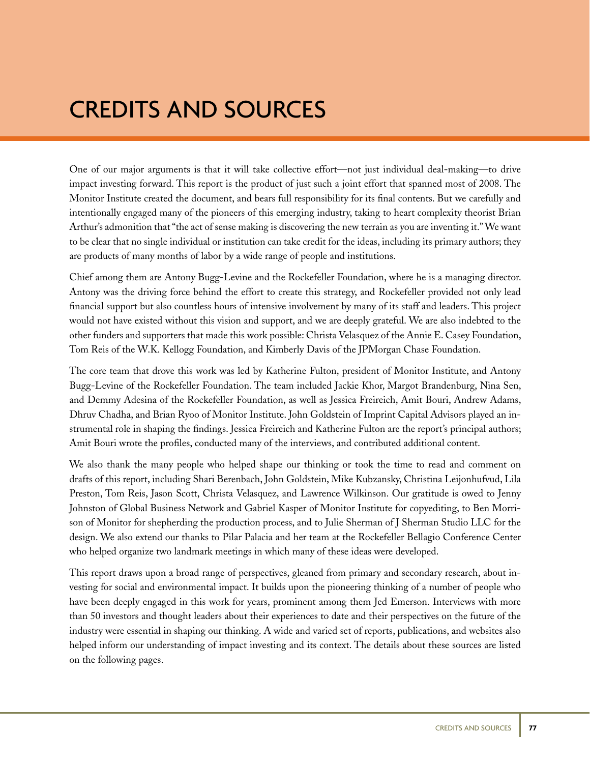# CREDITS AND SOURCES

One of our major arguments is that it will take collective effort—not just individual deal-making—to drive impact investing forward. This report is the product of just such a joint effort that spanned most of 2008. The Monitor Institute created the document, and bears full responsibility for its final contents. But we carefully and intentionally engaged many of the pioneers of this emerging industry, taking to heart complexity theorist Brian Arthur's admonition that "the act of sense making is discovering the new terrain as you are inventing it." We want to be clear that no single individual or institution can take credit for the ideas, including its primary authors; they are products of many months of labor by a wide range of people and institutions.

Chief among them are Antony Bugg-Levine and the Rockefeller Foundation, where he is a managing director. Antony was the driving force behind the effort to create this strategy, and Rockefeller provided not only lead financial support but also countless hours of intensive involvement by many of its staff and leaders. This project would not have existed without this vision and support, and we are deeply grateful. We are also indebted to the other funders and supporters that made this work possible: Christa Velasquez of the Annie E. Casey Foundation, Tom Reis of the W.K. Kellogg Foundation, and Kimberly Davis of the JPMorgan Chase Foundation.

The core team that drove this work was led by Katherine Fulton, president of Monitor Institute, and Antony Bugg-Levine of the Rockefeller Foundation. The team included Jackie Khor, Margot Brandenburg, Nina Sen, and Demmy Adesina of the Rockefeller Foundation, as well as Jessica Freireich, Amit Bouri, Andrew Adams, Dhruv Chadha, and Brian Ryoo of Monitor Institute. John Goldstein of Imprint Capital Advisors played an instrumental role in shaping the findings. Jessica Freireich and Katherine Fulton are the report's principal authors; Amit Bouri wrote the profiles, conducted many of the interviews, and contributed additional content.

We also thank the many people who helped shape our thinking or took the time to read and comment on drafts of this report, including Shari Berenbach, John Goldstein, Mike Kubzansky, Christina Leijonhufvud, Lila Preston, Tom Reis, Jason Scott, Christa Velasquez, and Lawrence Wilkinson. Our gratitude is owed to Jenny Johnston of Global Business Network and Gabriel Kasper of Monitor Institute for copyediting, to Ben Morrison of Monitor for shepherding the production process, and to Julie Sherman of J Sherman Studio LLC for the design. We also extend our thanks to Pilar Palacia and her team at the Rockefeller Bellagio Conference Center who helped organize two landmark meetings in which many of these ideas were developed.

This report draws upon a broad range of perspectives, gleaned from primary and secondary research, about investing for social and environmental impact. It builds upon the pioneering thinking of a number of people who have been deeply engaged in this work for years, prominent among them Jed Emerson. Interviews with more than 50 investors and thought leaders about their experiences to date and their perspectives on the future of the industry were essential in shaping our thinking. A wide and varied set of reports, publications, and websites also helped inform our understanding of impact investing and its context. The details about these sources are listed on the following pages.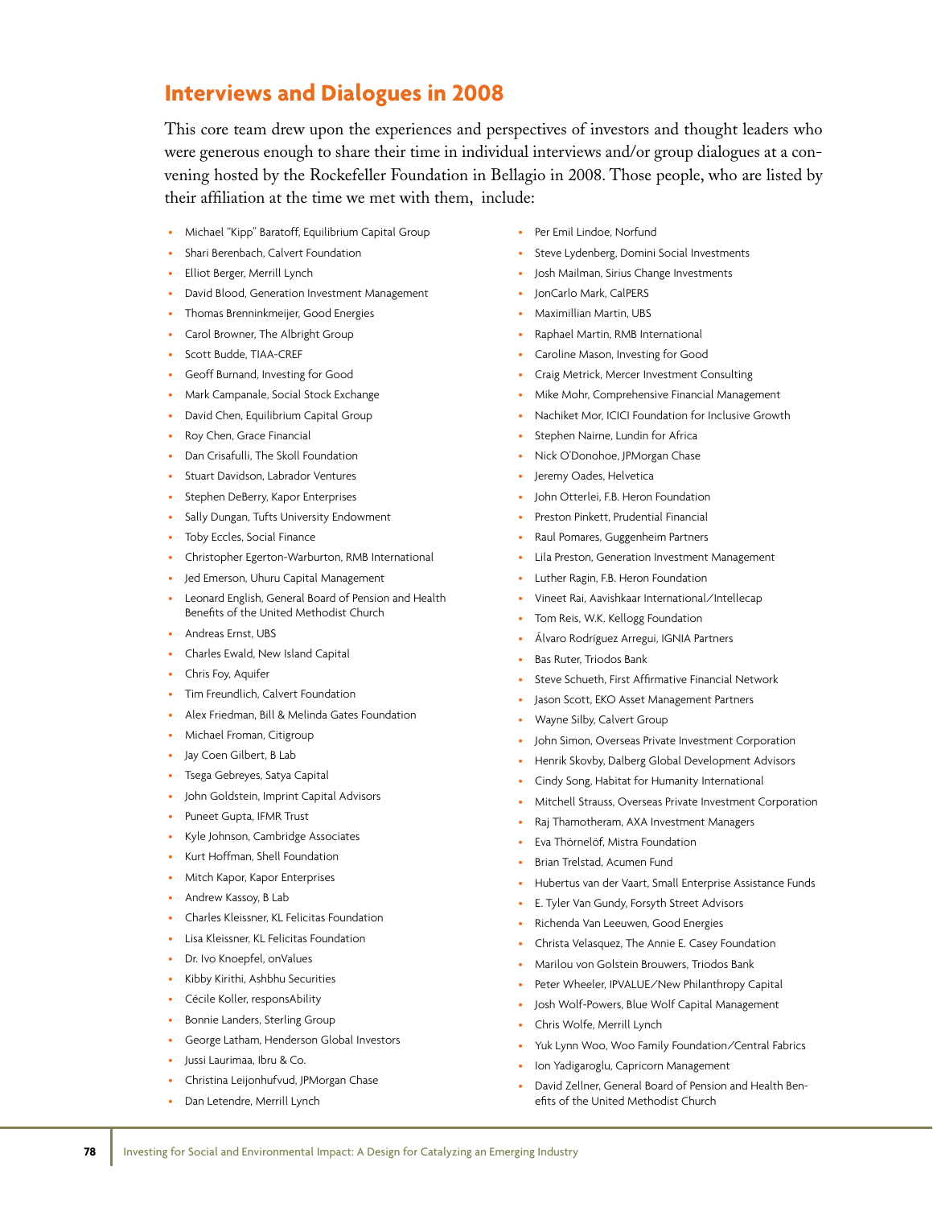## Interviews and Dialogues in 2008

This core team drew upon the experiences and perspectives of investors and thought leaders who were generous enough to share their time in individual interviews and/or group dialogues at a convening hosted by the Rockefeller Foundation in Bellagio in 2008. Those people, who are listed by their affiliation at the time we met with them, include:

- Michael "Kipp" Baratoff, Equilibrium Capital Group
- Shari Berenbach, Calvert Foundation
- Elliot Berger, Merrill Lynch
- David Blood, Generation Investment Management
- Thomas Brenninkmeijer, Good Energies
- Carol Browner, The Albright Group
- Scott Budde, TIAA-CREF
- Geoff Burnand, Investing for Good
- Mark Campanale, Social Stock Exchange
- David Chen, Equilibrium Capital Group
- Roy Chen, Grace Financial
- Dan Crisafulli, The Skoll Foundation
- Stuart Davidson, Labrador Ventures
- Stephen DeBerry, Kapor Enterprises
- Sally Dungan, Tufts University Endowment
- Toby Eccles, Social Finance
- Christopher Egerton-Warburton, RMB International
- Jed Emerson, Uhuru Capital Management
- Leonard English, General Board of Pension and Health Benefits of the United Methodist Church
- Andreas Ernst, UBS
- Charles Ewald, New Island Capital
- Chris Foy, Aquifer
- Tim Freundlich, Calvert Foundation
- Alex Friedman, Bill & Melinda Gates Foundation
- Michael Froman, Citigroup
- Jay Coen Gilbert, B Lab
- Tsega Gebreyes, Satya Capital
- John Goldstein, Imprint Capital Advisors
- Puneet Gupta, IFMR Trust
- Kyle Johnson, Cambridge Associates
- Kurt Hoffman, Shell Foundation
- Mitch Kapor, Kapor Enterprises
- Andrew Kassoy, B Lab
- Charles Kleissner, KL Felicitas Foundation
- Lisa Kleissner, KL Felicitas Foundation
- Dr. Ivo Knoepfel, onValues
- Kibby Kirithi, Ashbhu Securities
- Cécile Koller, responsAbility
- Bonnie Landers, Sterling Group
- George Latham, Henderson Global Investors
- Jussi Laurimaa, Ibru & Co.
- Christina Leijonhufvud, JPMorgan Chase
- Dan Letendre, Merrill Lynch
- Per Emil Lindoe, Norfund
- Steve Lydenberg, Domini Social Investments
- Josh Mailman, Sirius Change Investments
- JonCarlo Mark, CalPERS
- Maximillian Martin, UBS
- Raphael Martin, RMB International
- Caroline Mason, Investing for Good
- Craig Metrick, Mercer Investment Consulting
- Mike Mohr, Comprehensive Financial Management
- Nachiket Mor, ICICI Foundation for Inclusive Growth
- Stephen Nairne, Lundin for Africa
- Nick O'Donohoe, JPMorgan Chase
- Jeremy Oades, Helvetica
- John Otterlei, F.B. Heron Foundation
- Preston Pinkett, Prudential Financial
- Raul Pomares, Guggenheim Partners
- Lila Preston, Generation Investment Management
- Luther Ragin, F.B. Heron Foundation
- Vineet Rai, Aavishkaar International/Intellecap
- Tom Reis, W.K. Kellogg Foundation
- Álvaro Rodríguez Arregui, IGNIA Partners
- Bas Ruter, Triodos Bank
- Steve Schueth, First Affirmative Financial Network
- Jason Scott, EKO Asset Management Partners
- Wayne Silby, Calvert Group
- John Simon, Overseas Private Investment Corporation
- Henrik Skovby, Dalberg Global Development Advisors
- Cindy Song, Habitat for Humanity International
- Mitchell Strauss, Overseas Private Investment Corporation
- Raj Thamotheram, AXA Investment Managers
- Eva Thörnelöf, Mistra Foundation
- Brian Trelstad, Acumen Fund
- Hubertus van der Vaart, Small Enterprise Assistance Funds
- E. Tyler Van Gundy, Forsyth Street Advisors
- Richenda Van Leeuwen, Good Energies
- Christa Velasquez, The Annie E. Casey Foundation
- Marilou von Golstein Brouwers, Triodos Bank
- Peter Wheeler, IPVALUE/New Philanthropy Capital
- Josh Wolf-Powers, Blue Wolf Capital Management
- Chris Wolfe, Merrill Lynch
- Yuk Lynn Woo, Woo Family Foundation/Central Fabrics
- Ion Yadigaroglu, Capricorn Management
- David Zellner, General Board of Pension and Health Benefits of the United Methodist Church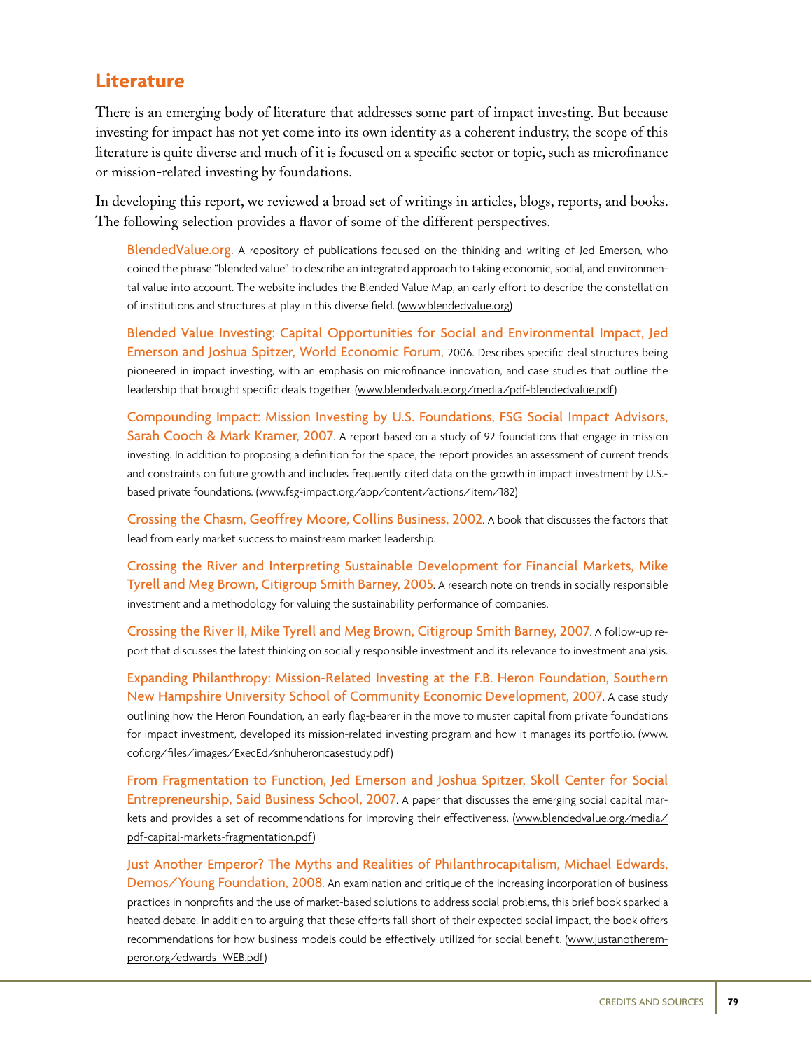## Literature

There is an emerging body of literature that addresses some part of impact investing. But because investing for impact has not yet come into its own identity as a coherent industry, the scope of this literature is quite diverse and much of it is focused on a specific sector or topic, such as microfinance or mission-related investing by foundations.

In developing this report, we reviewed a broad set of writings in articles, blogs, reports, and books. The following selection provides a flavor of some of the different perspectives.

BlendedValue.org. A repository of publications focused on the thinking and writing of Jed Emerson, who coined the phrase "blended value" to describe an integrated approach to taking economic, social, and environmental value into account. The website includes the Blended Value Map, an early effort to describe the constellation of institutions and structures at play in this diverse field. (www.blendedvalue.org)

Blended Value Investing: Capital Opportunities for Social and Environmental Impact, Jed Emerson and Joshua Spitzer, World Economic Forum, 2006. Describes specific deal structures being pioneered in impact investing, with an emphasis on microfinance innovation, and case studies that outline the leadership that brought specific deals together. (www.blendedvalue.org/media/pdf-blendedvalue.pdf)

Compounding Impact: Mission Investing by U.S. Foundations, FSG Social Impact Advisors, Sarah Cooch & Mark Kramer, 2007. A report based on a study of 92 foundations that engage in mission investing. In addition to proposing a definition for the space, the report provides an assessment of current trends and constraints on future growth and includes frequently cited data on the growth in impact investment by U.S.-based private foundations. (www.fsg-impact.org/app/content/actions/item/182)

Crossing the Chasm, Geoffrey Moore, Collins Business, 2002. A book that discusses the factors that lead from early market success to mainstream market leadership.

Crossing the River and Interpreting Sustainable Development for Financial Markets, Mike Tyrell and Meg Brown, Citigroup Smith Barney, 2005. A research note on trends in socially responsible investment and a methodology for valuing the sustainability performance of companies.

Crossing the River II, Mike Tyrell and Meg Brown, Citigroup Smith Barney, 2007. A follow-up report that discusses the latest thinking on socially responsible investment and its relevance to investment analysis.

Expanding Philanthropy: Mission-Related Investing at the F.B. Heron Foundation, Southern New Hampshire University School of Community Economic Development, 2007. A case study outlining how the Heron Foundation, an early flag-bearer in the move to muster capital from private foundations for impact investment, developed its mission-related investing program and how it manages its portfolio. (www.cof.org/files/images/ExecEd/snhuheroncasestudy.pdf)

From Fragmentation to Function, Jed Emerson and Joshua Spitzer, Skoll Center for Social Entrepreneurship, Said Business School, 2007. A paper that discusses the emerging social capital markets and provides a set of recommendations for improving their effectiveness. (www.blendedvalue.org/media/pdf-capital-markets-fragmentation.pdf)

Just Another Emperor? The Myths and Realities of Philanthrocapitalism, Michael Edwards, Demos/Young Foundation, 2008. An examination and critique of the increasing incorporation of business practices in nonprofits and the use of market-based solutions to address social problems, this brief book sparked a heated debate. In addition to arguing that these efforts fall short of their expected social impact, the book offers recommendations for how business models could be effectively utilized for social benefit. (www.justanotheremperor.org/edwards_WEB.pdf)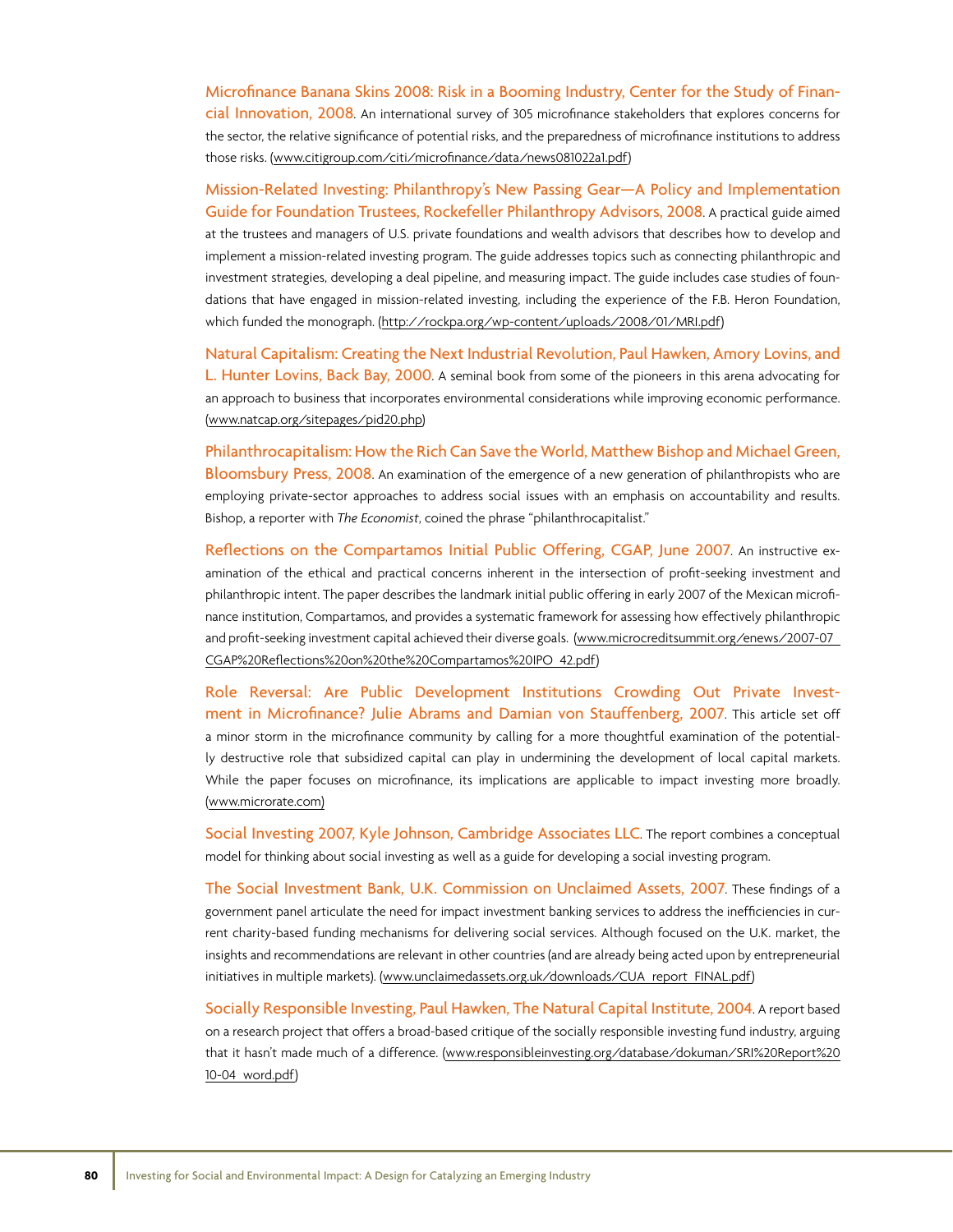**Microfinance Banana Skins 2008: Risk in a Booming Industry, Center for the Study of Financial Innovation, 2008.** An international survey of 305 microfinance stakeholders that explores concerns for the sector, the relative significance of potential risks, and the preparedness of microfinance institutions to address those risks. (www.citigroup.com/citi/microfinance/data/news081022a1.pdf)

**Mission-Related Investing: Philanthropy's New Passing Gear—A Policy and Implementation Guide for Foundation Trustees, Rockefeller Philanthropy Advisors, 2008.** A practical guide aimed at the trustees and managers of U.S. private foundations and wealth advisors that describes how to develop and implement a mission-related investing program. The guide addresses topics such as connecting philanthropic and investment strategies, developing a deal pipeline, and measuring impact. The guide includes case studies of foundations that have engaged in mission-related investing, including the experience of the F.B. Heron Foundation, which funded the monograph. (http://rockpa.org/wp-content/uploads/2008/01/MRI.pdf)

**Natural Capitalism: Creating the Next Industrial Revolution, Paul Hawken, Amory Lovins, and L. Hunter Lovins, Back Bay, 2000.** A seminal book from some of the pioneers in this arena advocating for an approach to business that incorporates environmental considerations while improving economic performance. (www.natcap.org/sitepages/pid20.php)

**Philanthrocapitalism: How the Rich Can Save the World, Matthew Bishop and Michael Green, Bloomsbury Press, 2008.** An examination of the emergence of a new generation of philanthropists who are employing private-sector approaches to address social issues with an emphasis on accountability and results. Bishop, a reporter with *The Economist*, coined the phrase "philanthrocapitalist."

**Reflections on the Compartamos Initial Public Offering, CGAP, June 2007.** An instructive examination of the ethical and practical concerns inherent in the intersection of profit-seeking investment and philanthropic intent. The paper describes the landmark initial public offering in early 2007 of the Mexican microfinance institution, Compartamos, and provides a systematic framework for assessing how effectively philanthropic and profit-seeking investment capital achieved their diverse goals. (www.microcreditsummit.org/enews/2007-07_CGAP%20Reflections%20on%20the%20Compartamos%20IPO_42.pdf)

**Role Reversal: Are Public Development Institutions Crowding Out Private Investment in Microfinance? Julie Abrams and Damian von Stauffenberg, 2007.** This article set off a minor storm in the microfinance community by calling for a more thoughtful examination of the potentially destructive role that subsidized capital can play in undermining the development of local capital markets. While the paper focuses on microfinance, its implications are applicable to impact investing more broadly. (www.microrate.com)

**Social Investing 2007, Kyle Johnson, Cambridge Associates LLC.** The report combines a conceptual model for thinking about social investing as well as a guide for developing a social investing program.

**The Social Investment Bank, U.K. Commission on Unclaimed Assets, 2007.** These findings of a government panel articulate the need for impact investment banking services to address the inefficiencies in current charity-based funding mechanisms for delivering social services. Although focused on the U.K. market, the insights and recommendations are relevant in other countries (and are already being acted upon by entrepreneurial initiatives in multiple markets). (www.unclaimedassets.org.uk/downloads/CUA_report_FINAL.pdf)

**Socially Responsible Investing, Paul Hawken, The Natural Capital Institute, 2004.** A report based on a research project that offers a broad-based critique of the socially responsible investing fund industry, arguing that it hasn't made much of a difference. (www.responsibleinvesting.org/database/dokuman/SRI%20Report%2010-04_word.pdf)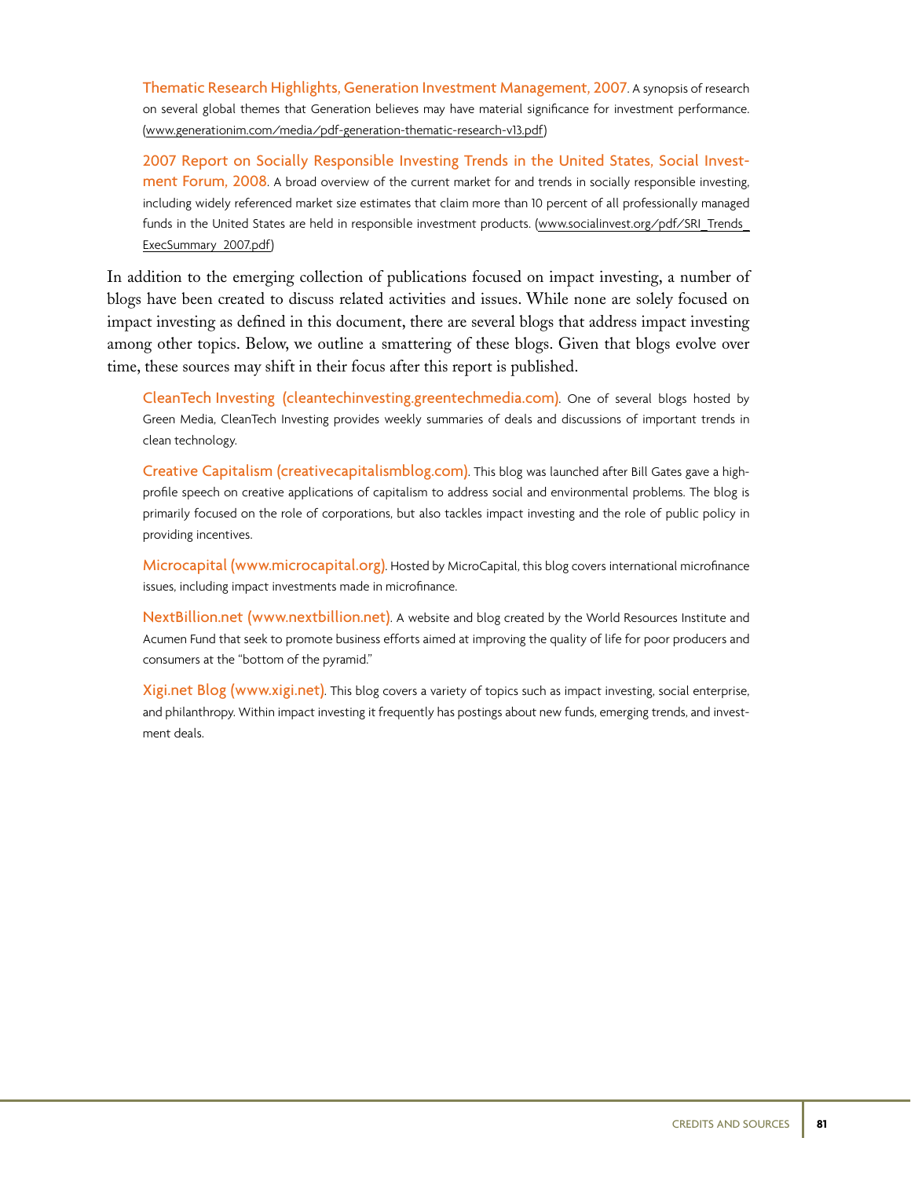Thematic Research Highlights, Generation Investment Management, 2007. A synopsis of research on several global themes that Generation believes may have material significance for investment performance. (www.generationim.com/media/pdf-generation-thematic-research-v13.pdf)

2007 Report on Socially Responsible Investing Trends in the United States, Social Investment Forum, 2008. A broad overview of the current market for and trends in socially responsible investing, including widely referenced market size estimates that claim more than 10 percent of all professionally managed funds in the United States are held in responsible investment products. (www.socialinvest.org/pdf/SRI_Trends_ExecSummary_2007.pdf)

In addition to the emerging collection of publications focused on impact investing, a number of blogs have been created to discuss related activities and issues. While none are solely focused on impact investing as defined in this document, there are several blogs that address impact investing among other topics. Below, we outline a smattering of these blogs. Given that blogs evolve over time, these sources may shift in their focus after this report is published.

CleanTech Investing (cleantechinvesting.greentechmedia.com). One of several blogs hosted by Green Media, CleanTech Investing provides weekly summaries of deals and discussions of important trends in clean technology.

Creative Capitalism (creativecapitalismblog.com). This blog was launched after Bill Gates gave a high-profile speech on creative applications of capitalism to address social and environmental problems. The blog is primarily focused on the role of corporations, but also tackles impact investing and the role of public policy in providing incentives.

Microcapital (www.microcapital.org). Hosted by MicroCapital, this blog covers international microfinance issues, including impact investments made in microfinance.

NextBillion.net (www.nextbillion.net). A website and blog created by the World Resources Institute and Acumen Fund that seek to promote business efforts aimed at improving the quality of life for poor producers and consumers at the "bottom of the pyramid."

Xigi.net Blog (www.xigi.net). This blog covers a variety of topics such as impact investing, social enterprise, and philanthropy. Within impact investing it frequently has postings about new funds, emerging trends, and investment deals.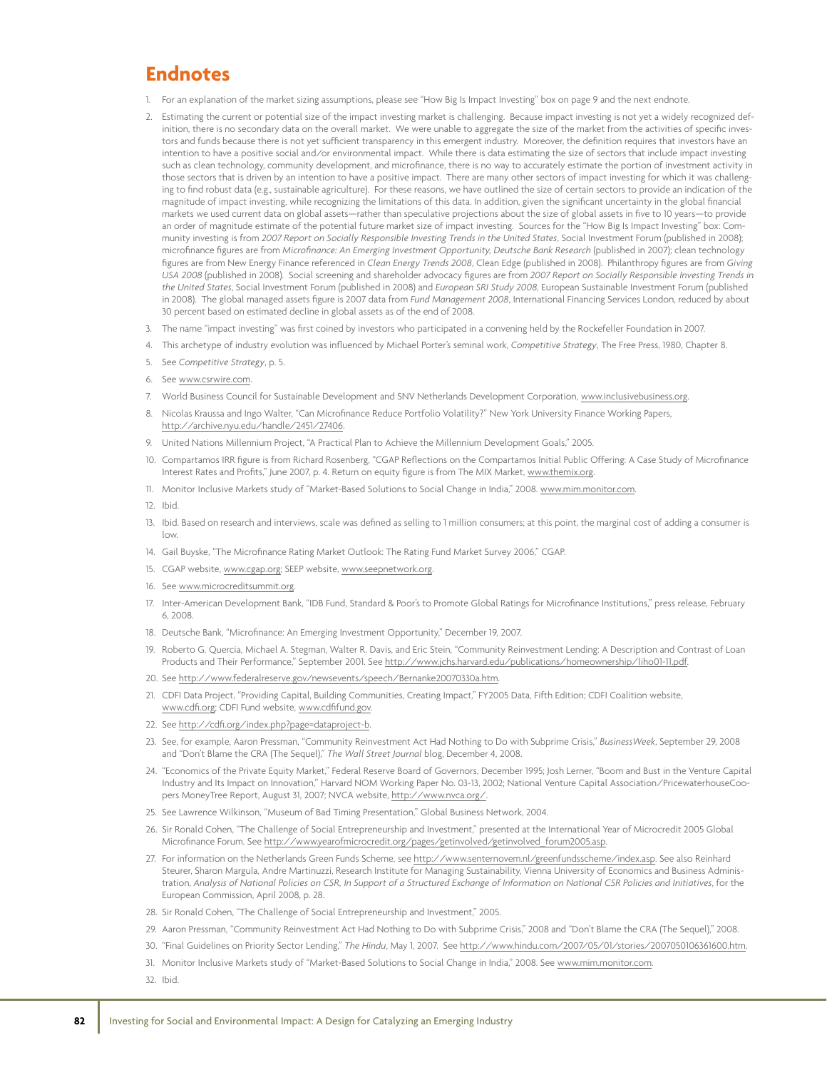# Endnotes

1. For an explanation of the market sizing assumptions, please see "How Big Is Impact Investing" box on page 9 and the next endnote.
2. Estimating the current or potential size of the impact investing market is challenging. Because impact investing is not yet a widely recognized definition, there is no secondary data on the overall market. We were unable to aggregate the size of the market from the activities of specific investors and funds because there is not yet sufficient transparency in this emergent industry. Moreover, the definition requires that investors have an intention to have a positive social and/or environmental impact. While there is data estimating the size of sectors that include impact investing such as clean technology, community development, and microfinance, there is no way to accurately estimate the portion of investment activity in those sectors that is driven by an intention to have a positive impact. There are many other sectors of impact investing for which it was challenging to find robust data (e.g., sustainable agriculture). For these reasons, we have outlined the size of certain sectors to provide an indication of the magnitude of impact investing, while recognizing the limitations of this data. In addition, given the significant uncertainty in the global financial markets we used current data on global assets—rather than speculative projections about the size of global assets in five to 10 years—to provide an order of magnitude estimate of the potential future market size of impact investing. Sources for the "How Big Is Impact Investing" box: Community investing is from *2007 Report on Socially Responsible Investing Trends in the United States*, Social Investment Forum (published in 2008); microfinance figures are from *Microfinance: An Emerging Investment Opportunity, Deutsche Bank Research* (published in 2007); clean technology figures are from New Energy Finance referenced in *Clean Energy Trends 2008*, Clean Edge (published in 2008). Philanthropy figures are from *Giving USA 2008* (published in 2008). Social screening and shareholder advocacy figures are from *2007 Report on Socially Responsible Investing Trends in the United States*, Social Investment Forum (published in 2008) and *European SRI Study 2008*, European Sustainable Investment Forum (published in 2008). The global managed assets figure is 2007 data from *Fund Management 2008*, International Financing Services London, reduced by about 30 percent based on estimated decline in global assets as of the end of 2008.
3. The name "impact investing" was first coined by investors who participated in a convening held by the Rockefeller Foundation in 2007.
4. This archetype of industry evolution was influenced by Michael Porter's seminal work, *Competitive Strategy*, The Free Press, 1980, Chapter 8.
5. See *Competitive Strategy*, p. 5.
6. See www.csrwire.com.
7. World Business Council for Sustainable Development and SNV Netherlands Development Corporation, www.inclusivebusiness.org.
8. Nicolas Kraussa and Ingo Walter, "Can Microfinance Reduce Portfolio Volatility?" New York University Finance Working Papers, http://archive.nyu.edu/handle/2451/27406.
9. United Nations Millennium Project, "A Practical Plan to Achieve the Millennium Development Goals," 2005.
10. Compartamos IRR figure is from Richard Rosenberg, "CGAP Reflections on the Compartamos Initial Public Offering: A Case Study of Microfinance Interest Rates and Profits," June 2007, p. 4. Return on equity figure is from The MIX Market, www.themix.org.
11. Monitor Inclusive Markets study of "Market-Based Solutions to Social Change in India," 2008. www.mim.monitor.com.
12. Ibid.
13. Ibid. Based on research and interviews, scale was defined as selling to 1 million consumers; at this point, the marginal cost of adding a consumer is low.
14. Gail Buyske, "The Microfinance Rating Market Outlook: The Rating Fund Market Survey 2006," CGAP.
15. CGAP website, www.cgap.org; SEEP website, www.seepnetwork.org.
16. See www.microcreditsummit.org.
17. Inter-American Development Bank, "IDB Fund, Standard & Poor's to Promote Global Ratings for Microfinance Institutions," press release, February 6, 2008.
18. Deutsche Bank, "Microfinance: An Emerging Investment Opportunity," December 19, 2007.
19. Roberto G. Quercia, Michael A. Stegman, Walter R. Davis, and Eric Stein, "Community Reinvestment Lending: A Description and Contrast of Loan Products and Their Performance," September 2001. See http://www.jchs.harvard.edu/publications/homeownership/liho01-11.pdf.
20. See http://www.federalreserve.gov/newsevents/speech/Bernanke20070330a.htm.
21. CDFI Data Project, "Providing Capital, Building Communities, Creating Impact," FY2005 Data, Fifth Edition; CDFI Coalition website, www.cdfi.org; CDFI Fund website, www.cdfifund.gov.
22. See http://cdfi.org/index.php?page=dataproject-b.
23. See, for example, Aaron Pressman, "Community Reinvestment Act Had Nothing to Do with Subprime Crisis," *BusinessWeek*, September 29, 2008 and "Don't Blame the CRA (The Sequel)," *The Wall Street Journal* blog, December 4, 2008.
24. "Economics of the Private Equity Market," Federal Reserve Board of Governors, December 1995; Josh Lerner, "Boom and Bust in the Venture Capital Industry and Its Impact on Innovation," Harvard NOM Working Paper No. 03-13, 2002; National Venture Capital Association/PricewaterhouseCoopers MoneyTree Report, August 31, 2007; NVCA website, http://www.nvca.org/.
25. See Lawrence Wilkinson, "Museum of Bad Timing Presentation," Global Business Network, 2004.
26. Sir Ronald Cohen, "The Challenge of Social Entrepreneurship and Investment," presented at the International Year of Microcredit 2005 Global Microfinance Forum. See http://www.yearofmicrocredit.org/pages/getinvolved/getinvolved_forum2005.asp.
27. For information on the Netherlands Green Funds Scheme, see http://www.senternovem.nl/greenfundsscheme/index.asp. See also Reinhard Steurer, Sharon Margula, Andre Martinuzzi, Research Institute for Managing Sustainability, Vienna University of Economics and Business Administration, *Analysis of National Policies on CSR, In Support of a Structured Exchange of Information on National CSR Policies and Initiatives*, for the European Commission, April 2008, p. 28.
28. Sir Ronald Cohen, "The Challenge of Social Entrepreneurship and Investment," 2005.
29. Aaron Pressman, "Community Reinvestment Act Had Nothing to Do with Subprime Crisis," 2008 and "Don't Blame the CRA (The Sequel)," 2008.
30. "Final Guidelines on Priority Sector Lending," *The Hindu*, May 1, 2007. See http://www.hindu.com/2007/05/01/stories/2007050106361600.htm.
31. Monitor Inclusive Markets study of "Market-Based Solutions to Social Change in India," 2008. See www.mim.monitor.com.
32. Ibid.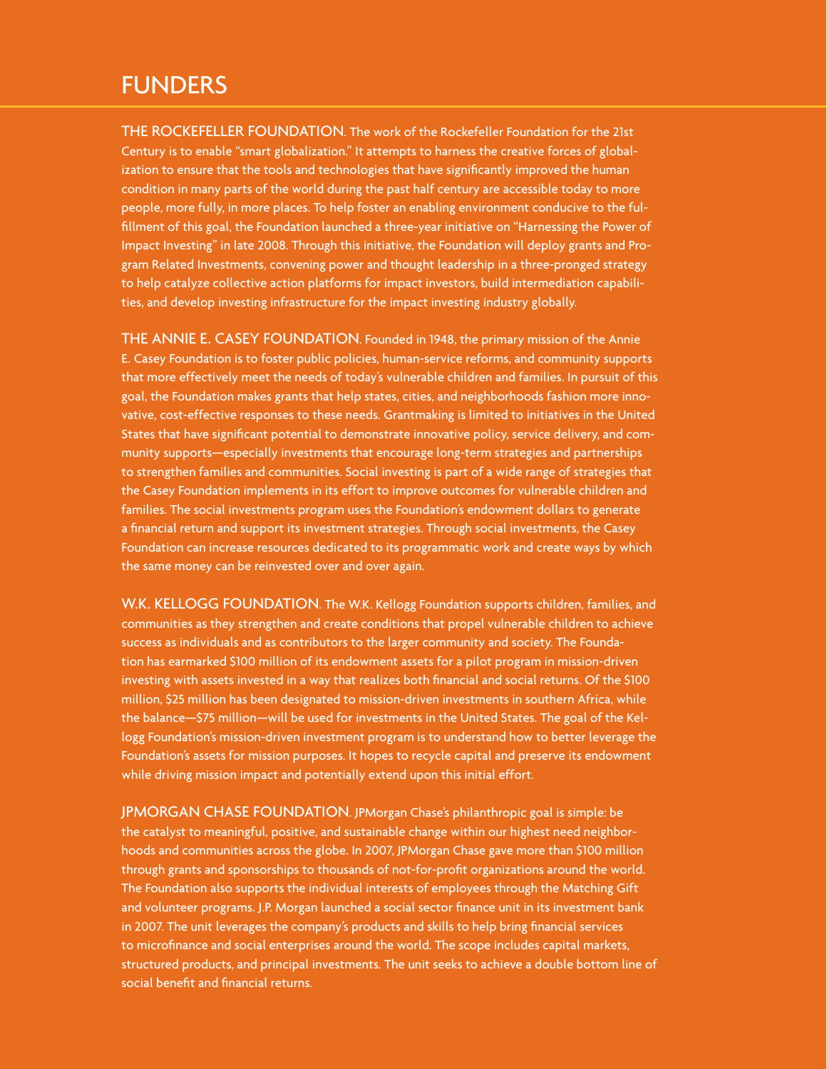# FUNDERS

**THE ROCKEFELLER FOUNDATION**. The work of the Rockefeller Foundation for the 21st Century is to enable "smart globalization." It attempts to harness the creative forces of globalization to ensure that the tools and technologies that have significantly improved the human condition in many parts of the world during the past half century are accessible today to more people, more fully, in more places. To help foster an enabling environment conducive to the fulfillment of this goal, the Foundation launched a three-year initiative on "Harnessing the Power of Impact Investing" in late 2008. Through this initiative, the Foundation will deploy grants and Program Related Investments, convening power and thought leadership in a three-pronged strategy to help catalyze collective action platforms for impact investors, build intermediation capabilities, and develop investing infrastructure for the impact investing industry globally.

**THE ANNIE E. CASEY FOUNDATION**. Founded in 1948, the primary mission of the Annie E. Casey Foundation is to foster public policies, human-service reforms, and community supports that more effectively meet the needs of today's vulnerable children and families. In pursuit of this goal, the Foundation makes grants that help states, cities, and neighborhoods fashion more innovative, cost-effective responses to these needs. Grantmaking is limited to initiatives in the United States that have significant potential to demonstrate innovative policy, service delivery, and community supports—especially investments that encourage long-term strategies and partnerships to strengthen families and communities. Social investing is part of a wide range of strategies that the Casey Foundation implements in its effort to improve outcomes for vulnerable children and families. The social investments program uses the Foundation's endowment dollars to generate a financial return and support its investment strategies. Through social investments, the Casey Foundation can increase resources dedicated to its programmatic work and create ways by which the same money can be reinvested over and over again.

**W.K. KELLOGG FOUNDATION**. The W.K. Kellogg Foundation supports children, families, and communities as they strengthen and create conditions that propel vulnerable children to achieve success as individuals and as contributors to the larger community and society. The Foundation has earmarked $100 million of its endowment assets for a pilot program in mission-driven investing with assets invested in a way that realizes both financial and social returns. Of the $100 million, $25 million has been designated to mission-driven investments in southern Africa, while the balance—$75 million—will be used for investments in the United States. The goal of the Kellogg Foundation's mission-driven investment program is to understand how to better leverage the Foundation's assets for mission purposes. It hopes to recycle capital and preserve its endowment while driving mission impact and potentially extend upon this initial effort.

**JPMORGAN CHASE FOUNDATION**. JPMorgan Chase's philanthropic goal is simple: be the catalyst to meaningful, positive, and sustainable change within our highest need neighborhoods and communities across the globe. In 2007, JPMorgan Chase gave more than $100 million through grants and sponsorships to thousands of not-for-profit organizations around the world. The Foundation also supports the individual interests of employees through the Matching Gift and volunteer programs. J.P. Morgan launched a social sector finance unit in its investment bank in 2007. The unit leverages the company's products and skills to help bring financial services to microfinance and social enterprises around the world. The scope includes capital markets, structured products, and principal investments. The unit seeks to achieve a double bottom line of social benefit and financial returns.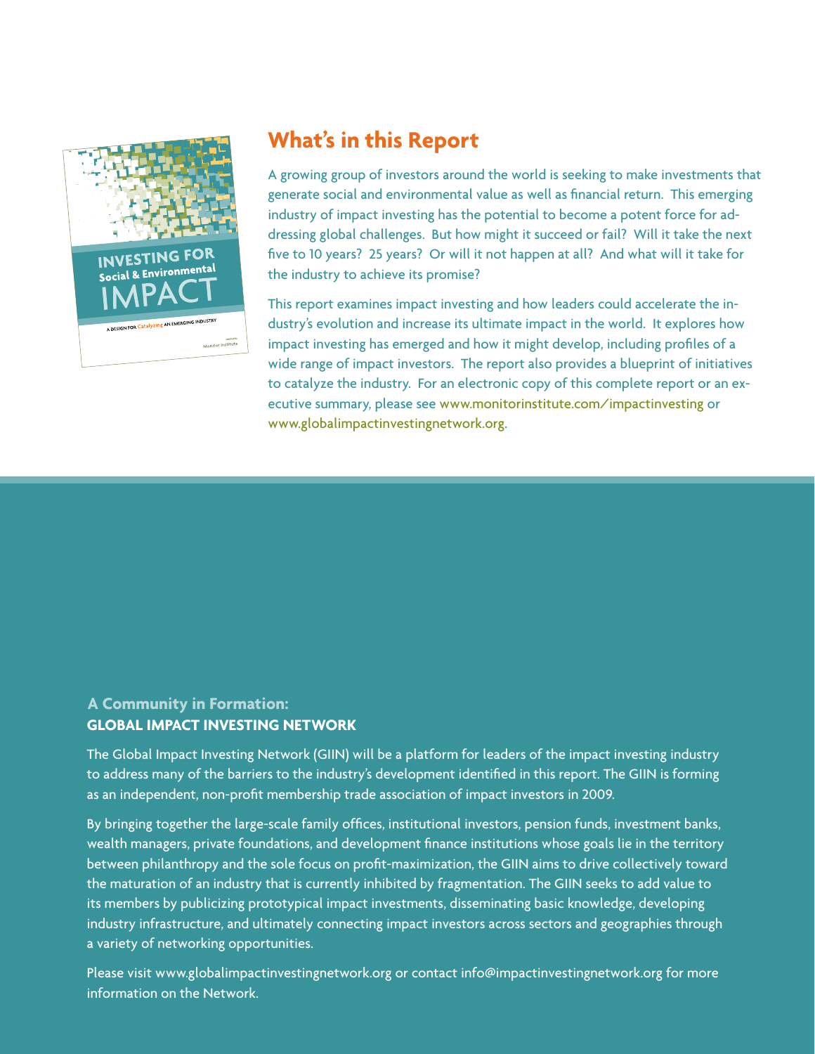## What's in this Report

A growing group of investors around the world is seeking to make investments that generate social and environmental value as well as financial return. This emerging industry of impact investing has the potential to become a potent force for addressing global challenges. But how might it succeed or fail? Will it take the next five to 10 years? 25 years? Or will it not happen at all? And what will it take for the industry to achieve its promise?

This report examines impact investing and how leaders could accelerate the industry's evolution and increase its ultimate impact in the world. It explores how impact investing has emerged and how it might develop, including profiles of a wide range of impact investors. The report also provides a blueprint of initiatives to catalyze the industry. For an electronic copy of this complete report or an executive summary, please see www.monitorinstitute.com/impactinvesting or www.globalimpactinvestingnetwork.org.

### A Community in Formation:
### GLOBAL IMPACT INVESTING NETWORK

The Global Impact Investing Network (GIIN) will be a platform for leaders of the impact investing industry to address many of the barriers to the industry's development identified in this report. The GIIN is forming as an independent, non-profit membership trade association of impact investors in 2009.

By bringing together the large-scale family offices, institutional investors, pension funds, investment banks, wealth managers, private foundations, and development finance institutions whose goals lie in the territory between philanthropy and the sole focus on profit-maximization, the GIIN aims to drive collectively toward the maturation of an industry that is currently inhibited by fragmentation. The GIIN seeks to add value to its members by publicizing prototypical impact investments, disseminating basic knowledge, developing industry infrastructure, and ultimately connecting impact investors across sectors and geographies through a variety of networking opportunities.

Please visit www.globalimpactinvestingnetwork.org or contact info@impactinvestingnetwork.org for more information on the Network.